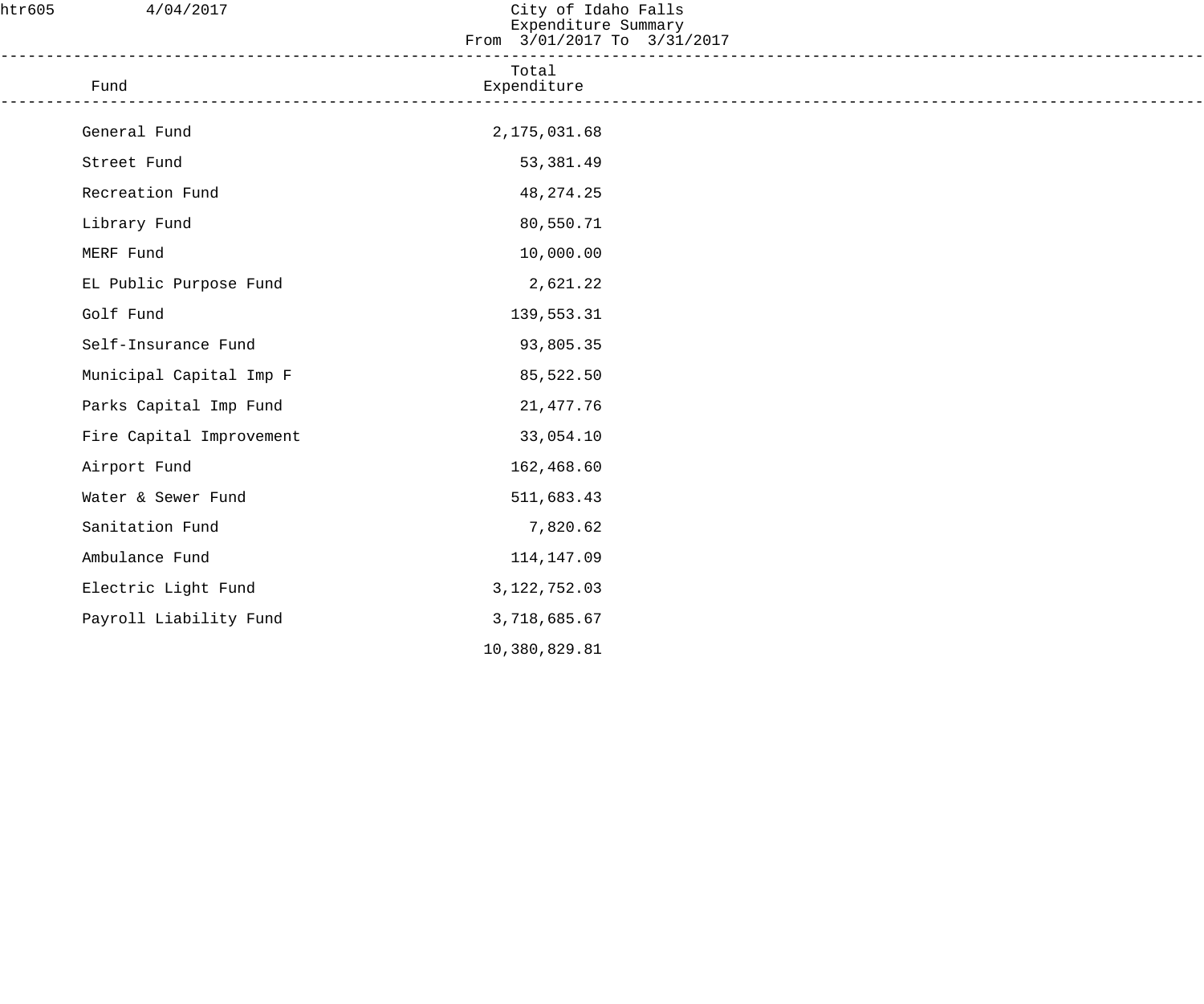htr605 4/04/2017

# City of Idaho Falls
## Expenditure Summary
From 3/01/2017 To 3/31/2017

| Fund | Total Expenditure |
|---|---:|
| General Fund | 2,175,031.68 |
| Street Fund | 53,381.49 |
| Recreation Fund | 48,274.25 |
| Library Fund | 80,550.71 |
| MERF Fund | 10,000.00 |
| EL Public Purpose Fund | 2,621.22 |
| Golf Fund | 139,553.31 |
| Self-Insurance Fund | 93,805.35 |
| Municipal Capital Imp F | 85,522.50 |
| Parks Capital Imp Fund | 21,477.76 |
| Fire Capital Improvement | 33,054.10 |
| Airport Fund | 162,468.60 |
| Water & Sewer Fund | 511,683.43 |
| Sanitation Fund | 7,820.62 |
| Ambulance Fund | 114,147.09 |
| Electric Light Fund | 3,122,752.03 |
| Payroll Liability Fund | 3,718,685.67 |
| | 10,380,829.81 |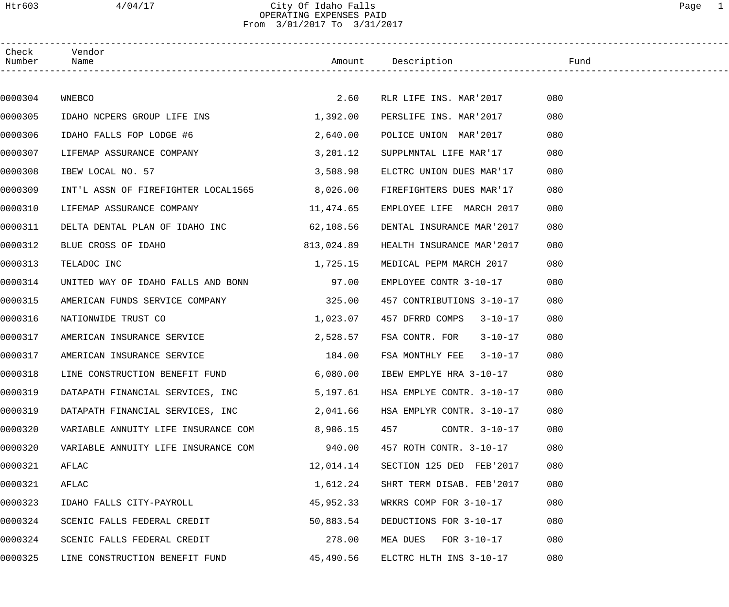City Of Idaho Falls
OPERATING EXPENSES PAID
From 3/01/2017 To 3/31/2017

| Check Number | Vendor Name | Amount | Description | Fund |
|---|---|---|---|---|
| 0000304 | WNEBCO | 2.60 | RLR LIFE INS. MAR'2017 | 080 |
| 0000305 | IDAHO NCPERS GROUP LIFE INS | 1,392.00 | PERSLIFE INS. MAR'2017 | 080 |
| 0000306 | IDAHO FALLS FOP LODGE #6 | 2,640.00 | POLICE UNION MAR'2017 | 080 |
| 0000307 | LIFEMAP ASSURANCE COMPANY | 3,201.12 | SUPPLMNTAL LIFE MAR'17 | 080 |
| 0000308 | IBEW LOCAL NO. 57 | 3,508.98 | ELCTRC UNION DUES MAR'17 | 080 |
| 0000309 | INT'L ASSN OF FIREFIGHTER LOCAL1565 | 8,026.00 | FIREFIGHTERS DUES MAR'17 | 080 |
| 0000310 | LIFEMAP ASSURANCE COMPANY | 11,474.65 | EMPLOYEE LIFE MARCH 2017 | 080 |
| 0000311 | DELTA DENTAL PLAN OF IDAHO INC | 62,108.56 | DENTAL INSURANCE MAR'2017 | 080 |
| 0000312 | BLUE CROSS OF IDAHO | 813,024.89 | HEALTH INSURANCE MAR'2017 | 080 |
| 0000313 | TELADOC INC | 1,725.15 | MEDICAL PEPM MARCH 2017 | 080 |
| 0000314 | UNITED WAY OF IDAHO FALLS AND BONN | 97.00 | EMPLOYEE CONTR 3-10-17 | 080 |
| 0000315 | AMERICAN FUNDS SERVICE COMPANY | 325.00 | 457 CONTRIBUTIONS 3-10-17 | 080 |
| 0000316 | NATIONWIDE TRUST CO | 1,023.07 | 457 DFRRD COMPS 3-10-17 | 080 |
| 0000317 | AMERICAN INSURANCE SERVICE | 2,528.57 | FSA CONTR. FOR 3-10-17 | 080 |
| 0000317 | AMERICAN INSURANCE SERVICE | 184.00 | FSA MONTHLY FEE 3-10-17 | 080 |
| 0000318 | LINE CONSTRUCTION BENEFIT FUND | 6,080.00 | IBEW EMPLYE HRA 3-10-17 | 080 |
| 0000319 | DATAPATH FINANCIAL SERVICES, INC | 5,197.61 | HSA EMPLYE CONTR. 3-10-17 | 080 |
| 0000319 | DATAPATH FINANCIAL SERVICES, INC | 2,041.66 | HSA EMPLYR CONTR. 3-10-17 | 080 |
| 0000320 | VARIABLE ANNUITY LIFE INSURANCE COM | 8,906.15 | 457 CONTR. 3-10-17 | 080 |
| 0000320 | VARIABLE ANNUITY LIFE INSURANCE COM | 940.00 | 457 ROTH CONTR. 3-10-17 | 080 |
| 0000321 | AFLAC | 12,014.14 | SECTION 125 DED FEB'2017 | 080 |
| 0000321 | AFLAC | 1,612.24 | SHRT TERM DISAB. FEB'2017 | 080 |
| 0000323 | IDAHO FALLS CITY-PAYROLL | 45,952.33 | WRKRS COMP FOR 3-10-17 | 080 |
| 0000324 | SCENIC FALLS FEDERAL CREDIT | 50,883.54 | DEDUCTIONS FOR 3-10-17 | 080 |
| 0000324 | SCENIC FALLS FEDERAL CREDIT | 278.00 | MEA DUES FOR 3-10-17 | 080 |
| 0000325 | LINE CONSTRUCTION BENEFIT FUND | 45,490.56 | ELCTRC HLTH INS 3-10-17 | 080 |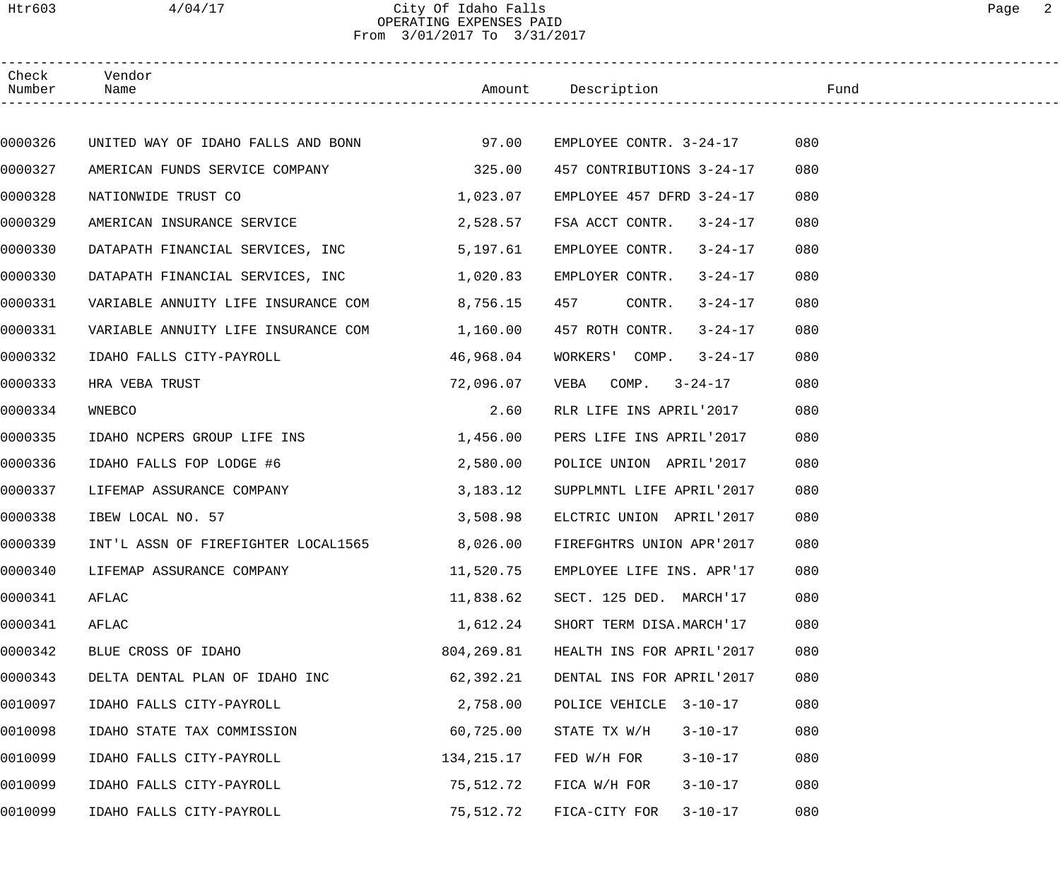| Check Number | Vendor Name | Amount | Description | Fund |
|---|---|---|---|---|
| 0000326 | UNITED WAY OF IDAHO FALLS AND BONN | 97.00 | EMPLOYEE CONTR. 3-24-17 | 080 |
| 0000327 | AMERICAN FUNDS SERVICE COMPANY | 325.00 | 457 CONTRIBUTIONS 3-24-17 | 080 |
| 0000328 | NATIONWIDE TRUST CO | 1,023.07 | EMPLOYEE 457 DFRD 3-24-17 | 080 |
| 0000329 | AMERICAN INSURANCE SERVICE | 2,528.57 | FSA ACCT CONTR. 3-24-17 | 080 |
| 0000330 | DATAPATH FINANCIAL SERVICES, INC | 5,197.61 | EMPLOYEE CONTR. 3-24-17 | 080 |
| 0000330 | DATAPATH FINANCIAL SERVICES, INC | 1,020.83 | EMPLOYER CONTR. 3-24-17 | 080 |
| 0000331 | VARIABLE ANNUITY LIFE INSURANCE COM | 8,756.15 | 457 CONTR. 3-24-17 | 080 |
| 0000331 | VARIABLE ANNUITY LIFE INSURANCE COM | 1,160.00 | 457 ROTH CONTR. 3-24-17 | 080 |
| 0000332 | IDAHO FALLS CITY-PAYROLL | 46,968.04 | WORKERS' COMP. 3-24-17 | 080 |
| 0000333 | HRA VEBA TRUST | 72,096.07 | VEBA COMP. 3-24-17 | 080 |
| 0000334 | WNEBCO | 2.60 | RLR LIFE INS APRIL'2017 | 080 |
| 0000335 | IDAHO NCPERS GROUP LIFE INS | 1,456.00 | PERS LIFE INS APRIL'2017 | 080 |
| 0000336 | IDAHO FALLS FOP LODGE #6 | 2,580.00 | POLICE UNION APRIL'2017 | 080 |
| 0000337 | LIFEMAP ASSURANCE COMPANY | 3,183.12 | SUPPLMNTL LIFE APRIL'2017 | 080 |
| 0000338 | IBEW LOCAL NO. 57 | 3,508.98 | ELCTRIC UNION APRIL'2017 | 080 |
| 0000339 | INT'L ASSN OF FIREFIGHTER LOCAL1565 | 8,026.00 | FIREFGHTRS UNION APR'2017 | 080 |
| 0000340 | LIFEMAP ASSURANCE COMPANY | 11,520.75 | EMPLOYEE LIFE INS. APR'17 | 080 |
| 0000341 | AFLAC | 11,838.62 | SECT. 125 DED. MARCH'17 | 080 |
| 0000341 | AFLAC | 1,612.24 | SHORT TERM DISA.MARCH'17 | 080 |
| 0000342 | BLUE CROSS OF IDAHO | 804,269.81 | HEALTH INS FOR APRIL'2017 | 080 |
| 0000343 | DELTA DENTAL PLAN OF IDAHO INC | 62,392.21 | DENTAL INS FOR APRIL'2017 | 080 |
| 0010097 | IDAHO FALLS CITY-PAYROLL | 2,758.00 | POLICE VEHICLE 3-10-17 | 080 |
| 0010098 | IDAHO STATE TAX COMMISSION | 60,725.00 | STATE TX W/H 3-10-17 | 080 |
| 0010099 | IDAHO FALLS CITY-PAYROLL | 134,215.17 | FED W/H FOR 3-10-17 | 080 |
| 0010099 | IDAHO FALLS CITY-PAYROLL | 75,512.72 | FICA W/H FOR 3-10-17 | 080 |
| 0010099 | IDAHO FALLS CITY-PAYROLL | 75,512.72 | FICA-CITY FOR 3-10-17 | 080 |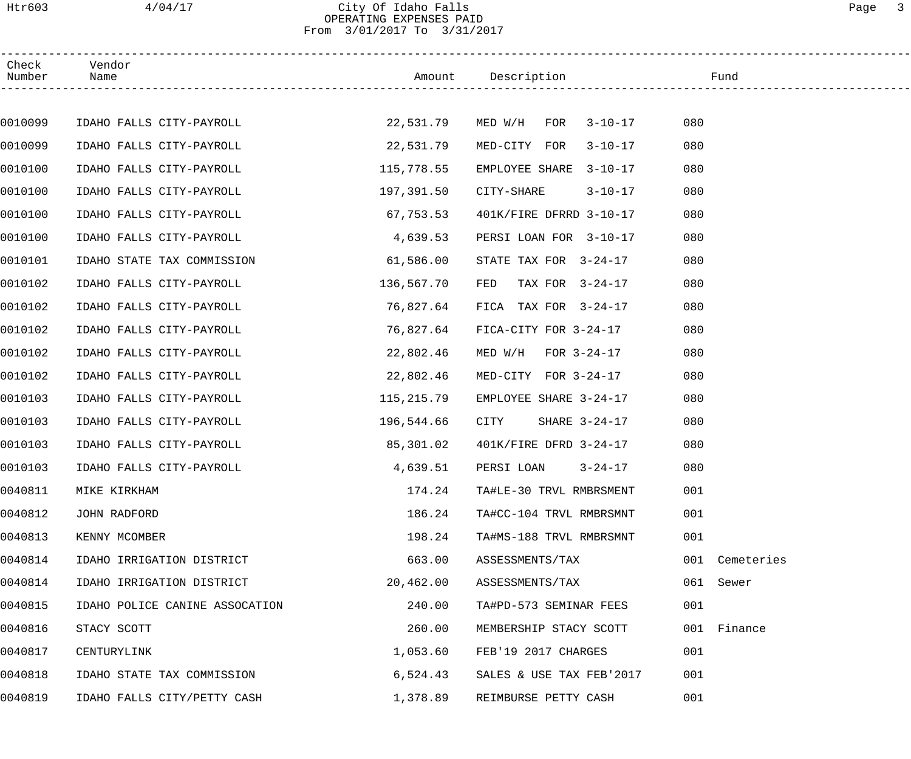City Of Idaho Falls
OPERATING EXPENSES PAID
From 3/01/2017 To 3/31/2017

| Check Number | Vendor Name | Amount | Description | Fund | |
|---|---|---|---|---|---|
| 0010099 | IDAHO FALLS CITY-PAYROLL | 22,531.79 | MED W/H FOR 3-10-17 | 080 | |
| 0010099 | IDAHO FALLS CITY-PAYROLL | 22,531.79 | MED-CITY FOR 3-10-17 | 080 | |
| 0010100 | IDAHO FALLS CITY-PAYROLL | 115,778.55 | EMPLOYEE SHARE 3-10-17 | 080 | |
| 0010100 | IDAHO FALLS CITY-PAYROLL | 197,391.50 | CITY-SHARE 3-10-17 | 080 | |
| 0010100 | IDAHO FALLS CITY-PAYROLL | 67,753.53 | 401K/FIRE DFRRD 3-10-17 | 080 | |
| 0010100 | IDAHO FALLS CITY-PAYROLL | 4,639.53 | PERSI LOAN FOR 3-10-17 | 080 | |
| 0010101 | IDAHO STATE TAX COMMISSION | 61,586.00 | STATE TAX FOR 3-24-17 | 080 | |
| 0010102 | IDAHO FALLS CITY-PAYROLL | 136,567.70 | FED TAX FOR 3-24-17 | 080 | |
| 0010102 | IDAHO FALLS CITY-PAYROLL | 76,827.64 | FICA TAX FOR 3-24-17 | 080 | |
| 0010102 | IDAHO FALLS CITY-PAYROLL | 76,827.64 | FICA-CITY FOR 3-24-17 | 080 | |
| 0010102 | IDAHO FALLS CITY-PAYROLL | 22,802.46 | MED W/H FOR 3-24-17 | 080 | |
| 0010102 | IDAHO FALLS CITY-PAYROLL | 22,802.46 | MED-CITY FOR 3-24-17 | 080 | |
| 0010103 | IDAHO FALLS CITY-PAYROLL | 115,215.79 | EMPLOYEE SHARE 3-24-17 | 080 | |
| 0010103 | IDAHO FALLS CITY-PAYROLL | 196,544.66 | CITY SHARE 3-24-17 | 080 | |
| 0010103 | IDAHO FALLS CITY-PAYROLL | 85,301.02 | 401K/FIRE DFRD 3-24-17 | 080 | |
| 0010103 | IDAHO FALLS CITY-PAYROLL | 4,639.51 | PERSI LOAN 3-24-17 | 080 | |
| 0040811 | MIKE KIRKHAM | 174.24 | TA#LE-30 TRVL RMBRSMENT | 001 | |
| 0040812 | JOHN RADFORD | 186.24 | TA#CC-104 TRVL RMBRSMNT | 001 | |
| 0040813 | KENNY MCOMBER | 198.24 | TA#MS-188 TRVL RMBRSMNT | 001 | |
| 0040814 | IDAHO IRRIGATION DISTRICT | 663.00 | ASSESSMENTS/TAX | 001 | Cemeteries |
| 0040814 | IDAHO IRRIGATION DISTRICT | 20,462.00 | ASSESSMENTS/TAX | 061 | Sewer |
| 0040815 | IDAHO POLICE CANINE ASSOCATION | 240.00 | TA#PD-573 SEMINAR FEES | 001 | |
| 0040816 | STACY SCOTT | 260.00 | MEMBERSHIP STACY SCOTT | 001 | Finance |
| 0040817 | CENTURYLINK | 1,053.60 | FEB'19 2017 CHARGES | 001 | |
| 0040818 | IDAHO STATE TAX COMMISSION | 6,524.43 | SALES & USE TAX FEB'2017 | 001 | |
| 0040819 | IDAHO FALLS CITY/PETTY CASH | 1,378.89 | REIMBURSE PETTY CASH | 001 | |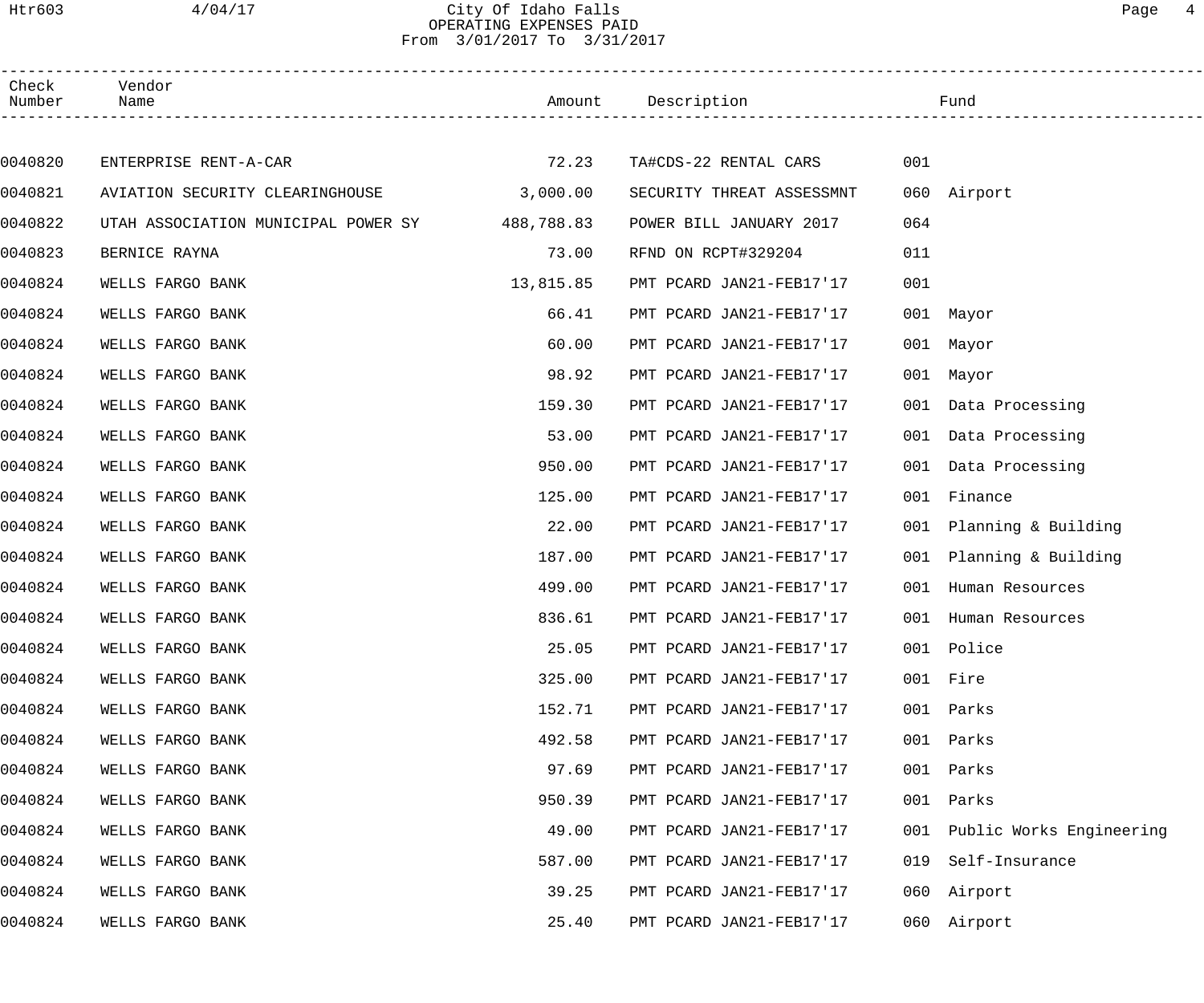# City Of Idaho Falls
## OPERATING EXPENSES PAID
From 3/01/2017 To 3/31/2017

| Check Number | Vendor Name | Amount | Description | Fund | |
|---|---|---|---|---|---|
| 0040820 | ENTERPRISE RENT-A-CAR | 72.23 | TA#CDS-22 RENTAL CARS | 001 | |
| 0040821 | AVIATION SECURITY CLEARINGHOUSE | 3,000.00 | SECURITY THREAT ASSESSMNT | 060 | Airport |
| 0040822 | UTAH ASSOCIATION MUNICIPAL POWER SY | 488,788.83 | POWER BILL JANUARY 2017 | 064 | |
| 0040823 | BERNICE RAYNA | 73.00 | RFND ON RCPT#329204 | 011 | |
| 0040824 | WELLS FARGO BANK | 13,815.85 | PMT PCARD JAN21-FEB17'17 | 001 | |
| 0040824 | WELLS FARGO BANK | 66.41 | PMT PCARD JAN21-FEB17'17 | 001 | Mayor |
| 0040824 | WELLS FARGO BANK | 60.00 | PMT PCARD JAN21-FEB17'17 | 001 | Mayor |
| 0040824 | WELLS FARGO BANK | 98.92 | PMT PCARD JAN21-FEB17'17 | 001 | Mayor |
| 0040824 | WELLS FARGO BANK | 159.30 | PMT PCARD JAN21-FEB17'17 | 001 | Data Processing |
| 0040824 | WELLS FARGO BANK | 53.00 | PMT PCARD JAN21-FEB17'17 | 001 | Data Processing |
| 0040824 | WELLS FARGO BANK | 950.00 | PMT PCARD JAN21-FEB17'17 | 001 | Data Processing |
| 0040824 | WELLS FARGO BANK | 125.00 | PMT PCARD JAN21-FEB17'17 | 001 | Finance |
| 0040824 | WELLS FARGO BANK | 22.00 | PMT PCARD JAN21-FEB17'17 | 001 | Planning & Building |
| 0040824 | WELLS FARGO BANK | 187.00 | PMT PCARD JAN21-FEB17'17 | 001 | Planning & Building |
| 0040824 | WELLS FARGO BANK | 499.00 | PMT PCARD JAN21-FEB17'17 | 001 | Human Resources |
| 0040824 | WELLS FARGO BANK | 836.61 | PMT PCARD JAN21-FEB17'17 | 001 | Human Resources |
| 0040824 | WELLS FARGO BANK | 25.05 | PMT PCARD JAN21-FEB17'17 | 001 | Police |
| 0040824 | WELLS FARGO BANK | 325.00 | PMT PCARD JAN21-FEB17'17 | 001 | Fire |
| 0040824 | WELLS FARGO BANK | 152.71 | PMT PCARD JAN21-FEB17'17 | 001 | Parks |
| 0040824 | WELLS FARGO BANK | 492.58 | PMT PCARD JAN21-FEB17'17 | 001 | Parks |
| 0040824 | WELLS FARGO BANK | 97.69 | PMT PCARD JAN21-FEB17'17 | 001 | Parks |
| 0040824 | WELLS FARGO BANK | 950.39 | PMT PCARD JAN21-FEB17'17 | 001 | Parks |
| 0040824 | WELLS FARGO BANK | 49.00 | PMT PCARD JAN21-FEB17'17 | 001 | Public Works Engineering |
| 0040824 | WELLS FARGO BANK | 587.00 | PMT PCARD JAN21-FEB17'17 | 019 | Self-Insurance |
| 0040824 | WELLS FARGO BANK | 39.25 | PMT PCARD JAN21-FEB17'17 | 060 | Airport |
| 0040824 | WELLS FARGO BANK | 25.40 | PMT PCARD JAN21-FEB17'17 | 060 | Airport |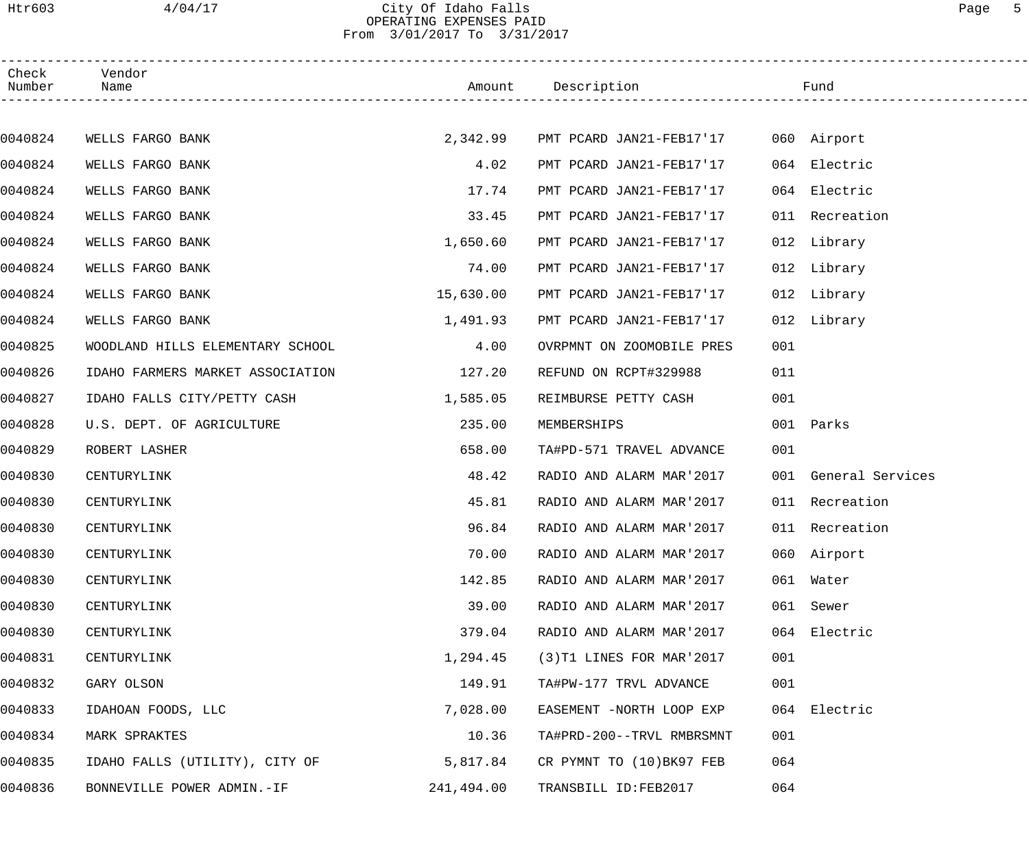City Of Idaho Falls
OPERATING EXPENSES PAID
From 3/01/2017 To 3/31/2017

| Check Number | Vendor Name | Amount | Description | Fund |
|---|---|---|---|---|
| 0040824 | WELLS FARGO BANK | 2,342.99 | PMT PCARD JAN21-FEB17'17 | 060 Airport |
| 0040824 | WELLS FARGO BANK | 4.02 | PMT PCARD JAN21-FEB17'17 | 064 Electric |
| 0040824 | WELLS FARGO BANK | 17.74 | PMT PCARD JAN21-FEB17'17 | 064 Electric |
| 0040824 | WELLS FARGO BANK | 33.45 | PMT PCARD JAN21-FEB17'17 | 011 Recreation |
| 0040824 | WELLS FARGO BANK | 1,650.60 | PMT PCARD JAN21-FEB17'17 | 012 Library |
| 0040824 | WELLS FARGO BANK | 74.00 | PMT PCARD JAN21-FEB17'17 | 012 Library |
| 0040824 | WELLS FARGO BANK | 15,630.00 | PMT PCARD JAN21-FEB17'17 | 012 Library |
| 0040824 | WELLS FARGO BANK | 1,491.93 | PMT PCARD JAN21-FEB17'17 | 012 Library |
| 0040825 | WOODLAND HILLS ELEMENTARY SCHOOL | 4.00 | OVRPMNT ON ZOOMOBILE PRES | 001 |
| 0040826 | IDAHO FARMERS MARKET ASSOCIATION | 127.20 | REFUND ON RCPT#329988 | 011 |
| 0040827 | IDAHO FALLS CITY/PETTY CASH | 1,585.05 | REIMBURSE PETTY CASH | 001 |
| 0040828 | U.S. DEPT. OF AGRICULTURE | 235.00 | MEMBERSHIPS | 001 Parks |
| 0040829 | ROBERT LASHER | 658.00 | TA#PD-571 TRAVEL ADVANCE | 001 |
| 0040830 | CENTURYLINK | 48.42 | RADIO AND ALARM MAR'2017 | 001 General Services |
| 0040830 | CENTURYLINK | 45.81 | RADIO AND ALARM MAR'2017 | 011 Recreation |
| 0040830 | CENTURYLINK | 96.84 | RADIO AND ALARM MAR'2017 | 011 Recreation |
| 0040830 | CENTURYLINK | 70.00 | RADIO AND ALARM MAR'2017 | 060 Airport |
| 0040830 | CENTURYLINK | 142.85 | RADIO AND ALARM MAR'2017 | 061 Water |
| 0040830 | CENTURYLINK | 39.00 | RADIO AND ALARM MAR'2017 | 061 Sewer |
| 0040830 | CENTURYLINK | 379.04 | RADIO AND ALARM MAR'2017 | 064 Electric |
| 0040831 | CENTURYLINK | 1,294.45 | (3)T1 LINES FOR MAR'2017 | 001 |
| 0040832 | GARY OLSON | 149.91 | TA#PW-177 TRVL ADVANCE | 001 |
| 0040833 | IDAHOAN FOODS, LLC | 7,028.00 | EASEMENT -NORTH LOOP EXP | 064 Electric |
| 0040834 | MARK SPRAKTES | 10.36 | TA#PRD-200--TRVL RMBRSMNT | 001 |
| 0040835 | IDAHO FALLS (UTILITY), CITY OF | 5,817.84 | CR PYMNT TO (10)BK97 FEB | 064 |
| 0040836 | BONNEVILLE POWER ADMIN.-IF | 241,494.00 | TRANSBILL ID:FEB2017 | 064 |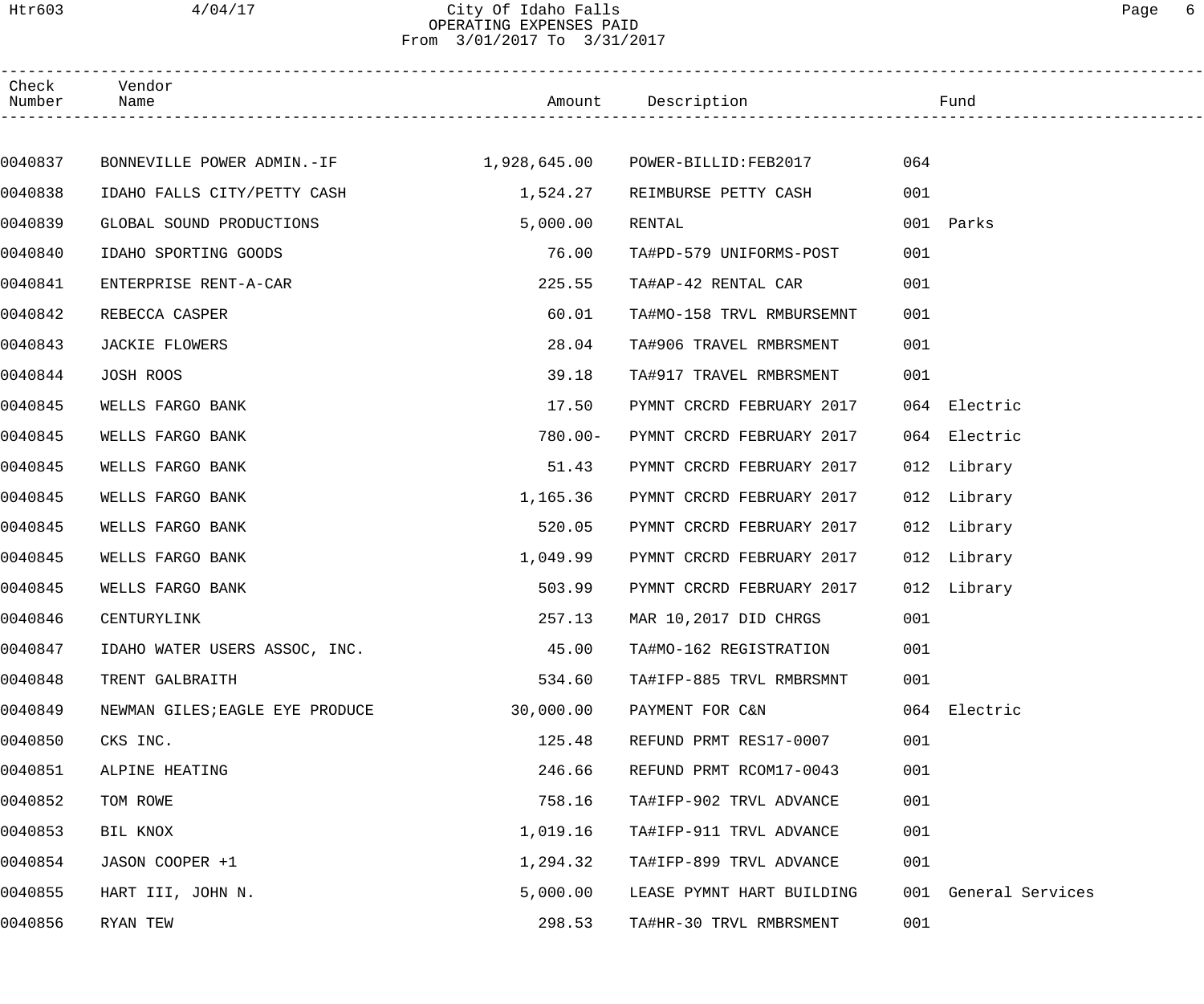City Of Idaho Falls
OPERATING EXPENSES PAID
From 3/01/2017 To 3/31/2017

| Check Number | Vendor Name | Amount | Description | Fund |
|---|---|---|---|---|
| 0040837 | BONNEVILLE POWER ADMIN.-IF | 1,928,645.00 | POWER-BILLID:FEB2017 | 064 |
| 0040838 | IDAHO FALLS CITY/PETTY CASH | 1,524.27 | REIMBURSE PETTY CASH | 001 |
| 0040839 | GLOBAL SOUND PRODUCTIONS | 5,000.00 | RENTAL | 001 Parks |
| 0040840 | IDAHO SPORTING GOODS | 76.00 | TA#PD-579 UNIFORMS-POST | 001 |
| 0040841 | ENTERPRISE RENT-A-CAR | 225.55 | TA#AP-42 RENTAL CAR | 001 |
| 0040842 | REBECCA CASPER | 60.01 | TA#MO-158 TRVL RMBURSEMNT | 001 |
| 0040843 | JACKIE FLOWERS | 28.04 | TA#906 TRAVEL RMBRSMENT | 001 |
| 0040844 | JOSH ROOS | 39.18 | TA#917 TRAVEL RMBRSMENT | 001 |
| 0040845 | WELLS FARGO BANK | 17.50 | PYMNT CRCRD FEBRUARY 2017 | 064 Electric |
| 0040845 | WELLS FARGO BANK | 780.00- | PYMNT CRCRD FEBRUARY 2017 | 064 Electric |
| 0040845 | WELLS FARGO BANK | 51.43 | PYMNT CRCRD FEBRUARY 2017 | 012 Library |
| 0040845 | WELLS FARGO BANK | 1,165.36 | PYMNT CRCRD FEBRUARY 2017 | 012 Library |
| 0040845 | WELLS FARGO BANK | 520.05 | PYMNT CRCRD FEBRUARY 2017 | 012 Library |
| 0040845 | WELLS FARGO BANK | 1,049.99 | PYMNT CRCRD FEBRUARY 2017 | 012 Library |
| 0040845 | WELLS FARGO BANK | 503.99 | PYMNT CRCRD FEBRUARY 2017 | 012 Library |
| 0040846 | CENTURYLINK | 257.13 | MAR 10,2017 DID CHRGS | 001 |
| 0040847 | IDAHO WATER USERS ASSOC, INC. | 45.00 | TA#MO-162 REGISTRATION | 001 |
| 0040848 | TRENT GALBRAITH | 534.60 | TA#IFP-885 TRVL RMBRSMNT | 001 |
| 0040849 | NEWMAN GILES;EAGLE EYE PRODUCE | 30,000.00 | PAYMENT FOR C&N | 064 Electric |
| 0040850 | CKS INC. | 125.48 | REFUND PRMT RES17-0007 | 001 |
| 0040851 | ALPINE HEATING | 246.66 | REFUND PRMT RCOM17-0043 | 001 |
| 0040852 | TOM ROWE | 758.16 | TA#IFP-902 TRVL ADVANCE | 001 |
| 0040853 | BIL KNOX | 1,019.16 | TA#IFP-911 TRVL ADVANCE | 001 |
| 0040854 | JASON COOPER +1 | 1,294.32 | TA#IFP-899 TRVL ADVANCE | 001 |
| 0040855 | HART III, JOHN N. | 5,000.00 | LEASE PYMNT HART BUILDING | 001 General Services |
| 0040856 | RYAN TEW | 298.53 | TA#HR-30 TRVL RMBRSMENT | 001 |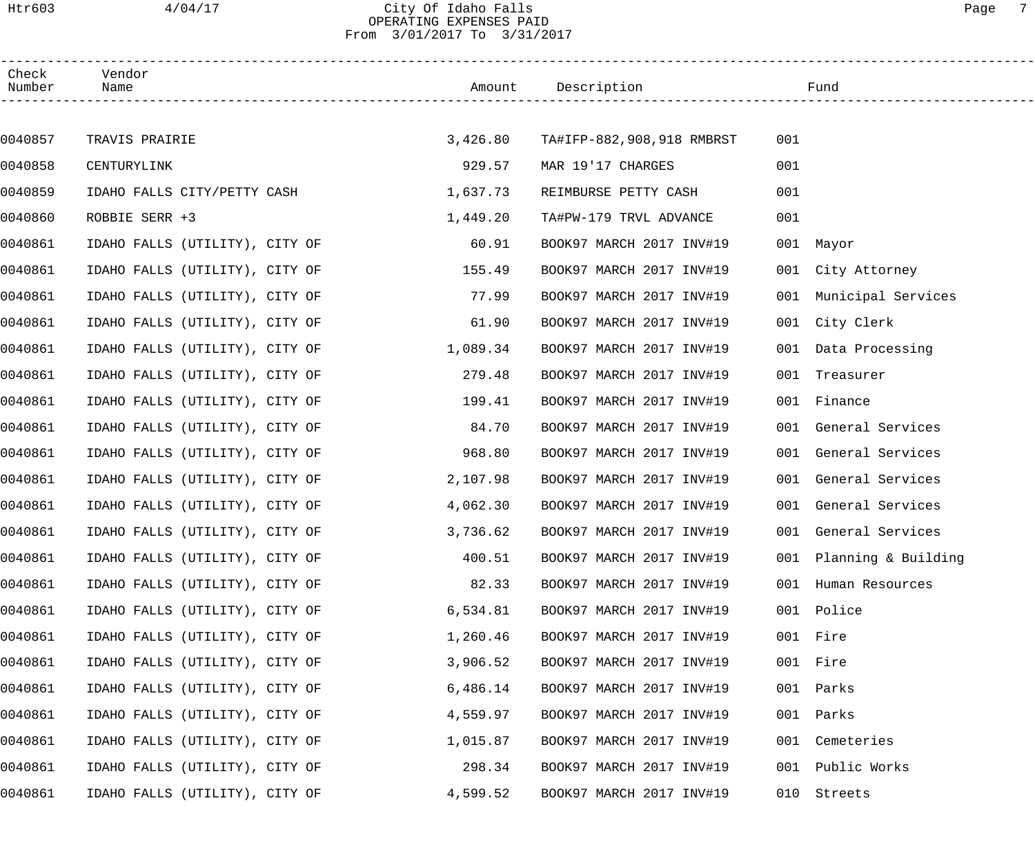# City Of Idaho Falls
## OPERATING EXPENSES PAID
From 3/01/2017 To 3/31/2017

| Check Number | Vendor Name | Amount | Description | Fund | |
|---|---|---|---|---|---|
| 0040857 | TRAVIS PRAIRIE | 3,426.80 | TA#IFP-882,908,918 RMBRST | 001 | |
| 0040858 | CENTURYLINK | 929.57 | MAR 19'17 CHARGES | 001 | |
| 0040859 | IDAHO FALLS CITY/PETTY CASH | 1,637.73 | REIMBURSE PETTY CASH | 001 | |
| 0040860 | ROBBIE SERR +3 | 1,449.20 | TA#PW-179 TRVL ADVANCE | 001 | |
| 0040861 | IDAHO FALLS (UTILITY), CITY OF | 60.91 | BOOK97 MARCH 2017 INV#19 | 001 | Mayor |
| 0040861 | IDAHO FALLS (UTILITY), CITY OF | 155.49 | BOOK97 MARCH 2017 INV#19 | 001 | City Attorney |
| 0040861 | IDAHO FALLS (UTILITY), CITY OF | 77.99 | BOOK97 MARCH 2017 INV#19 | 001 | Municipal Services |
| 0040861 | IDAHO FALLS (UTILITY), CITY OF | 61.90 | BOOK97 MARCH 2017 INV#19 | 001 | City Clerk |
| 0040861 | IDAHO FALLS (UTILITY), CITY OF | 1,089.34 | BOOK97 MARCH 2017 INV#19 | 001 | Data Processing |
| 0040861 | IDAHO FALLS (UTILITY), CITY OF | 279.48 | BOOK97 MARCH 2017 INV#19 | 001 | Treasurer |
| 0040861 | IDAHO FALLS (UTILITY), CITY OF | 199.41 | BOOK97 MARCH 2017 INV#19 | 001 | Finance |
| 0040861 | IDAHO FALLS (UTILITY), CITY OF | 84.70 | BOOK97 MARCH 2017 INV#19 | 001 | General Services |
| 0040861 | IDAHO FALLS (UTILITY), CITY OF | 968.80 | BOOK97 MARCH 2017 INV#19 | 001 | General Services |
| 0040861 | IDAHO FALLS (UTILITY), CITY OF | 2,107.98 | BOOK97 MARCH 2017 INV#19 | 001 | General Services |
| 0040861 | IDAHO FALLS (UTILITY), CITY OF | 4,062.30 | BOOK97 MARCH 2017 INV#19 | 001 | General Services |
| 0040861 | IDAHO FALLS (UTILITY), CITY OF | 3,736.62 | BOOK97 MARCH 2017 INV#19 | 001 | General Services |
| 0040861 | IDAHO FALLS (UTILITY), CITY OF | 400.51 | BOOK97 MARCH 2017 INV#19 | 001 | Planning & Building |
| 0040861 | IDAHO FALLS (UTILITY), CITY OF | 82.33 | BOOK97 MARCH 2017 INV#19 | 001 | Human Resources |
| 0040861 | IDAHO FALLS (UTILITY), CITY OF | 6,534.81 | BOOK97 MARCH 2017 INV#19 | 001 | Police |
| 0040861 | IDAHO FALLS (UTILITY), CITY OF | 1,260.46 | BOOK97 MARCH 2017 INV#19 | 001 | Fire |
| 0040861 | IDAHO FALLS (UTILITY), CITY OF | 3,906.52 | BOOK97 MARCH 2017 INV#19 | 001 | Fire |
| 0040861 | IDAHO FALLS (UTILITY), CITY OF | 6,486.14 | BOOK97 MARCH 2017 INV#19 | 001 | Parks |
| 0040861 | IDAHO FALLS (UTILITY), CITY OF | 4,559.97 | BOOK97 MARCH 2017 INV#19 | 001 | Parks |
| 0040861 | IDAHO FALLS (UTILITY), CITY OF | 1,015.87 | BOOK97 MARCH 2017 INV#19 | 001 | Cemeteries |
| 0040861 | IDAHO FALLS (UTILITY), CITY OF | 298.34 | BOOK97 MARCH 2017 INV#19 | 001 | Public Works |
| 0040861 | IDAHO FALLS (UTILITY), CITY OF | 4,599.52 | BOOK97 MARCH 2017 INV#19 | 010 | Streets |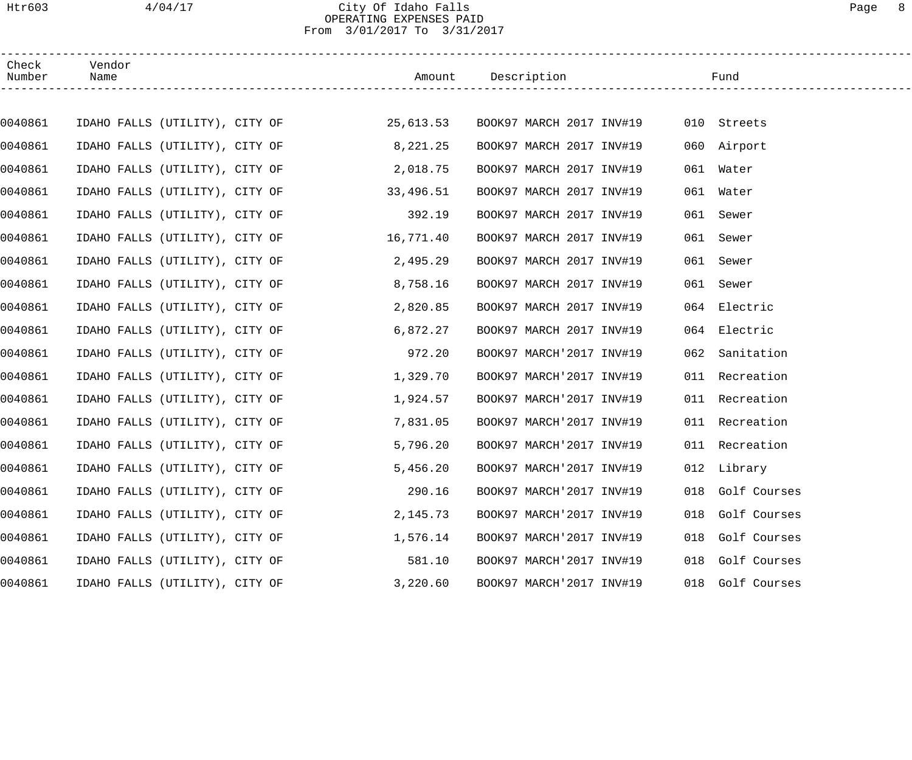City Of Idaho Falls
OPERATING EXPENSES PAID
From 3/01/2017 To 3/31/2017

| Check Number | Vendor Name | Amount | Description | Fund |
|---|---|---|---|---|
| 0040861 | IDAHO FALLS (UTILITY), CITY OF | 25,613.53 | BOOK97 MARCH 2017 INV#19 | 010 Streets |
| 0040861 | IDAHO FALLS (UTILITY), CITY OF | 8,221.25 | BOOK97 MARCH 2017 INV#19 | 060 Airport |
| 0040861 | IDAHO FALLS (UTILITY), CITY OF | 2,018.75 | BOOK97 MARCH 2017 INV#19 | 061 Water |
| 0040861 | IDAHO FALLS (UTILITY), CITY OF | 33,496.51 | BOOK97 MARCH 2017 INV#19 | 061 Water |
| 0040861 | IDAHO FALLS (UTILITY), CITY OF | 392.19 | BOOK97 MARCH 2017 INV#19 | 061 Sewer |
| 0040861 | IDAHO FALLS (UTILITY), CITY OF | 16,771.40 | BOOK97 MARCH 2017 INV#19 | 061 Sewer |
| 0040861 | IDAHO FALLS (UTILITY), CITY OF | 2,495.29 | BOOK97 MARCH 2017 INV#19 | 061 Sewer |
| 0040861 | IDAHO FALLS (UTILITY), CITY OF | 8,758.16 | BOOK97 MARCH 2017 INV#19 | 061 Sewer |
| 0040861 | IDAHO FALLS (UTILITY), CITY OF | 2,820.85 | BOOK97 MARCH 2017 INV#19 | 064 Electric |
| 0040861 | IDAHO FALLS (UTILITY), CITY OF | 6,872.27 | BOOK97 MARCH 2017 INV#19 | 064 Electric |
| 0040861 | IDAHO FALLS (UTILITY), CITY OF | 972.20 | BOOK97 MARCH'2017 INV#19 | 062 Sanitation |
| 0040861 | IDAHO FALLS (UTILITY), CITY OF | 1,329.70 | BOOK97 MARCH'2017 INV#19 | 011 Recreation |
| 0040861 | IDAHO FALLS (UTILITY), CITY OF | 1,924.57 | BOOK97 MARCH'2017 INV#19 | 011 Recreation |
| 0040861 | IDAHO FALLS (UTILITY), CITY OF | 7,831.05 | BOOK97 MARCH'2017 INV#19 | 011 Recreation |
| 0040861 | IDAHO FALLS (UTILITY), CITY OF | 5,796.20 | BOOK97 MARCH'2017 INV#19 | 011 Recreation |
| 0040861 | IDAHO FALLS (UTILITY), CITY OF | 5,456.20 | BOOK97 MARCH'2017 INV#19 | 012 Library |
| 0040861 | IDAHO FALLS (UTILITY), CITY OF | 290.16 | BOOK97 MARCH'2017 INV#19 | 018 Golf Courses |
| 0040861 | IDAHO FALLS (UTILITY), CITY OF | 2,145.73 | BOOK97 MARCH'2017 INV#19 | 018 Golf Courses |
| 0040861 | IDAHO FALLS (UTILITY), CITY OF | 1,576.14 | BOOK97 MARCH'2017 INV#19 | 018 Golf Courses |
| 0040861 | IDAHO FALLS (UTILITY), CITY OF | 581.10 | BOOK97 MARCH'2017 INV#19 | 018 Golf Courses |
| 0040861 | IDAHO FALLS (UTILITY), CITY OF | 3,220.60 | BOOK97 MARCH'2017 INV#19 | 018 Golf Courses |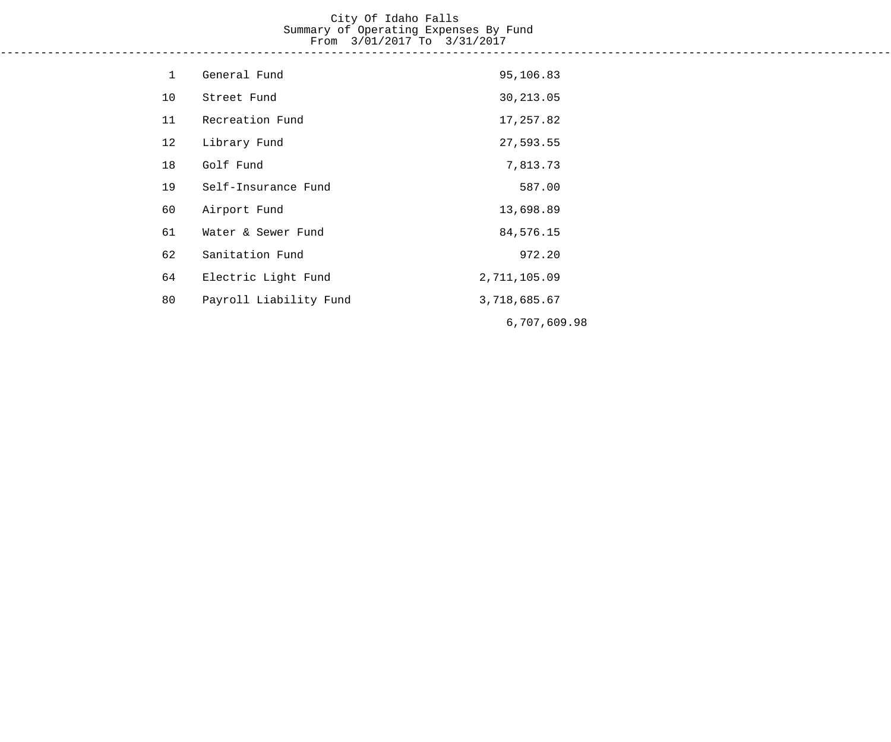City Of Idaho Falls
Summary of Operating Expenses By Fund
From 3/01/2017 To 3/31/2017

| Fund | Name | Amount | Total |
|---|---|---|---|
| 1 | General Fund | 95,106.83 | |
| 10 | Street Fund | 30,213.05 | |
| 11 | Recreation Fund | 17,257.82 | |
| 12 | Library Fund | 27,593.55 | |
| 18 | Golf Fund | 7,813.73 | |
| 19 | Self-Insurance Fund | 587.00 | |
| 60 | Airport Fund | 13,698.89 | |
| 61 | Water & Sewer Fund | 84,576.15 | |
| 62 | Sanitation Fund | 972.20 | |
| 64 | Electric Light Fund | 2,711,105.09 | |
| 80 | Payroll Liability Fund | 3,718,685.67 | |
| | | | 6,707,609.98 |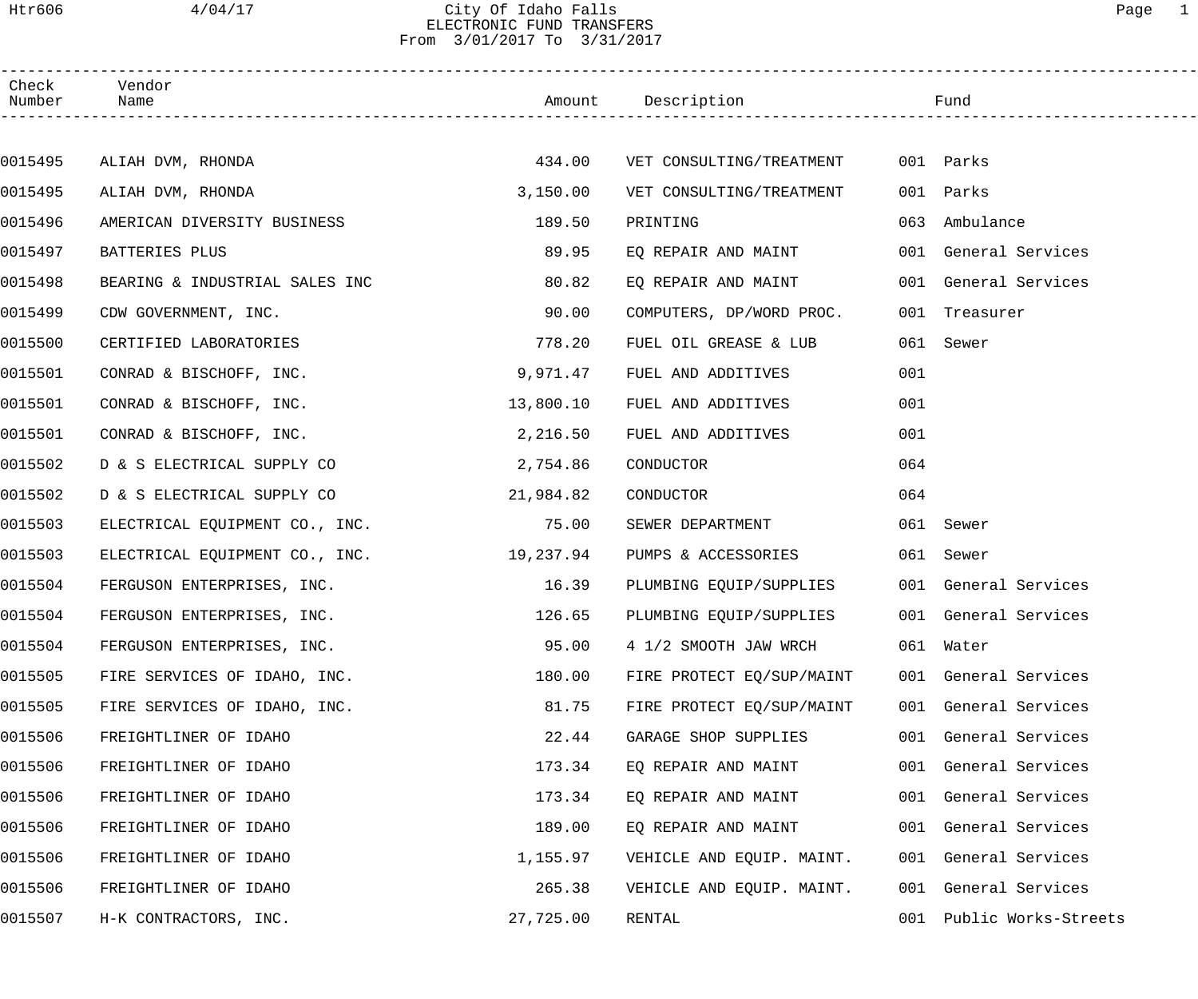# City Of Idaho Falls
## ELECTRONIC FUND TRANSFERS
From 3/01/2017 To 3/31/2017

| Check Number | Vendor Name | Amount | Description | Fund |
|---|---|---|---|---|
| 0015495 | ALIAH DVM, RHONDA | 434.00 | VET CONSULTING/TREATMENT | 001 Parks |
| 0015495 | ALIAH DVM, RHONDA | 3,150.00 | VET CONSULTING/TREATMENT | 001 Parks |
| 0015496 | AMERICAN DIVERSITY BUSINESS | 189.50 | PRINTING | 063 Ambulance |
| 0015497 | BATTERIES PLUS | 89.95 | EQ REPAIR AND MAINT | 001 General Services |
| 0015498 | BEARING & INDUSTRIAL SALES INC | 80.82 | EQ REPAIR AND MAINT | 001 General Services |
| 0015499 | CDW GOVERNMENT, INC. | 90.00 | COMPUTERS, DP/WORD PROC. | 001 Treasurer |
| 0015500 | CERTIFIED LABORATORIES | 778.20 | FUEL OIL GREASE & LUB | 061 Sewer |
| 0015501 | CONRAD & BISCHOFF, INC. | 9,971.47 | FUEL AND ADDITIVES | 001 |
| 0015501 | CONRAD & BISCHOFF, INC. | 13,800.10 | FUEL AND ADDITIVES | 001 |
| 0015501 | CONRAD & BISCHOFF, INC. | 2,216.50 | FUEL AND ADDITIVES | 001 |
| 0015502 | D & S ELECTRICAL SUPPLY CO | 2,754.86 | CONDUCTOR | 064 |
| 0015502 | D & S ELECTRICAL SUPPLY CO | 21,984.82 | CONDUCTOR | 064 |
| 0015503 | ELECTRICAL EQUIPMENT CO., INC. | 75.00 | SEWER DEPARTMENT | 061 Sewer |
| 0015503 | ELECTRICAL EQUIPMENT CO., INC. | 19,237.94 | PUMPS & ACCESSORIES | 061 Sewer |
| 0015504 | FERGUSON ENTERPRISES, INC. | 16.39 | PLUMBING EQUIP/SUPPLIES | 001 General Services |
| 0015504 | FERGUSON ENTERPRISES, INC. | 126.65 | PLUMBING EQUIP/SUPPLIES | 001 General Services |
| 0015504 | FERGUSON ENTERPRISES, INC. | 95.00 | 4 1/2 SMOOTH JAW WRCH | 061 Water |
| 0015505 | FIRE SERVICES OF IDAHO, INC. | 180.00 | FIRE PROTECT EQ/SUP/MAINT | 001 General Services |
| 0015505 | FIRE SERVICES OF IDAHO, INC. | 81.75 | FIRE PROTECT EQ/SUP/MAINT | 001 General Services |
| 0015506 | FREIGHTLINER OF IDAHO | 22.44 | GARAGE SHOP SUPPLIES | 001 General Services |
| 0015506 | FREIGHTLINER OF IDAHO | 173.34 | EQ REPAIR AND MAINT | 001 General Services |
| 0015506 | FREIGHTLINER OF IDAHO | 173.34 | EQ REPAIR AND MAINT | 001 General Services |
| 0015506 | FREIGHTLINER OF IDAHO | 189.00 | EQ REPAIR AND MAINT | 001 General Services |
| 0015506 | FREIGHTLINER OF IDAHO | 1,155.97 | VEHICLE AND EQUIP. MAINT. | 001 General Services |
| 0015506 | FREIGHTLINER OF IDAHO | 265.38 | VEHICLE AND EQUIP. MAINT. | 001 General Services |
| 0015507 | H-K CONTRACTORS, INC. | 27,725.00 | RENTAL | 001 Public Works-Streets |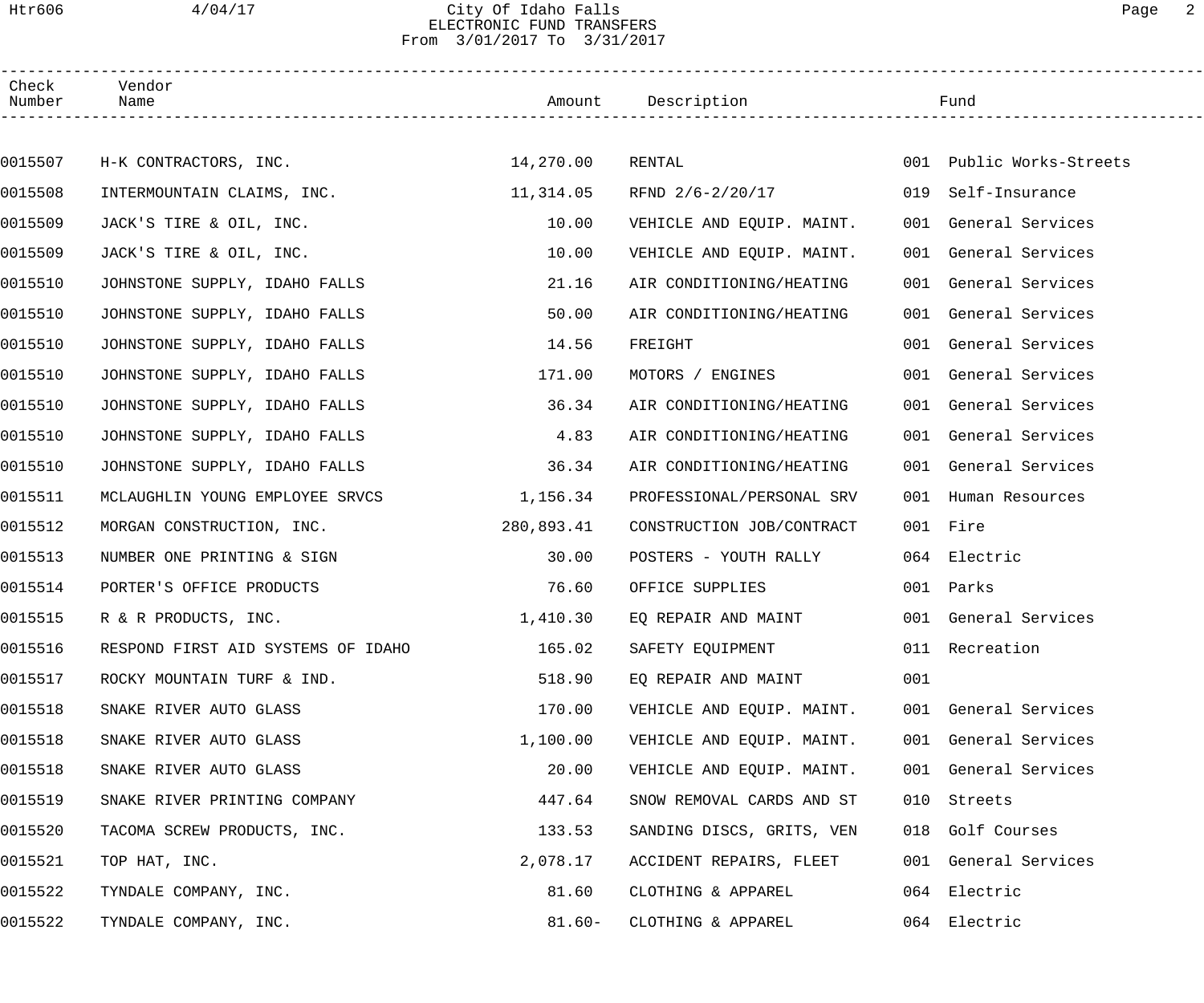City Of Idaho Falls
ELECTRONIC FUND TRANSFERS
From 3/01/2017 To 3/31/2017

| Check Number | Vendor Name | Amount | Description | Fund |
|---|---|---|---|---|
| 0015507 | H-K CONTRACTORS, INC. | 14,270.00 | RENTAL | 001 Public Works-Streets |
| 0015508 | INTERMOUNTAIN CLAIMS, INC. | 11,314.05 | RFND 2/6-2/20/17 | 019 Self-Insurance |
| 0015509 | JACK'S TIRE & OIL, INC. | 10.00 | VEHICLE AND EQUIP. MAINT. | 001 General Services |
| 0015509 | JACK'S TIRE & OIL, INC. | 10.00 | VEHICLE AND EQUIP. MAINT. | 001 General Services |
| 0015510 | JOHNSTONE SUPPLY, IDAHO FALLS | 21.16 | AIR CONDITIONING/HEATING | 001 General Services |
| 0015510 | JOHNSTONE SUPPLY, IDAHO FALLS | 50.00 | AIR CONDITIONING/HEATING | 001 General Services |
| 0015510 | JOHNSTONE SUPPLY, IDAHO FALLS | 14.56 | FREIGHT | 001 General Services |
| 0015510 | JOHNSTONE SUPPLY, IDAHO FALLS | 171.00 | MOTORS / ENGINES | 001 General Services |
| 0015510 | JOHNSTONE SUPPLY, IDAHO FALLS | 36.34 | AIR CONDITIONING/HEATING | 001 General Services |
| 0015510 | JOHNSTONE SUPPLY, IDAHO FALLS | 4.83 | AIR CONDITIONING/HEATING | 001 General Services |
| 0015510 | JOHNSTONE SUPPLY, IDAHO FALLS | 36.34 | AIR CONDITIONING/HEATING | 001 General Services |
| 0015511 | MCLAUGHLIN YOUNG EMPLOYEE SRVCS | 1,156.34 | PROFESSIONAL/PERSONAL SRV | 001 Human Resources |
| 0015512 | MORGAN CONSTRUCTION, INC. | 280,893.41 | CONSTRUCTION JOB/CONTRACT | 001 Fire |
| 0015513 | NUMBER ONE PRINTING & SIGN | 30.00 | POSTERS - YOUTH RALLY | 064 Electric |
| 0015514 | PORTER'S OFFICE PRODUCTS | 76.60 | OFFICE SUPPLIES | 001 Parks |
| 0015515 | R & R PRODUCTS, INC. | 1,410.30 | EQ REPAIR AND MAINT | 001 General Services |
| 0015516 | RESPOND FIRST AID SYSTEMS OF IDAHO | 165.02 | SAFETY EQUIPMENT | 011 Recreation |
| 0015517 | ROCKY MOUNTAIN TURF & IND. | 518.90 | EQ REPAIR AND MAINT | 001 |
| 0015518 | SNAKE RIVER AUTO GLASS | 170.00 | VEHICLE AND EQUIP. MAINT. | 001 General Services |
| 0015518 | SNAKE RIVER AUTO GLASS | 1,100.00 | VEHICLE AND EQUIP. MAINT. | 001 General Services |
| 0015518 | SNAKE RIVER AUTO GLASS | 20.00 | VEHICLE AND EQUIP. MAINT. | 001 General Services |
| 0015519 | SNAKE RIVER PRINTING COMPANY | 447.64 | SNOW REMOVAL CARDS AND ST | 010 Streets |
| 0015520 | TACOMA SCREW PRODUCTS, INC. | 133.53 | SANDING DISCS, GRITS, VEN | 018 Golf Courses |
| 0015521 | TOP HAT, INC. | 2,078.17 | ACCIDENT REPAIRS, FLEET | 001 General Services |
| 0015522 | TYNDALE COMPANY, INC. | 81.60 | CLOTHING & APPAREL | 064 Electric |
| 0015522 | TYNDALE COMPANY, INC. | 81.60- | CLOTHING & APPAREL | 064 Electric |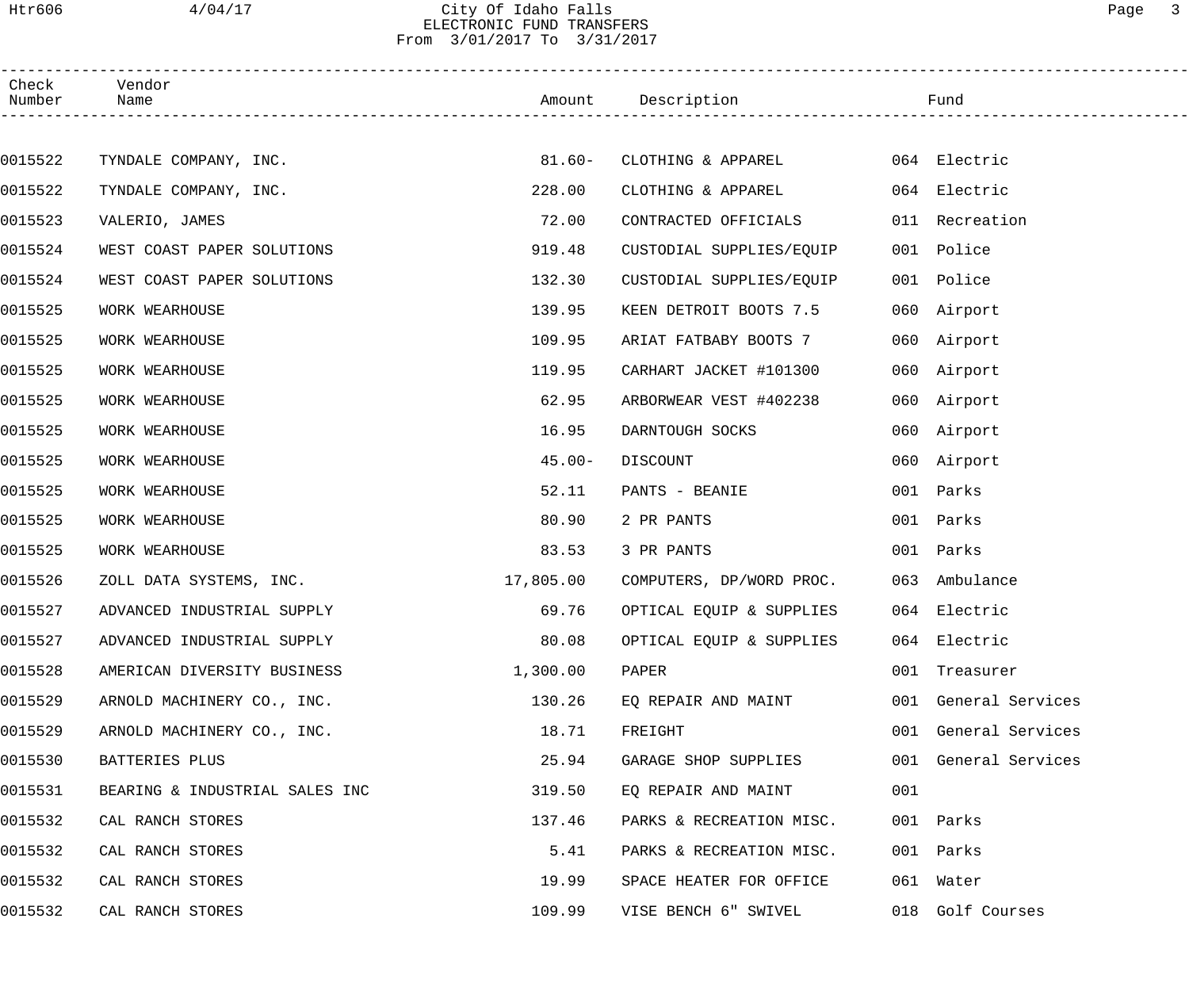City Of Idaho Falls
ELECTRONIC FUND TRANSFERS
From 3/01/2017 To 3/31/2017

| Check Number | Vendor Name | Amount | Description | Fund |
|---|---|---|---|---|
| 0015522 | TYNDALE COMPANY, INC. | 81.60- | CLOTHING & APPAREL | 064 Electric |
| 0015522 | TYNDALE COMPANY, INC. | 228.00 | CLOTHING & APPAREL | 064 Electric |
| 0015523 | VALERIO, JAMES | 72.00 | CONTRACTED OFFICIALS | 011 Recreation |
| 0015524 | WEST COAST PAPER SOLUTIONS | 919.48 | CUSTODIAL SUPPLIES/EQUIP | 001 Police |
| 0015524 | WEST COAST PAPER SOLUTIONS | 132.30 | CUSTODIAL SUPPLIES/EQUIP | 001 Police |
| 0015525 | WORK WEARHOUSE | 139.95 | KEEN DETROIT BOOTS 7.5 | 060 Airport |
| 0015525 | WORK WEARHOUSE | 109.95 | ARIAT FATBABY BOOTS 7 | 060 Airport |
| 0015525 | WORK WEARHOUSE | 119.95 | CARHART JACKET #101300 | 060 Airport |
| 0015525 | WORK WEARHOUSE | 62.95 | ARBORWEAR VEST #402238 | 060 Airport |
| 0015525 | WORK WEARHOUSE | 16.95 | DARNTOUGH SOCKS | 060 Airport |
| 0015525 | WORK WEARHOUSE | 45.00- | DISCOUNT | 060 Airport |
| 0015525 | WORK WEARHOUSE | 52.11 | PANTS - BEANIE | 001 Parks |
| 0015525 | WORK WEARHOUSE | 80.90 | 2 PR PANTS | 001 Parks |
| 0015525 | WORK WEARHOUSE | 83.53 | 3 PR PANTS | 001 Parks |
| 0015526 | ZOLL DATA SYSTEMS, INC. | 17,805.00 | COMPUTERS, DP/WORD PROC. | 063 Ambulance |
| 0015527 | ADVANCED INDUSTRIAL SUPPLY | 69.76 | OPTICAL EQUIP & SUPPLIES | 064 Electric |
| 0015527 | ADVANCED INDUSTRIAL SUPPLY | 80.08 | OPTICAL EQUIP & SUPPLIES | 064 Electric |
| 0015528 | AMERICAN DIVERSITY BUSINESS | 1,300.00 | PAPER | 001 Treasurer |
| 0015529 | ARNOLD MACHINERY CO., INC. | 130.26 | EQ REPAIR AND MAINT | 001 General Services |
| 0015529 | ARNOLD MACHINERY CO., INC. | 18.71 | FREIGHT | 001 General Services |
| 0015530 | BATTERIES PLUS | 25.94 | GARAGE SHOP SUPPLIES | 001 General Services |
| 0015531 | BEARING & INDUSTRIAL SALES INC | 319.50 | EQ REPAIR AND MAINT | 001 |
| 0015532 | CAL RANCH STORES | 137.46 | PARKS & RECREATION MISC. | 001 Parks |
| 0015532 | CAL RANCH STORES | 5.41 | PARKS & RECREATION MISC. | 001 Parks |
| 0015532 | CAL RANCH STORES | 19.99 | SPACE HEATER FOR OFFICE | 061 Water |
| 0015532 | CAL RANCH STORES | 109.99 | VISE BENCH 6" SWIVEL | 018 Golf Courses |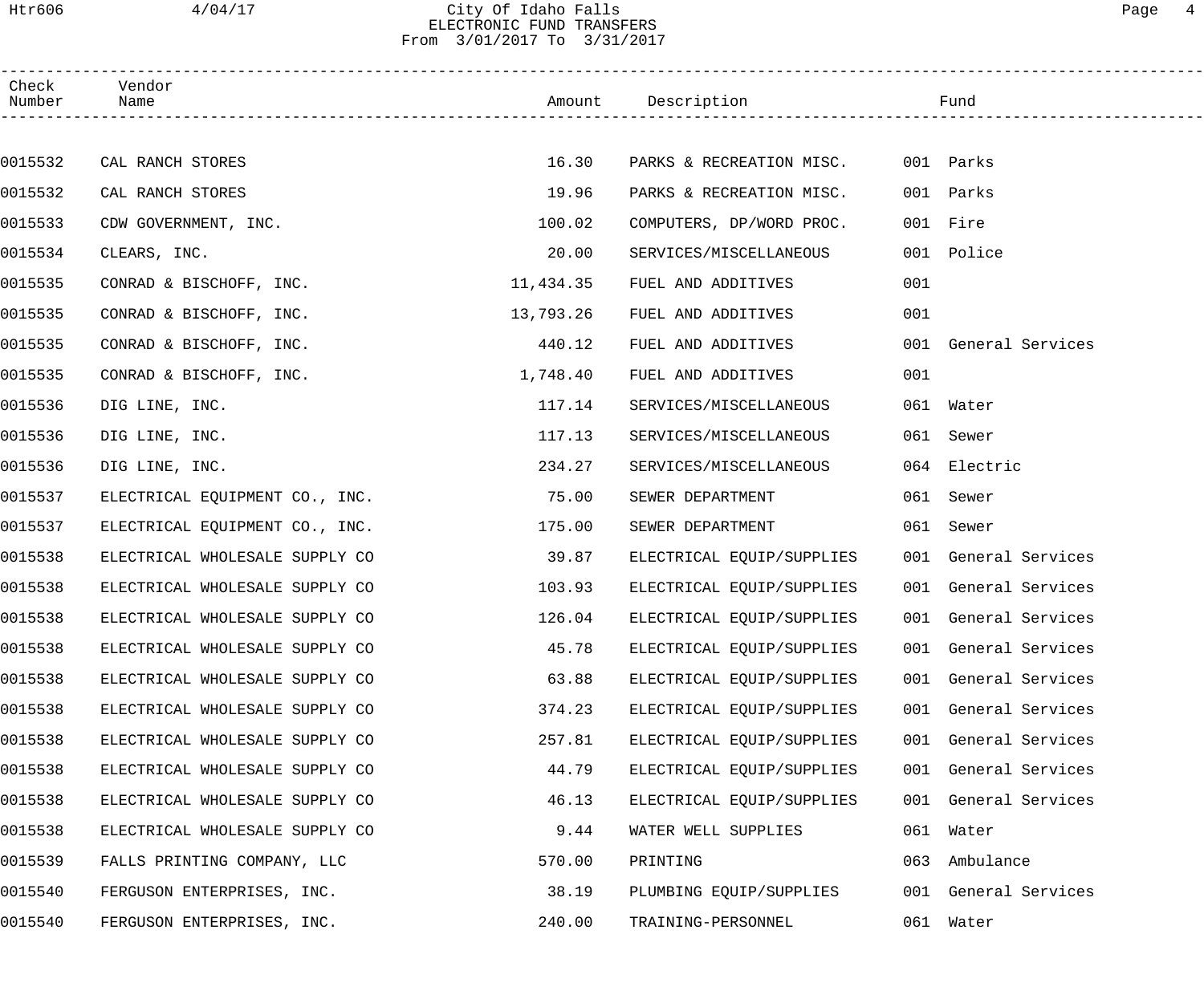# City Of Idaho Falls
## ELECTRONIC FUND TRANSFERS
### From 3/01/2017 To 3/31/2017

| Check Number | Vendor Name | Amount | Description | Fund | |
|---|---|---|---|---|---|
| 0015532 | CAL RANCH STORES | 16.30 | PARKS & RECREATION MISC. | 001 | Parks |
| 0015532 | CAL RANCH STORES | 19.96 | PARKS & RECREATION MISC. | 001 | Parks |
| 0015533 | CDW GOVERNMENT, INC. | 100.02 | COMPUTERS, DP/WORD PROC. | 001 | Fire |
| 0015534 | CLEARS, INC. | 20.00 | SERVICES/MISCELLANEOUS | 001 | Police |
| 0015535 | CONRAD & BISCHOFF, INC. | 11,434.35 | FUEL AND ADDITIVES | 001 | |
| 0015535 | CONRAD & BISCHOFF, INC. | 13,793.26 | FUEL AND ADDITIVES | 001 | |
| 0015535 | CONRAD & BISCHOFF, INC. | 440.12 | FUEL AND ADDITIVES | 001 | General Services |
| 0015535 | CONRAD & BISCHOFF, INC. | 1,748.40 | FUEL AND ADDITIVES | 001 | |
| 0015536 | DIG LINE, INC. | 117.14 | SERVICES/MISCELLANEOUS | 061 | Water |
| 0015536 | DIG LINE, INC. | 117.13 | SERVICES/MISCELLANEOUS | 061 | Sewer |
| 0015536 | DIG LINE, INC. | 234.27 | SERVICES/MISCELLANEOUS | 064 | Electric |
| 0015537 | ELECTRICAL EQUIPMENT CO., INC. | 75.00 | SEWER DEPARTMENT | 061 | Sewer |
| 0015537 | ELECTRICAL EQUIPMENT CO., INC. | 175.00 | SEWER DEPARTMENT | 061 | Sewer |
| 0015538 | ELECTRICAL WHOLESALE SUPPLY CO | 39.87 | ELECTRICAL EQUIP/SUPPLIES | 001 | General Services |
| 0015538 | ELECTRICAL WHOLESALE SUPPLY CO | 103.93 | ELECTRICAL EQUIP/SUPPLIES | 001 | General Services |
| 0015538 | ELECTRICAL WHOLESALE SUPPLY CO | 126.04 | ELECTRICAL EQUIP/SUPPLIES | 001 | General Services |
| 0015538 | ELECTRICAL WHOLESALE SUPPLY CO | 45.78 | ELECTRICAL EQUIP/SUPPLIES | 001 | General Services |
| 0015538 | ELECTRICAL WHOLESALE SUPPLY CO | 63.88 | ELECTRICAL EQUIP/SUPPLIES | 001 | General Services |
| 0015538 | ELECTRICAL WHOLESALE SUPPLY CO | 374.23 | ELECTRICAL EQUIP/SUPPLIES | 001 | General Services |
| 0015538 | ELECTRICAL WHOLESALE SUPPLY CO | 257.81 | ELECTRICAL EQUIP/SUPPLIES | 001 | General Services |
| 0015538 | ELECTRICAL WHOLESALE SUPPLY CO | 44.79 | ELECTRICAL EQUIP/SUPPLIES | 001 | General Services |
| 0015538 | ELECTRICAL WHOLESALE SUPPLY CO | 46.13 | ELECTRICAL EQUIP/SUPPLIES | 001 | General Services |
| 0015538 | ELECTRICAL WHOLESALE SUPPLY CO | 9.44 | WATER WELL SUPPLIES | 061 | Water |
| 0015539 | FALLS PRINTING COMPANY, LLC | 570.00 | PRINTING | 063 | Ambulance |
| 0015540 | FERGUSON ENTERPRISES, INC. | 38.19 | PLUMBING EQUIP/SUPPLIES | 001 | General Services |
| 0015540 | FERGUSON ENTERPRISES, INC. | 240.00 | TRAINING-PERSONNEL | 061 | Water |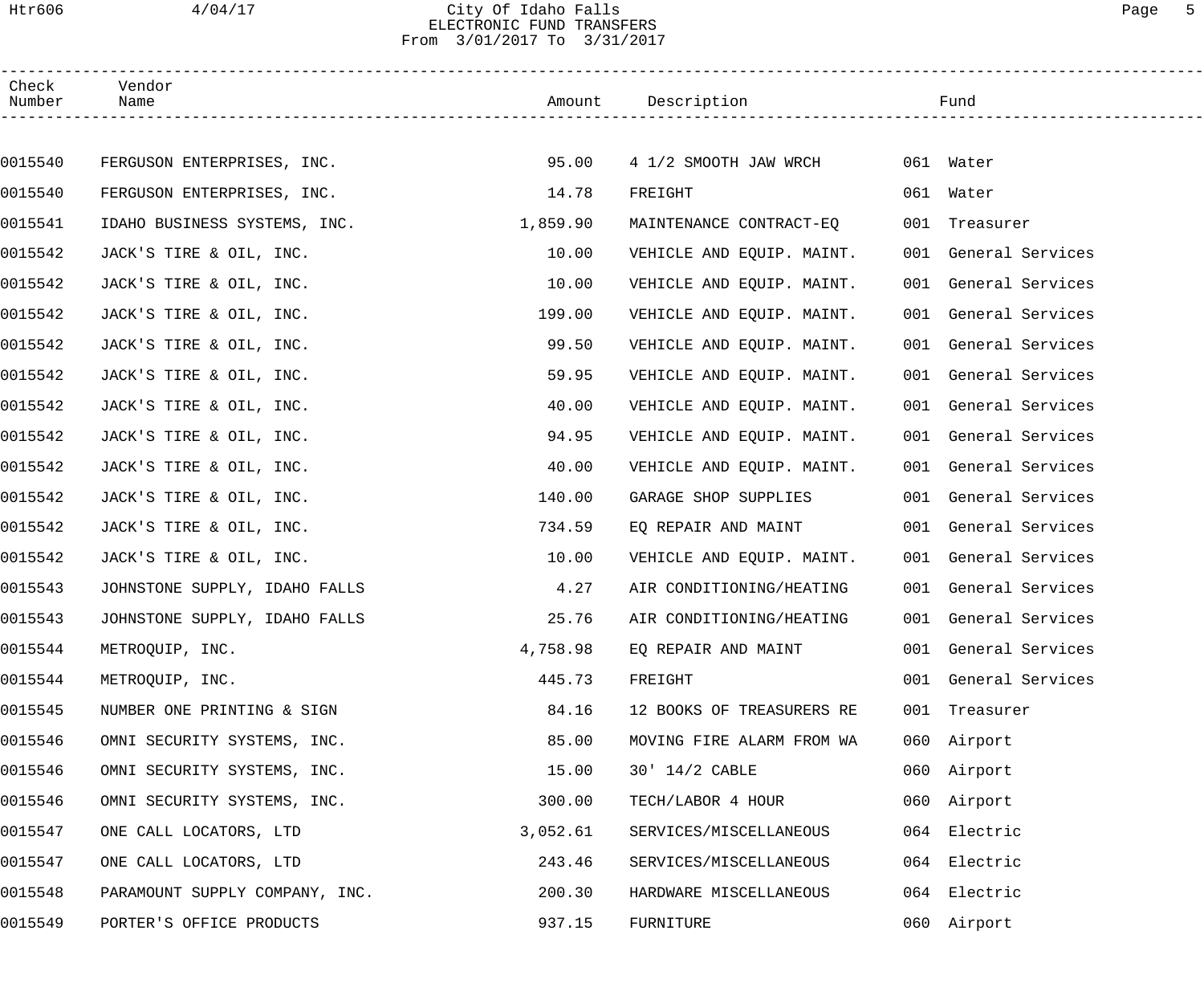# City Of Idaho Falls

## ELECTRONIC FUND TRANSFERS

From 3/01/2017 To 3/31/2017

| Check Number | Vendor Name | Amount | Description | Fund |
|---|---|---|---|---|
| 0015540 | FERGUSON ENTERPRISES, INC. | 95.00 | 4 1/2 SMOOTH JAW WRCH | 061 Water |
| 0015540 | FERGUSON ENTERPRISES, INC. | 14.78 | FREIGHT | 061 Water |
| 0015541 | IDAHO BUSINESS SYSTEMS, INC. | 1,859.90 | MAINTENANCE CONTRACT-EQ | 001 Treasurer |
| 0015542 | JACK'S TIRE & OIL, INC. | 10.00 | VEHICLE AND EQUIP. MAINT. | 001 General Services |
| 0015542 | JACK'S TIRE & OIL, INC. | 10.00 | VEHICLE AND EQUIP. MAINT. | 001 General Services |
| 0015542 | JACK'S TIRE & OIL, INC. | 199.00 | VEHICLE AND EQUIP. MAINT. | 001 General Services |
| 0015542 | JACK'S TIRE & OIL, INC. | 99.50 | VEHICLE AND EQUIP. MAINT. | 001 General Services |
| 0015542 | JACK'S TIRE & OIL, INC. | 59.95 | VEHICLE AND EQUIP. MAINT. | 001 General Services |
| 0015542 | JACK'S TIRE & OIL, INC. | 40.00 | VEHICLE AND EQUIP. MAINT. | 001 General Services |
| 0015542 | JACK'S TIRE & OIL, INC. | 94.95 | VEHICLE AND EQUIP. MAINT. | 001 General Services |
| 0015542 | JACK'S TIRE & OIL, INC. | 40.00 | VEHICLE AND EQUIP. MAINT. | 001 General Services |
| 0015542 | JACK'S TIRE & OIL, INC. | 140.00 | GARAGE SHOP SUPPLIES | 001 General Services |
| 0015542 | JACK'S TIRE & OIL, INC. | 734.59 | EQ REPAIR AND MAINT | 001 General Services |
| 0015542 | JACK'S TIRE & OIL, INC. | 10.00 | VEHICLE AND EQUIP. MAINT. | 001 General Services |
| 0015543 | JOHNSTONE SUPPLY, IDAHO FALLS | 4.27 | AIR CONDITIONING/HEATING | 001 General Services |
| 0015543 | JOHNSTONE SUPPLY, IDAHO FALLS | 25.76 | AIR CONDITIONING/HEATING | 001 General Services |
| 0015544 | METROQUIP, INC. | 4,758.98 | EQ REPAIR AND MAINT | 001 General Services |
| 0015544 | METROQUIP, INC. | 445.73 | FREIGHT | 001 General Services |
| 0015545 | NUMBER ONE PRINTING & SIGN | 84.16 | 12 BOOKS OF TREASURERS RE | 001 Treasurer |
| 0015546 | OMNI SECURITY SYSTEMS, INC. | 85.00 | MOVING FIRE ALARM FROM WA | 060 Airport |
| 0015546 | OMNI SECURITY SYSTEMS, INC. | 15.00 | 30' 14/2 CABLE | 060 Airport |
| 0015546 | OMNI SECURITY SYSTEMS, INC. | 300.00 | TECH/LABOR 4 HOUR | 060 Airport |
| 0015547 | ONE CALL LOCATORS, LTD | 3,052.61 | SERVICES/MISCELLANEOUS | 064 Electric |
| 0015547 | ONE CALL LOCATORS, LTD | 243.46 | SERVICES/MISCELLANEOUS | 064 Electric |
| 0015548 | PARAMOUNT SUPPLY COMPANY, INC. | 200.30 | HARDWARE MISCELLANEOUS | 064 Electric |
| 0015549 | PORTER'S OFFICE PRODUCTS | 937.15 | FURNITURE | 060 Airport |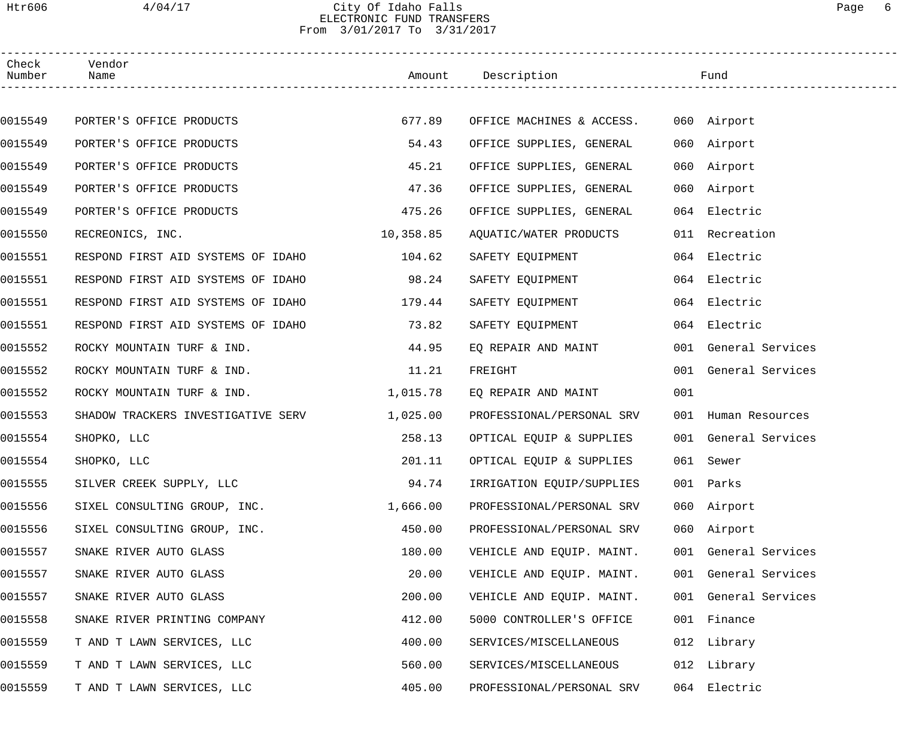City Of Idaho Falls
ELECTRONIC FUND TRANSFERS
From 3/01/2017 To 3/31/2017

| Check Number | Vendor Name | Amount | Description | Fund |
|---|---|---|---|---|
| 0015549 | PORTER'S OFFICE PRODUCTS | 677.89 | OFFICE MACHINES & ACCESS. | 060 Airport |
| 0015549 | PORTER'S OFFICE PRODUCTS | 54.43 | OFFICE SUPPLIES, GENERAL | 060 Airport |
| 0015549 | PORTER'S OFFICE PRODUCTS | 45.21 | OFFICE SUPPLIES, GENERAL | 060 Airport |
| 0015549 | PORTER'S OFFICE PRODUCTS | 47.36 | OFFICE SUPPLIES, GENERAL | 060 Airport |
| 0015549 | PORTER'S OFFICE PRODUCTS | 475.26 | OFFICE SUPPLIES, GENERAL | 064 Electric |
| 0015550 | RECREONICS, INC. | 10,358.85 | AQUATIC/WATER PRODUCTS | 011 Recreation |
| 0015551 | RESPOND FIRST AID SYSTEMS OF IDAHO | 104.62 | SAFETY EQUIPMENT | 064 Electric |
| 0015551 | RESPOND FIRST AID SYSTEMS OF IDAHO | 98.24 | SAFETY EQUIPMENT | 064 Electric |
| 0015551 | RESPOND FIRST AID SYSTEMS OF IDAHO | 179.44 | SAFETY EQUIPMENT | 064 Electric |
| 0015551 | RESPOND FIRST AID SYSTEMS OF IDAHO | 73.82 | SAFETY EQUIPMENT | 064 Electric |
| 0015552 | ROCKY MOUNTAIN TURF & IND. | 44.95 | EQ REPAIR AND MAINT | 001 General Services |
| 0015552 | ROCKY MOUNTAIN TURF & IND. | 11.21 | FREIGHT | 001 General Services |
| 0015552 | ROCKY MOUNTAIN TURF & IND. | 1,015.78 | EQ REPAIR AND MAINT | 001 |
| 0015553 | SHADOW TRACKERS INVESTIGATIVE SERV | 1,025.00 | PROFESSIONAL/PERSONAL SRV | 001 Human Resources |
| 0015554 | SHOPKO, LLC | 258.13 | OPTICAL EQUIP & SUPPLIES | 001 General Services |
| 0015554 | SHOPKO, LLC | 201.11 | OPTICAL EQUIP & SUPPLIES | 061 Sewer |
| 0015555 | SILVER CREEK SUPPLY, LLC | 94.74 | IRRIGATION EQUIP/SUPPLIES | 001 Parks |
| 0015556 | SIXEL CONSULTING GROUP, INC. | 1,666.00 | PROFESSIONAL/PERSONAL SRV | 060 Airport |
| 0015556 | SIXEL CONSULTING GROUP, INC. | 450.00 | PROFESSIONAL/PERSONAL SRV | 060 Airport |
| 0015557 | SNAKE RIVER AUTO GLASS | 180.00 | VEHICLE AND EQUIP. MAINT. | 001 General Services |
| 0015557 | SNAKE RIVER AUTO GLASS | 20.00 | VEHICLE AND EQUIP. MAINT. | 001 General Services |
| 0015557 | SNAKE RIVER AUTO GLASS | 200.00 | VEHICLE AND EQUIP. MAINT. | 001 General Services |
| 0015558 | SNAKE RIVER PRINTING COMPANY | 412.00 | 5000 CONTROLLER'S OFFICE | 001 Finance |
| 0015559 | T AND T LAWN SERVICES, LLC | 400.00 | SERVICES/MISCELLANEOUS | 012 Library |
| 0015559 | T AND T LAWN SERVICES, LLC | 560.00 | SERVICES/MISCELLANEOUS | 012 Library |
| 0015559 | T AND T LAWN SERVICES, LLC | 405.00 | PROFESSIONAL/PERSONAL SRV | 064 Electric |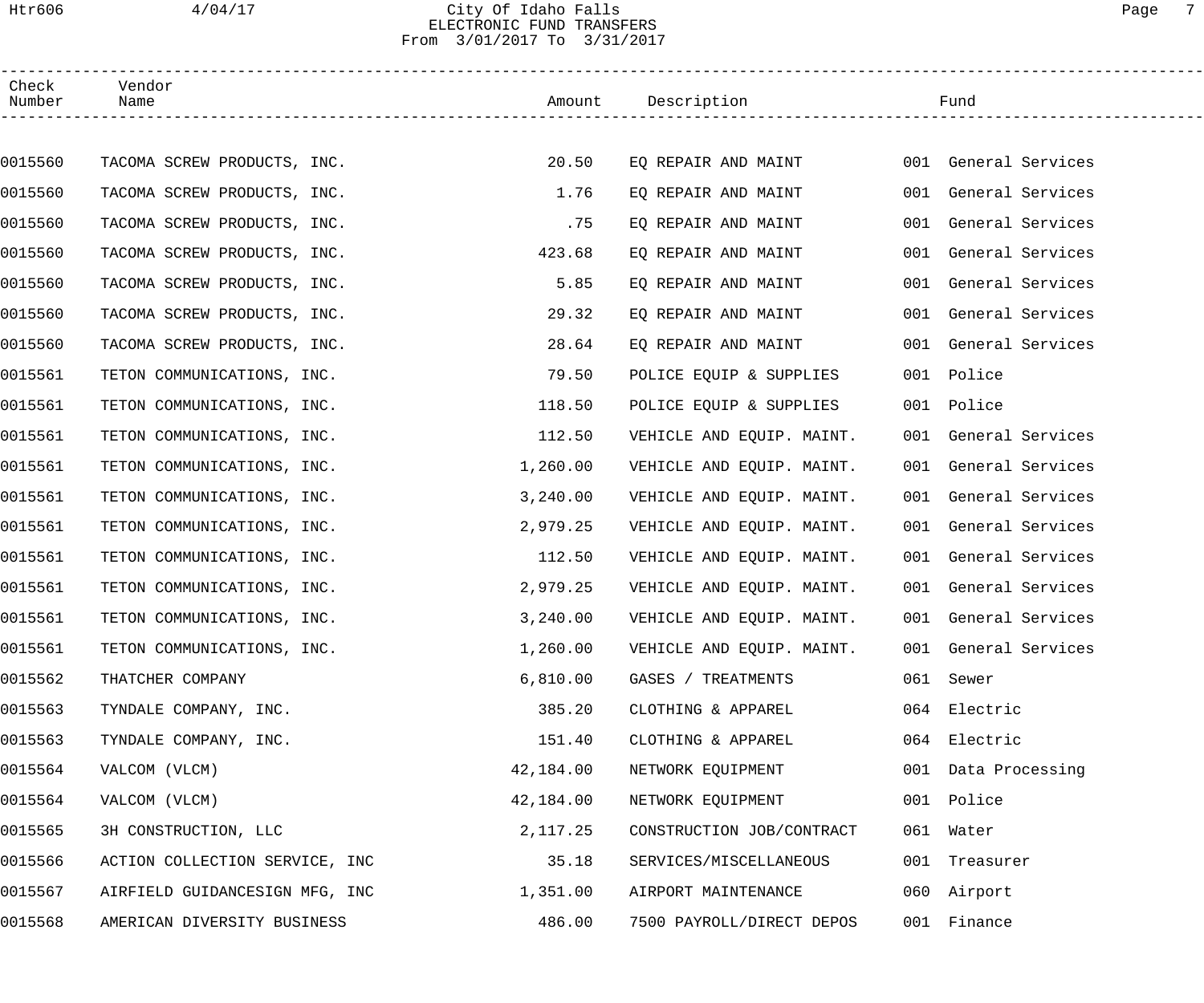City Of Idaho Falls
ELECTRONIC FUND TRANSFERS
From 3/01/2017 To 3/31/2017

| Check Number | Vendor Name | Amount | Description | Fund |
|---|---|---|---|---|
| 0015560 | TACOMA SCREW PRODUCTS, INC. | 20.50 | EQ REPAIR AND MAINT | 001 General Services |
| 0015560 | TACOMA SCREW PRODUCTS, INC. | 1.76 | EQ REPAIR AND MAINT | 001 General Services |
| 0015560 | TACOMA SCREW PRODUCTS, INC. | .75 | EQ REPAIR AND MAINT | 001 General Services |
| 0015560 | TACOMA SCREW PRODUCTS, INC. | 423.68 | EQ REPAIR AND MAINT | 001 General Services |
| 0015560 | TACOMA SCREW PRODUCTS, INC. | 5.85 | EQ REPAIR AND MAINT | 001 General Services |
| 0015560 | TACOMA SCREW PRODUCTS, INC. | 29.32 | EQ REPAIR AND MAINT | 001 General Services |
| 0015560 | TACOMA SCREW PRODUCTS, INC. | 28.64 | EQ REPAIR AND MAINT | 001 General Services |
| 0015561 | TETON COMMUNICATIONS, INC. | 79.50 | POLICE EQUIP & SUPPLIES | 001 Police |
| 0015561 | TETON COMMUNICATIONS, INC. | 118.50 | POLICE EQUIP & SUPPLIES | 001 Police |
| 0015561 | TETON COMMUNICATIONS, INC. | 112.50 | VEHICLE AND EQUIP. MAINT. | 001 General Services |
| 0015561 | TETON COMMUNICATIONS, INC. | 1,260.00 | VEHICLE AND EQUIP. MAINT. | 001 General Services |
| 0015561 | TETON COMMUNICATIONS, INC. | 3,240.00 | VEHICLE AND EQUIP. MAINT. | 001 General Services |
| 0015561 | TETON COMMUNICATIONS, INC. | 2,979.25 | VEHICLE AND EQUIP. MAINT. | 001 General Services |
| 0015561 | TETON COMMUNICATIONS, INC. | 112.50 | VEHICLE AND EQUIP. MAINT. | 001 General Services |
| 0015561 | TETON COMMUNICATIONS, INC. | 2,979.25 | VEHICLE AND EQUIP. MAINT. | 001 General Services |
| 0015561 | TETON COMMUNICATIONS, INC. | 3,240.00 | VEHICLE AND EQUIP. MAINT. | 001 General Services |
| 0015561 | TETON COMMUNICATIONS, INC. | 1,260.00 | VEHICLE AND EQUIP. MAINT. | 001 General Services |
| 0015562 | THATCHER COMPANY | 6,810.00 | GASES / TREATMENTS | 061 Sewer |
| 0015563 | TYNDALE COMPANY, INC. | 385.20 | CLOTHING & APPAREL | 064 Electric |
| 0015563 | TYNDALE COMPANY, INC. | 151.40 | CLOTHING & APPAREL | 064 Electric |
| 0015564 | VALCOM (VLCM) | 42,184.00 | NETWORK EQUIPMENT | 001 Data Processing |
| 0015564 | VALCOM (VLCM) | 42,184.00 | NETWORK EQUIPMENT | 001 Police |
| 0015565 | 3H CONSTRUCTION, LLC | 2,117.25 | CONSTRUCTION JOB/CONTRACT | 061 Water |
| 0015566 | ACTION COLLECTION SERVICE, INC | 35.18 | SERVICES/MISCELLANEOUS | 001 Treasurer |
| 0015567 | AIRFIELD GUIDANCESIGN MFG, INC | 1,351.00 | AIRPORT MAINTENANCE | 060 Airport |
| 0015568 | AMERICAN DIVERSITY BUSINESS | 486.00 | 7500 PAYROLL/DIRECT DEPOS | 001 Finance |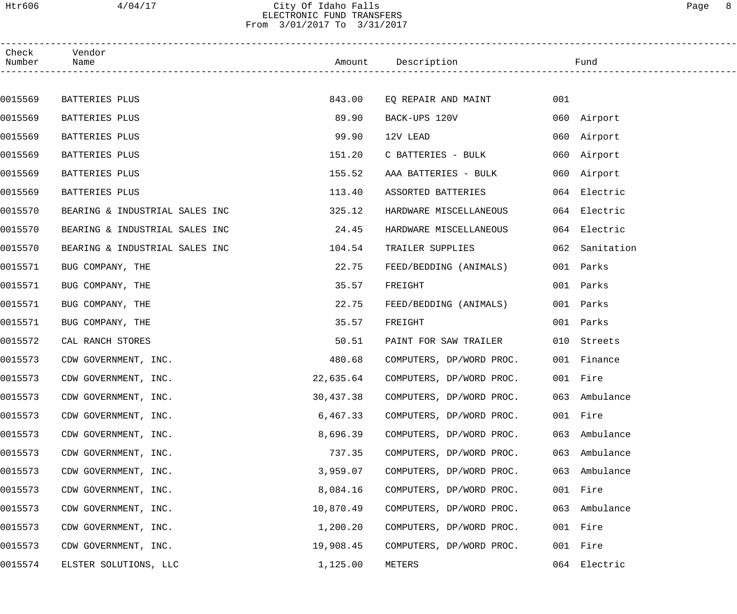# City Of Idaho Falls

## ELECTRONIC FUND TRANSFERS

From 3/01/2017 To 3/31/2017

| Check Number | Vendor Name | Amount | Description | Fund |
|---|---|---|---|---|
| 0015569 | BATTERIES PLUS | 843.00 | EQ REPAIR AND MAINT | 001 |
| 0015569 | BATTERIES PLUS | 89.90 | BACK-UPS 120V | 060 Airport |
| 0015569 | BATTERIES PLUS | 99.90 | 12V LEAD | 060 Airport |
| 0015569 | BATTERIES PLUS | 151.20 | C BATTERIES - BULK | 060 Airport |
| 0015569 | BATTERIES PLUS | 155.52 | AAA BATTERIES - BULK | 060 Airport |
| 0015569 | BATTERIES PLUS | 113.40 | ASSORTED BATTERIES | 064 Electric |
| 0015570 | BEARING & INDUSTRIAL SALES INC | 325.12 | HARDWARE MISCELLANEOUS | 064 Electric |
| 0015570 | BEARING & INDUSTRIAL SALES INC | 24.45 | HARDWARE MISCELLANEOUS | 064 Electric |
| 0015570 | BEARING & INDUSTRIAL SALES INC | 104.54 | TRAILER SUPPLIES | 062 Sanitation |
| 0015571 | BUG COMPANY, THE | 22.75 | FEED/BEDDING (ANIMALS) | 001 Parks |
| 0015571 | BUG COMPANY, THE | 35.57 | FREIGHT | 001 Parks |
| 0015571 | BUG COMPANY, THE | 22.75 | FEED/BEDDING (ANIMALS) | 001 Parks |
| 0015571 | BUG COMPANY, THE | 35.57 | FREIGHT | 001 Parks |
| 0015572 | CAL RANCH STORES | 50.51 | PAINT FOR SAW TRAILER | 010 Streets |
| 0015573 | CDW GOVERNMENT, INC. | 480.68 | COMPUTERS, DP/WORD PROC. | 001 Finance |
| 0015573 | CDW GOVERNMENT, INC. | 22,635.64 | COMPUTERS, DP/WORD PROC. | 001 Fire |
| 0015573 | CDW GOVERNMENT, INC. | 30,437.38 | COMPUTERS, DP/WORD PROC. | 063 Ambulance |
| 0015573 | CDW GOVERNMENT, INC. | 6,467.33 | COMPUTERS, DP/WORD PROC. | 001 Fire |
| 0015573 | CDW GOVERNMENT, INC. | 8,696.39 | COMPUTERS, DP/WORD PROC. | 063 Ambulance |
| 0015573 | CDW GOVERNMENT, INC. | 737.35 | COMPUTERS, DP/WORD PROC. | 063 Ambulance |
| 0015573 | CDW GOVERNMENT, INC. | 3,959.07 | COMPUTERS, DP/WORD PROC. | 063 Ambulance |
| 0015573 | CDW GOVERNMENT, INC. | 8,084.16 | COMPUTERS, DP/WORD PROC. | 001 Fire |
| 0015573 | CDW GOVERNMENT, INC. | 10,870.49 | COMPUTERS, DP/WORD PROC. | 063 Ambulance |
| 0015573 | CDW GOVERNMENT, INC. | 1,200.20 | COMPUTERS, DP/WORD PROC. | 001 Fire |
| 0015573 | CDW GOVERNMENT, INC. | 19,908.45 | COMPUTERS, DP/WORD PROC. | 001 Fire |
| 0015574 | ELSTER SOLUTIONS, LLC | 1,125.00 | METERS | 064 Electric |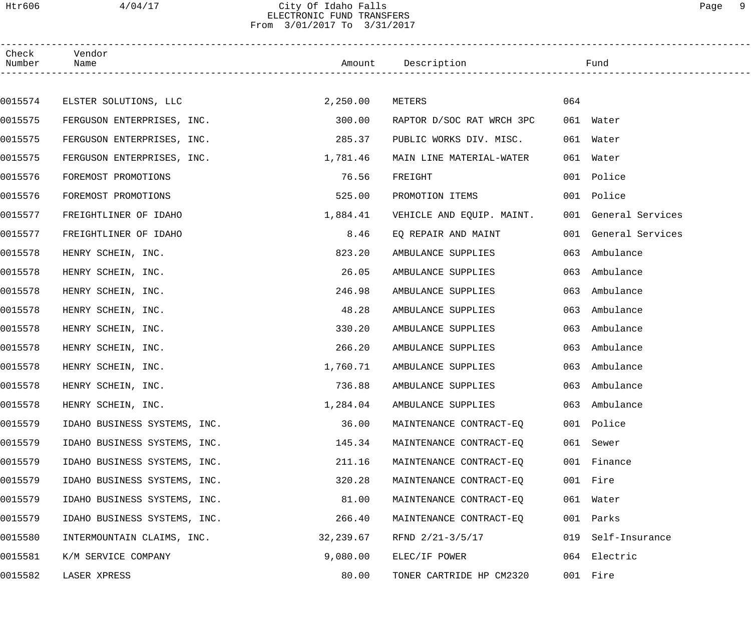City Of Idaho Falls
ELECTRONIC FUND TRANSFERS
From 3/01/2017 To 3/31/2017

| Check Number | Vendor Name | Amount | Description | Fund |
|---|---|---|---|---|
| 0015574 | ELSTER SOLUTIONS, LLC | 2,250.00 | METERS | 064 |
| 0015575 | FERGUSON ENTERPRISES, INC. | 300.00 | RAPTOR D/SOC RAT WRCH 3PC | 061 Water |
| 0015575 | FERGUSON ENTERPRISES, INC. | 285.37 | PUBLIC WORKS DIV. MISC. | 061 Water |
| 0015575 | FERGUSON ENTERPRISES, INC. | 1,781.46 | MAIN LINE MATERIAL-WATER | 061 Water |
| 0015576 | FOREMOST PROMOTIONS | 76.56 | FREIGHT | 001 Police |
| 0015576 | FOREMOST PROMOTIONS | 525.00 | PROMOTION ITEMS | 001 Police |
| 0015577 | FREIGHTLINER OF IDAHO | 1,884.41 | VEHICLE AND EQUIP. MAINT. | 001 General Services |
| 0015577 | FREIGHTLINER OF IDAHO | 8.46 | EQ REPAIR AND MAINT | 001 General Services |
| 0015578 | HENRY SCHEIN, INC. | 823.20 | AMBULANCE SUPPLIES | 063 Ambulance |
| 0015578 | HENRY SCHEIN, INC. | 26.05 | AMBULANCE SUPPLIES | 063 Ambulance |
| 0015578 | HENRY SCHEIN, INC. | 246.98 | AMBULANCE SUPPLIES | 063 Ambulance |
| 0015578 | HENRY SCHEIN, INC. | 48.28 | AMBULANCE SUPPLIES | 063 Ambulance |
| 0015578 | HENRY SCHEIN, INC. | 330.20 | AMBULANCE SUPPLIES | 063 Ambulance |
| 0015578 | HENRY SCHEIN, INC. | 266.20 | AMBULANCE SUPPLIES | 063 Ambulance |
| 0015578 | HENRY SCHEIN, INC. | 1,760.71 | AMBULANCE SUPPLIES | 063 Ambulance |
| 0015578 | HENRY SCHEIN, INC. | 736.88 | AMBULANCE SUPPLIES | 063 Ambulance |
| 0015578 | HENRY SCHEIN, INC. | 1,284.04 | AMBULANCE SUPPLIES | 063 Ambulance |
| 0015579 | IDAHO BUSINESS SYSTEMS, INC. | 36.00 | MAINTENANCE CONTRACT-EQ | 001 Police |
| 0015579 | IDAHO BUSINESS SYSTEMS, INC. | 145.34 | MAINTENANCE CONTRACT-EQ | 061 Sewer |
| 0015579 | IDAHO BUSINESS SYSTEMS, INC. | 211.16 | MAINTENANCE CONTRACT-EQ | 001 Finance |
| 0015579 | IDAHO BUSINESS SYSTEMS, INC. | 320.28 | MAINTENANCE CONTRACT-EQ | 001 Fire |
| 0015579 | IDAHO BUSINESS SYSTEMS, INC. | 81.00 | MAINTENANCE CONTRACT-EQ | 061 Water |
| 0015579 | IDAHO BUSINESS SYSTEMS, INC. | 266.40 | MAINTENANCE CONTRACT-EQ | 001 Parks |
| 0015580 | INTERMOUNTAIN CLAIMS, INC. | 32,239.67 | RFND 2/21-3/5/17 | 019 Self-Insurance |
| 0015581 | K/M SERVICE COMPANY | 9,080.00 | ELEC/IF POWER | 064 Electric |
| 0015582 | LASER XPRESS | 80.00 | TONER CARTRIDE HP CM2320 | 001 Fire |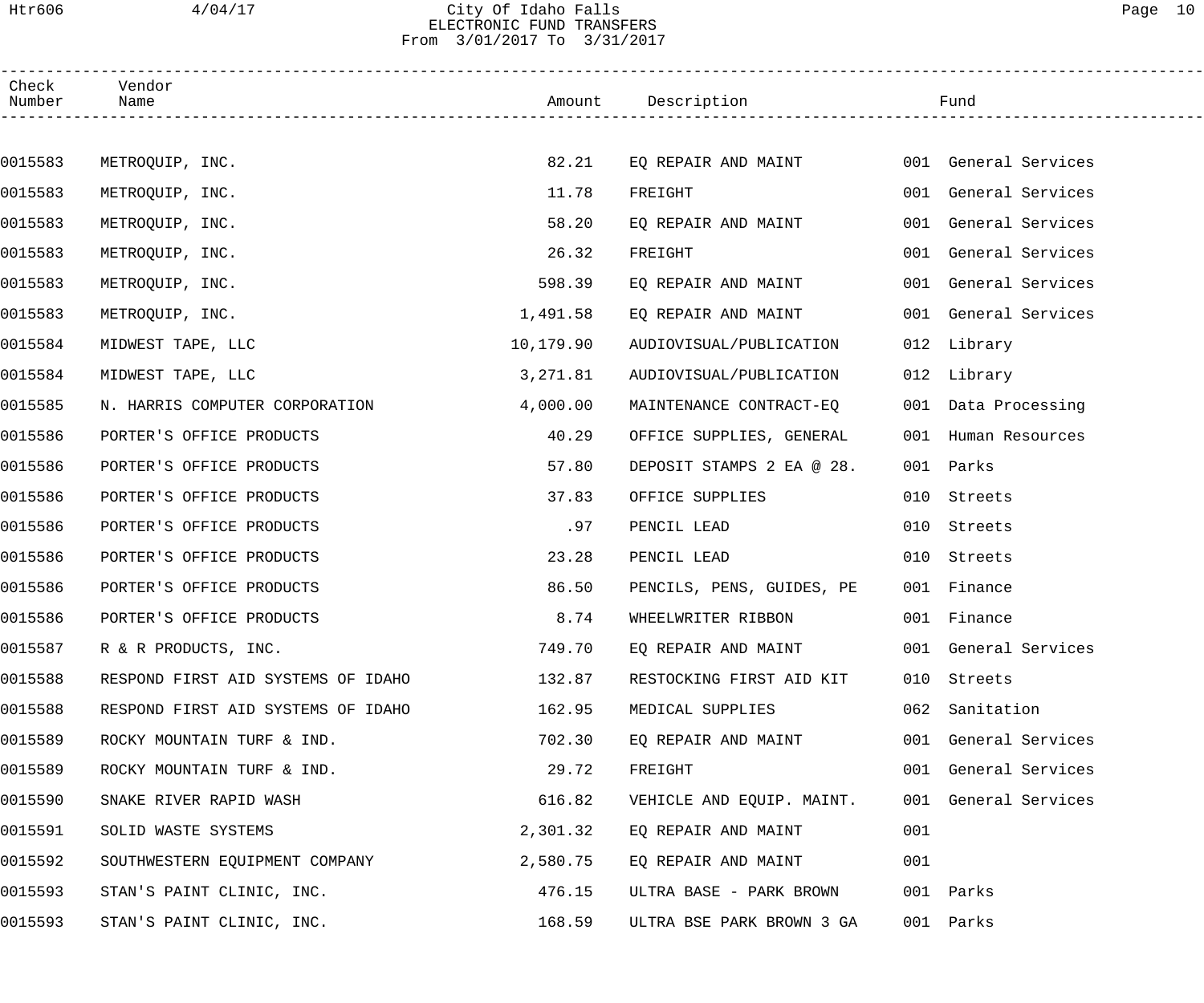City Of Idaho Falls
ELECTRONIC FUND TRANSFERS
From 3/01/2017 To 3/31/2017

| Check Number | Vendor Name | Amount | Description | Fund | |
|---|---|---|---|---|---|
| 0015583 | METROQUIP, INC. | 82.21 | EQ REPAIR AND MAINT | 001 | General Services |
| 0015583 | METROQUIP, INC. | 11.78 | FREIGHT | 001 | General Services |
| 0015583 | METROQUIP, INC. | 58.20 | EQ REPAIR AND MAINT | 001 | General Services |
| 0015583 | METROQUIP, INC. | 26.32 | FREIGHT | 001 | General Services |
| 0015583 | METROQUIP, INC. | 598.39 | EQ REPAIR AND MAINT | 001 | General Services |
| 0015583 | METROQUIP, INC. | 1,491.58 | EQ REPAIR AND MAINT | 001 | General Services |
| 0015584 | MIDWEST TAPE, LLC | 10,179.90 | AUDIOVISUAL/PUBLICATION | 012 | Library |
| 0015584 | MIDWEST TAPE, LLC | 3,271.81 | AUDIOVISUAL/PUBLICATION | 012 | Library |
| 0015585 | N. HARRIS COMPUTER CORPORATION | 4,000.00 | MAINTENANCE CONTRACT-EQ | 001 | Data Processing |
| 0015586 | PORTER'S OFFICE PRODUCTS | 40.29 | OFFICE SUPPLIES, GENERAL | 001 | Human Resources |
| 0015586 | PORTER'S OFFICE PRODUCTS | 57.80 | DEPOSIT STAMPS 2 EA @ 28. | 001 | Parks |
| 0015586 | PORTER'S OFFICE PRODUCTS | 37.83 | OFFICE SUPPLIES | 010 | Streets |
| 0015586 | PORTER'S OFFICE PRODUCTS | .97 | PENCIL LEAD | 010 | Streets |
| 0015586 | PORTER'S OFFICE PRODUCTS | 23.28 | PENCIL LEAD | 010 | Streets |
| 0015586 | PORTER'S OFFICE PRODUCTS | 86.50 | PENCILS, PENS, GUIDES, PE | 001 | Finance |
| 0015586 | PORTER'S OFFICE PRODUCTS | 8.74 | WHEELWRITER RIBBON | 001 | Finance |
| 0015587 | R & R PRODUCTS, INC. | 749.70 | EQ REPAIR AND MAINT | 001 | General Services |
| 0015588 | RESPOND FIRST AID SYSTEMS OF IDAHO | 132.87 | RESTOCKING FIRST AID KIT | 010 | Streets |
| 0015588 | RESPOND FIRST AID SYSTEMS OF IDAHO | 162.95 | MEDICAL SUPPLIES | 062 | Sanitation |
| 0015589 | ROCKY MOUNTAIN TURF & IND. | 702.30 | EQ REPAIR AND MAINT | 001 | General Services |
| 0015589 | ROCKY MOUNTAIN TURF & IND. | 29.72 | FREIGHT | 001 | General Services |
| 0015590 | SNAKE RIVER RAPID WASH | 616.82 | VEHICLE AND EQUIP. MAINT. | 001 | General Services |
| 0015591 | SOLID WASTE SYSTEMS | 2,301.32 | EQ REPAIR AND MAINT | 001 | |
| 0015592 | SOUTHWESTERN EQUIPMENT COMPANY | 2,580.75 | EQ REPAIR AND MAINT | 001 | |
| 0015593 | STAN'S PAINT CLINIC, INC. | 476.15 | ULTRA BASE - PARK BROWN | 001 | Parks |
| 0015593 | STAN'S PAINT CLINIC, INC. | 168.59 | ULTRA BSE PARK BROWN 3 GA | 001 | Parks |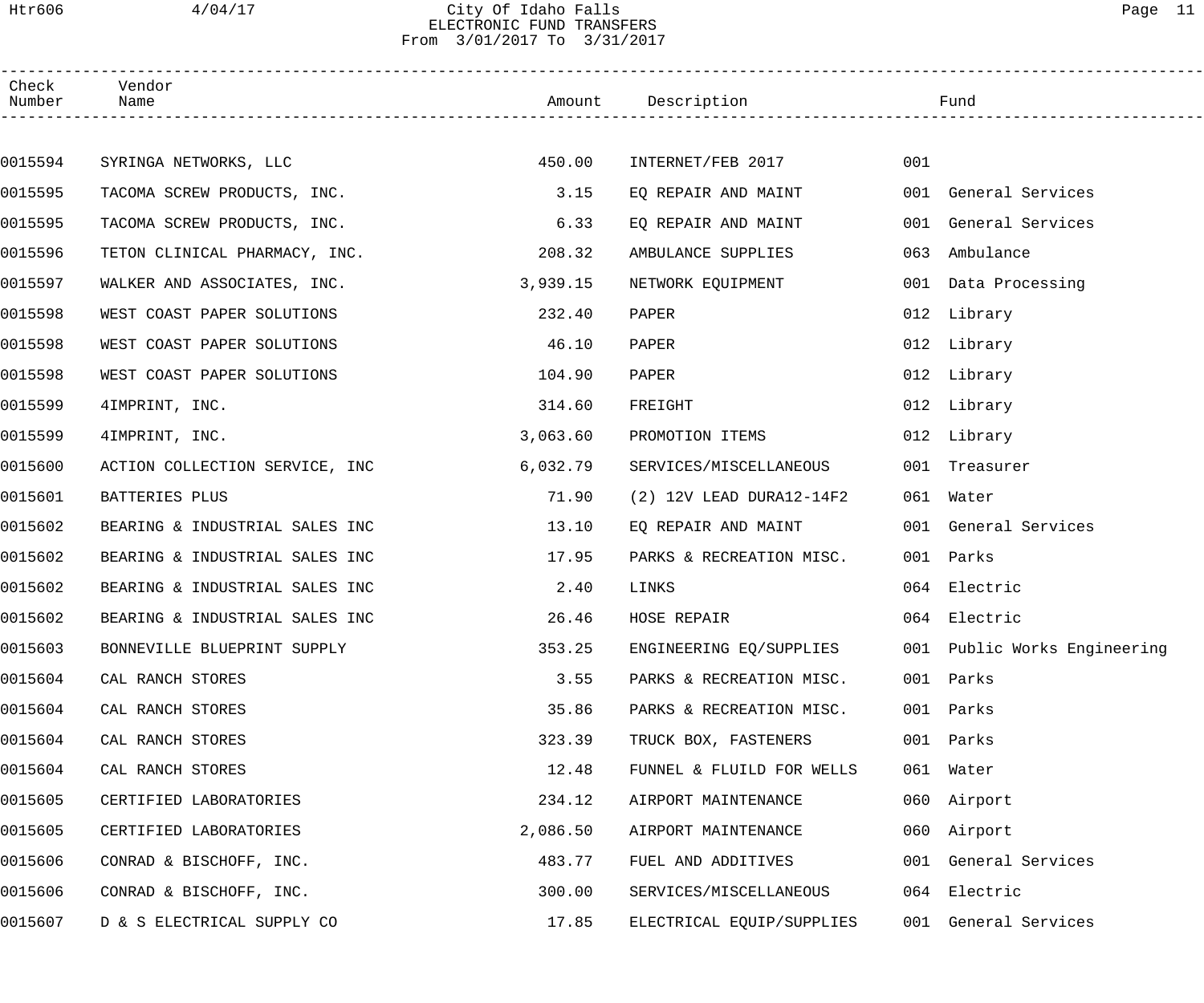City Of Idaho Falls
ELECTRONIC FUND TRANSFERS
From 3/01/2017 To 3/31/2017

| Check Number | Vendor Name | Amount | Description | Fund |
|---|---|---|---|---|
| 0015594 | SYRINGA NETWORKS, LLC | 450.00 | INTERNET/FEB 2017 | 001 |
| 0015595 | TACOMA SCREW PRODUCTS, INC. | 3.15 | EQ REPAIR AND MAINT | 001 General Services |
| 0015595 | TACOMA SCREW PRODUCTS, INC. | 6.33 | EQ REPAIR AND MAINT | 001 General Services |
| 0015596 | TETON CLINICAL PHARMACY, INC. | 208.32 | AMBULANCE SUPPLIES | 063 Ambulance |
| 0015597 | WALKER AND ASSOCIATES, INC. | 3,939.15 | NETWORK EQUIPMENT | 001 Data Processing |
| 0015598 | WEST COAST PAPER SOLUTIONS | 232.40 | PAPER | 012 Library |
| 0015598 | WEST COAST PAPER SOLUTIONS | 46.10 | PAPER | 012 Library |
| 0015598 | WEST COAST PAPER SOLUTIONS | 104.90 | PAPER | 012 Library |
| 0015599 | 4IMPRINT, INC. | 314.60 | FREIGHT | 012 Library |
| 0015599 | 4IMPRINT, INC. | 3,063.60 | PROMOTION ITEMS | 012 Library |
| 0015600 | ACTION COLLECTION SERVICE, INC | 6,032.79 | SERVICES/MISCELLANEOUS | 001 Treasurer |
| 0015601 | BATTERIES PLUS | 71.90 | (2) 12V LEAD DURA12-14F2 | 061 Water |
| 0015602 | BEARING & INDUSTRIAL SALES INC | 13.10 | EQ REPAIR AND MAINT | 001 General Services |
| 0015602 | BEARING & INDUSTRIAL SALES INC | 17.95 | PARKS & RECREATION MISC. | 001 Parks |
| 0015602 | BEARING & INDUSTRIAL SALES INC | 2.40 | LINKS | 064 Electric |
| 0015602 | BEARING & INDUSTRIAL SALES INC | 26.46 | HOSE REPAIR | 064 Electric |
| 0015603 | BONNEVILLE BLUEPRINT SUPPLY | 353.25 | ENGINEERING EQ/SUPPLIES | 001 Public Works Engineering |
| 0015604 | CAL RANCH STORES | 3.55 | PARKS & RECREATION MISC. | 001 Parks |
| 0015604 | CAL RANCH STORES | 35.86 | PARKS & RECREATION MISC. | 001 Parks |
| 0015604 | CAL RANCH STORES | 323.39 | TRUCK BOX, FASTENERS | 001 Parks |
| 0015604 | CAL RANCH STORES | 12.48 | FUNNEL & FLUILD FOR WELLS | 061 Water |
| 0015605 | CERTIFIED LABORATORIES | 234.12 | AIRPORT MAINTENANCE | 060 Airport |
| 0015605 | CERTIFIED LABORATORIES | 2,086.50 | AIRPORT MAINTENANCE | 060 Airport |
| 0015606 | CONRAD & BISCHOFF, INC. | 483.77 | FUEL AND ADDITIVES | 001 General Services |
| 0015606 | CONRAD & BISCHOFF, INC. | 300.00 | SERVICES/MISCELLANEOUS | 064 Electric |
| 0015607 | D & S ELECTRICAL SUPPLY CO | 17.85 | ELECTRICAL EQUIP/SUPPLIES | 001 General Services |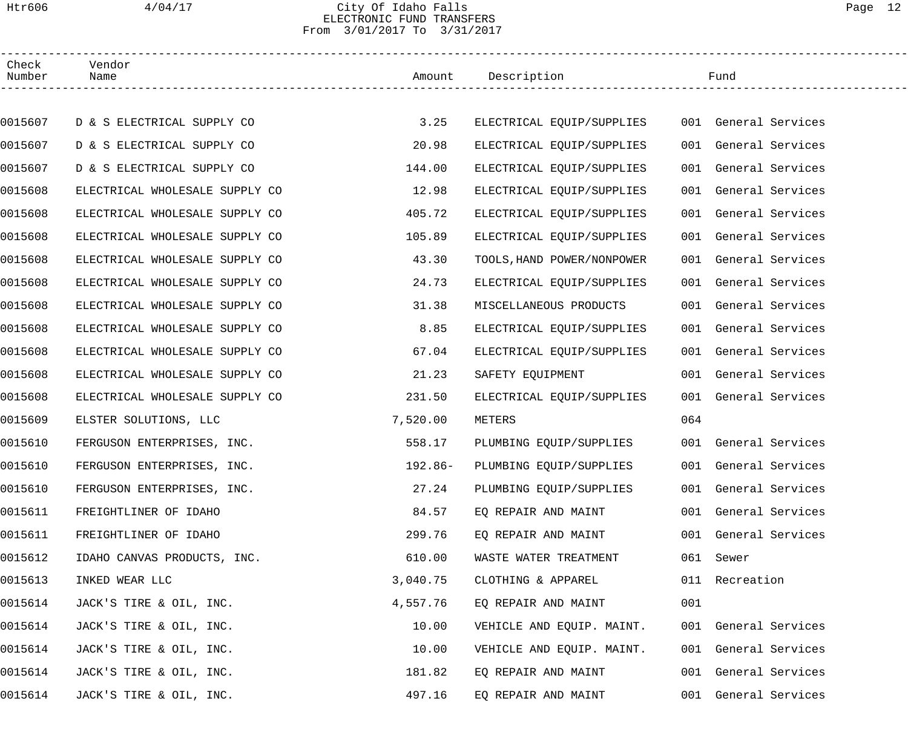City Of Idaho Falls
ELECTRONIC FUND TRANSFERS
From 3/01/2017 To 3/31/2017

| Check Number | Vendor Name | Amount | Description | Fund |
|---|---|---|---|---|
| 0015607 | D & S ELECTRICAL SUPPLY CO | 3.25 | ELECTRICAL EQUIP/SUPPLIES | 001 General Services |
| 0015607 | D & S ELECTRICAL SUPPLY CO | 20.98 | ELECTRICAL EQUIP/SUPPLIES | 001 General Services |
| 0015607 | D & S ELECTRICAL SUPPLY CO | 144.00 | ELECTRICAL EQUIP/SUPPLIES | 001 General Services |
| 0015608 | ELECTRICAL WHOLESALE SUPPLY CO | 12.98 | ELECTRICAL EQUIP/SUPPLIES | 001 General Services |
| 0015608 | ELECTRICAL WHOLESALE SUPPLY CO | 405.72 | ELECTRICAL EQUIP/SUPPLIES | 001 General Services |
| 0015608 | ELECTRICAL WHOLESALE SUPPLY CO | 105.89 | ELECTRICAL EQUIP/SUPPLIES | 001 General Services |
| 0015608 | ELECTRICAL WHOLESALE SUPPLY CO | 43.30 | TOOLS,HAND POWER/NONPOWER | 001 General Services |
| 0015608 | ELECTRICAL WHOLESALE SUPPLY CO | 24.73 | ELECTRICAL EQUIP/SUPPLIES | 001 General Services |
| 0015608 | ELECTRICAL WHOLESALE SUPPLY CO | 31.38 | MISCELLANEOUS PRODUCTS | 001 General Services |
| 0015608 | ELECTRICAL WHOLESALE SUPPLY CO | 8.85 | ELECTRICAL EQUIP/SUPPLIES | 001 General Services |
| 0015608 | ELECTRICAL WHOLESALE SUPPLY CO | 67.04 | ELECTRICAL EQUIP/SUPPLIES | 001 General Services |
| 0015608 | ELECTRICAL WHOLESALE SUPPLY CO | 21.23 | SAFETY EQUIPMENT | 001 General Services |
| 0015608 | ELECTRICAL WHOLESALE SUPPLY CO | 231.50 | ELECTRICAL EQUIP/SUPPLIES | 001 General Services |
| 0015609 | ELSTER SOLUTIONS, LLC | 7,520.00 | METERS | 064 |
| 0015610 | FERGUSON ENTERPRISES, INC. | 558.17 | PLUMBING EQUIP/SUPPLIES | 001 General Services |
| 0015610 | FERGUSON ENTERPRISES, INC. | 192.86- | PLUMBING EQUIP/SUPPLIES | 001 General Services |
| 0015610 | FERGUSON ENTERPRISES, INC. | 27.24 | PLUMBING EQUIP/SUPPLIES | 001 General Services |
| 0015611 | FREIGHTLINER OF IDAHO | 84.57 | EQ REPAIR AND MAINT | 001 General Services |
| 0015611 | FREIGHTLINER OF IDAHO | 299.76 | EQ REPAIR AND MAINT | 001 General Services |
| 0015612 | IDAHO CANVAS PRODUCTS, INC. | 610.00 | WASTE WATER TREATMENT | 061 Sewer |
| 0015613 | INKED WEAR LLC | 3,040.75 | CLOTHING & APPAREL | 011 Recreation |
| 0015614 | JACK'S TIRE & OIL, INC. | 4,557.76 | EQ REPAIR AND MAINT | 001 |
| 0015614 | JACK'S TIRE & OIL, INC. | 10.00 | VEHICLE AND EQUIP. MAINT. | 001 General Services |
| 0015614 | JACK'S TIRE & OIL, INC. | 10.00 | VEHICLE AND EQUIP. MAINT. | 001 General Services |
| 0015614 | JACK'S TIRE & OIL, INC. | 181.82 | EQ REPAIR AND MAINT | 001 General Services |
| 0015614 | JACK'S TIRE & OIL, INC. | 497.16 | EQ REPAIR AND MAINT | 001 General Services |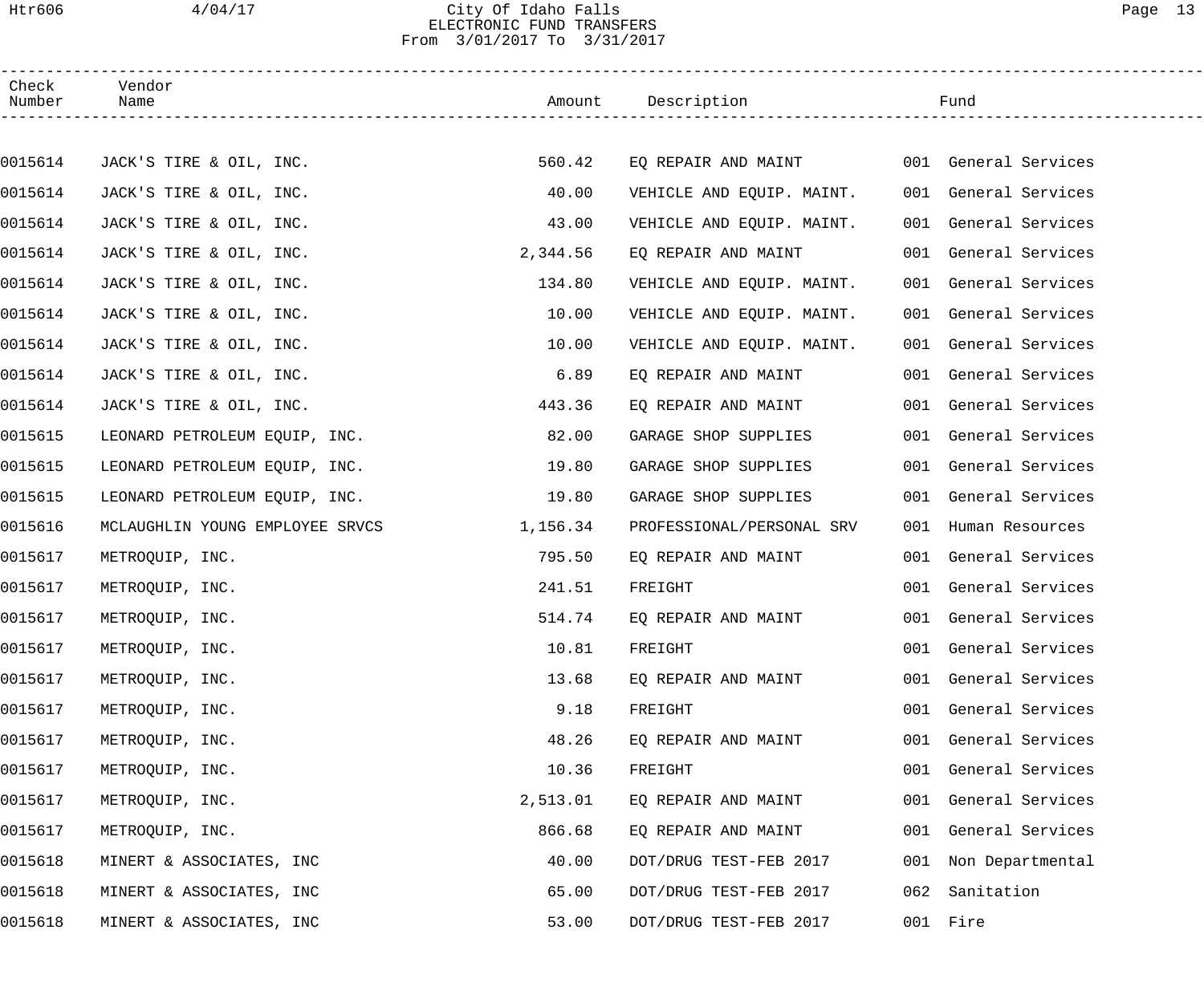City Of Idaho Falls
ELECTRONIC FUND TRANSFERS
From 3/01/2017 To 3/31/2017

| Check Number | Vendor Name | Amount | Description | Fund |
|---|---|---|---|---|
| 0015614 | JACK'S TIRE & OIL, INC. | 560.42 | EQ REPAIR AND MAINT | 001 General Services |
| 0015614 | JACK'S TIRE & OIL, INC. | 40.00 | VEHICLE AND EQUIP. MAINT. | 001 General Services |
| 0015614 | JACK'S TIRE & OIL, INC. | 43.00 | VEHICLE AND EQUIP. MAINT. | 001 General Services |
| 0015614 | JACK'S TIRE & OIL, INC. | 2,344.56 | EQ REPAIR AND MAINT | 001 General Services |
| 0015614 | JACK'S TIRE & OIL, INC. | 134.80 | VEHICLE AND EQUIP. MAINT. | 001 General Services |
| 0015614 | JACK'S TIRE & OIL, INC. | 10.00 | VEHICLE AND EQUIP. MAINT. | 001 General Services |
| 0015614 | JACK'S TIRE & OIL, INC. | 10.00 | VEHICLE AND EQUIP. MAINT. | 001 General Services |
| 0015614 | JACK'S TIRE & OIL, INC. | 6.89 | EQ REPAIR AND MAINT | 001 General Services |
| 0015614 | JACK'S TIRE & OIL, INC. | 443.36 | EQ REPAIR AND MAINT | 001 General Services |
| 0015615 | LEONARD PETROLEUM EQUIP, INC. | 82.00 | GARAGE SHOP SUPPLIES | 001 General Services |
| 0015615 | LEONARD PETROLEUM EQUIP, INC. | 19.80 | GARAGE SHOP SUPPLIES | 001 General Services |
| 0015615 | LEONARD PETROLEUM EQUIP, INC. | 19.80 | GARAGE SHOP SUPPLIES | 001 General Services |
| 0015616 | MCLAUGHLIN YOUNG EMPLOYEE SRVCS | 1,156.34 | PROFESSIONAL/PERSONAL SRV | 001 Human Resources |
| 0015617 | METROQUIP, INC. | 795.50 | EQ REPAIR AND MAINT | 001 General Services |
| 0015617 | METROQUIP, INC. | 241.51 | FREIGHT | 001 General Services |
| 0015617 | METROQUIP, INC. | 514.74 | EQ REPAIR AND MAINT | 001 General Services |
| 0015617 | METROQUIP, INC. | 10.81 | FREIGHT | 001 General Services |
| 0015617 | METROQUIP, INC. | 13.68 | EQ REPAIR AND MAINT | 001 General Services |
| 0015617 | METROQUIP, INC. | 9.18 | FREIGHT | 001 General Services |
| 0015617 | METROQUIP, INC. | 48.26 | EQ REPAIR AND MAINT | 001 General Services |
| 0015617 | METROQUIP, INC. | 10.36 | FREIGHT | 001 General Services |
| 0015617 | METROQUIP, INC. | 2,513.01 | EQ REPAIR AND MAINT | 001 General Services |
| 0015617 | METROQUIP, INC. | 866.68 | EQ REPAIR AND MAINT | 001 General Services |
| 0015618 | MINERT & ASSOCIATES, INC | 40.00 | DOT/DRUG TEST-FEB 2017 | 001 Non Departmental |
| 0015618 | MINERT & ASSOCIATES, INC | 65.00 | DOT/DRUG TEST-FEB 2017 | 062 Sanitation |
| 0015618 | MINERT & ASSOCIATES, INC | 53.00 | DOT/DRUG TEST-FEB 2017 | 001 Fire |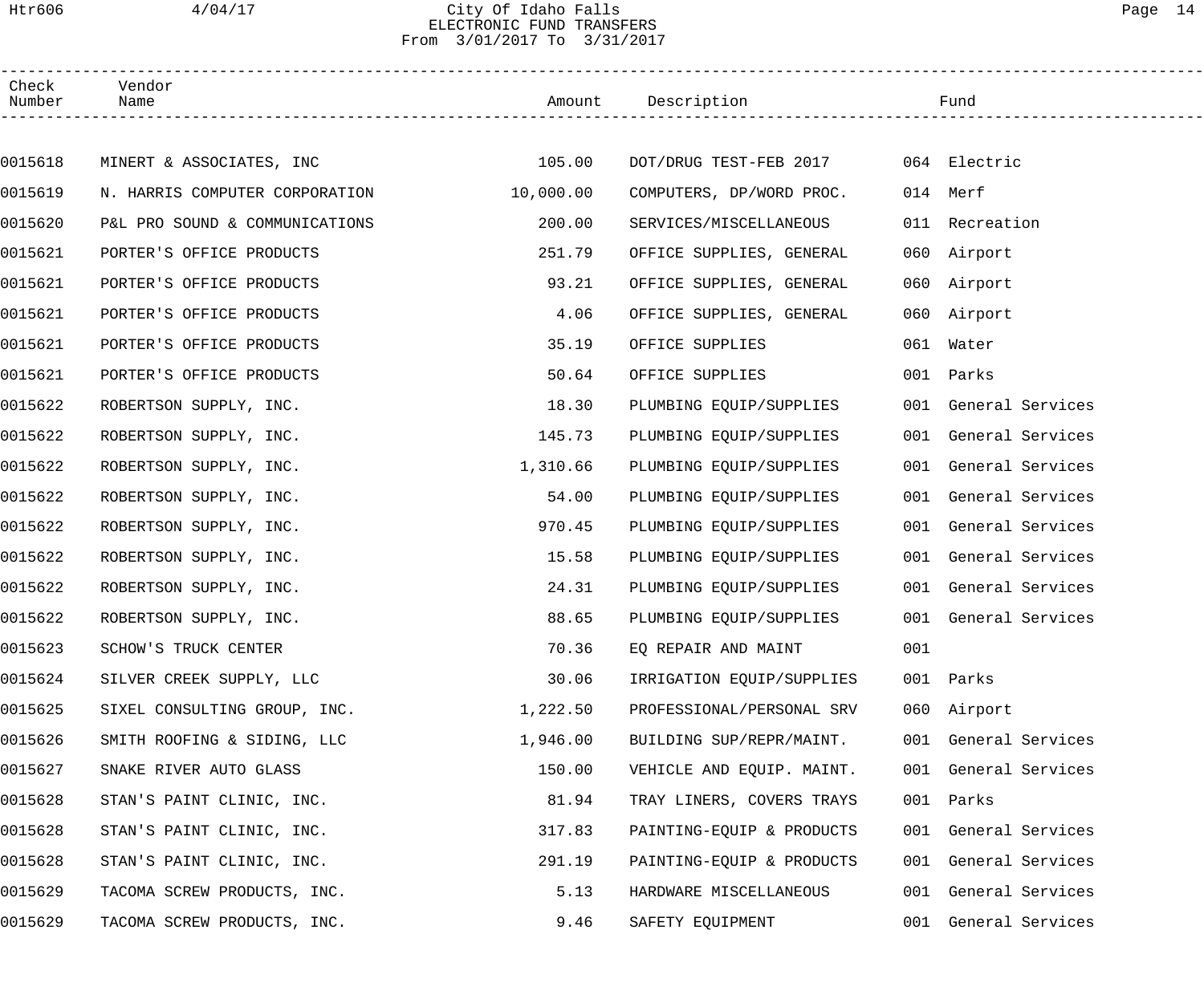City Of Idaho Falls
ELECTRONIC FUND TRANSFERS
From 3/01/2017 To 3/31/2017

| Check Number | Vendor Name | Amount | Description | Fund |
|---|---|---|---|---|
| 0015618 | MINERT & ASSOCIATES, INC | 105.00 | DOT/DRUG TEST-FEB 2017 | 064 Electric |
| 0015619 | N. HARRIS COMPUTER CORPORATION | 10,000.00 | COMPUTERS, DP/WORD PROC. | 014 Merf |
| 0015620 | P&L PRO SOUND & COMMUNICATIONS | 200.00 | SERVICES/MISCELLANEOUS | 011 Recreation |
| 0015621 | PORTER'S OFFICE PRODUCTS | 251.79 | OFFICE SUPPLIES, GENERAL | 060 Airport |
| 0015621 | PORTER'S OFFICE PRODUCTS | 93.21 | OFFICE SUPPLIES, GENERAL | 060 Airport |
| 0015621 | PORTER'S OFFICE PRODUCTS | 4.06 | OFFICE SUPPLIES, GENERAL | 060 Airport |
| 0015621 | PORTER'S OFFICE PRODUCTS | 35.19 | OFFICE SUPPLIES | 061 Water |
| 0015621 | PORTER'S OFFICE PRODUCTS | 50.64 | OFFICE SUPPLIES | 001 Parks |
| 0015622 | ROBERTSON SUPPLY, INC. | 18.30 | PLUMBING EQUIP/SUPPLIES | 001 General Services |
| 0015622 | ROBERTSON SUPPLY, INC. | 145.73 | PLUMBING EQUIP/SUPPLIES | 001 General Services |
| 0015622 | ROBERTSON SUPPLY, INC. | 1,310.66 | PLUMBING EQUIP/SUPPLIES | 001 General Services |
| 0015622 | ROBERTSON SUPPLY, INC. | 54.00 | PLUMBING EQUIP/SUPPLIES | 001 General Services |
| 0015622 | ROBERTSON SUPPLY, INC. | 970.45 | PLUMBING EQUIP/SUPPLIES | 001 General Services |
| 0015622 | ROBERTSON SUPPLY, INC. | 15.58 | PLUMBING EQUIP/SUPPLIES | 001 General Services |
| 0015622 | ROBERTSON SUPPLY, INC. | 24.31 | PLUMBING EQUIP/SUPPLIES | 001 General Services |
| 0015622 | ROBERTSON SUPPLY, INC. | 88.65 | PLUMBING EQUIP/SUPPLIES | 001 General Services |
| 0015623 | SCHOW'S TRUCK CENTER | 70.36 | EQ REPAIR AND MAINT | 001 |
| 0015624 | SILVER CREEK SUPPLY, LLC | 30.06 | IRRIGATION EQUIP/SUPPLIES | 001 Parks |
| 0015625 | SIXEL CONSULTING GROUP, INC. | 1,222.50 | PROFESSIONAL/PERSONAL SRV | 060 Airport |
| 0015626 | SMITH ROOFING & SIDING, LLC | 1,946.00 | BUILDING SUP/REPR/MAINT. | 001 General Services |
| 0015627 | SNAKE RIVER AUTO GLASS | 150.00 | VEHICLE AND EQUIP. MAINT. | 001 General Services |
| 0015628 | STAN'S PAINT CLINIC, INC. | 81.94 | TRAY LINERS, COVERS TRAYS | 001 Parks |
| 0015628 | STAN'S PAINT CLINIC, INC. | 317.83 | PAINTING-EQUIP & PRODUCTS | 001 General Services |
| 0015628 | STAN'S PAINT CLINIC, INC. | 291.19 | PAINTING-EQUIP & PRODUCTS | 001 General Services |
| 0015629 | TACOMA SCREW PRODUCTS, INC. | 5.13 | HARDWARE MISCELLANEOUS | 001 General Services |
| 0015629 | TACOMA SCREW PRODUCTS, INC. | 9.46 | SAFETY EQUIPMENT | 001 General Services |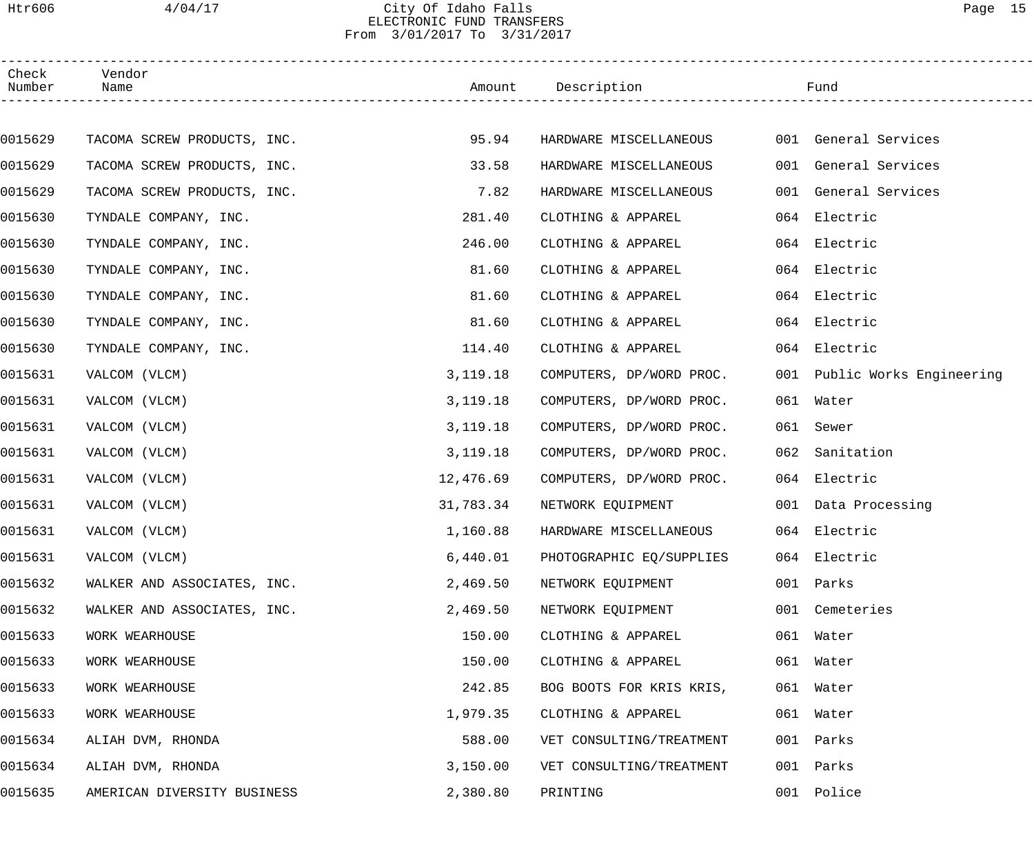# City Of Idaho Falls
## ELECTRONIC FUND TRANSFERS
From 3/01/2017 To 3/31/2017

| Check Number | Vendor Name | Amount | Description | Fund |
|---|---|---|---|---|
| 0015629 | TACOMA SCREW PRODUCTS, INC. | 95.94 | HARDWARE MISCELLANEOUS | 001 General Services |
| 0015629 | TACOMA SCREW PRODUCTS, INC. | 33.58 | HARDWARE MISCELLANEOUS | 001 General Services |
| 0015629 | TACOMA SCREW PRODUCTS, INC. | 7.82 | HARDWARE MISCELLANEOUS | 001 General Services |
| 0015630 | TYNDALE COMPANY, INC. | 281.40 | CLOTHING & APPAREL | 064 Electric |
| 0015630 | TYNDALE COMPANY, INC. | 246.00 | CLOTHING & APPAREL | 064 Electric |
| 0015630 | TYNDALE COMPANY, INC. | 81.60 | CLOTHING & APPAREL | 064 Electric |
| 0015630 | TYNDALE COMPANY, INC. | 81.60 | CLOTHING & APPAREL | 064 Electric |
| 0015630 | TYNDALE COMPANY, INC. | 81.60 | CLOTHING & APPAREL | 064 Electric |
| 0015630 | TYNDALE COMPANY, INC. | 114.40 | CLOTHING & APPAREL | 064 Electric |
| 0015631 | VALCOM (VLCM) | 3,119.18 | COMPUTERS, DP/WORD PROC. | 001 Public Works Engineering |
| 0015631 | VALCOM (VLCM) | 3,119.18 | COMPUTERS, DP/WORD PROC. | 061 Water |
| 0015631 | VALCOM (VLCM) | 3,119.18 | COMPUTERS, DP/WORD PROC. | 061 Sewer |
| 0015631 | VALCOM (VLCM) | 3,119.18 | COMPUTERS, DP/WORD PROC. | 062 Sanitation |
| 0015631 | VALCOM (VLCM) | 12,476.69 | COMPUTERS, DP/WORD PROC. | 064 Electric |
| 0015631 | VALCOM (VLCM) | 31,783.34 | NETWORK EQUIPMENT | 001 Data Processing |
| 0015631 | VALCOM (VLCM) | 1,160.88 | HARDWARE MISCELLANEOUS | 064 Electric |
| 0015631 | VALCOM (VLCM) | 6,440.01 | PHOTOGRAPHIC EQ/SUPPLIES | 064 Electric |
| 0015632 | WALKER AND ASSOCIATES, INC. | 2,469.50 | NETWORK EQUIPMENT | 001 Parks |
| 0015632 | WALKER AND ASSOCIATES, INC. | 2,469.50 | NETWORK EQUIPMENT | 001 Cemeteries |
| 0015633 | WORK WEARHOUSE | 150.00 | CLOTHING & APPAREL | 061 Water |
| 0015633 | WORK WEARHOUSE | 150.00 | CLOTHING & APPAREL | 061 Water |
| 0015633 | WORK WEARHOUSE | 242.85 | BOG BOOTS FOR KRIS KRIS, | 061 Water |
| 0015633 | WORK WEARHOUSE | 1,979.35 | CLOTHING & APPAREL | 061 Water |
| 0015634 | ALIAH DVM, RHONDA | 588.00 | VET CONSULTING/TREATMENT | 001 Parks |
| 0015634 | ALIAH DVM, RHONDA | 3,150.00 | VET CONSULTING/TREATMENT | 001 Parks |
| 0015635 | AMERICAN DIVERSITY BUSINESS | 2,380.80 | PRINTING | 001 Police |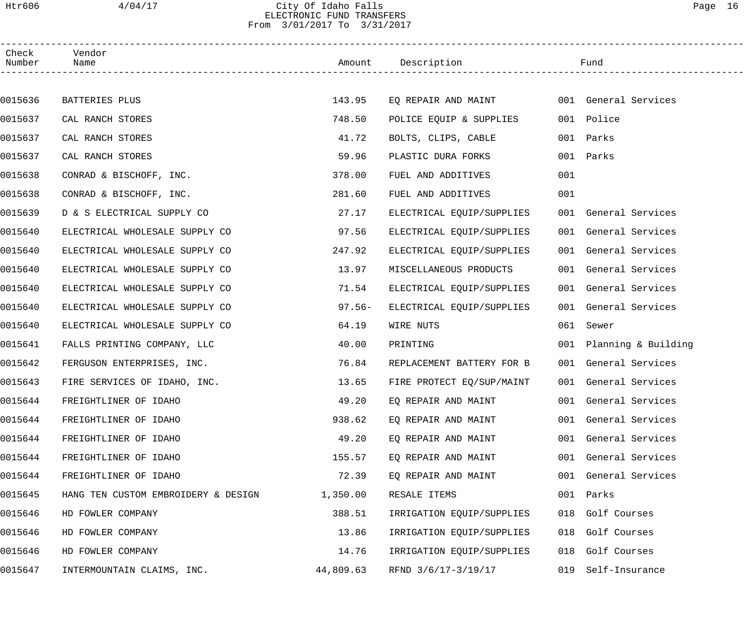City Of Idaho Falls
ELECTRONIC FUND TRANSFERS
From 3/01/2017 To 3/31/2017

| Check Number | Vendor Name | Amount | Description | Fund |
|---|---|---|---|---|
| 0015636 | BATTERIES PLUS | 143.95 | EQ REPAIR AND MAINT | 001 General Services |
| 0015637 | CAL RANCH STORES | 748.50 | POLICE EQUIP & SUPPLIES | 001 Police |
| 0015637 | CAL RANCH STORES | 41.72 | BOLTS, CLIPS, CABLE | 001 Parks |
| 0015637 | CAL RANCH STORES | 59.96 | PLASTIC DURA FORKS | 001 Parks |
| 0015638 | CONRAD & BISCHOFF, INC. | 378.00 | FUEL AND ADDITIVES | 001 |
| 0015638 | CONRAD & BISCHOFF, INC. | 281.60 | FUEL AND ADDITIVES | 001 |
| 0015639 | D & S ELECTRICAL SUPPLY CO | 27.17 | ELECTRICAL EQUIP/SUPPLIES | 001 General Services |
| 0015640 | ELECTRICAL WHOLESALE SUPPLY CO | 97.56 | ELECTRICAL EQUIP/SUPPLIES | 001 General Services |
| 0015640 | ELECTRICAL WHOLESALE SUPPLY CO | 247.92 | ELECTRICAL EQUIP/SUPPLIES | 001 General Services |
| 0015640 | ELECTRICAL WHOLESALE SUPPLY CO | 13.97 | MISCELLANEOUS PRODUCTS | 001 General Services |
| 0015640 | ELECTRICAL WHOLESALE SUPPLY CO | 71.54 | ELECTRICAL EQUIP/SUPPLIES | 001 General Services |
| 0015640 | ELECTRICAL WHOLESALE SUPPLY CO | 97.56- | ELECTRICAL EQUIP/SUPPLIES | 001 General Services |
| 0015640 | ELECTRICAL WHOLESALE SUPPLY CO | 64.19 | WIRE NUTS | 061 Sewer |
| 0015641 | FALLS PRINTING COMPANY, LLC | 40.00 | PRINTING | 001 Planning & Building |
| 0015642 | FERGUSON ENTERPRISES, INC. | 76.84 | REPLACEMENT BATTERY FOR B | 001 General Services |
| 0015643 | FIRE SERVICES OF IDAHO, INC. | 13.65 | FIRE PROTECT EQ/SUP/MAINT | 001 General Services |
| 0015644 | FREIGHTLINER OF IDAHO | 49.20 | EQ REPAIR AND MAINT | 001 General Services |
| 0015644 | FREIGHTLINER OF IDAHO | 938.62 | EQ REPAIR AND MAINT | 001 General Services |
| 0015644 | FREIGHTLINER OF IDAHO | 49.20 | EQ REPAIR AND MAINT | 001 General Services |
| 0015644 | FREIGHTLINER OF IDAHO | 155.57 | EQ REPAIR AND MAINT | 001 General Services |
| 0015644 | FREIGHTLINER OF IDAHO | 72.39 | EQ REPAIR AND MAINT | 001 General Services |
| 0015645 | HANG TEN CUSTOM EMBROIDERY & DESIGN | 1,350.00 | RESALE ITEMS | 001 Parks |
| 0015646 | HD FOWLER COMPANY | 388.51 | IRRIGATION EQUIP/SUPPLIES | 018 Golf Courses |
| 0015646 | HD FOWLER COMPANY | 13.86 | IRRIGATION EQUIP/SUPPLIES | 018 Golf Courses |
| 0015646 | HD FOWLER COMPANY | 14.76 | IRRIGATION EQUIP/SUPPLIES | 018 Golf Courses |
| 0015647 | INTERMOUNTAIN CLAIMS, INC. | 44,809.63 | RFND 3/6/17-3/19/17 | 019 Self-Insurance |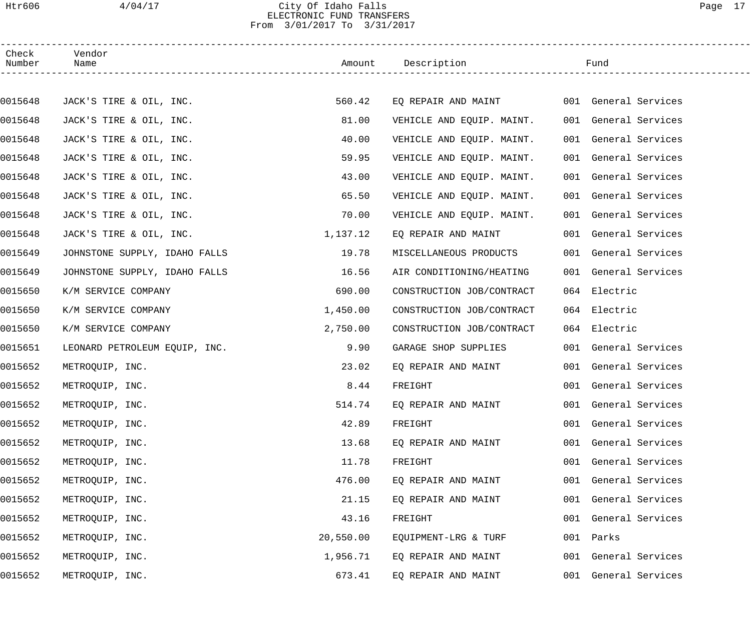City Of Idaho Falls
ELECTRONIC FUND TRANSFERS
From 3/01/2017 To 3/31/2017

| Check Number | Vendor Name | Amount | Description | Fund |
|---|---|---|---|---|
| 0015648 | JACK'S TIRE & OIL, INC. | 560.42 | EQ REPAIR AND MAINT | 001 General Services |
| 0015648 | JACK'S TIRE & OIL, INC. | 81.00 | VEHICLE AND EQUIP. MAINT. | 001 General Services |
| 0015648 | JACK'S TIRE & OIL, INC. | 40.00 | VEHICLE AND EQUIP. MAINT. | 001 General Services |
| 0015648 | JACK'S TIRE & OIL, INC. | 59.95 | VEHICLE AND EQUIP. MAINT. | 001 General Services |
| 0015648 | JACK'S TIRE & OIL, INC. | 43.00 | VEHICLE AND EQUIP. MAINT. | 001 General Services |
| 0015648 | JACK'S TIRE & OIL, INC. | 65.50 | VEHICLE AND EQUIP. MAINT. | 001 General Services |
| 0015648 | JACK'S TIRE & OIL, INC. | 70.00 | VEHICLE AND EQUIP. MAINT. | 001 General Services |
| 0015648 | JACK'S TIRE & OIL, INC. | 1,137.12 | EQ REPAIR AND MAINT | 001 General Services |
| 0015649 | JOHNSTONE SUPPLY, IDAHO FALLS | 19.78 | MISCELLANEOUS PRODUCTS | 001 General Services |
| 0015649 | JOHNSTONE SUPPLY, IDAHO FALLS | 16.56 | AIR CONDITIONING/HEATING | 001 General Services |
| 0015650 | K/M SERVICE COMPANY | 690.00 | CONSTRUCTION JOB/CONTRACT | 064 Electric |
| 0015650 | K/M SERVICE COMPANY | 1,450.00 | CONSTRUCTION JOB/CONTRACT | 064 Electric |
| 0015650 | K/M SERVICE COMPANY | 2,750.00 | CONSTRUCTION JOB/CONTRACT | 064 Electric |
| 0015651 | LEONARD PETROLEUM EQUIP, INC. | 9.90 | GARAGE SHOP SUPPLIES | 001 General Services |
| 0015652 | METROQUIP, INC. | 23.02 | EQ REPAIR AND MAINT | 001 General Services |
| 0015652 | METROQUIP, INC. | 8.44 | FREIGHT | 001 General Services |
| 0015652 | METROQUIP, INC. | 514.74 | EQ REPAIR AND MAINT | 001 General Services |
| 0015652 | METROQUIP, INC. | 42.89 | FREIGHT | 001 General Services |
| 0015652 | METROQUIP, INC. | 13.68 | EQ REPAIR AND MAINT | 001 General Services |
| 0015652 | METROQUIP, INC. | 11.78 | FREIGHT | 001 General Services |
| 0015652 | METROQUIP, INC. | 476.00 | EQ REPAIR AND MAINT | 001 General Services |
| 0015652 | METROQUIP, INC. | 21.15 | EQ REPAIR AND MAINT | 001 General Services |
| 0015652 | METROQUIP, INC. | 43.16 | FREIGHT | 001 General Services |
| 0015652 | METROQUIP, INC. | 20,550.00 | EQUIPMENT-LRG & TURF | 001 Parks |
| 0015652 | METROQUIP, INC. | 1,956.71 | EQ REPAIR AND MAINT | 001 General Services |
| 0015652 | METROQUIP, INC. | 673.41 | EQ REPAIR AND MAINT | 001 General Services |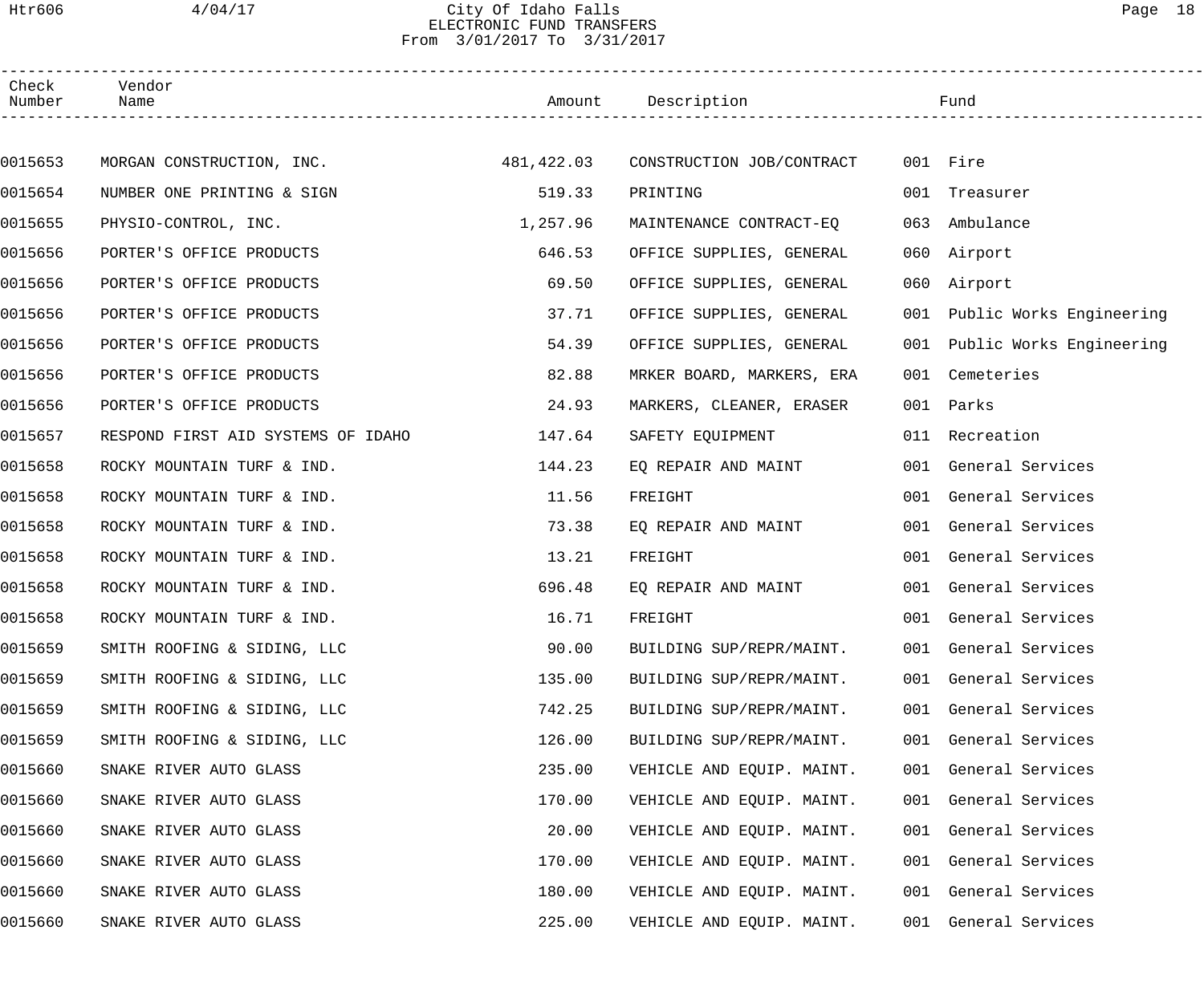City Of Idaho Falls
ELECTRONIC FUND TRANSFERS
From 3/01/2017 To 3/31/2017

| Check Number | Vendor Name | Amount | Description | Fund |
|---|---|---|---|---|
| 0015653 | MORGAN CONSTRUCTION, INC. | 481,422.03 | CONSTRUCTION JOB/CONTRACT | 001 Fire |
| 0015654 | NUMBER ONE PRINTING & SIGN | 519.33 | PRINTING | 001 Treasurer |
| 0015655 | PHYSIO-CONTROL, INC. | 1,257.96 | MAINTENANCE CONTRACT-EQ | 063 Ambulance |
| 0015656 | PORTER'S OFFICE PRODUCTS | 646.53 | OFFICE SUPPLIES, GENERAL | 060 Airport |
| 0015656 | PORTER'S OFFICE PRODUCTS | 69.50 | OFFICE SUPPLIES, GENERAL | 060 Airport |
| 0015656 | PORTER'S OFFICE PRODUCTS | 37.71 | OFFICE SUPPLIES, GENERAL | 001 Public Works Engineering |
| 0015656 | PORTER'S OFFICE PRODUCTS | 54.39 | OFFICE SUPPLIES, GENERAL | 001 Public Works Engineering |
| 0015656 | PORTER'S OFFICE PRODUCTS | 82.88 | MRKER BOARD, MARKERS, ERA | 001 Cemeteries |
| 0015656 | PORTER'S OFFICE PRODUCTS | 24.93 | MARKERS, CLEANER, ERASER | 001 Parks |
| 0015657 | RESPOND FIRST AID SYSTEMS OF IDAHO | 147.64 | SAFETY EQUIPMENT | 011 Recreation |
| 0015658 | ROCKY MOUNTAIN TURF & IND. | 144.23 | EQ REPAIR AND MAINT | 001 General Services |
| 0015658 | ROCKY MOUNTAIN TURF & IND. | 11.56 | FREIGHT | 001 General Services |
| 0015658 | ROCKY MOUNTAIN TURF & IND. | 73.38 | EQ REPAIR AND MAINT | 001 General Services |
| 0015658 | ROCKY MOUNTAIN TURF & IND. | 13.21 | FREIGHT | 001 General Services |
| 0015658 | ROCKY MOUNTAIN TURF & IND. | 696.48 | EQ REPAIR AND MAINT | 001 General Services |
| 0015658 | ROCKY MOUNTAIN TURF & IND. | 16.71 | FREIGHT | 001 General Services |
| 0015659 | SMITH ROOFING & SIDING, LLC | 90.00 | BUILDING SUP/REPR/MAINT. | 001 General Services |
| 0015659 | SMITH ROOFING & SIDING, LLC | 135.00 | BUILDING SUP/REPR/MAINT. | 001 General Services |
| 0015659 | SMITH ROOFING & SIDING, LLC | 742.25 | BUILDING SUP/REPR/MAINT. | 001 General Services |
| 0015659 | SMITH ROOFING & SIDING, LLC | 126.00 | BUILDING SUP/REPR/MAINT. | 001 General Services |
| 0015660 | SNAKE RIVER AUTO GLASS | 235.00 | VEHICLE AND EQUIP. MAINT. | 001 General Services |
| 0015660 | SNAKE RIVER AUTO GLASS | 170.00 | VEHICLE AND EQUIP. MAINT. | 001 General Services |
| 0015660 | SNAKE RIVER AUTO GLASS | 20.00 | VEHICLE AND EQUIP. MAINT. | 001 General Services |
| 0015660 | SNAKE RIVER AUTO GLASS | 170.00 | VEHICLE AND EQUIP. MAINT. | 001 General Services |
| 0015660 | SNAKE RIVER AUTO GLASS | 180.00 | VEHICLE AND EQUIP. MAINT. | 001 General Services |
| 0015660 | SNAKE RIVER AUTO GLASS | 225.00 | VEHICLE AND EQUIP. MAINT. | 001 General Services |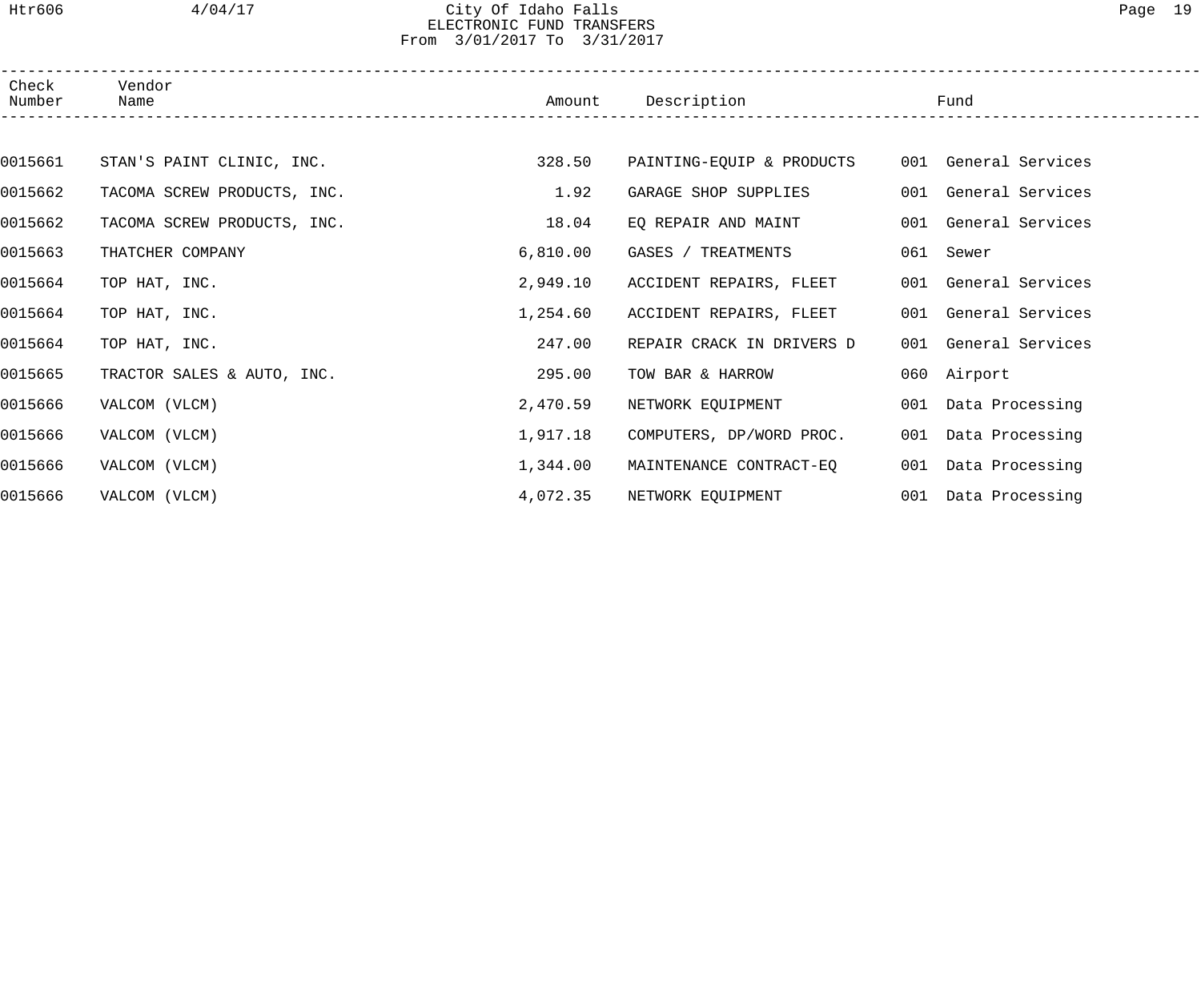City Of Idaho Falls
ELECTRONIC FUND TRANSFERS
From 3/01/2017 To 3/31/2017

| Check Number | Vendor Name | Amount | Description | Fund |
|---|---|---|---|---|
| 0015661 | STAN'S PAINT CLINIC, INC. | 328.50 | PAINTING-EQUIP & PRODUCTS | 001 General Services |
| 0015662 | TACOMA SCREW PRODUCTS, INC. | 1.92 | GARAGE SHOP SUPPLIES | 001 General Services |
| 0015662 | TACOMA SCREW PRODUCTS, INC. | 18.04 | EQ REPAIR AND MAINT | 001 General Services |
| 0015663 | THATCHER COMPANY | 6,810.00 | GASES / TREATMENTS | 061 Sewer |
| 0015664 | TOP HAT, INC. | 2,949.10 | ACCIDENT REPAIRS, FLEET | 001 General Services |
| 0015664 | TOP HAT, INC. | 1,254.60 | ACCIDENT REPAIRS, FLEET | 001 General Services |
| 0015664 | TOP HAT, INC. | 247.00 | REPAIR CRACK IN DRIVERS D | 001 General Services |
| 0015665 | TRACTOR SALES & AUTO, INC. | 295.00 | TOW BAR & HARROW | 060 Airport |
| 0015666 | VALCOM (VLCM) | 2,470.59 | NETWORK EQUIPMENT | 001 Data Processing |
| 0015666 | VALCOM (VLCM) | 1,917.18 | COMPUTERS, DP/WORD PROC. | 001 Data Processing |
| 0015666 | VALCOM (VLCM) | 1,344.00 | MAINTENANCE CONTRACT-EQ | 001 Data Processing |
| 0015666 | VALCOM (VLCM) | 4,072.35 | NETWORK EQUIPMENT | 001 Data Processing |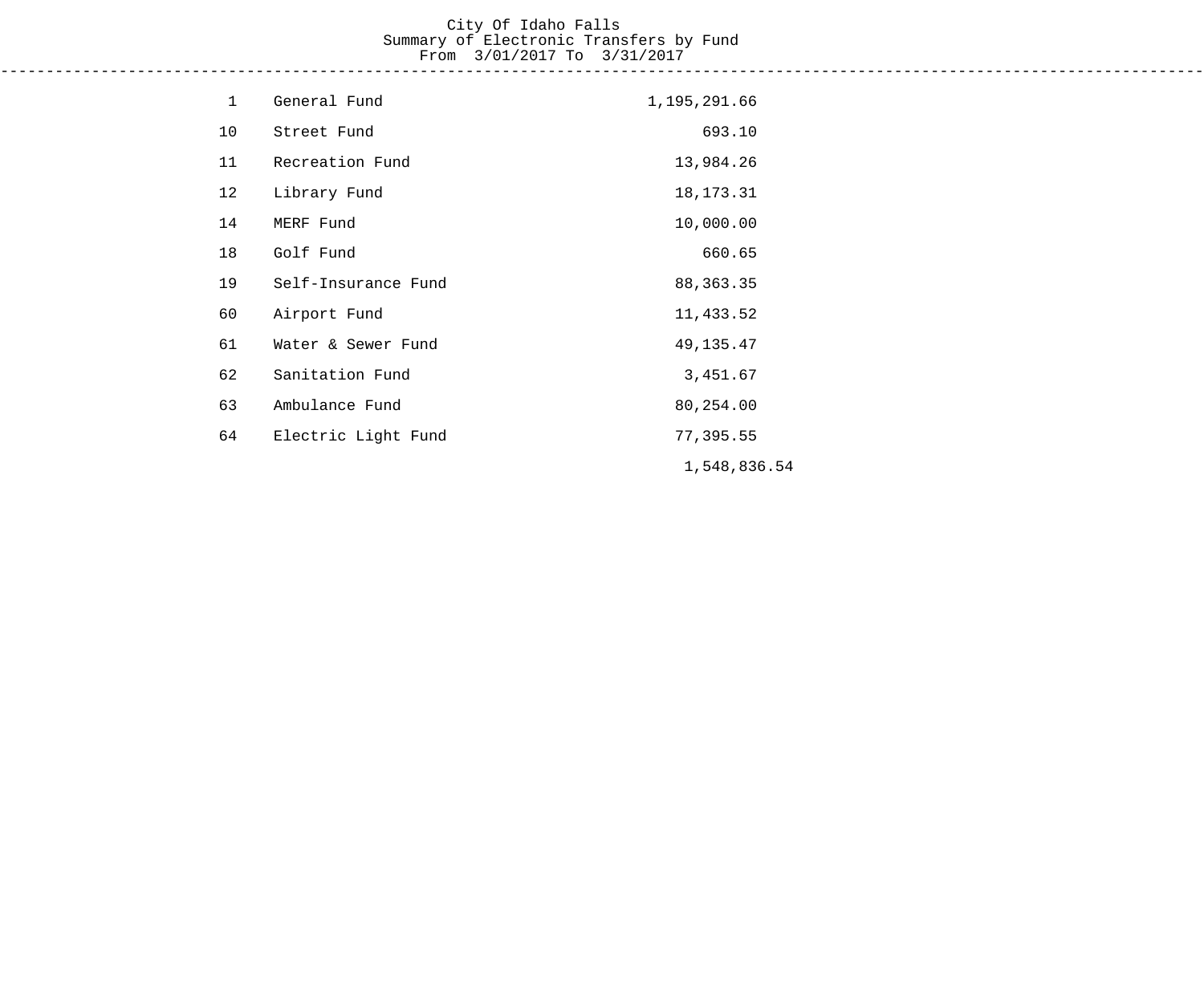City Of Idaho Falls
Summary of Electronic Transfers by Fund
From 3/01/2017 To 3/31/2017

| Fund | Fund Name | Amount |
|---|---|---|
| 1 | General Fund | 1,195,291.66 |
| 10 | Street Fund | 693.10 |
| 11 | Recreation Fund | 13,984.26 |
| 12 | Library Fund | 18,173.31 |
| 14 | MERF Fund | 10,000.00 |
| 18 | Golf Fund | 660.65 |
| 19 | Self-Insurance Fund | 88,363.35 |
| 60 | Airport Fund | 11,433.52 |
| 61 | Water & Sewer Fund | 49,135.47 |
| 62 | Sanitation Fund | 3,451.67 |
| 63 | Ambulance Fund | 80,254.00 |
| 64 | Electric Light Fund | 77,395.55 |
| | | 1,548,836.54 |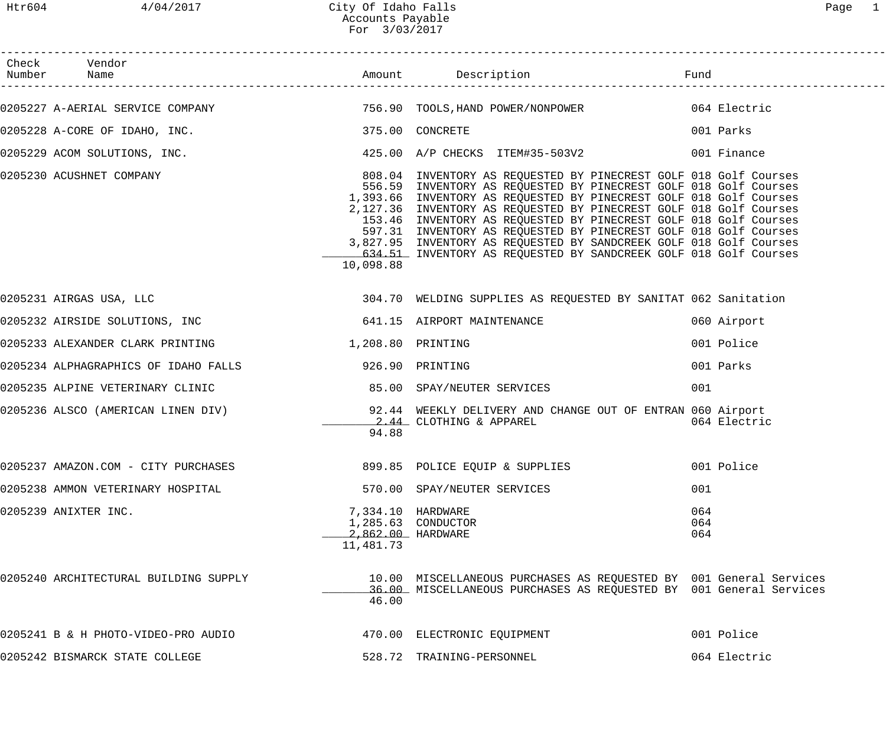# City Of Idaho Falls
## Accounts Payable
### For 3/03/2017

| Check Number | Vendor Name | Amount | Description | Fund |
|---|---|---|---|---|
| 0205227 | A-AERIAL SERVICE COMPANY | 756.90 | TOOLS,HAND POWER/NONPOWER | 064 Electric |
| 0205228 | A-CORE OF IDAHO, INC. | 375.00 | CONCRETE | 001 Parks |
| 0205229 | ACOM SOLUTIONS, INC. | 425.00 | A/P CHECKS ITEM#35-503V2 | 001 Finance |
| 0205230 | ACUSHNET COMPANY | 808.04 | INVENTORY AS REQUESTED BY PINECREST GOLF | 018 Golf Courses |
| | | 556.59 | INVENTORY AS REQUESTED BY PINECREST GOLF | 018 Golf Courses |
| | | 1,393.66 | INVENTORY AS REQUESTED BY PINECREST GOLF | 018 Golf Courses |
| | | 2,127.36 | INVENTORY AS REQUESTED BY PINECREST GOLF | 018 Golf Courses |
| | | 153.46 | INVENTORY AS REQUESTED BY PINECREST GOLF | 018 Golf Courses |
| | | 597.31 | INVENTORY AS REQUESTED BY PINECREST GOLF | 018 Golf Courses |
| | | 3,827.95 | INVENTORY AS REQUESTED BY SANDCREEK GOLF | 018 Golf Courses |
| | | 634.51 | INVENTORY AS REQUESTED BY SANDCREEK GOLF | 018 Golf Courses |
| | | 10,098.88 | | |
| 0205231 | AIRGAS USA, LLC | 304.70 | WELDING SUPPLIES AS REQUESTED BY SANITAT | 062 Sanitation |
| 0205232 | AIRSIDE SOLUTIONS, INC | 641.15 | AIRPORT MAINTENANCE | 060 Airport |
| 0205233 | ALEXANDER CLARK PRINTING | 1,208.80 | PRINTING | 001 Police |
| 0205234 | ALPHAGRAPHICS OF IDAHO FALLS | 926.90 | PRINTING | 001 Parks |
| 0205235 | ALPINE VETERINARY CLINIC | 85.00 | SPAY/NEUTER SERVICES | 001 |
| 0205236 | ALSCO (AMERICAN LINEN DIV) | 92.44 | WEEKLY DELIVERY AND CHANGE OUT OF ENTRAN | 060 Airport |
| | | 2.44 | CLOTHING & APPAREL | 064 Electric |
| | | 94.88 | | |
| 0205237 | AMAZON.COM - CITY PURCHASES | 899.85 | POLICE EQUIP & SUPPLIES | 001 Police |
| 0205238 | AMMON VETERINARY HOSPITAL | 570.00 | SPAY/NEUTER SERVICES | 001 |
| 0205239 | ANIXTER INC. | 7,334.10 | HARDWARE | 064 |
| | | 1,285.63 | CONDUCTOR | 064 |
| | | 2,862.00 | HARDWARE | 064 |
| | | 11,481.73 | | |
| 0205240 | ARCHITECTURAL BUILDING SUPPLY | 10.00 | MISCELLANEOUS PURCHASES AS REQUESTED BY | 001 General Services |
| | | 36.00 | MISCELLANEOUS PURCHASES AS REQUESTED BY | 001 General Services |
| | | 46.00 | | |
| 0205241 | B & H PHOTO-VIDEO-PRO AUDIO | 470.00 | ELECTRONIC EQUIPMENT | 001 Police |
| 0205242 | BISMARCK STATE COLLEGE | 528.72 | TRAINING-PERSONNEL | 064 Electric |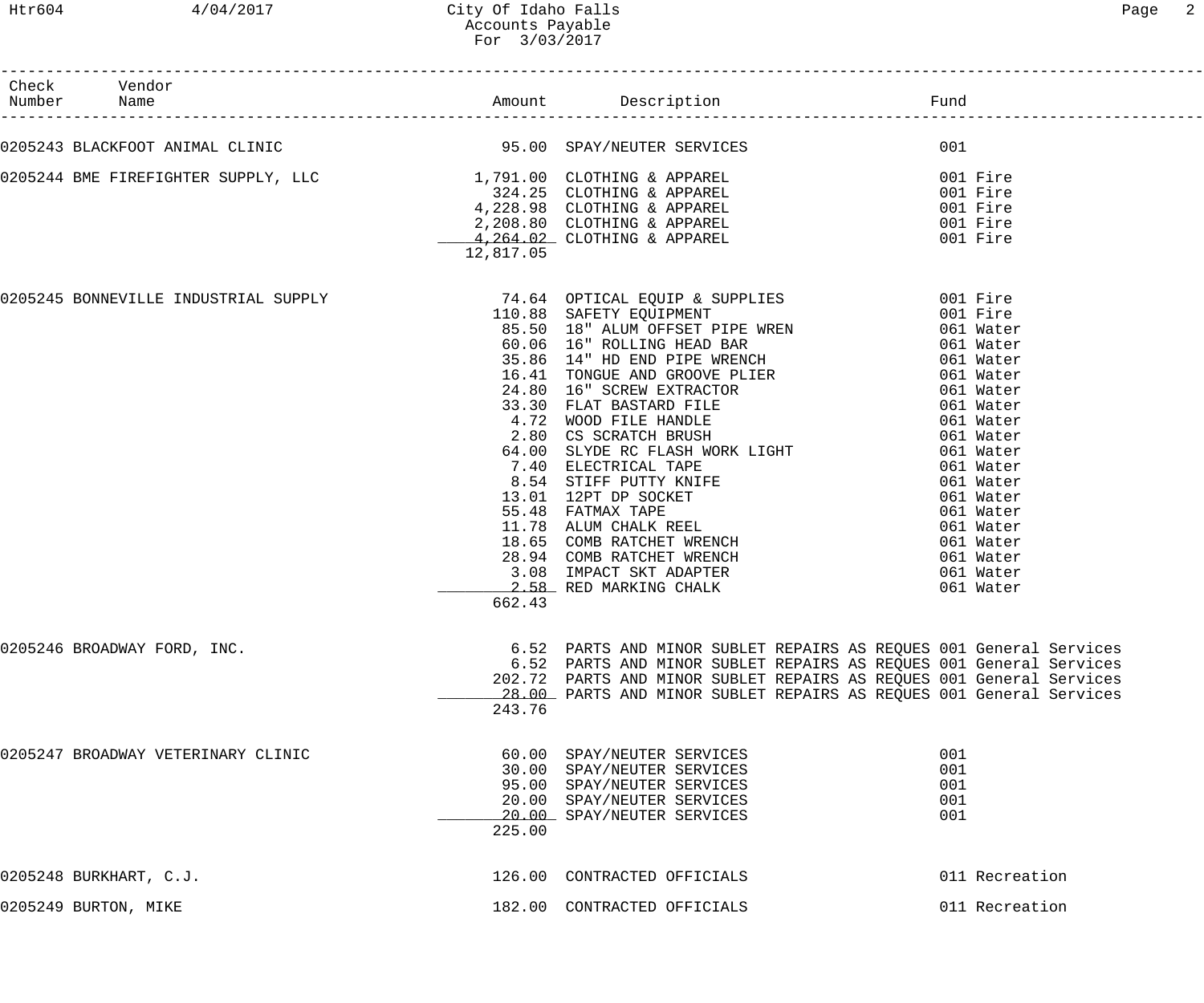| Check Number | Vendor Name | Amount | Description | Fund |
|---|---|---|---|---|
| 0205243 | BLACKFOOT ANIMAL CLINIC | 95.00 | SPAY/NEUTER SERVICES | 001 |
| 0205244 | BME FIREFIGHTER SUPPLY, LLC | 1,791.00 | CLOTHING & APPAREL | 001 Fire |
| | | 324.25 | CLOTHING & APPAREL | 001 Fire |
| | | 4,228.98 | CLOTHING & APPAREL | 001 Fire |
| | | 2,208.80 | CLOTHING & APPAREL | 001 Fire |
| | | 4,264.02 | CLOTHING & APPAREL | 001 Fire |
| | | 12,817.05 | | |
| 0205245 | BONNEVILLE INDUSTRIAL SUPPLY | 74.64 | OPTICAL EQUIP & SUPPLIES | 001 Fire |
| | | 110.88 | SAFETY EQUIPMENT | 001 Fire |
| | | 85.50 | 18" ALUM OFFSET PIPE WREN | 061 Water |
| | | 60.06 | 16" ROLLING HEAD BAR | 061 Water |
| | | 35.86 | 14" HD END PIPE WRENCH | 061 Water |
| | | 16.41 | TONGUE AND GROOVE PLIER | 061 Water |
| | | 24.80 | 16" SCREW EXTRACTOR | 061 Water |
| | | 33.30 | FLAT BASTARD FILE | 061 Water |
| | | 4.72 | WOOD FILE HANDLE | 061 Water |
| | | 2.80 | CS SCRATCH BRUSH | 061 Water |
| | | 64.00 | SLYDE RC FLASH WORK LIGHT | 061 Water |
| | | 7.40 | ELECTRICAL TAPE | 061 Water |
| | | 8.54 | STIFF PUTTY KNIFE | 061 Water |
| | | 13.01 | 12PT DP SOCKET | 061 Water |
| | | 55.48 | FATMAX TAPE | 061 Water |
| | | 11.78 | ALUM CHALK REEL | 061 Water |
| | | 18.65 | COMB RATCHET WRENCH | 061 Water |
| | | 28.94 | COMB RATCHET WRENCH | 061 Water |
| | | 3.08 | IMPACT SKT ADAPTER | 061 Water |
| | | 2.58 | RED MARKING CHALK | 061 Water |
| | | 662.43 | | |
| 0205246 | BROADWAY FORD, INC. | 6.52 | PARTS AND MINOR SUBLET REPAIRS AS REQUES | 001 General Services |
| | | 6.52 | PARTS AND MINOR SUBLET REPAIRS AS REQUES | 001 General Services |
| | | 202.72 | PARTS AND MINOR SUBLET REPAIRS AS REQUES | 001 General Services |
| | | 28.00 | PARTS AND MINOR SUBLET REPAIRS AS REQUES | 001 General Services |
| | | 243.76 | | |
| 0205247 | BROADWAY VETERINARY CLINIC | 60.00 | SPAY/NEUTER SERVICES | 001 |
| | | 30.00 | SPAY/NEUTER SERVICES | 001 |
| | | 95.00 | SPAY/NEUTER SERVICES | 001 |
| | | 20.00 | SPAY/NEUTER SERVICES | 001 |
| | | 20.00 | SPAY/NEUTER SERVICES | 001 |
| | | 225.00 | | |
| 0205248 | BURKHART, C.J. | 126.00 | CONTRACTED OFFICIALS | 011 Recreation |
| 0205249 | BURTON, MIKE | 182.00 | CONTRACTED OFFICIALS | 011 Recreation |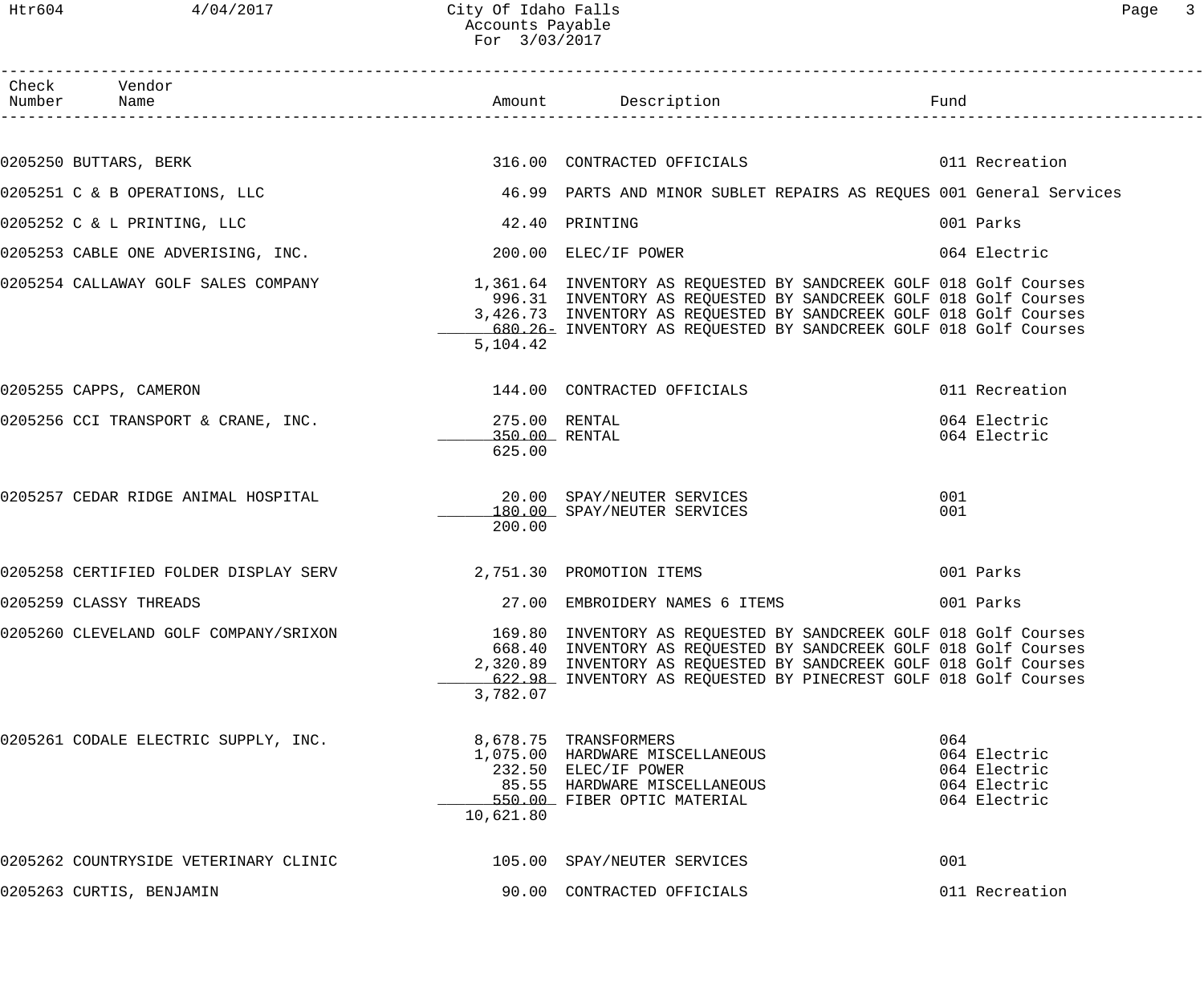# City Of Idaho Falls
## Accounts Payable
### For 3/03/2017

| Check Number | Vendor Name | Amount | Description | Fund |
|---|---|---|---|---|
| 0205250 | BUTTARS, BERK | 316.00 | CONTRACTED OFFICIALS | 011 Recreation |
| 0205251 | C & B OPERATIONS, LLC | 46.99 | PARTS AND MINOR SUBLET REPAIRS AS REQUES | 001 General Services |
| 0205252 | C & L PRINTING, LLC | 42.40 | PRINTING | 001 Parks |
| 0205253 | CABLE ONE ADVERISING, INC. | 200.00 | ELEC/IF POWER | 064 Electric |
| 0205254 | CALLAWAY GOLF SALES COMPANY | 1,361.64 | INVENTORY AS REQUESTED BY SANDCREEK GOLF | 018 Golf Courses |
| | | 996.31 | INVENTORY AS REQUESTED BY SANDCREEK GOLF | 018 Golf Courses |
| | | 3,426.73 | INVENTORY AS REQUESTED BY SANDCREEK GOLF | 018 Golf Courses |
| | | 680.26- | INVENTORY AS REQUESTED BY SANDCREEK GOLF | 018 Golf Courses |
| | | 5,104.42 | | |
| 0205255 | CAPPS, CAMERON | 144.00 | CONTRACTED OFFICIALS | 011 Recreation |
| 0205256 | CCI TRANSPORT & CRANE, INC. | 275.00 | RENTAL | 064 Electric |
| | | 350.00 | RENTAL | 064 Electric |
| | | 625.00 | | |
| 0205257 | CEDAR RIDGE ANIMAL HOSPITAL | 20.00 | SPAY/NEUTER SERVICES | 001 |
| | | 180.00 | SPAY/NEUTER SERVICES | 001 |
| | | 200.00 | | |
| 0205258 | CERTIFIED FOLDER DISPLAY SERV | 2,751.30 | PROMOTION ITEMS | 001 Parks |
| 0205259 | CLASSY THREADS | 27.00 | EMBROIDERY NAMES 6 ITEMS | 001 Parks |
| 0205260 | CLEVELAND GOLF COMPANY/SRIXON | 169.80 | INVENTORY AS REQUESTED BY SANDCREEK GOLF | 018 Golf Courses |
| | | 668.40 | INVENTORY AS REQUESTED BY SANDCREEK GOLF | 018 Golf Courses |
| | | 2,320.89 | INVENTORY AS REQUESTED BY SANDCREEK GOLF | 018 Golf Courses |
| | | 622.98 | INVENTORY AS REQUESTED BY PINECREST GOLF | 018 Golf Courses |
| | | 3,782.07 | | |
| 0205261 | CODALE ELECTRIC SUPPLY, INC. | 8,678.75 | TRANSFORMERS | 064 |
| | | 1,075.00 | HARDWARE MISCELLANEOUS | 064 Electric |
| | | 232.50 | ELEC/IF POWER | 064 Electric |
| | | 85.55 | HARDWARE MISCELLANEOUS | 064 Electric |
| | | 550.00 | FIBER OPTIC MATERIAL | 064 Electric |
| | | 10,621.80 | | |
| 0205262 | COUNTRYSIDE VETERINARY CLINIC | 105.00 | SPAY/NEUTER SERVICES | 001 |
| 0205263 | CURTIS, BENJAMIN | 90.00 | CONTRACTED OFFICIALS | 011 Recreation |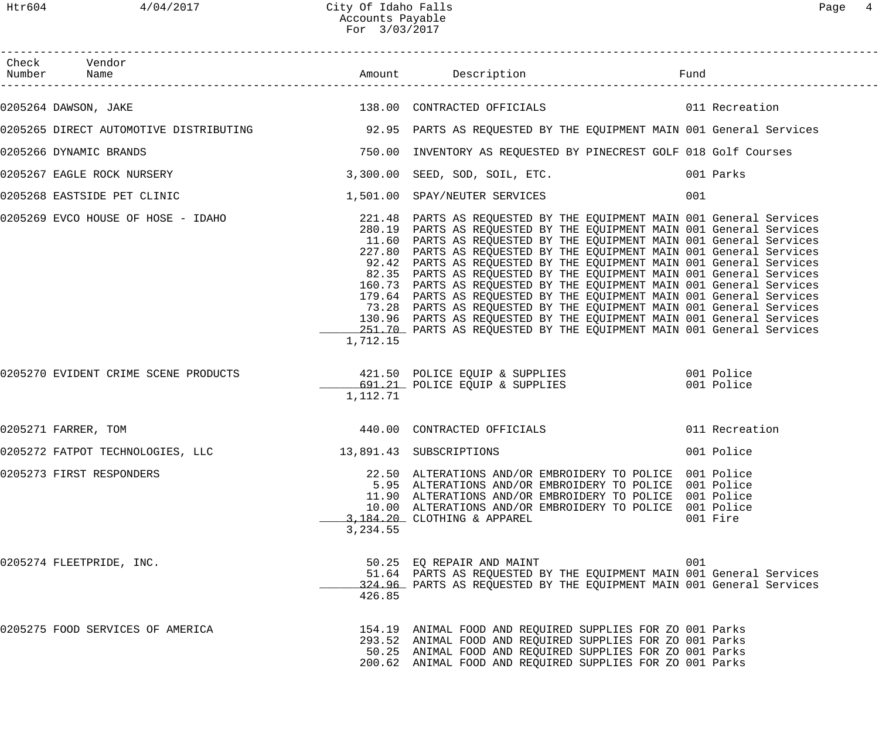| Check Number | Vendor Name | Amount | Description | Fund |
|---|---|---|---|---|
| 0205264 | DAWSON, JAKE | 138.00 | CONTRACTED OFFICIALS | 011 Recreation |
| 0205265 | DIRECT AUTOMOTIVE DISTRIBUTING | 92.95 | PARTS AS REQUESTED BY THE EQUIPMENT MAIN | 001 General Services |
| 0205266 | DYNAMIC BRANDS | 750.00 | INVENTORY AS REQUESTED BY PINECREST GOLF | 018 Golf Courses |
| 0205267 | EAGLE ROCK NURSERY | 3,300.00 | SEED, SOD, SOIL, ETC. | 001 Parks |
| 0205268 | EASTSIDE PET CLINIC | 1,501.00 | SPAY/NEUTER SERVICES | 001 |
| 0205269 | EVCO HOUSE OF HOSE - IDAHO | 221.48 | PARTS AS REQUESTED BY THE EQUIPMENT MAIN | 001 General Services |
| | | 280.19 | PARTS AS REQUESTED BY THE EQUIPMENT MAIN | 001 General Services |
| | | 11.60 | PARTS AS REQUESTED BY THE EQUIPMENT MAIN | 001 General Services |
| | | 227.80 | PARTS AS REQUESTED BY THE EQUIPMENT MAIN | 001 General Services |
| | | 92.42 | PARTS AS REQUESTED BY THE EQUIPMENT MAIN | 001 General Services |
| | | 82.35 | PARTS AS REQUESTED BY THE EQUIPMENT MAIN | 001 General Services |
| | | 160.73 | PARTS AS REQUESTED BY THE EQUIPMENT MAIN | 001 General Services |
| | | 179.64 | PARTS AS REQUESTED BY THE EQUIPMENT MAIN | 001 General Services |
| | | 73.28 | PARTS AS REQUESTED BY THE EQUIPMENT MAIN | 001 General Services |
| | | 130.96 | PARTS AS REQUESTED BY THE EQUIPMENT MAIN | 001 General Services |
| | | 251.70 | PARTS AS REQUESTED BY THE EQUIPMENT MAIN | 001 General Services |
| | | 1,712.15 | | |
| 0205270 | EVIDENT CRIME SCENE PRODUCTS | 421.50 | POLICE EQUIP & SUPPLIES | 001 Police |
| | | 691.21 | POLICE EQUIP & SUPPLIES | 001 Police |
| | | 1,112.71 | | |
| 0205271 | FARRER, TOM | 440.00 | CONTRACTED OFFICIALS | 011 Recreation |
| 0205272 | FATPOT TECHNOLOGIES, LLC | 13,891.43 | SUBSCRIPTIONS | 001 Police |
| 0205273 | FIRST RESPONDERS | 22.50 | ALTERATIONS AND/OR EMBROIDERY TO POLICE | 001 Police |
| | | 5.95 | ALTERATIONS AND/OR EMBROIDERY TO POLICE | 001 Police |
| | | 11.90 | ALTERATIONS AND/OR EMBROIDERY TO POLICE | 001 Police |
| | | 10.00 | ALTERATIONS AND/OR EMBROIDERY TO POLICE | 001 Police |
| | | 3,184.20 | CLOTHING & APPAREL | 001 Fire |
| | | 3,234.55 | | |
| 0205274 | FLEETPRIDE, INC. | 50.25 | EQ REPAIR AND MAINT | 001 |
| | | 51.64 | PARTS AS REQUESTED BY THE EQUIPMENT MAIN | 001 General Services |
| | | 324.96 | PARTS AS REQUESTED BY THE EQUIPMENT MAIN | 001 General Services |
| | | 426.85 | | |
| 0205275 | FOOD SERVICES OF AMERICA | 154.19 | ANIMAL FOOD AND REQUIRED SUPPLIES FOR ZO | 001 Parks |
| | | 293.52 | ANIMAL FOOD AND REQUIRED SUPPLIES FOR ZO | 001 Parks |
| | | 50.25 | ANIMAL FOOD AND REQUIRED SUPPLIES FOR ZO | 001 Parks |
| | | 200.62 | ANIMAL FOOD AND REQUIRED SUPPLIES FOR ZO | 001 Parks |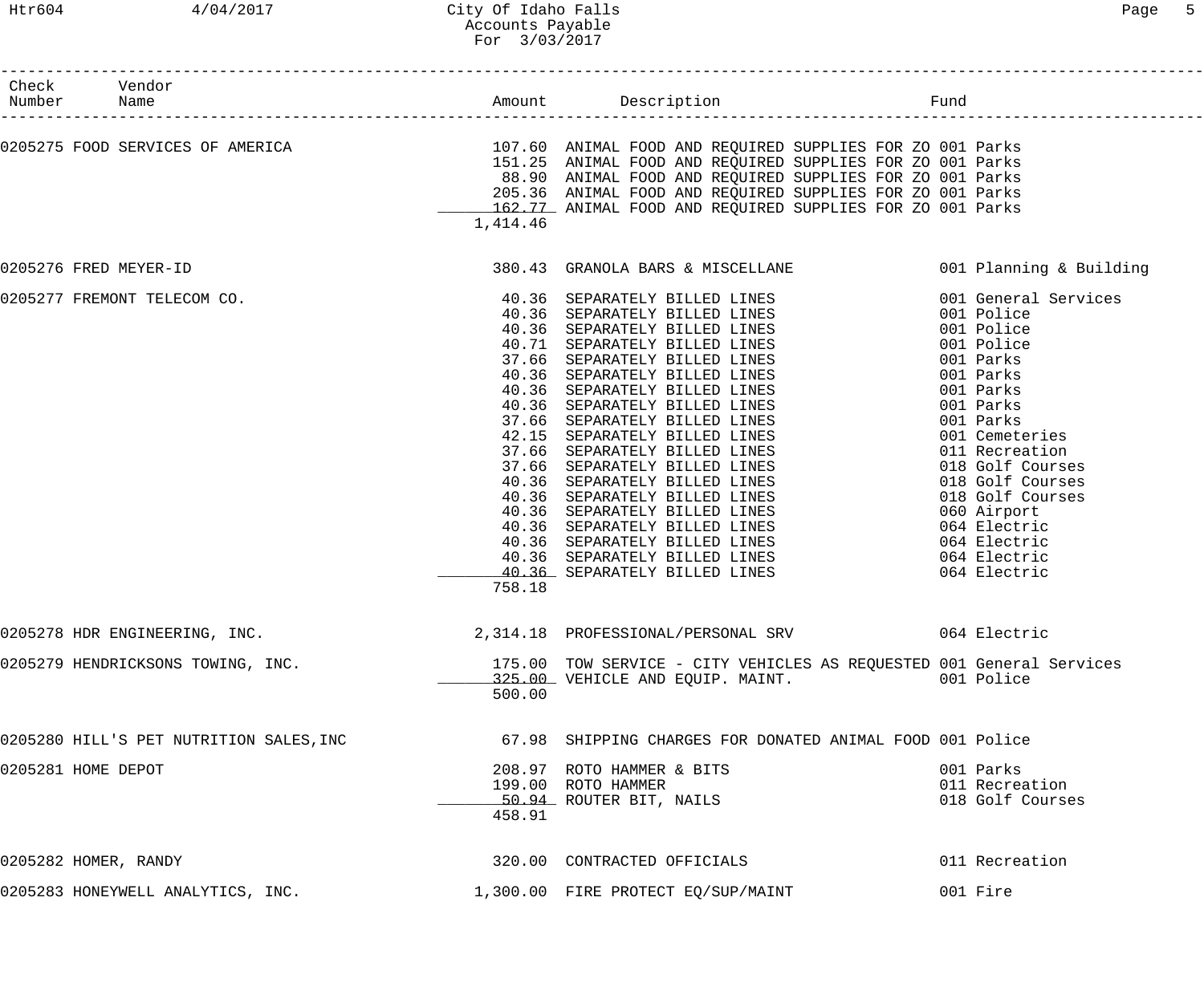City Of Idaho Falls
Accounts Payable
For 3/03/2017

| Check Number | Vendor Name | Amount | Description | Fund |
|---|---|---|---|---|
| 0205275 | FOOD SERVICES OF AMERICA | 107.60 | ANIMAL FOOD AND REQUIRED SUPPLIES FOR ZO | 001 Parks |
| | | 151.25 | ANIMAL FOOD AND REQUIRED SUPPLIES FOR ZO | 001 Parks |
| | | 88.90 | ANIMAL FOOD AND REQUIRED SUPPLIES FOR ZO | 001 Parks |
| | | 205.36 | ANIMAL FOOD AND REQUIRED SUPPLIES FOR ZO | 001 Parks |
| | | 162.77 | ANIMAL FOOD AND REQUIRED SUPPLIES FOR ZO | 001 Parks |
| | | 1,414.46 | | |
| 0205276 | FRED MEYER-ID | 380.43 | GRANOLA BARS & MISCELLANE | 001 Planning & Building |
| 0205277 | FREMONT TELECOM CO. | 40.36 | SEPARATELY BILLED LINES | 001 General Services |
| | | 40.36 | SEPARATELY BILLED LINES | 001 Police |
| | | 40.36 | SEPARATELY BILLED LINES | 001 Police |
| | | 40.71 | SEPARATELY BILLED LINES | 001 Police |
| | | 37.66 | SEPARATELY BILLED LINES | 001 Parks |
| | | 40.36 | SEPARATELY BILLED LINES | 001 Parks |
| | | 40.36 | SEPARATELY BILLED LINES | 001 Parks |
| | | 40.36 | SEPARATELY BILLED LINES | 001 Parks |
| | | 37.66 | SEPARATELY BILLED LINES | 001 Parks |
| | | 42.15 | SEPARATELY BILLED LINES | 001 Cemeteries |
| | | 37.66 | SEPARATELY BILLED LINES | 011 Recreation |
| | | 37.66 | SEPARATELY BILLED LINES | 018 Golf Courses |
| | | 40.36 | SEPARATELY BILLED LINES | 018 Golf Courses |
| | | 40.36 | SEPARATELY BILLED LINES | 018 Golf Courses |
| | | 40.36 | SEPARATELY BILLED LINES | 060 Airport |
| | | 40.36 | SEPARATELY BILLED LINES | 064 Electric |
| | | 40.36 | SEPARATELY BILLED LINES | 064 Electric |
| | | 40.36 | SEPARATELY BILLED LINES | 064 Electric |
| | | 40.36 | SEPARATELY BILLED LINES | 064 Electric |
| | | 758.18 | | |
| 0205278 | HDR ENGINEERING, INC. | 2,314.18 | PROFESSIONAL/PERSONAL SRV | 064 Electric |
| 0205279 | HENDRICKSONS TOWING, INC. | 175.00 | TOW SERVICE - CITY VEHICLES AS REQUESTED | 001 General Services |
| | | 325.00 | VEHICLE AND EQUIP. MAINT. | 001 Police |
| | | 500.00 | | |
| 0205280 | HILL'S PET NUTRITION SALES,INC | 67.98 | SHIPPING CHARGES FOR DONATED ANIMAL FOOD | 001 Police |
| 0205281 | HOME DEPOT | 208.97 | ROTO HAMMER & BITS | 001 Parks |
| | | 199.00 | ROTO HAMMER | 011 Recreation |
| | | 50.94 | ROUTER BIT, NAILS | 018 Golf Courses |
| | | 458.91 | | |
| 0205282 | HOMER, RANDY | 320.00 | CONTRACTED OFFICIALS | 011 Recreation |
| 0205283 | HONEYWELL ANALYTICS, INC. | 1,300.00 | FIRE PROTECT EQ/SUP/MAINT | 001 Fire |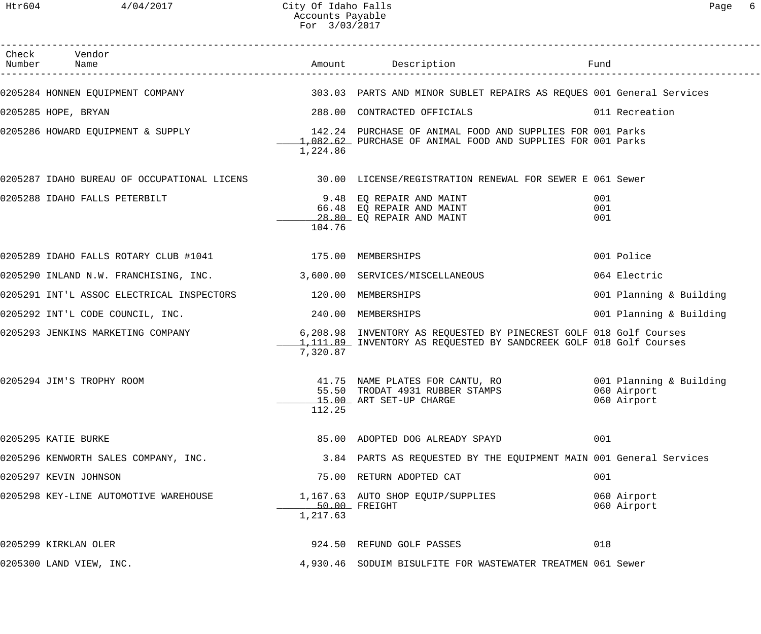# City Of Idaho Falls
## Accounts Payable
### For 3/03/2017

| Check Number | Vendor Name | Amount | Description | Fund |
|---|---|---|---|---|
| 0205284 | HONNEN EQUIPMENT COMPANY | 303.03 | PARTS AND MINOR SUBLET REPAIRS AS REQUES | 001 General Services |
| 0205285 | HOPE, BRYAN | 288.00 | CONTRACTED OFFICIALS | 011 Recreation |
| 0205286 | HOWARD EQUIPMENT & SUPPLY | 142.24 | PURCHASE OF ANIMAL FOOD AND SUPPLIES FOR | 001 Parks |
| | | 1,082.62 | PURCHASE OF ANIMAL FOOD AND SUPPLIES FOR | 001 Parks |
| | | 1,224.86 | | |
| 0205287 | IDAHO BUREAU OF OCCUPATIONAL LICENS | 30.00 | LICENSE/REGISTRATION RENEWAL FOR SEWER E | 061 Sewer |
| 0205288 | IDAHO FALLS PETERBILT | 9.48 | EQ REPAIR AND MAINT | 001 |
| | | 66.48 | EQ REPAIR AND MAINT | 001 |
| | | 28.80 | EQ REPAIR AND MAINT | 001 |
| | | 104.76 | | |
| 0205289 | IDAHO FALLS ROTARY CLUB #1041 | 175.00 | MEMBERSHIPS | 001 Police |
| 0205290 | INLAND N.W. FRANCHISING, INC. | 3,600.00 | SERVICES/MISCELLANEOUS | 064 Electric |
| 0205291 | INT'L ASSOC ELECTRICAL INSPECTORS | 120.00 | MEMBERSHIPS | 001 Planning & Building |
| 0205292 | INT'L CODE COUNCIL, INC. | 240.00 | MEMBERSHIPS | 001 Planning & Building |
| 0205293 | JENKINS MARKETING COMPANY | 6,208.98 | INVENTORY AS REQUESTED BY PINECREST GOLF | 018 Golf Courses |
| | | 1,111.89 | INVENTORY AS REQUESTED BY SANDCREEK GOLF | 018 Golf Courses |
| | | 7,320.87 | | |
| 0205294 | JIM'S TROPHY ROOM | 41.75 | NAME PLATES FOR CANTU, RO | 001 Planning & Building |
| | | 55.50 | TRODAT 4931 RUBBER STAMPS | 060 Airport |
| | | 15.00 | ART SET-UP CHARGE | 060 Airport |
| | | 112.25 | | |
| 0205295 | KATIE BURKE | 85.00 | ADOPTED DOG ALREADY SPAYD | 001 |
| 0205296 | KENWORTH SALES COMPANY, INC. | 3.84 | PARTS AS REQUESTED BY THE EQUIPMENT MAIN | 001 General Services |
| 0205297 | KEVIN JOHNSON | 75.00 | RETURN ADOPTED CAT | 001 |
| 0205298 | KEY-LINE AUTOMOTIVE WAREHOUSE | 1,167.63 | AUTO SHOP EQUIP/SUPPLIES | 060 Airport |
| | | 50.00 | FREIGHT | 060 Airport |
| | | 1,217.63 | | |
| 0205299 | KIRKLAN OLER | 924.50 | REFUND GOLF PASSES | 018 |
| 0205300 | LAND VIEW, INC. | 4,930.46 | SODUIM BISULFITE FOR WASTEWATER TREATMEN | 061 Sewer |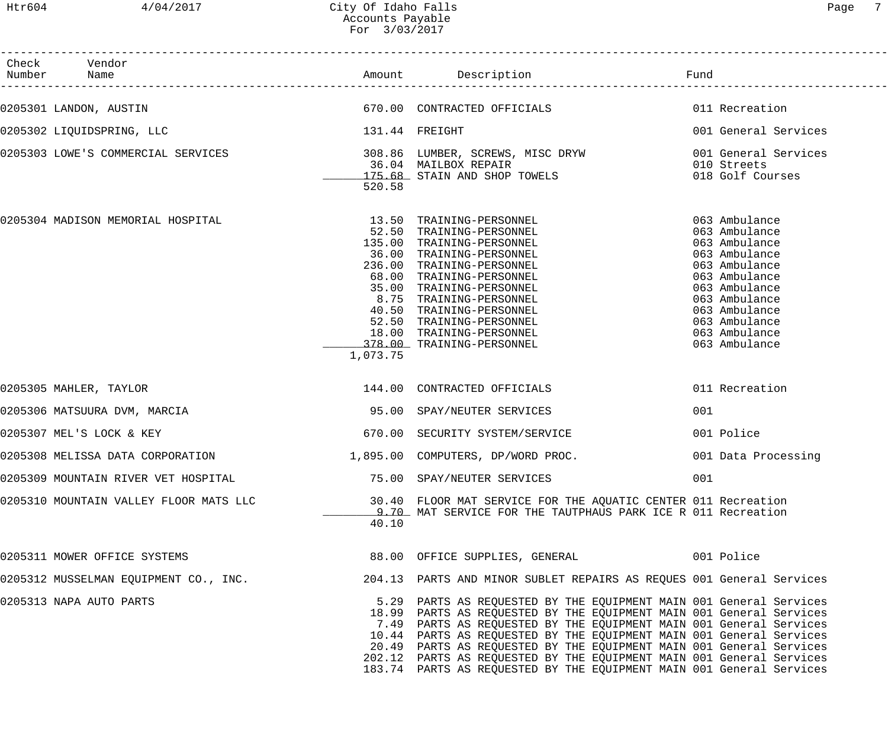# City Of Idaho Falls
## Accounts Payable
### For 3/03/2017

| Check Number | Vendor Name | Amount | Description | Fund |
|---|---|---|---|---|
| 0205301 | LANDON, AUSTIN | 670.00 | CONTRACTED OFFICIALS | 011 Recreation |
| 0205302 | LIQUIDSPRING, LLC | 131.44 | FREIGHT | 001 General Services |
| 0205303 | LOWE'S COMMERCIAL SERVICES | 308.86 | LUMBER, SCREWS, MISC DRYW | 001 General Services |
| | | 36.04 | MAILBOX REPAIR | 010 Streets |
| | | 175.68 | STAIN AND SHOP TOWELS | 018 Golf Courses |
| | | 520.58 | | |
| 0205304 | MADISON MEMORIAL HOSPITAL | 13.50 | TRAINING-PERSONNEL | 063 Ambulance |
| | | 52.50 | TRAINING-PERSONNEL | 063 Ambulance |
| | | 135.00 | TRAINING-PERSONNEL | 063 Ambulance |
| | | 36.00 | TRAINING-PERSONNEL | 063 Ambulance |
| | | 236.00 | TRAINING-PERSONNEL | 063 Ambulance |
| | | 68.00 | TRAINING-PERSONNEL | 063 Ambulance |
| | | 35.00 | TRAINING-PERSONNEL | 063 Ambulance |
| | | 8.75 | TRAINING-PERSONNEL | 063 Ambulance |
| | | 40.50 | TRAINING-PERSONNEL | 063 Ambulance |
| | | 52.50 | TRAINING-PERSONNEL | 063 Ambulance |
| | | 18.00 | TRAINING-PERSONNEL | 063 Ambulance |
| | | 378.00 | TRAINING-PERSONNEL | 063 Ambulance |
| | | 1,073.75 | | |
| 0205305 | MAHLER, TAYLOR | 144.00 | CONTRACTED OFFICIALS | 011 Recreation |
| 0205306 | MATSUURA DVM, MARCIA | 95.00 | SPAY/NEUTER SERVICES | 001 |
| 0205307 | MEL'S LOCK & KEY | 670.00 | SECURITY SYSTEM/SERVICE | 001 Police |
| 0205308 | MELISSA DATA CORPORATION | 1,895.00 | COMPUTERS, DP/WORD PROC. | 001 Data Processing |
| 0205309 | MOUNTAIN RIVER VET HOSPITAL | 75.00 | SPAY/NEUTER SERVICES | 001 |
| 0205310 | MOUNTAIN VALLEY FLOOR MATS LLC | 30.40 | FLOOR MAT SERVICE FOR THE AQUATIC CENTER | 011 Recreation |
| | | 9.70 | MAT SERVICE FOR THE TAUTPHAUS PARK ICE R | 011 Recreation |
| | | 40.10 | | |
| 0205311 | MOWER OFFICE SYSTEMS | 88.00 | OFFICE SUPPLIES, GENERAL | 001 Police |
| 0205312 | MUSSELMAN EQUIPMENT CO., INC. | 204.13 | PARTS AND MINOR SUBLET REPAIRS AS REQUES | 001 General Services |
| 0205313 | NAPA AUTO PARTS | 5.29 | PARTS AS REQUESTED BY THE EQUIPMENT MAIN | 001 General Services |
| | | 18.99 | PARTS AS REQUESTED BY THE EQUIPMENT MAIN | 001 General Services |
| | | 7.49 | PARTS AS REQUESTED BY THE EQUIPMENT MAIN | 001 General Services |
| | | 10.44 | PARTS AS REQUESTED BY THE EQUIPMENT MAIN | 001 General Services |
| | | 20.49 | PARTS AS REQUESTED BY THE EQUIPMENT MAIN | 001 General Services |
| | | 202.12 | PARTS AS REQUESTED BY THE EQUIPMENT MAIN | 001 General Services |
| | | 183.74 | PARTS AS REQUESTED BY THE EQUIPMENT MAIN | 001 General Services |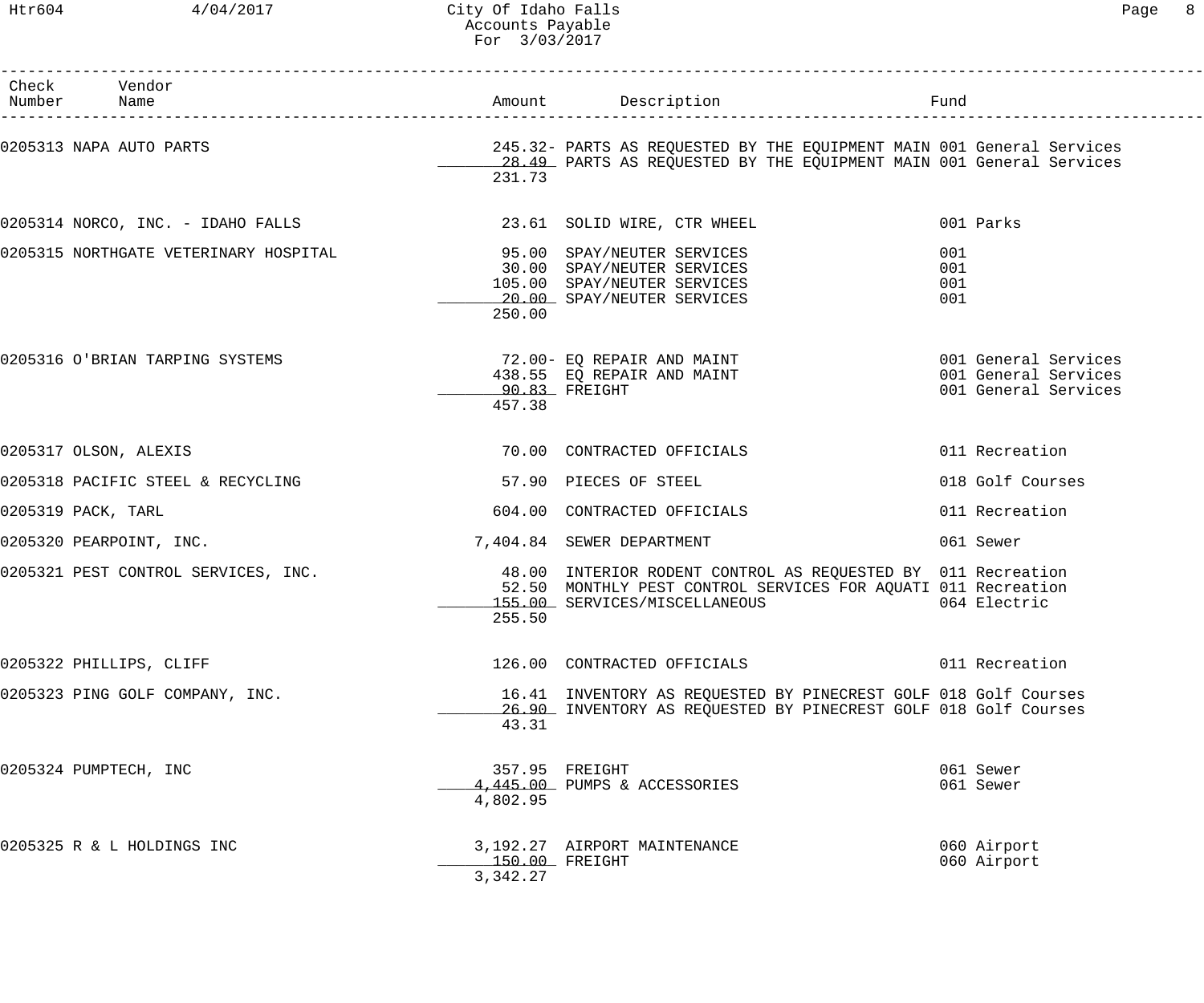City Of Idaho Falls
Accounts Payable
For 3/03/2017

| Check Number | Vendor Name | Amount | Description | Fund |
|---|---|---|---|---|
| 0205313 | NAPA AUTO PARTS | 245.32- | PARTS AS REQUESTED BY THE EQUIPMENT MAIN | 001 General Services |
| | | 28.49 | PARTS AS REQUESTED BY THE EQUIPMENT MAIN | 001 General Services |
| | | 231.73 | | |
| 0205314 | NORCO, INC. - IDAHO FALLS | 23.61 | SOLID WIRE, CTR WHEEL | 001 Parks |
| 0205315 | NORTHGATE VETERINARY HOSPITAL | 95.00 | SPAY/NEUTER SERVICES | 001 |
| | | 30.00 | SPAY/NEUTER SERVICES | 001 |
| | | 105.00 | SPAY/NEUTER SERVICES | 001 |
| | | 20.00 | SPAY/NEUTER SERVICES | 001 |
| | | 250.00 | | |
| 0205316 | O'BRIAN TARPING SYSTEMS | 72.00- | EQ REPAIR AND MAINT | 001 General Services |
| | | 438.55 | EQ REPAIR AND MAINT | 001 General Services |
| | | 90.83 | FREIGHT | 001 General Services |
| | | 457.38 | | |
| 0205317 | OLSON, ALEXIS | 70.00 | CONTRACTED OFFICIALS | 011 Recreation |
| 0205318 | PACIFIC STEEL & RECYCLING | 57.90 | PIECES OF STEEL | 018 Golf Courses |
| 0205319 | PACK, TARL | 604.00 | CONTRACTED OFFICIALS | 011 Recreation |
| 0205320 | PEARPOINT, INC. | 7,404.84 | SEWER DEPARTMENT | 061 Sewer |
| 0205321 | PEST CONTROL SERVICES, INC. | 48.00 | INTERIOR RODENT CONTROL AS REQUESTED BY | 011 Recreation |
| | | 52.50 | MONTHLY PEST CONTROL SERVICES FOR AQUATI | 011 Recreation |
| | | 155.00 | SERVICES/MISCELLANEOUS | 064 Electric |
| | | 255.50 | | |
| 0205322 | PHILLIPS, CLIFF | 126.00 | CONTRACTED OFFICIALS | 011 Recreation |
| 0205323 | PING GOLF COMPANY, INC. | 16.41 | INVENTORY AS REQUESTED BY PINECREST GOLF | 018 Golf Courses |
| | | 26.90 | INVENTORY AS REQUESTED BY PINECREST GOLF | 018 Golf Courses |
| | | 43.31 | | |
| 0205324 | PUMPTECH, INC | 357.95 | FREIGHT | 061 Sewer |
| | | 4,445.00 | PUMPS & ACCESSORIES | 061 Sewer |
| | | 4,802.95 | | |
| 0205325 | R & L HOLDINGS INC | 3,192.27 | AIRPORT MAINTENANCE | 060 Airport |
| | | 150.00 | FREIGHT | 060 Airport |
| | | 3,342.27 | | |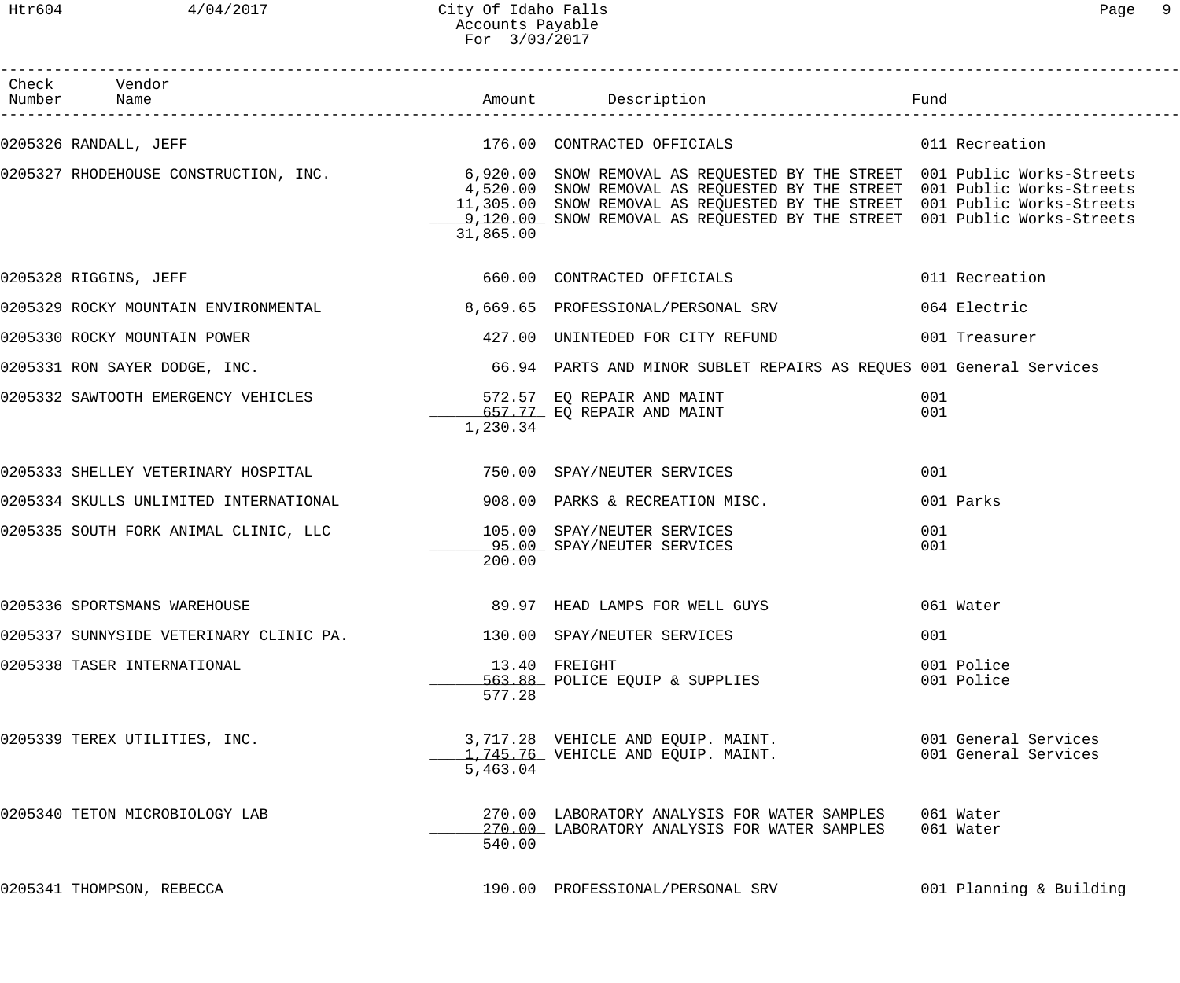# City Of Idaho Falls
## Accounts Payable
### For 3/03/2017

| Check Number | Vendor Name | Amount | Description | Fund |
|---|---|---|---|---|
| 0205326 | RANDALL, JEFF | 176.00 | CONTRACTED OFFICIALS | 011 Recreation |
| 0205327 | RHODEHOUSE CONSTRUCTION, INC. | 6,920.00 | SNOW REMOVAL AS REQUESTED BY THE STREET | 001 Public Works-Streets |
| | | 4,520.00 | SNOW REMOVAL AS REQUESTED BY THE STREET | 001 Public Works-Streets |
| | | 11,305.00 | SNOW REMOVAL AS REQUESTED BY THE STREET | 001 Public Works-Streets |
| | | 9,120.00 | SNOW REMOVAL AS REQUESTED BY THE STREET | 001 Public Works-Streets |
| | | 31,865.00 | | |
| 0205328 | RIGGINS, JEFF | 660.00 | CONTRACTED OFFICIALS | 011 Recreation |
| 0205329 | ROCKY MOUNTAIN ENVIRONMENTAL | 8,669.65 | PROFESSIONAL/PERSONAL SRV | 064 Electric |
| 0205330 | ROCKY MOUNTAIN POWER | 427.00 | UNINTEDED FOR CITY REFUND | 001 Treasurer |
| 0205331 | RON SAYER DODGE, INC. | 66.94 | PARTS AND MINOR SUBLET REPAIRS AS REQUES | 001 General Services |
| 0205332 | SAWTOOTH EMERGENCY VEHICLES | 572.57 | EQ REPAIR AND MAINT | 001 |
| | | 657.77 | EQ REPAIR AND MAINT | 001 |
| | | 1,230.34 | | |
| 0205333 | SHELLEY VETERINARY HOSPITAL | 750.00 | SPAY/NEUTER SERVICES | 001 |
| 0205334 | SKULLS UNLIMITED INTERNATIONAL | 908.00 | PARKS & RECREATION MISC. | 001 Parks |
| 0205335 | SOUTH FORK ANIMAL CLINIC, LLC | 105.00 | SPAY/NEUTER SERVICES | 001 |
| | | 95.00 | SPAY/NEUTER SERVICES | 001 |
| | | 200.00 | | |
| 0205336 | SPORTSMANS WAREHOUSE | 89.97 | HEAD LAMPS FOR WELL GUYS | 061 Water |
| 0205337 | SUNNYSIDE VETERINARY CLINIC PA. | 130.00 | SPAY/NEUTER SERVICES | 001 |
| 0205338 | TASER INTERNATIONAL | 13.40 | FREIGHT | 001 Police |
| | | 563.88 | POLICE EQUIP & SUPPLIES | 001 Police |
| | | 577.28 | | |
| 0205339 | TEREX UTILITIES, INC. | 3,717.28 | VEHICLE AND EQUIP. MAINT. | 001 General Services |
| | | 1,745.76 | VEHICLE AND EQUIP. MAINT. | 001 General Services |
| | | 5,463.04 | | |
| 0205340 | TETON MICROBIOLOGY LAB | 270.00 | LABORATORY ANALYSIS FOR WATER SAMPLES | 061 Water |
| | | 270.00 | LABORATORY ANALYSIS FOR WATER SAMPLES | 061 Water |
| | | 540.00 | | |
| 0205341 | THOMPSON, REBECCA | 190.00 | PROFESSIONAL/PERSONAL SRV | 001 Planning & Building |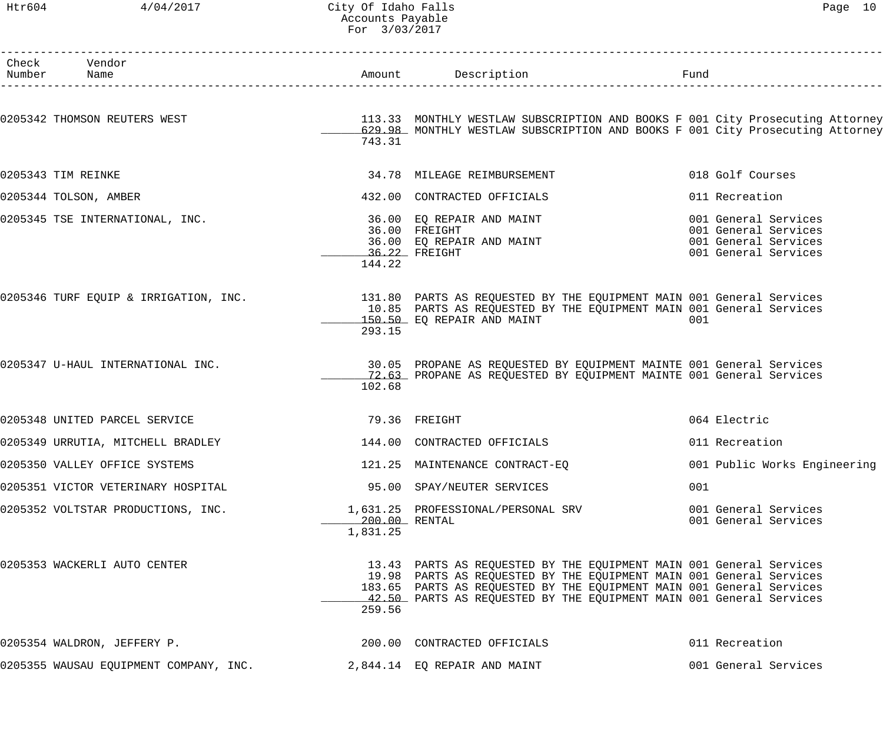# City Of Idaho Falls
## Accounts Payable
### For 3/03/2017

| Check Number | Vendor Name | Amount | Description | Fund |
|---|---|---|---|---|
| 0205342 | THOMSON REUTERS WEST | 113.33 | MONTHLY WESTLAW SUBSCRIPTION AND BOOKS F | 001 City Prosecuting Attorney |
| | | 629.98 | MONTHLY WESTLAW SUBSCRIPTION AND BOOKS F | 001 City Prosecuting Attorney |
| | | 743.31 | | |
| 0205343 | TIM REINKE | 34.78 | MILEAGE REIMBURSEMENT | 018 Golf Courses |
| 0205344 | TOLSON, AMBER | 432.00 | CONTRACTED OFFICIALS | 011 Recreation |
| 0205345 | TSE INTERNATIONAL, INC. | 36.00 | EQ REPAIR AND MAINT | 001 General Services |
| | | 36.00 | FREIGHT | 001 General Services |
| | | 36.00 | EQ REPAIR AND MAINT | 001 General Services |
| | | 36.22 | FREIGHT | 001 General Services |
| | | 144.22 | | |
| 0205346 | TURF EQUIP & IRRIGATION, INC. | 131.80 | PARTS AS REQUESTED BY THE EQUIPMENT MAIN | 001 General Services |
| | | 10.85 | PARTS AS REQUESTED BY THE EQUIPMENT MAIN | 001 General Services |
| | | 150.50 | EQ REPAIR AND MAINT | 001 |
| | | 293.15 | | |
| 0205347 | U-HAUL INTERNATIONAL INC. | 30.05 | PROPANE AS REQUESTED BY EQUIPMENT MAINTE | 001 General Services |
| | | 72.63 | PROPANE AS REQUESTED BY EQUIPMENT MAINTE | 001 General Services |
| | | 102.68 | | |
| 0205348 | UNITED PARCEL SERVICE | 79.36 | FREIGHT | 064 Electric |
| 0205349 | URRUTIA, MITCHELL BRADLEY | 144.00 | CONTRACTED OFFICIALS | 011 Recreation |
| 0205350 | VALLEY OFFICE SYSTEMS | 121.25 | MAINTENANCE CONTRACT-EQ | 001 Public Works Engineering |
| 0205351 | VICTOR VETERINARY HOSPITAL | 95.00 | SPAY/NEUTER SERVICES | 001 |
| 0205352 | VOLTSTAR PRODUCTIONS, INC. | 1,631.25 | PROFESSIONAL/PERSONAL SRV | 001 General Services |
| | | 200.00 | RENTAL | 001 General Services |
| | | 1,831.25 | | |
| 0205353 | WACKERLI AUTO CENTER | 13.43 | PARTS AS REQUESTED BY THE EQUIPMENT MAIN | 001 General Services |
| | | 19.98 | PARTS AS REQUESTED BY THE EQUIPMENT MAIN | 001 General Services |
| | | 183.65 | PARTS AS REQUESTED BY THE EQUIPMENT MAIN | 001 General Services |
| | | 42.50 | PARTS AS REQUESTED BY THE EQUIPMENT MAIN | 001 General Services |
| | | 259.56 | | |
| 0205354 | WALDRON, JEFFERY P. | 200.00 | CONTRACTED OFFICIALS | 011 Recreation |
| 0205355 | WAUSAU EQUIPMENT COMPANY, INC. | 2,844.14 | EQ REPAIR AND MAINT | 001 General Services |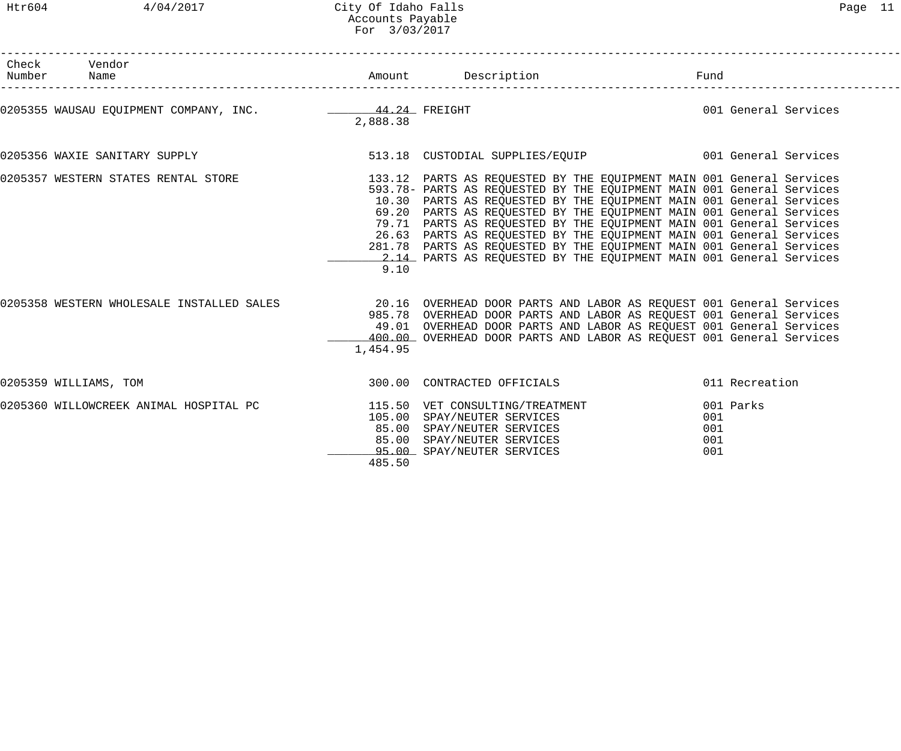City Of Idaho Falls
Accounts Payable
For 3/03/2017

| Check Number | Vendor Name | Amount | Description | Fund |
|---|---|---|---|---|
| 0205355 | WAUSAU EQUIPMENT COMPANY, INC. | 44.24 | FREIGHT | 001 General Services |
| | | 2,888.38 | | |
| 0205356 | WAXIE SANITARY SUPPLY | 513.18 | CUSTODIAL SUPPLIES/EQUIP | 001 General Services |
| 0205357 | WESTERN STATES RENTAL STORE | 133.12 | PARTS AS REQUESTED BY THE EQUIPMENT MAIN | 001 General Services |
| | | 593.78- | PARTS AS REQUESTED BY THE EQUIPMENT MAIN | 001 General Services |
| | | 10.30 | PARTS AS REQUESTED BY THE EQUIPMENT MAIN | 001 General Services |
| | | 69.20 | PARTS AS REQUESTED BY THE EQUIPMENT MAIN | 001 General Services |
| | | 79.71 | PARTS AS REQUESTED BY THE EQUIPMENT MAIN | 001 General Services |
| | | 26.63 | PARTS AS REQUESTED BY THE EQUIPMENT MAIN | 001 General Services |
| | | 281.78 | PARTS AS REQUESTED BY THE EQUIPMENT MAIN | 001 General Services |
| | | 2.14 | PARTS AS REQUESTED BY THE EQUIPMENT MAIN | 001 General Services |
| | | 9.10 | | |
| 0205358 | WESTERN WHOLESALE INSTALLED SALES | 20.16 | OVERHEAD DOOR PARTS AND LABOR AS REQUEST | 001 General Services |
| | | 985.78 | OVERHEAD DOOR PARTS AND LABOR AS REQUEST | 001 General Services |
| | | 49.01 | OVERHEAD DOOR PARTS AND LABOR AS REQUEST | 001 General Services |
| | | 400.00 | OVERHEAD DOOR PARTS AND LABOR AS REQUEST | 001 General Services |
| | | 1,454.95 | | |
| 0205359 | WILLIAMS, TOM | 300.00 | CONTRACTED OFFICIALS | 011 Recreation |
| 0205360 | WILLOWCREEK ANIMAL HOSPITAL PC | 115.50 | VET CONSULTING/TREATMENT | 001 Parks |
| | | 105.00 | SPAY/NEUTER SERVICES | 001 |
| | | 85.00 | SPAY/NEUTER SERVICES | 001 |
| | | 85.00 | SPAY/NEUTER SERVICES | 001 |
| | | 95.00 | SPAY/NEUTER SERVICES | 001 |
| | | 485.50 | | |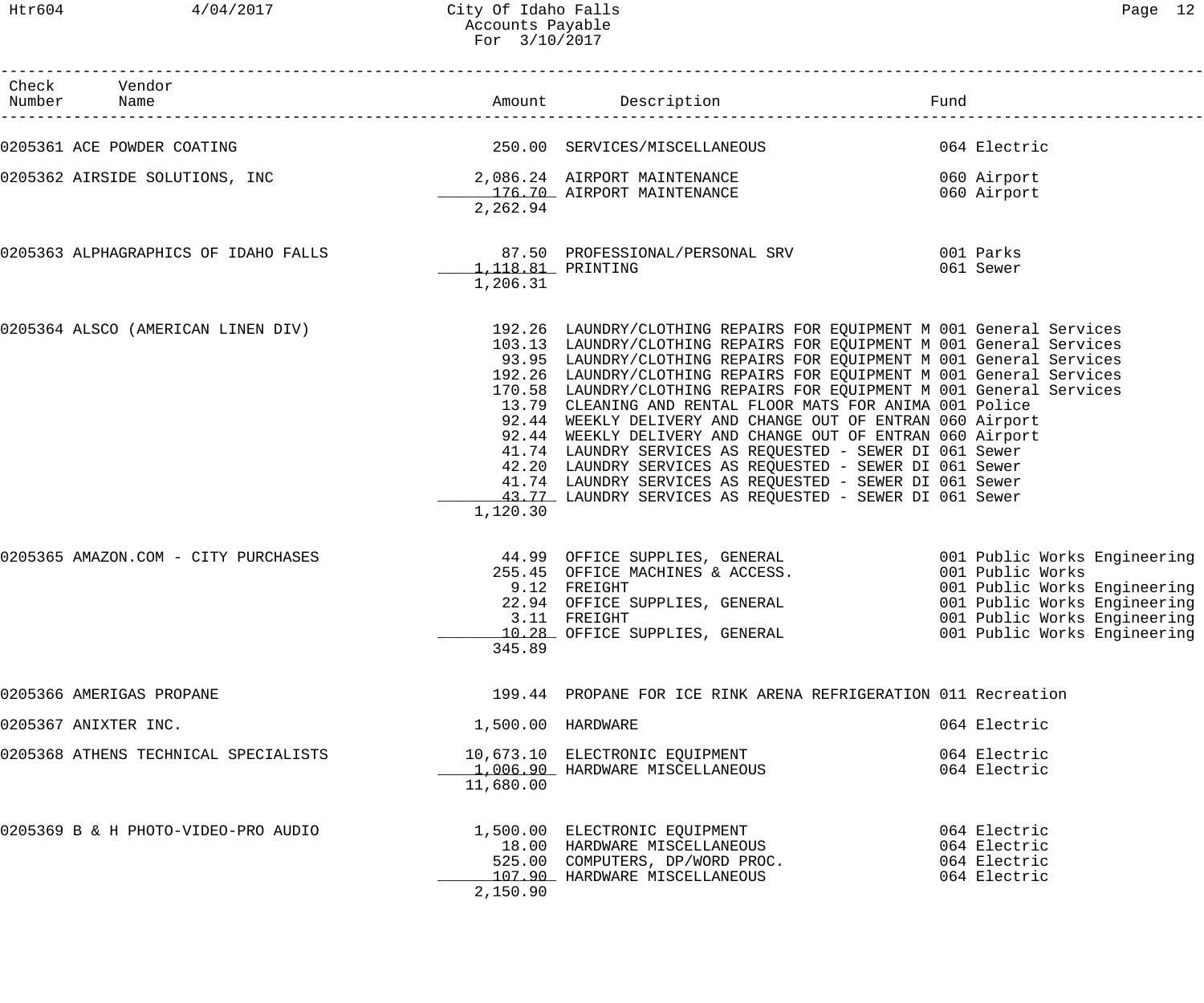City Of Idaho Falls
Accounts Payable
For 3/10/2017

| Check Number | Vendor Name | Amount | Description | Fund |
|---|---|---|---|---|
| 0205361 | ACE POWDER COATING | 250.00 | SERVICES/MISCELLANEOUS | 064 Electric |
| 0205362 | AIRSIDE SOLUTIONS, INC | 2,086.24 | AIRPORT MAINTENANCE | 060 Airport |
| | | 176.70 | AIRPORT MAINTENANCE | 060 Airport |
| | | 2,262.94 | | |
| 0205363 | ALPHAGRAPHICS OF IDAHO FALLS | 87.50 | PROFESSIONAL/PERSONAL SRV | 001 Parks |
| | | 1,118.81 | PRINTING | 061 Sewer |
| | | 1,206.31 | | |
| 0205364 | ALSCO (AMERICAN LINEN DIV) | 192.26 | LAUNDRY/CLOTHING REPAIRS FOR EQUIPMENT M | 001 General Services |
| | | 103.13 | LAUNDRY/CLOTHING REPAIRS FOR EQUIPMENT M | 001 General Services |
| | | 93.95 | LAUNDRY/CLOTHING REPAIRS FOR EQUIPMENT M | 001 General Services |
| | | 192.26 | LAUNDRY/CLOTHING REPAIRS FOR EQUIPMENT M | 001 General Services |
| | | 170.58 | LAUNDRY/CLOTHING REPAIRS FOR EQUIPMENT M | 001 General Services |
| | | 13.79 | CLEANING AND RENTAL FLOOR MATS FOR ANIMA | 001 Police |
| | | 92.44 | WEEKLY DELIVERY AND CHANGE OUT OF ENTRAN | 060 Airport |
| | | 92.44 | WEEKLY DELIVERY AND CHANGE OUT OF ENTRAN | 060 Airport |
| | | 41.74 | LAUNDRY SERVICES AS REQUESTED - SEWER DI | 061 Sewer |
| | | 42.20 | LAUNDRY SERVICES AS REQUESTED - SEWER DI | 061 Sewer |
| | | 41.74 | LAUNDRY SERVICES AS REQUESTED - SEWER DI | 061 Sewer |
| | | 43.77 | LAUNDRY SERVICES AS REQUESTED - SEWER DI | 061 Sewer |
| | | 1,120.30 | | |
| 0205365 | AMAZON.COM - CITY PURCHASES | 44.99 | OFFICE SUPPLIES, GENERAL | 001 Public Works Engineering |
| | | 255.45 | OFFICE MACHINES & ACCESS. | 001 Public Works |
| | | 9.12 | FREIGHT | 001 Public Works Engineering |
| | | 22.94 | OFFICE SUPPLIES, GENERAL | 001 Public Works Engineering |
| | | 3.11 | FREIGHT | 001 Public Works Engineering |
| | | 10.28 | OFFICE SUPPLIES, GENERAL | 001 Public Works Engineering |
| | | 345.89 | | |
| 0205366 | AMERIGAS PROPANE | 199.44 | PROPANE FOR ICE RINK ARENA REFRIGERATION | 011 Recreation |
| 0205367 | ANIXTER INC. | 1,500.00 | HARDWARE | 064 Electric |
| 0205368 | ATHENS TECHNICAL SPECIALISTS | 10,673.10 | ELECTRONIC EQUIPMENT | 064 Electric |
| | | 1,006.90 | HARDWARE MISCELLANEOUS | 064 Electric |
| | | 11,680.00 | | |
| 0205369 | B & H PHOTO-VIDEO-PRO AUDIO | 1,500.00 | ELECTRONIC EQUIPMENT | 064 Electric |
| | | 18.00 | HARDWARE MISCELLANEOUS | 064 Electric |
| | | 525.00 | COMPUTERS, DP/WORD PROC. | 064 Electric |
| | | 107.90 | HARDWARE MISCELLANEOUS | 064 Electric |
| | | 2,150.90 | | |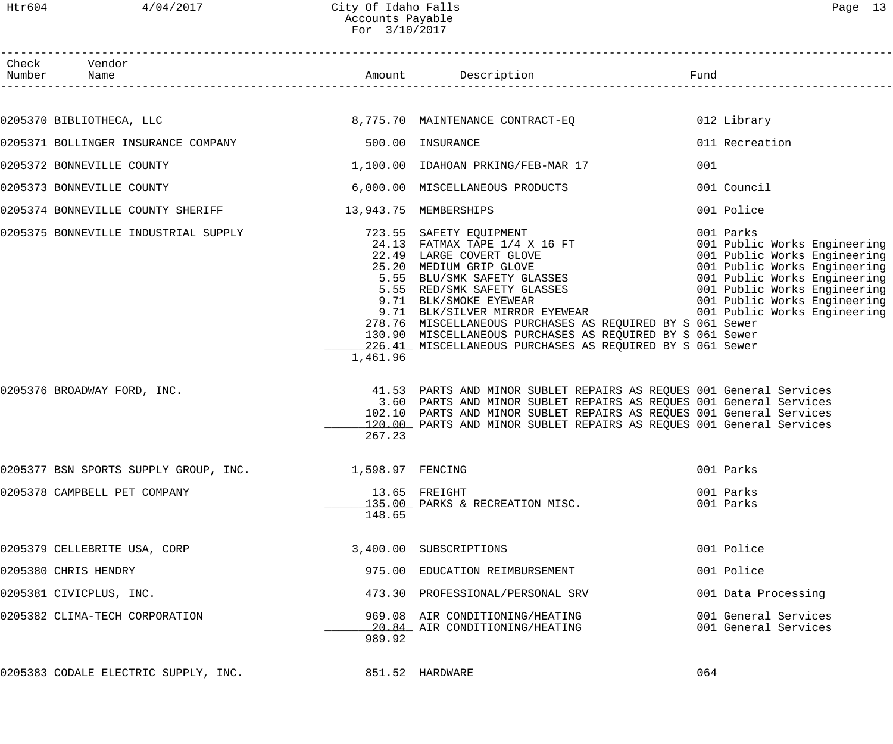# City Of Idaho Falls
## Accounts Payable
### For 3/10/2017

| Check Number | Vendor Name | Amount | Description | Fund |
|---|---|---|---|---|
| 0205370 | BIBLIOTHECA, LLC | 8,775.70 | MAINTENANCE CONTRACT-EQ | 012 Library |
| 0205371 | BOLLINGER INSURANCE COMPANY | 500.00 | INSURANCE | 011 Recreation |
| 0205372 | BONNEVILLE COUNTY | 1,100.00 | IDAHOAN PRKING/FEB-MAR 17 | 001 |
| 0205373 | BONNEVILLE COUNTY | 6,000.00 | MISCELLANEOUS PRODUCTS | 001 Council |
| 0205374 | BONNEVILLE COUNTY SHERIFF | 13,943.75 | MEMBERSHIPS | 001 Police |
| 0205375 | BONNEVILLE INDUSTRIAL SUPPLY | 723.55 | SAFETY EQUIPMENT | 001 Parks |
| | | 24.13 | FATMAX TAPE 1/4 X 16 FT | 001 Public Works Engineering |
| | | 22.49 | LARGE COVERT GLOVE | 001 Public Works Engineering |
| | | 25.20 | MEDIUM GRIP GLOVE | 001 Public Works Engineering |
| | | 5.55 | BLU/SMK SAFETY GLASSES | 001 Public Works Engineering |
| | | 5.55 | RED/SMK SAFETY GLASSES | 001 Public Works Engineering |
| | | 9.71 | BLK/SMOKE EYEWEAR | 001 Public Works Engineering |
| | | 9.71 | BLK/SILVER MIRROR EYEWEAR | 001 Public Works Engineering |
| | | 278.76 | MISCELLANEOUS PURCHASES AS REQUIRED BY S | 061 Sewer |
| | | 130.90 | MISCELLANEOUS PURCHASES AS REQUIRED BY S | 061 Sewer |
| | | 226.41 | MISCELLANEOUS PURCHASES AS REQUIRED BY S | 061 Sewer |
| | | 1,461.96 | | |
| 0205376 | BROADWAY FORD, INC. | 41.53 | PARTS AND MINOR SUBLET REPAIRS AS REQUES | 001 General Services |
| | | 3.60 | PARTS AND MINOR SUBLET REPAIRS AS REQUES | 001 General Services |
| | | 102.10 | PARTS AND MINOR SUBLET REPAIRS AS REQUES | 001 General Services |
| | | 120.00 | PARTS AND MINOR SUBLET REPAIRS AS REQUES | 001 General Services |
| | | 267.23 | | |
| 0205377 | BSN SPORTS SUPPLY GROUP, INC. | 1,598.97 | FENCING | 001 Parks |
| 0205378 | CAMPBELL PET COMPANY | 13.65 | FREIGHT | 001 Parks |
| | | 135.00 | PARKS & RECREATION MISC. | 001 Parks |
| | | 148.65 | | |
| 0205379 | CELLEBRITE USA, CORP | 3,400.00 | SUBSCRIPTIONS | 001 Police |
| 0205380 | CHRIS HENDRY | 975.00 | EDUCATION REIMBURSEMENT | 001 Police |
| 0205381 | CIVICPLUS, INC. | 473.30 | PROFESSIONAL/PERSONAL SRV | 001 Data Processing |
| 0205382 | CLIMA-TECH CORPORATION | 969.08 | AIR CONDITIONING/HEATING | 001 General Services |
| | | 20.84 | AIR CONDITIONING/HEATING | 001 General Services |
| | | 989.92 | | |
| 0205383 | CODALE ELECTRIC SUPPLY, INC. | 851.52 | HARDWARE | 064 |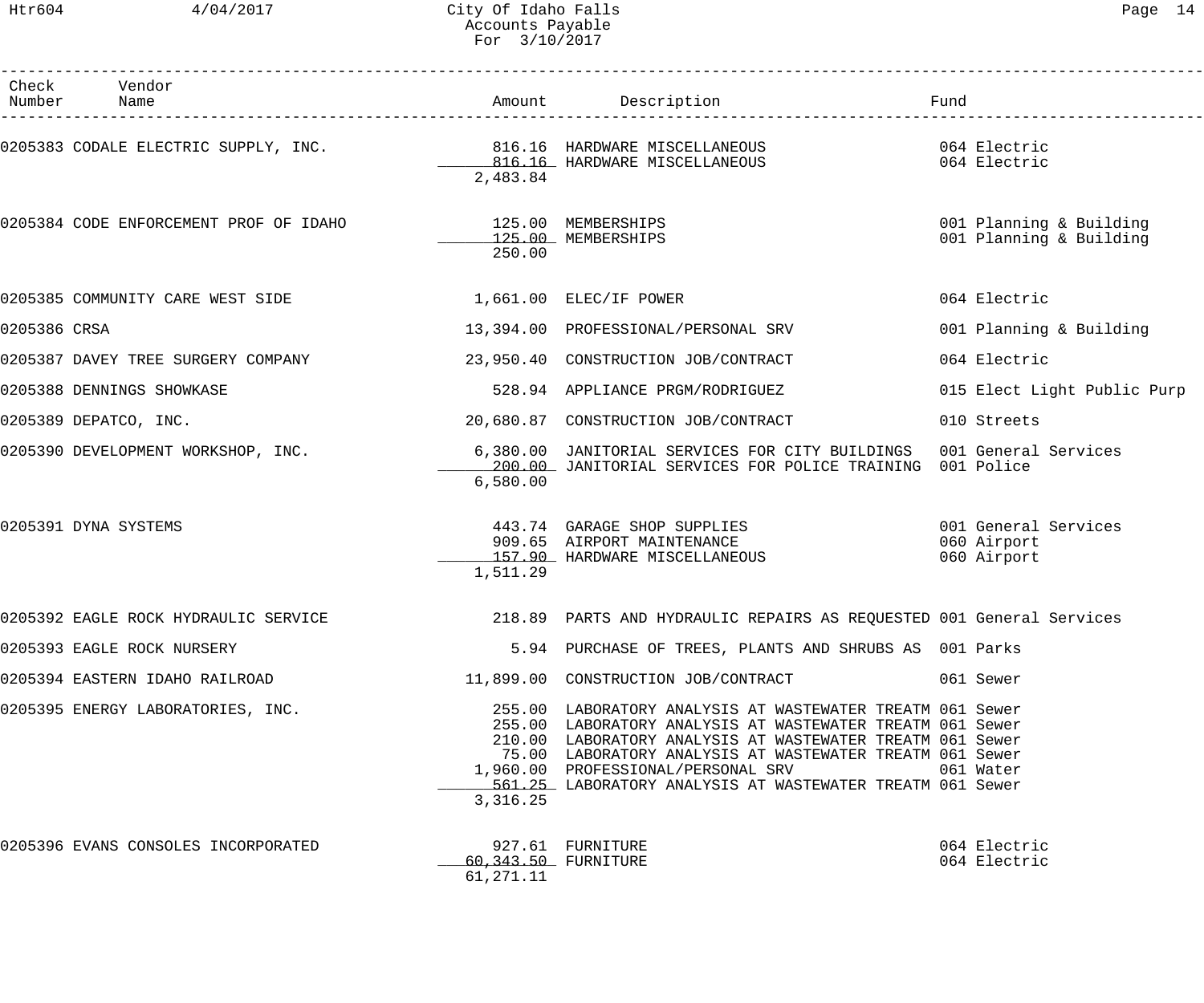City Of Idaho Falls
Accounts Payable
For 3/10/2017

| Check Number | Vendor Name | Amount | Description | Fund |
|---|---|---|---|---|
| 0205383 | CODALE ELECTRIC SUPPLY, INC. | 816.16 | HARDWARE MISCELLANEOUS | 064 Electric |
| | | 816.16 | HARDWARE MISCELLANEOUS | 064 Electric |
| | | 2,483.84 | | |
| 0205384 | CODE ENFORCEMENT PROF OF IDAHO | 125.00 | MEMBERSHIPS | 001 Planning & Building |
| | | 125.00 | MEMBERSHIPS | 001 Planning & Building |
| | | 250.00 | | |
| 0205385 | COMMUNITY CARE WEST SIDE | 1,661.00 | ELEC/IF POWER | 064 Electric |
| 0205386 | CRSA | 13,394.00 | PROFESSIONAL/PERSONAL SRV | 001 Planning & Building |
| 0205387 | DAVEY TREE SURGERY COMPANY | 23,950.40 | CONSTRUCTION JOB/CONTRACT | 064 Electric |
| 0205388 | DENNINGS SHOWKASE | 528.94 | APPLIANCE PRGM/RODRIGUEZ | 015 Elect Light Public Purp |
| 0205389 | DEPATCO, INC. | 20,680.87 | CONSTRUCTION JOB/CONTRACT | 010 Streets |
| 0205390 | DEVELOPMENT WORKSHOP, INC. | 6,380.00 | JANITORIAL SERVICES FOR CITY BUILDINGS | 001 General Services |
| | | 200.00 | JANITORIAL SERVICES FOR POLICE TRAINING | 001 Police |
| | | 6,580.00 | | |
| 0205391 | DYNA SYSTEMS | 443.74 | GARAGE SHOP SUPPLIES | 001 General Services |
| | | 909.65 | AIRPORT MAINTENANCE | 060 Airport |
| | | 157.90 | HARDWARE MISCELLANEOUS | 060 Airport |
| | | 1,511.29 | | |
| 0205392 | EAGLE ROCK HYDRAULIC SERVICE | 218.89 | PARTS AND HYDRAULIC REPAIRS AS REQUESTED | 001 General Services |
| 0205393 | EAGLE ROCK NURSERY | 5.94 | PURCHASE OF TREES, PLANTS AND SHRUBS AS | 001 Parks |
| 0205394 | EASTERN IDAHO RAILROAD | 11,899.00 | CONSTRUCTION JOB/CONTRACT | 061 Sewer |
| 0205395 | ENERGY LABORATORIES, INC. | 255.00 | LABORATORY ANALYSIS AT WASTEWATER TREATM | 061 Sewer |
| | | 255.00 | LABORATORY ANALYSIS AT WASTEWATER TREATM | 061 Sewer |
| | | 210.00 | LABORATORY ANALYSIS AT WASTEWATER TREATM | 061 Sewer |
| | | 75.00 | LABORATORY ANALYSIS AT WASTEWATER TREATM | 061 Sewer |
| | | 1,960.00 | PROFESSIONAL/PERSONAL SRV | 061 Water |
| | | 561.25 | LABORATORY ANALYSIS AT WASTEWATER TREATM | 061 Sewer |
| | | 3,316.25 | | |
| 0205396 | EVANS CONSOLES INCORPORATED | 927.61 | FURNITURE | 064 Electric |
| | | 60,343.50 | FURNITURE | 064 Electric |
| | | 61,271.11 | | |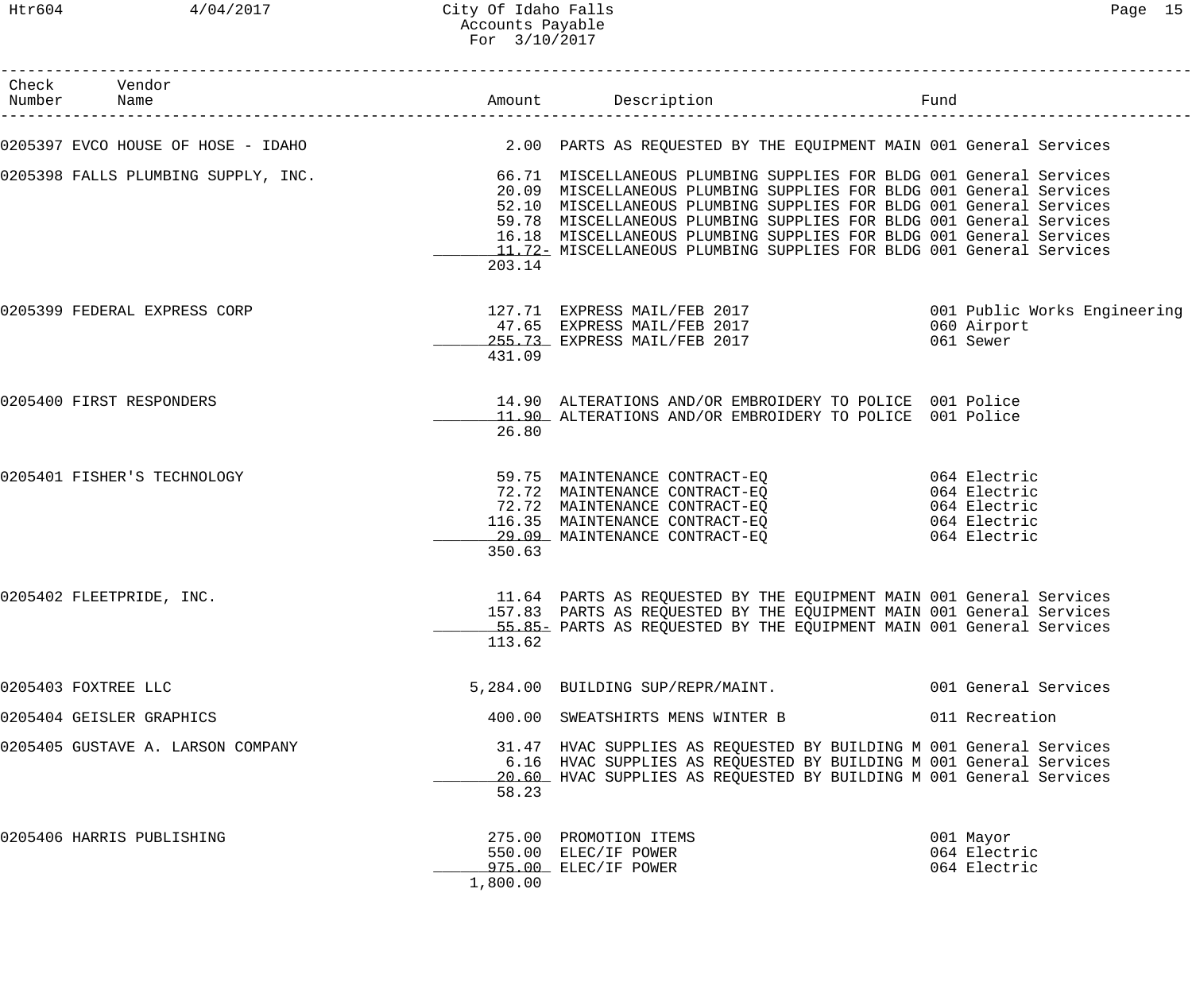| Check Number | Vendor Name | Amount | Description | Fund |
|---|---|---|---|---|
| 0205397 | EVCO HOUSE OF HOSE - IDAHO | 2.00 | PARTS AS REQUESTED BY THE EQUIPMENT MAIN | 001 General Services |
| 0205398 | FALLS PLUMBING SUPPLY, INC. | 66.71 | MISCELLANEOUS PLUMBING SUPPLIES FOR BLDG | 001 General Services |
| | | 20.09 | MISCELLANEOUS PLUMBING SUPPLIES FOR BLDG | 001 General Services |
| | | 52.10 | MISCELLANEOUS PLUMBING SUPPLIES FOR BLDG | 001 General Services |
| | | 59.78 | MISCELLANEOUS PLUMBING SUPPLIES FOR BLDG | 001 General Services |
| | | 16.18 | MISCELLANEOUS PLUMBING SUPPLIES FOR BLDG | 001 General Services |
| | | 11.72- | MISCELLANEOUS PLUMBING SUPPLIES FOR BLDG | 001 General Services |
| | | 203.14 | | |
| 0205399 | FEDERAL EXPRESS CORP | 127.71 | EXPRESS MAIL/FEB 2017 | 001 Public Works Engineering |
| | | 47.65 | EXPRESS MAIL/FEB 2017 | 060 Airport |
| | | 255.73 | EXPRESS MAIL/FEB 2017 | 061 Sewer |
| | | 431.09 | | |
| 0205400 | FIRST RESPONDERS | 14.90 | ALTERATIONS AND/OR EMBROIDERY TO POLICE | 001 Police |
| | | 11.90 | ALTERATIONS AND/OR EMBROIDERY TO POLICE | 001 Police |
| | | 26.80 | | |
| 0205401 | FISHER'S TECHNOLOGY | 59.75 | MAINTENANCE CONTRACT-EQ | 064 Electric |
| | | 72.72 | MAINTENANCE CONTRACT-EQ | 064 Electric |
| | | 72.72 | MAINTENANCE CONTRACT-EQ | 064 Electric |
| | | 116.35 | MAINTENANCE CONTRACT-EQ | 064 Electric |
| | | 29.09 | MAINTENANCE CONTRACT-EQ | 064 Electric |
| | | 350.63 | | |
| 0205402 | FLEETPRIDE, INC. | 11.64 | PARTS AS REQUESTED BY THE EQUIPMENT MAIN | 001 General Services |
| | | 157.83 | PARTS AS REQUESTED BY THE EQUIPMENT MAIN | 001 General Services |
| | | 55.85- | PARTS AS REQUESTED BY THE EQUIPMENT MAIN | 001 General Services |
| | | 113.62 | | |
| 0205403 | FOXTREE LLC | 5,284.00 | BUILDING SUP/REPR/MAINT. | 001 General Services |
| 0205404 | GEISLER GRAPHICS | 400.00 | SWEATSHIRTS MENS WINTER B | 011 Recreation |
| 0205405 | GUSTAVE A. LARSON COMPANY | 31.47 | HVAC SUPPLIES AS REQUESTED BY BUILDING M | 001 General Services |
| | | 6.16 | HVAC SUPPLIES AS REQUESTED BY BUILDING M | 001 General Services |
| | | 20.60 | HVAC SUPPLIES AS REQUESTED BY BUILDING M | 001 General Services |
| | | 58.23 | | |
| 0205406 | HARRIS PUBLISHING | 275.00 | PROMOTION ITEMS | 001 Mayor |
| | | 550.00 | ELEC/IF POWER | 064 Electric |
| | | 975.00 | ELEC/IF POWER | 064 Electric |
| | | 1,800.00 | | |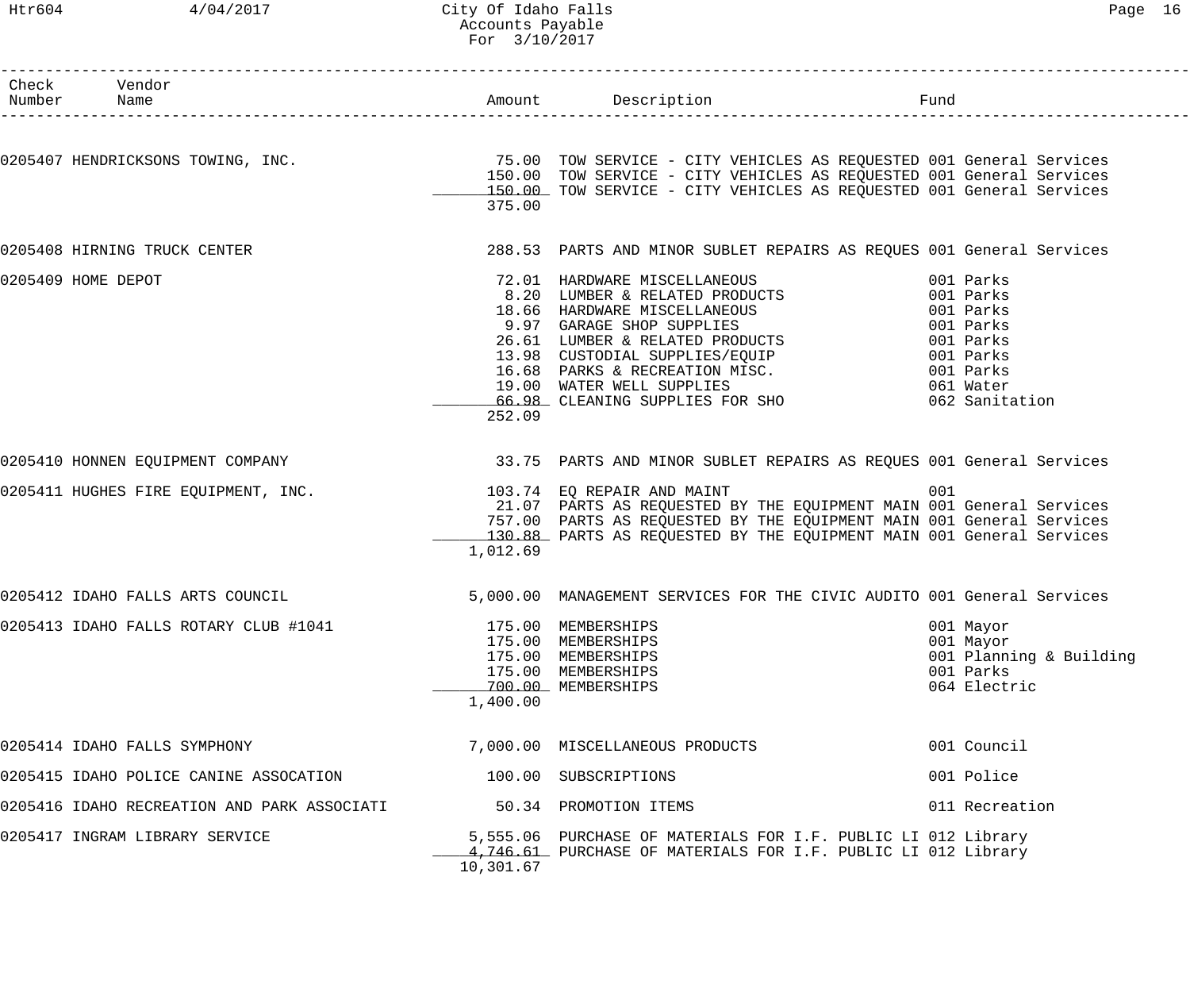# City Of Idaho Falls
## Accounts Payable
### For 3/10/2017

| Check Number | Vendor Name | Amount | Description | Fund |
|---|---|---|---|---|
| 0205407 | HENDRICKSONS TOWING, INC. | 75.00 | TOW SERVICE - CITY VEHICLES AS REQUESTED | 001 General Services |
| | | 150.00 | TOW SERVICE - CITY VEHICLES AS REQUESTED | 001 General Services |
| | | 150.00 | TOW SERVICE - CITY VEHICLES AS REQUESTED | 001 General Services |
| | | 375.00 | | |
| 0205408 | HIRNING TRUCK CENTER | 288.53 | PARTS AND MINOR SUBLET REPAIRS AS REQUES | 001 General Services |
| 0205409 | HOME DEPOT | 72.01 | HARDWARE MISCELLANEOUS | 001 Parks |
| | | 8.20 | LUMBER & RELATED PRODUCTS | 001 Parks |
| | | 18.66 | HARDWARE MISCELLANEOUS | 001 Parks |
| | | 9.97 | GARAGE SHOP SUPPLIES | 001 Parks |
| | | 26.61 | LUMBER & RELATED PRODUCTS | 001 Parks |
| | | 13.98 | CUSTODIAL SUPPLIES/EQUIP | 001 Parks |
| | | 16.68 | PARKS & RECREATION MISC. | 001 Parks |
| | | 19.00 | WATER WELL SUPPLIES | 061 Water |
| | | 66.98 | CLEANING SUPPLIES FOR SHO | 062 Sanitation |
| | | 252.09 | | |
| 0205410 | HONNEN EQUIPMENT COMPANY | 33.75 | PARTS AND MINOR SUBLET REPAIRS AS REQUES | 001 General Services |
| 0205411 | HUGHES FIRE EQUIPMENT, INC. | 103.74 | EQ REPAIR AND MAINT | 001 |
| | | 21.07 | PARTS AS REQUESTED BY THE EQUIPMENT MAIN | 001 General Services |
| | | 757.00 | PARTS AS REQUESTED BY THE EQUIPMENT MAIN | 001 General Services |
| | | 130.88 | PARTS AS REQUESTED BY THE EQUIPMENT MAIN | 001 General Services |
| | | 1,012.69 | | |
| 0205412 | IDAHO FALLS ARTS COUNCIL | 5,000.00 | MANAGEMENT SERVICES FOR THE CIVIC AUDITO | 001 General Services |
| 0205413 | IDAHO FALLS ROTARY CLUB #1041 | 175.00 | MEMBERSHIPS | 001 Mayor |
| | | 175.00 | MEMBERSHIPS | 001 Mayor |
| | | 175.00 | MEMBERSHIPS | 001 Planning & Building |
| | | 175.00 | MEMBERSHIPS | 001 Parks |
| | | 700.00 | MEMBERSHIPS | 064 Electric |
| | | 1,400.00 | | |
| 0205414 | IDAHO FALLS SYMPHONY | 7,000.00 | MISCELLANEOUS PRODUCTS | 001 Council |
| 0205415 | IDAHO POLICE CANINE ASSOCATION | 100.00 | SUBSCRIPTIONS | 001 Police |
| 0205416 | IDAHO RECREATION AND PARK ASSOCIATI | 50.34 | PROMOTION ITEMS | 011 Recreation |
| 0205417 | INGRAM LIBRARY SERVICE | 5,555.06 | PURCHASE OF MATERIALS FOR I.F. PUBLIC LI | 012 Library |
| | | 4,746.61 | PURCHASE OF MATERIALS FOR I.F. PUBLIC LI | 012 Library |
| | | 10,301.67 | | |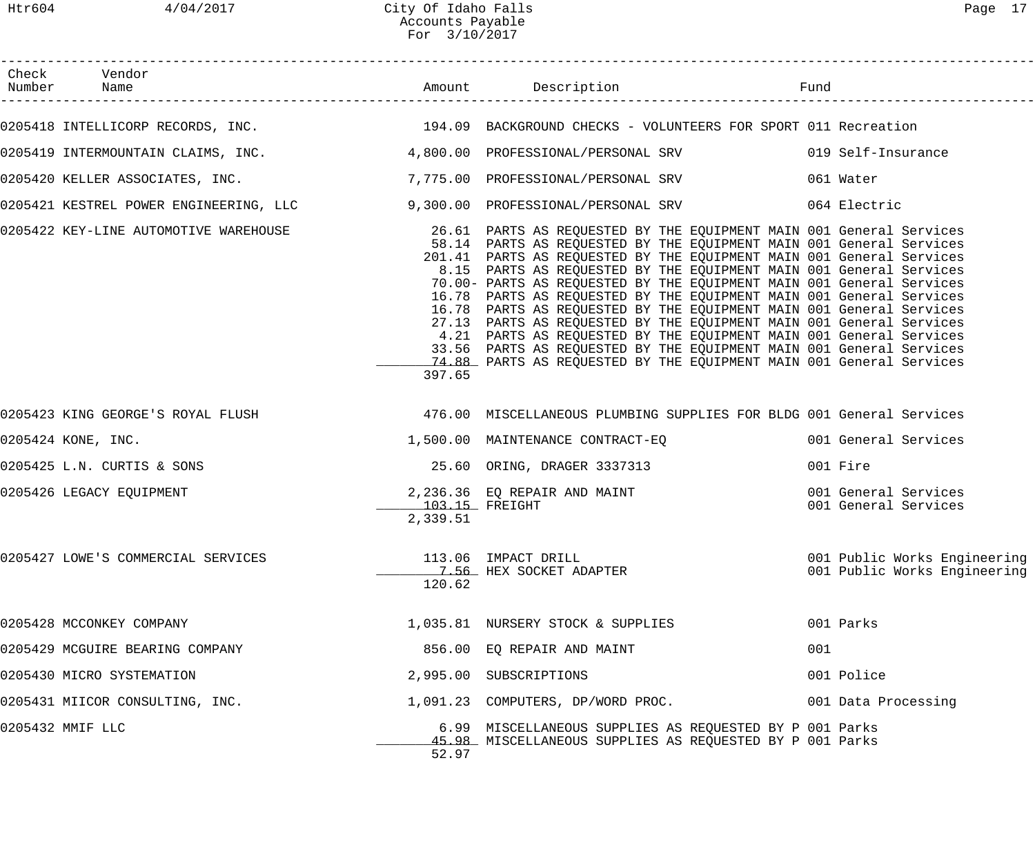# City Of Idaho Falls
## Accounts Payable
### For 3/10/2017

| Check Number | Vendor Name | Amount | Description | Fund |
|---|---|---|---|---|
| 0205418 | INTELLICORP RECORDS, INC. | 194.09 | BACKGROUND CHECKS - VOLUNTEERS FOR SPORT | 011 Recreation |
| 0205419 | INTERMOUNTAIN CLAIMS, INC. | 4,800.00 | PROFESSIONAL/PERSONAL SRV | 019 Self-Insurance |
| 0205420 | KELLER ASSOCIATES, INC. | 7,775.00 | PROFESSIONAL/PERSONAL SRV | 061 Water |
| 0205421 | KESTREL POWER ENGINEERING, LLC | 9,300.00 | PROFESSIONAL/PERSONAL SRV | 064 Electric |
| 0205422 | KEY-LINE AUTOMOTIVE WAREHOUSE | 26.61 | PARTS AS REQUESTED BY THE EQUIPMENT MAIN | 001 General Services |
| | | 58.14 | PARTS AS REQUESTED BY THE EQUIPMENT MAIN | 001 General Services |
| | | 201.41 | PARTS AS REQUESTED BY THE EQUIPMENT MAIN | 001 General Services |
| | | 8.15 | PARTS AS REQUESTED BY THE EQUIPMENT MAIN | 001 General Services |
| | | 70.00- | PARTS AS REQUESTED BY THE EQUIPMENT MAIN | 001 General Services |
| | | 16.78 | PARTS AS REQUESTED BY THE EQUIPMENT MAIN | 001 General Services |
| | | 16.78 | PARTS AS REQUESTED BY THE EQUIPMENT MAIN | 001 General Services |
| | | 27.13 | PARTS AS REQUESTED BY THE EQUIPMENT MAIN | 001 General Services |
| | | 4.21 | PARTS AS REQUESTED BY THE EQUIPMENT MAIN | 001 General Services |
| | | 33.56 | PARTS AS REQUESTED BY THE EQUIPMENT MAIN | 001 General Services |
| | | 74.88 | PARTS AS REQUESTED BY THE EQUIPMENT MAIN | 001 General Services |
| | | 397.65 | | |
| 0205423 | KING GEORGE'S ROYAL FLUSH | 476.00 | MISCELLANEOUS PLUMBING SUPPLIES FOR BLDG | 001 General Services |
| 0205424 | KONE, INC. | 1,500.00 | MAINTENANCE CONTRACT-EQ | 001 General Services |
| 0205425 | L.N. CURTIS & SONS | 25.60 | ORING, DRAGER 3337313 | 001 Fire |
| 0205426 | LEGACY EQUIPMENT | 2,236.36 | EQ REPAIR AND MAINT | 001 General Services |
| | | 103.15 | FREIGHT | 001 General Services |
| | | 2,339.51 | | |
| 0205427 | LOWE'S COMMERCIAL SERVICES | 113.06 | IMPACT DRILL | 001 Public Works Engineering |
| | | 7.56 | HEX SOCKET ADAPTER | 001 Public Works Engineering |
| | | 120.62 | | |
| 0205428 | MCCONKEY COMPANY | 1,035.81 | NURSERY STOCK & SUPPLIES | 001 Parks |
| 0205429 | MCGUIRE BEARING COMPANY | 856.00 | EQ REPAIR AND MAINT | 001 |
| 0205430 | MICRO SYSTEMATION | 2,995.00 | SUBSCRIPTIONS | 001 Police |
| 0205431 | MIICOR CONSULTING, INC. | 1,091.23 | COMPUTERS, DP/WORD PROC. | 001 Data Processing |
| 0205432 | MMIF LLC | 6.99 | MISCELLANEOUS SUPPLIES AS REQUESTED BY P | 001 Parks |
| | | 45.98 | MISCELLANEOUS SUPPLIES AS REQUESTED BY P | 001 Parks |
| | | 52.97 | | |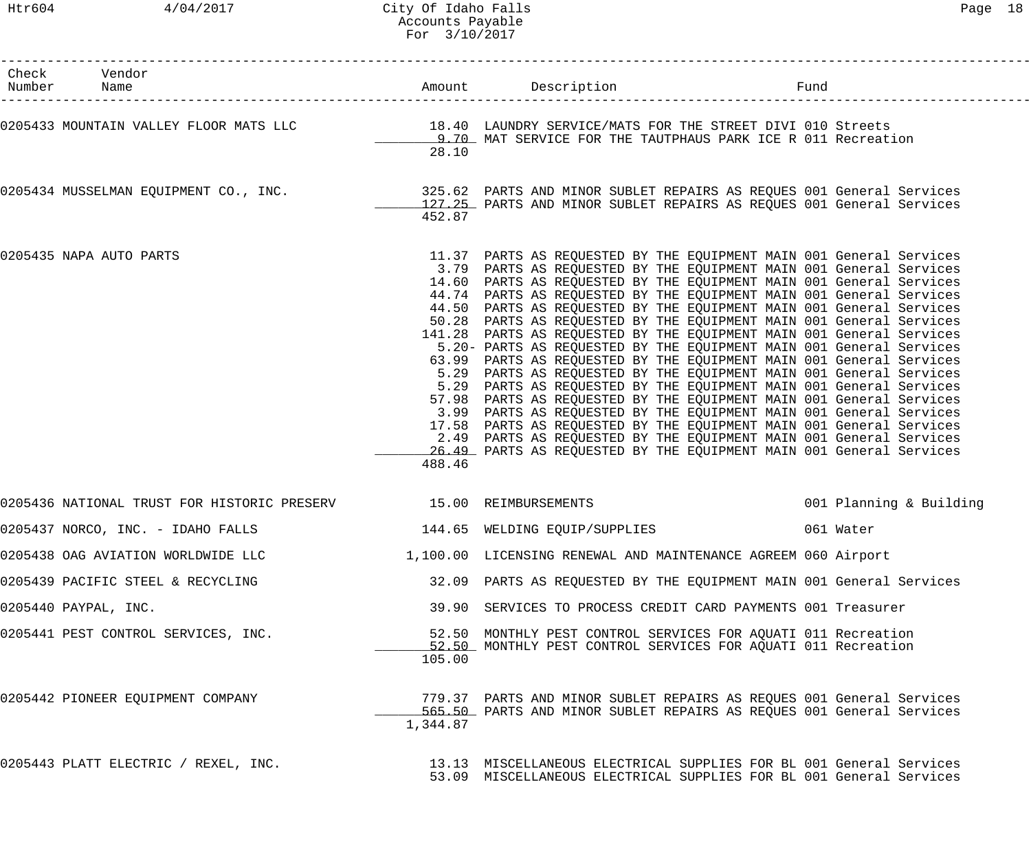| Check Number | Vendor Name | Amount | Description | Fund |
|---|---|---|---|---|
| 0205433 | MOUNTAIN VALLEY FLOOR MATS LLC | 18.40 | LAUNDRY SERVICE/MATS FOR THE STREET DIVI | 010 Streets |
| | | 9.70 | MAT SERVICE FOR THE TAUTPHAUS PARK ICE R | 011 Recreation |
| | | 28.10 | | |
| 0205434 | MUSSELMAN EQUIPMENT CO., INC. | 325.62 | PARTS AND MINOR SUBLET REPAIRS AS REQUES | 001 General Services |
| | | 127.25 | PARTS AND MINOR SUBLET REPAIRS AS REQUES | 001 General Services |
| | | 452.87 | | |
| 0205435 | NAPA AUTO PARTS | 11.37 | PARTS AS REQUESTED BY THE EQUIPMENT MAIN | 001 General Services |
| | | 3.79 | PARTS AS REQUESTED BY THE EQUIPMENT MAIN | 001 General Services |
| | | 14.60 | PARTS AS REQUESTED BY THE EQUIPMENT MAIN | 001 General Services |
| | | 44.74 | PARTS AS REQUESTED BY THE EQUIPMENT MAIN | 001 General Services |
| | | 44.50 | PARTS AS REQUESTED BY THE EQUIPMENT MAIN | 001 General Services |
| | | 50.28 | PARTS AS REQUESTED BY THE EQUIPMENT MAIN | 001 General Services |
| | | 141.28 | PARTS AS REQUESTED BY THE EQUIPMENT MAIN | 001 General Services |
| | | 5.20- | PARTS AS REQUESTED BY THE EQUIPMENT MAIN | 001 General Services |
| | | 63.99 | PARTS AS REQUESTED BY THE EQUIPMENT MAIN | 001 General Services |
| | | 5.29 | PARTS AS REQUESTED BY THE EQUIPMENT MAIN | 001 General Services |
| | | 5.29 | PARTS AS REQUESTED BY THE EQUIPMENT MAIN | 001 General Services |
| | | 57.98 | PARTS AS REQUESTED BY THE EQUIPMENT MAIN | 001 General Services |
| | | 3.99 | PARTS AS REQUESTED BY THE EQUIPMENT MAIN | 001 General Services |
| | | 17.58 | PARTS AS REQUESTED BY THE EQUIPMENT MAIN | 001 General Services |
| | | 2.49 | PARTS AS REQUESTED BY THE EQUIPMENT MAIN | 001 General Services |
| | | 26.49 | PARTS AS REQUESTED BY THE EQUIPMENT MAIN | 001 General Services |
| | | 488.46 | | |
| 0205436 | NATIONAL TRUST FOR HISTORIC PRESERV | 15.00 | REIMBURSEMENTS | 001 Planning & Building |
| 0205437 | NORCO, INC. - IDAHO FALLS | 144.65 | WELDING EQUIP/SUPPLIES | 061 Water |
| 0205438 | OAG AVIATION WORLDWIDE LLC | 1,100.00 | LICENSING RENEWAL AND MAINTENANCE AGREEM | 060 Airport |
| 0205439 | PACIFIC STEEL & RECYCLING | 32.09 | PARTS AS REQUESTED BY THE EQUIPMENT MAIN | 001 General Services |
| 0205440 | PAYPAL, INC. | 39.90 | SERVICES TO PROCESS CREDIT CARD PAYMENTS | 001 Treasurer |
| 0205441 | PEST CONTROL SERVICES, INC. | 52.50 | MONTHLY PEST CONTROL SERVICES FOR AQUATI | 011 Recreation |
| | | 52.50 | MONTHLY PEST CONTROL SERVICES FOR AQUATI | 011 Recreation |
| | | 105.00 | | |
| 0205442 | PIONEER EQUIPMENT COMPANY | 779.37 | PARTS AND MINOR SUBLET REPAIRS AS REQUES | 001 General Services |
| | | 565.50 | PARTS AND MINOR SUBLET REPAIRS AS REQUES | 001 General Services |
| | | 1,344.87 | | |
| 0205443 | PLATT ELECTRIC / REXEL, INC. | 13.13 | MISCELLANEOUS ELECTRICAL SUPPLIES FOR BL | 001 General Services |
| | | 53.09 | MISCELLANEOUS ELECTRICAL SUPPLIES FOR BL | 001 General Services |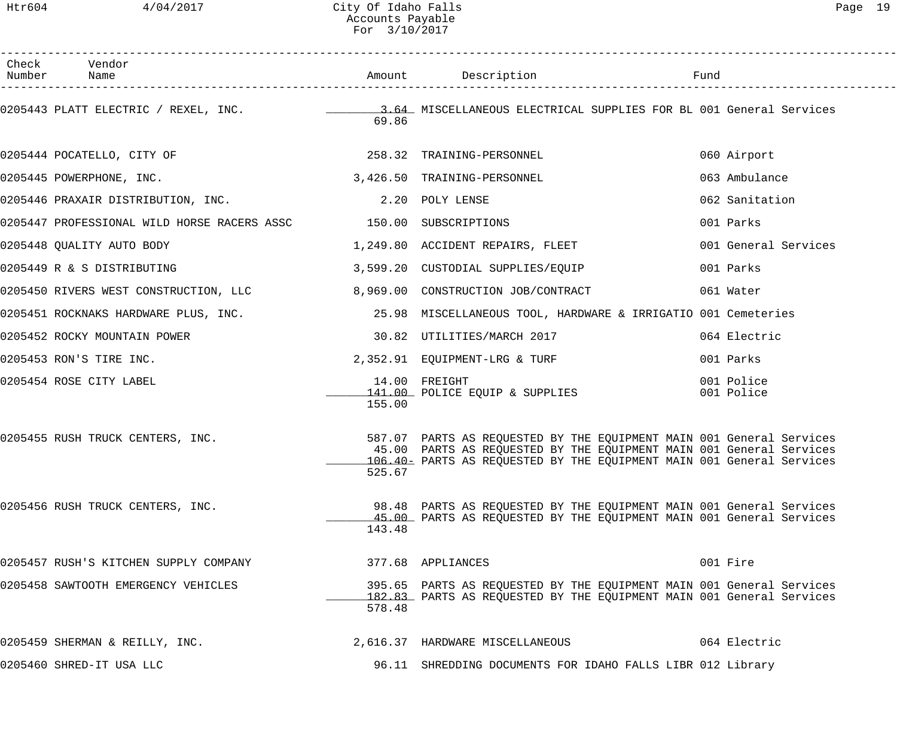# City Of Idaho Falls
## Accounts Payable
### For 3/10/2017

| Check Number | Vendor Name | Amount | Description | Fund |
|---|---|---|---|---|
| 0205443 | PLATT ELECTRIC / REXEL, INC. | 3.64 | MISCELLANEOUS ELECTRICAL SUPPLIES FOR BL | 001 General Services |
| | | 69.86 | | |
| 0205444 | POCATELLO, CITY OF | 258.32 | TRAINING-PERSONNEL | 060 Airport |
| 0205445 | POWERPHONE, INC. | 3,426.50 | TRAINING-PERSONNEL | 063 Ambulance |
| 0205446 | PRAXAIR DISTRIBUTION, INC. | 2.20 | POLY LENSE | 062 Sanitation |
| 0205447 | PROFESSIONAL WILD HORSE RACERS ASSC | 150.00 | SUBSCRIPTIONS | 001 Parks |
| 0205448 | QUALITY AUTO BODY | 1,249.80 | ACCIDENT REPAIRS, FLEET | 001 General Services |
| 0205449 | R & S DISTRIBUTING | 3,599.20 | CUSTODIAL SUPPLIES/EQUIP | 001 Parks |
| 0205450 | RIVERS WEST CONSTRUCTION, LLC | 8,969.00 | CONSTRUCTION JOB/CONTRACT | 061 Water |
| 0205451 | ROCKNAKS HARDWARE PLUS, INC. | 25.98 | MISCELLANEOUS TOOL, HARDWARE & IRRIGATIO | 001 Cemeteries |
| 0205452 | ROCKY MOUNTAIN POWER | 30.82 | UTILITIES/MARCH 2017 | 064 Electric |
| 0205453 | RON'S TIRE INC. | 2,352.91 | EQUIPMENT-LRG & TURF | 001 Parks |
| 0205454 | ROSE CITY LABEL | 14.00 | FREIGHT | 001 Police |
| | | 141.00 | POLICE EQUIP & SUPPLIES | 001 Police |
| | | 155.00 | | |
| 0205455 | RUSH TRUCK CENTERS, INC. | 587.07 | PARTS AS REQUESTED BY THE EQUIPMENT MAIN | 001 General Services |
| | | 45.00 | PARTS AS REQUESTED BY THE EQUIPMENT MAIN | 001 General Services |
| | | 106.40- | PARTS AS REQUESTED BY THE EQUIPMENT MAIN | 001 General Services |
| | | 525.67 | | |
| 0205456 | RUSH TRUCK CENTERS, INC. | 98.48 | PARTS AS REQUESTED BY THE EQUIPMENT MAIN | 001 General Services |
| | | 45.00 | PARTS AS REQUESTED BY THE EQUIPMENT MAIN | 001 General Services |
| | | 143.48 | | |
| 0205457 | RUSH'S KITCHEN SUPPLY COMPANY | 377.68 | APPLIANCES | 001 Fire |
| 0205458 | SAWTOOTH EMERGENCY VEHICLES | 395.65 | PARTS AS REQUESTED BY THE EQUIPMENT MAIN | 001 General Services |
| | | 182.83 | PARTS AS REQUESTED BY THE EQUIPMENT MAIN | 001 General Services |
| | | 578.48 | | |
| 0205459 | SHERMAN & REILLY, INC. | 2,616.37 | HARDWARE MISCELLANEOUS | 064 Electric |
| 0205460 | SHRED-IT USA LLC | 96.11 | SHREDDING DOCUMENTS FOR IDAHO FALLS LIBR | 012 Library |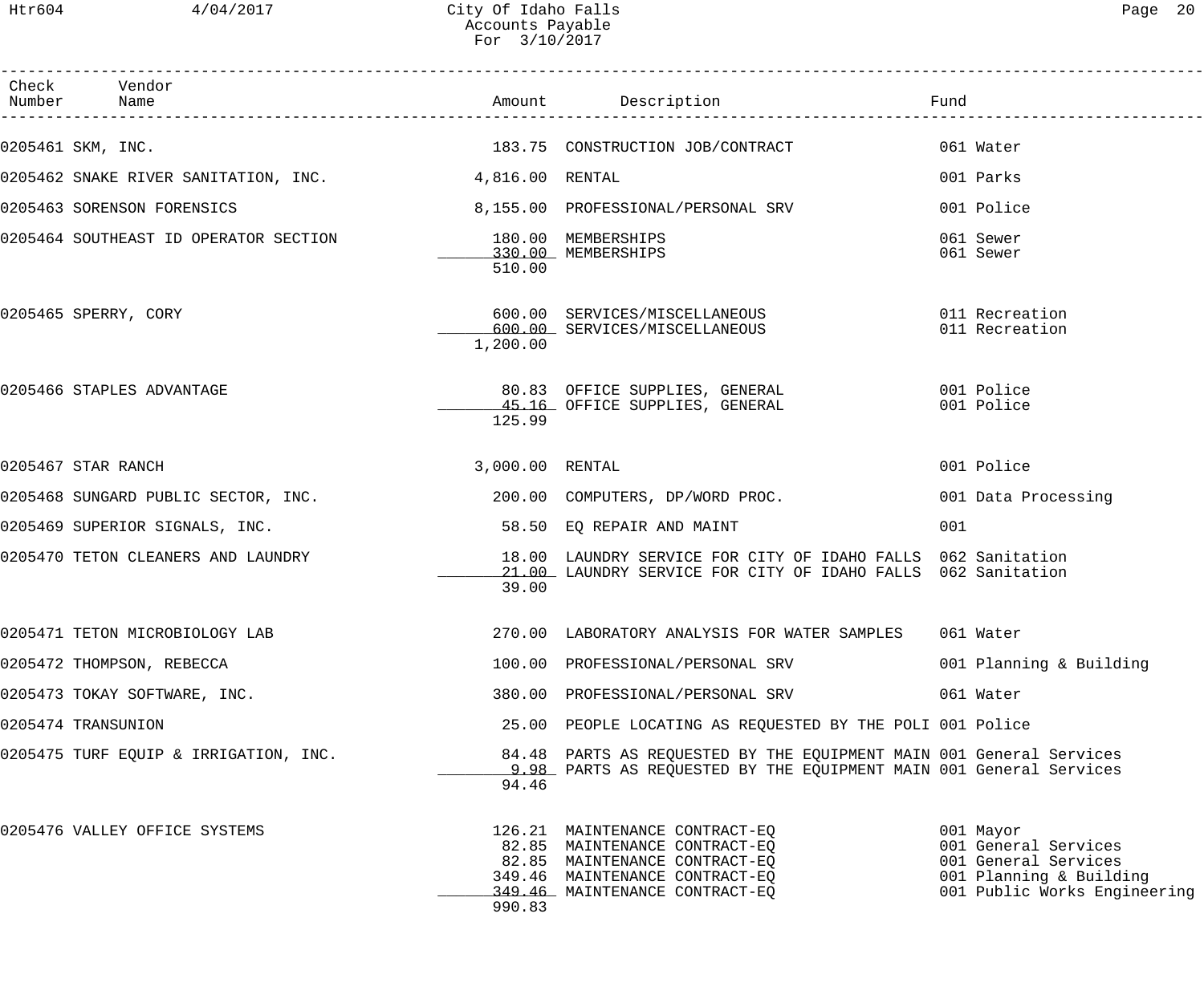# City Of Idaho Falls
## Accounts Payable
### For 3/10/2017

| Check Number | Vendor Name | Amount | Description | Fund |
|---|---|---|---|---|
| 0205461 | SKM, INC. | 183.75 | CONSTRUCTION JOB/CONTRACT | 061 Water |
| 0205462 | SNAKE RIVER SANITATION, INC. | 4,816.00 | RENTAL | 001 Parks |
| 0205463 | SORENSON FORENSICS | 8,155.00 | PROFESSIONAL/PERSONAL SRV | 001 Police |
| 0205464 | SOUTHEAST ID OPERATOR SECTION | 180.00 | MEMBERSHIPS | 061 Sewer |
| | | 330.00 | MEMBERSHIPS | 061 Sewer |
| | | 510.00 | | |
| 0205465 | SPERRY, CORY | 600.00 | SERVICES/MISCELLANEOUS | 011 Recreation |
| | | 600.00 | SERVICES/MISCELLANEOUS | 011 Recreation |
| | | 1,200.00 | | |
| 0205466 | STAPLES ADVANTAGE | 80.83 | OFFICE SUPPLIES, GENERAL | 001 Police |
| | | 45.16 | OFFICE SUPPLIES, GENERAL | 001 Police |
| | | 125.99 | | |
| 0205467 | STAR RANCH | 3,000.00 | RENTAL | 001 Police |
| 0205468 | SUNGARD PUBLIC SECTOR, INC. | 200.00 | COMPUTERS, DP/WORD PROC. | 001 Data Processing |
| 0205469 | SUPERIOR SIGNALS, INC. | 58.50 | EQ REPAIR AND MAINT | 001 |
| 0205470 | TETON CLEANERS AND LAUNDRY | 18.00 | LAUNDRY SERVICE FOR CITY OF IDAHO FALLS | 062 Sanitation |
| | | 21.00 | LAUNDRY SERVICE FOR CITY OF IDAHO FALLS | 062 Sanitation |
| | | 39.00 | | |
| 0205471 | TETON MICROBIOLOGY LAB | 270.00 | LABORATORY ANALYSIS FOR WATER SAMPLES | 061 Water |
| 0205472 | THOMPSON, REBECCA | 100.00 | PROFESSIONAL/PERSONAL SRV | 001 Planning & Building |
| 0205473 | TOKAY SOFTWARE, INC. | 380.00 | PROFESSIONAL/PERSONAL SRV | 061 Water |
| 0205474 | TRANSUNION | 25.00 | PEOPLE LOCATING AS REQUESTED BY THE POLI | 001 Police |
| 0205475 | TURF EQUIP & IRRIGATION, INC. | 84.48 | PARTS AS REQUESTED BY THE EQUIPMENT MAIN | 001 General Services |
| | | 9.98 | PARTS AS REQUESTED BY THE EQUIPMENT MAIN | 001 General Services |
| | | 94.46 | | |
| 0205476 | VALLEY OFFICE SYSTEMS | 126.21 | MAINTENANCE CONTRACT-EQ | 001 Mayor |
| | | 82.85 | MAINTENANCE CONTRACT-EQ | 001 General Services |
| | | 82.85 | MAINTENANCE CONTRACT-EQ | 001 General Services |
| | | 349.46 | MAINTENANCE CONTRACT-EQ | 001 Planning & Building |
| | | 349.46 | MAINTENANCE CONTRACT-EQ | 001 Public Works Engineering |
| | | 990.83 | | |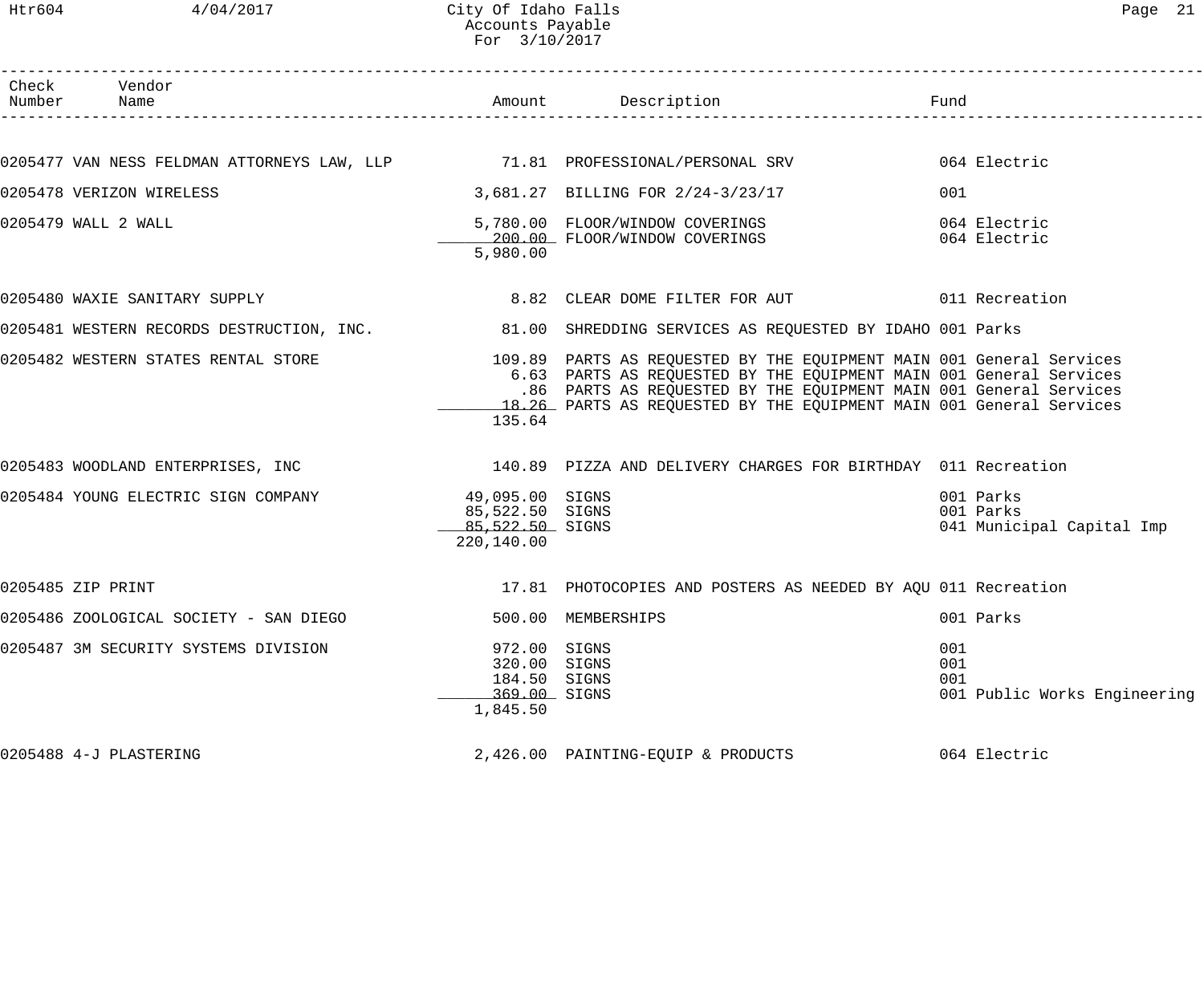City Of Idaho Falls
Accounts Payable
For 3/10/2017

| Check Number | Vendor Name | Amount | Description | Fund |
|---|---|---|---|---|
| 0205477 | VAN NESS FELDMAN ATTORNEYS LAW, LLP | 71.81 | PROFESSIONAL/PERSONAL SRV | 064 Electric |
| 0205478 | VERIZON WIRELESS | 3,681.27 | BILLING FOR 2/24-3/23/17 | 001 |
| 0205479 | WALL 2 WALL | 5,780.00 | FLOOR/WINDOW COVERINGS | 064 Electric |
| | | 200.00 | FLOOR/WINDOW COVERINGS | 064 Electric |
| | | 5,980.00 | | |
| 0205480 | WAXIE SANITARY SUPPLY | 8.82 | CLEAR DOME FILTER FOR AUT | 011 Recreation |
| 0205481 | WESTERN RECORDS DESTRUCTION, INC. | 81.00 | SHREDDING SERVICES AS REQUESTED BY IDAHO | 001 Parks |
| 0205482 | WESTERN STATES RENTAL STORE | 109.89 | PARTS AS REQUESTED BY THE EQUIPMENT MAIN | 001 General Services |
| | | 6.63 | PARTS AS REQUESTED BY THE EQUIPMENT MAIN | 001 General Services |
| | | .86 | PARTS AS REQUESTED BY THE EQUIPMENT MAIN | 001 General Services |
| | | 18.26 | PARTS AS REQUESTED BY THE EQUIPMENT MAIN | 001 General Services |
| | | 135.64 | | |
| 0205483 | WOODLAND ENTERPRISES, INC | 140.89 | PIZZA AND DELIVERY CHARGES FOR BIRTHDAY | 011 Recreation |
| 0205484 | YOUNG ELECTRIC SIGN COMPANY | 49,095.00 | SIGNS | 001 Parks |
| | | 85,522.50 | SIGNS | 001 Parks |
| | | 85,522.50 | SIGNS | 041 Municipal Capital Imp |
| | | 220,140.00 | | |
| 0205485 | ZIP PRINT | 17.81 | PHOTOCOPIES AND POSTERS AS NEEDED BY AQU | 011 Recreation |
| 0205486 | ZOOLOGICAL SOCIETY - SAN DIEGO | 500.00 | MEMBERSHIPS | 001 Parks |
| 0205487 | 3M SECURITY SYSTEMS DIVISION | 972.00 | SIGNS | 001 |
| | | 320.00 | SIGNS | 001 |
| | | 184.50 | SIGNS | 001 |
| | | 369.00 | SIGNS | 001 Public Works Engineering |
| | | 1,845.50 | | |
| 0205488 | 4-J PLASTERING | 2,426.00 | PAINTING-EQUIP & PRODUCTS | 064 Electric |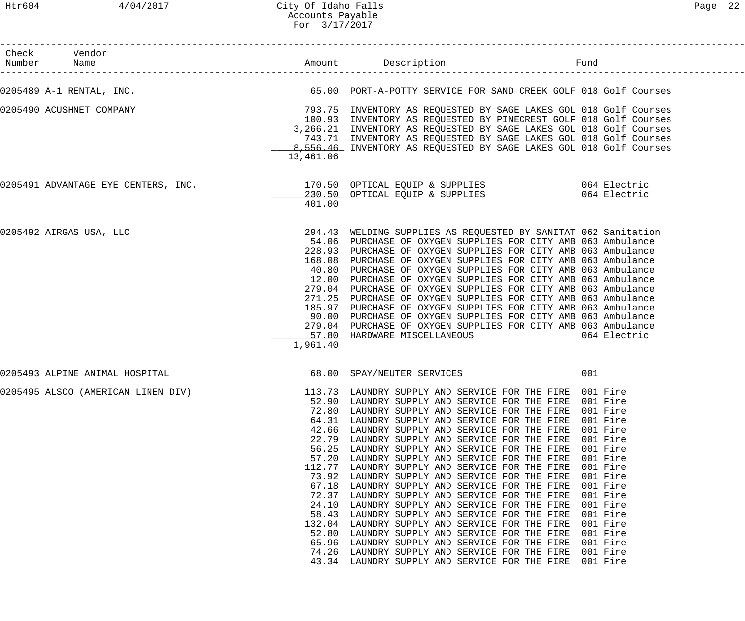# City Of Idaho Falls
## Accounts Payable
### For 3/17/2017

| Check Number | Vendor Name | Amount | Description | Fund |
|---|---|---|---|---|
| 0205489 | A-1 RENTAL, INC. | 65.00 | PORT-A-POTTY SERVICE FOR SAND CREEK GOLF | 018 Golf Courses |
| 0205490 | ACUSHNET COMPANY | 793.75 | INVENTORY AS REQUESTED BY SAGE LAKES GOL | 018 Golf Courses |
| | | 100.93 | INVENTORY AS REQUESTED BY PINECREST GOLF | 018 Golf Courses |
| | | 3,266.21 | INVENTORY AS REQUESTED BY SAGE LAKES GOL | 018 Golf Courses |
| | | 743.71 | INVENTORY AS REQUESTED BY SAGE LAKES GOL | 018 Golf Courses |
| | | 8,556.46 | INVENTORY AS REQUESTED BY SAGE LAKES GOL | 018 Golf Courses |
| | | 13,461.06 | | |
| 0205491 | ADVANTAGE EYE CENTERS, INC. | 170.50 | OPTICAL EQUIP & SUPPLIES | 064 Electric |
| | | 230.50 | OPTICAL EQUIP & SUPPLIES | 064 Electric |
| | | 401.00 | | |
| 0205492 | AIRGAS USA, LLC | 294.43 | WELDING SUPPLIES AS REQUESTED BY SANITAT | 062 Sanitation |
| | | 54.06 | PURCHASE OF OXYGEN SUPPLIES FOR CITY AMB | 063 Ambulance |
| | | 228.93 | PURCHASE OF OXYGEN SUPPLIES FOR CITY AMB | 063 Ambulance |
| | | 168.08 | PURCHASE OF OXYGEN SUPPLIES FOR CITY AMB | 063 Ambulance |
| | | 40.80 | PURCHASE OF OXYGEN SUPPLIES FOR CITY AMB | 063 Ambulance |
| | | 12.00 | PURCHASE OF OXYGEN SUPPLIES FOR CITY AMB | 063 Ambulance |
| | | 279.04 | PURCHASE OF OXYGEN SUPPLIES FOR CITY AMB | 063 Ambulance |
| | | 271.25 | PURCHASE OF OXYGEN SUPPLIES FOR CITY AMB | 063 Ambulance |
| | | 185.97 | PURCHASE OF OXYGEN SUPPLIES FOR CITY AMB | 063 Ambulance |
| | | 90.00 | PURCHASE OF OXYGEN SUPPLIES FOR CITY AMB | 063 Ambulance |
| | | 279.04 | PURCHASE OF OXYGEN SUPPLIES FOR CITY AMB | 063 Ambulance |
| | | 57.80 | HARDWARE MISCELLANEOUS | 064 Electric |
| | | 1,961.40 | | |
| 0205493 | ALPINE ANIMAL HOSPITAL | 68.00 | SPAY/NEUTER SERVICES | 001 |
| 0205495 | ALSCO (AMERICAN LINEN DIV) | 113.73 | LAUNDRY SUPPLY AND SERVICE FOR THE FIRE | 001 Fire |
| | | 52.90 | LAUNDRY SUPPLY AND SERVICE FOR THE FIRE | 001 Fire |
| | | 72.80 | LAUNDRY SUPPLY AND SERVICE FOR THE FIRE | 001 Fire |
| | | 64.31 | LAUNDRY SUPPLY AND SERVICE FOR THE FIRE | 001 Fire |
| | | 42.66 | LAUNDRY SUPPLY AND SERVICE FOR THE FIRE | 001 Fire |
| | | 22.79 | LAUNDRY SUPPLY AND SERVICE FOR THE FIRE | 001 Fire |
| | | 56.25 | LAUNDRY SUPPLY AND SERVICE FOR THE FIRE | 001 Fire |
| | | 57.20 | LAUNDRY SUPPLY AND SERVICE FOR THE FIRE | 001 Fire |
| | | 112.77 | LAUNDRY SUPPLY AND SERVICE FOR THE FIRE | 001 Fire |
| | | 73.92 | LAUNDRY SUPPLY AND SERVICE FOR THE FIRE | 001 Fire |
| | | 67.18 | LAUNDRY SUPPLY AND SERVICE FOR THE FIRE | 001 Fire |
| | | 72.37 | LAUNDRY SUPPLY AND SERVICE FOR THE FIRE | 001 Fire |
| | | 24.10 | LAUNDRY SUPPLY AND SERVICE FOR THE FIRE | 001 Fire |
| | | 58.43 | LAUNDRY SUPPLY AND SERVICE FOR THE FIRE | 001 Fire |
| | | 132.04 | LAUNDRY SUPPLY AND SERVICE FOR THE FIRE | 001 Fire |
| | | 52.80 | LAUNDRY SUPPLY AND SERVICE FOR THE FIRE | 001 Fire |
| | | 65.96 | LAUNDRY SUPPLY AND SERVICE FOR THE FIRE | 001 Fire |
| | | 74.26 | LAUNDRY SUPPLY AND SERVICE FOR THE FIRE | 001 Fire |
| | | 43.34 | LAUNDRY SUPPLY AND SERVICE FOR THE FIRE | 001 Fire |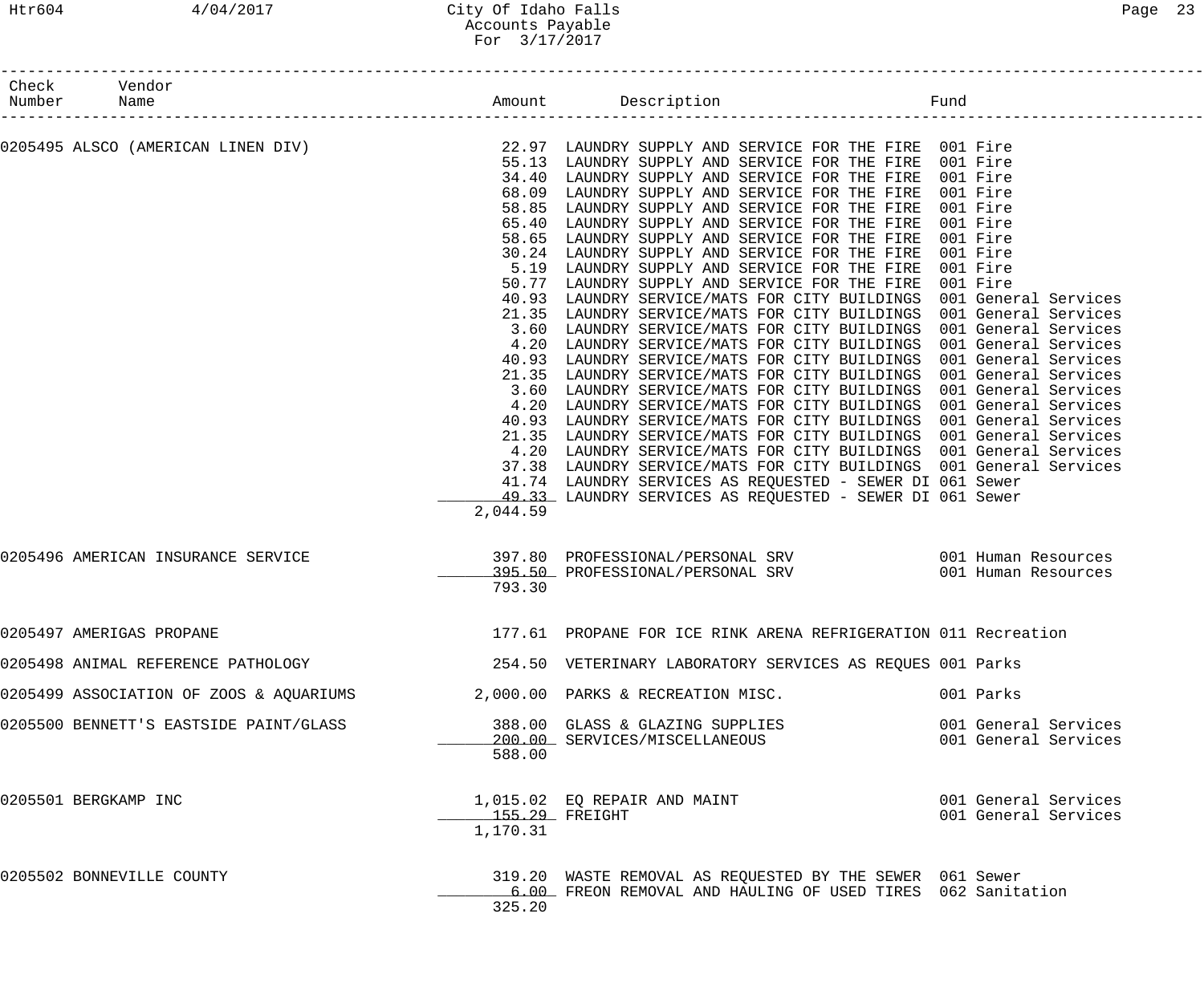# City Of Idaho Falls
## Accounts Payable
### For 3/17/2017

| Check Number | Vendor Name | Amount | Description | Fund |
|---|---|---|---|---|
| 0205495 | ALSCO (AMERICAN LINEN DIV) | 22.97 | LAUNDRY SUPPLY AND SERVICE FOR THE FIRE | 001 Fire |
| | | 55.13 | LAUNDRY SUPPLY AND SERVICE FOR THE FIRE | 001 Fire |
| | | 34.40 | LAUNDRY SUPPLY AND SERVICE FOR THE FIRE | 001 Fire |
| | | 68.09 | LAUNDRY SUPPLY AND SERVICE FOR THE FIRE | 001 Fire |
| | | 58.85 | LAUNDRY SUPPLY AND SERVICE FOR THE FIRE | 001 Fire |
| | | 65.40 | LAUNDRY SUPPLY AND SERVICE FOR THE FIRE | 001 Fire |
| | | 58.65 | LAUNDRY SUPPLY AND SERVICE FOR THE FIRE | 001 Fire |
| | | 30.24 | LAUNDRY SUPPLY AND SERVICE FOR THE FIRE | 001 Fire |
| | | 5.19 | LAUNDRY SUPPLY AND SERVICE FOR THE FIRE | 001 Fire |
| | | 50.77 | LAUNDRY SUPPLY AND SERVICE FOR THE FIRE | 001 Fire |
| | | 40.93 | LAUNDRY SERVICE/MATS FOR CITY BUILDINGS | 001 General Services |
| | | 21.35 | LAUNDRY SERVICE/MATS FOR CITY BUILDINGS | 001 General Services |
| | | 3.60 | LAUNDRY SERVICE/MATS FOR CITY BUILDINGS | 001 General Services |
| | | 4.20 | LAUNDRY SERVICE/MATS FOR CITY BUILDINGS | 001 General Services |
| | | 40.93 | LAUNDRY SERVICE/MATS FOR CITY BUILDINGS | 001 General Services |
| | | 21.35 | LAUNDRY SERVICE/MATS FOR CITY BUILDINGS | 001 General Services |
| | | 3.60 | LAUNDRY SERVICE/MATS FOR CITY BUILDINGS | 001 General Services |
| | | 4.20 | LAUNDRY SERVICE/MATS FOR CITY BUILDINGS | 001 General Services |
| | | 40.93 | LAUNDRY SERVICE/MATS FOR CITY BUILDINGS | 001 General Services |
| | | 21.35 | LAUNDRY SERVICE/MATS FOR CITY BUILDINGS | 001 General Services |
| | | 4.20 | LAUNDRY SERVICE/MATS FOR CITY BUILDINGS | 001 General Services |
| | | 37.38 | LAUNDRY SERVICE/MATS FOR CITY BUILDINGS | 001 General Services |
| | | 41.74 | LAUNDRY SERVICES AS REQUESTED - SEWER DI | 061 Sewer |
| | | 49.33 | LAUNDRY SERVICES AS REQUESTED - SEWER DI | 061 Sewer |
| | | 2,044.59 | | |
| 0205496 | AMERICAN INSURANCE SERVICE | 397.80 | PROFESSIONAL/PERSONAL SRV | 001 Human Resources |
| | | 395.50 | PROFESSIONAL/PERSONAL SRV | 001 Human Resources |
| | | 793.30 | | |
| 0205497 | AMERIGAS PROPANE | 177.61 | PROPANE FOR ICE RINK ARENA REFRIGERATION | 011 Recreation |
| 0205498 | ANIMAL REFERENCE PATHOLOGY | 254.50 | VETERINARY LABORATORY SERVICES AS REQUES | 001 Parks |
| 0205499 | ASSOCIATION OF ZOOS & AQUARIUMS | 2,000.00 | PARKS & RECREATION MISC. | 001 Parks |
| 0205500 | BENNETT'S EASTSIDE PAINT/GLASS | 388.00 | GLASS & GLAZING SUPPLIES | 001 General Services |
| | | 200.00 | SERVICES/MISCELLANEOUS | 001 General Services |
| | | 588.00 | | |
| 0205501 | BERGKAMP INC | 1,015.02 | EQ REPAIR AND MAINT | 001 General Services |
| | | 155.29 | FREIGHT | 001 General Services |
| | | 1,170.31 | | |
| 0205502 | BONNEVILLE COUNTY | 319.20 | WASTE REMOVAL AS REQUESTED BY THE SEWER | 061 Sewer |
| | | 6.00 | FREON REMOVAL AND HAULING OF USED TIRES | 062 Sanitation |
| | | 325.20 | | |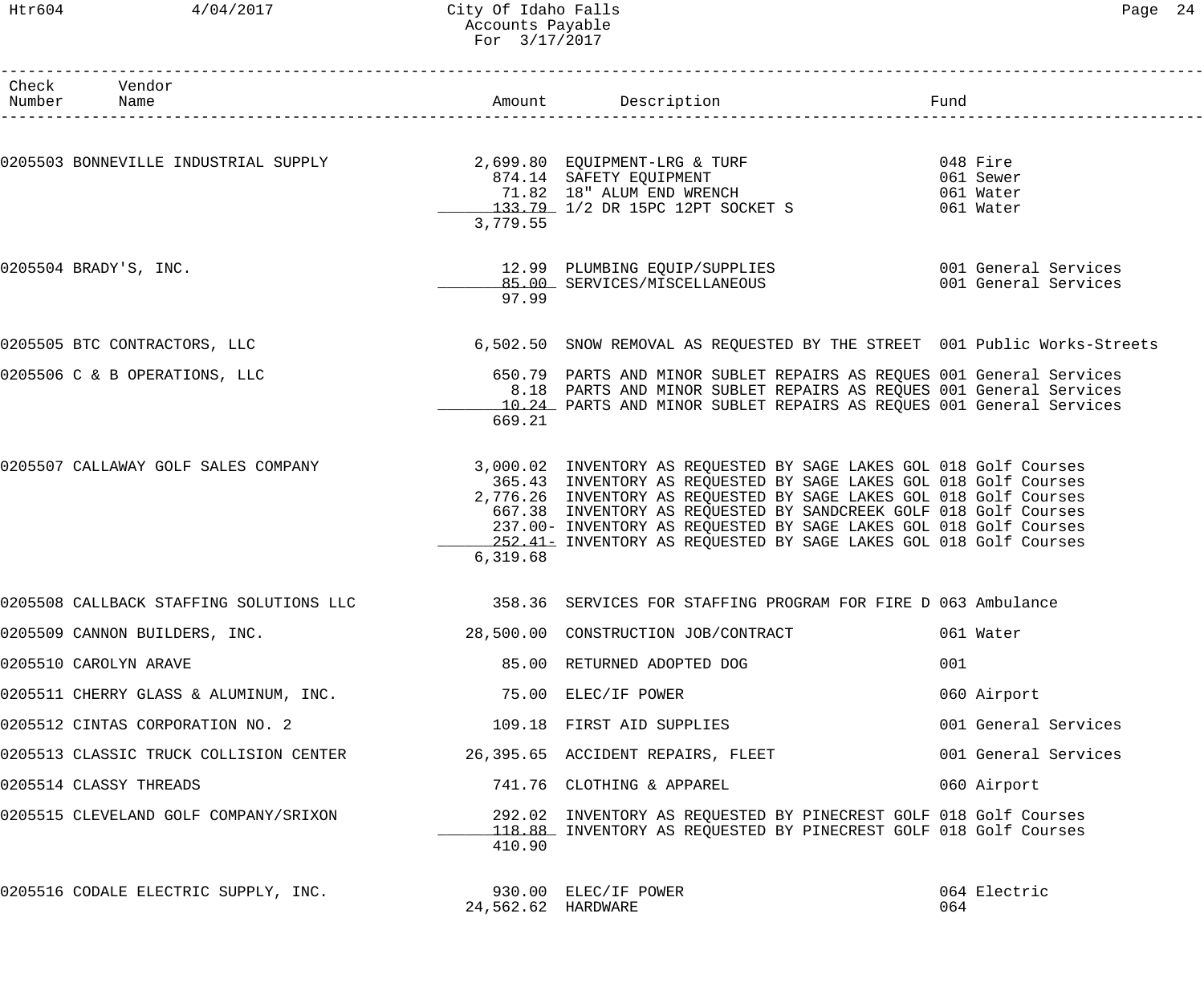# City Of Idaho Falls
## Accounts Payable
### For 3/17/2017

| Check Number | Vendor Name | Amount | Description | Fund |
|---|---|---|---|---|
| 0205503 | BONNEVILLE INDUSTRIAL SUPPLY | 2,699.80 | EQUIPMENT-LRG & TURF | 048 Fire |
| | | 874.14 | SAFETY EQUIPMENT | 061 Sewer |
| | | 71.82 | 18" ALUM END WRENCH | 061 Water |
| | | 133.79 | 1/2 DR 15PC 12PT SOCKET S | 061 Water |
| | | 3,779.55 | | |
| 0205504 | BRADY'S, INC. | 12.99 | PLUMBING EQUIP/SUPPLIES | 001 General Services |
| | | 85.00 | SERVICES/MISCELLANEOUS | 001 General Services |
| | | 97.99 | | |
| 0205505 | BTC CONTRACTORS, LLC | 6,502.50 | SNOW REMOVAL AS REQUESTED BY THE STREET | 001 Public Works-Streets |
| 0205506 | C & B OPERATIONS, LLC | 650.79 | PARTS AND MINOR SUBLET REPAIRS AS REQUES | 001 General Services |
| | | 8.18 | PARTS AND MINOR SUBLET REPAIRS AS REQUES | 001 General Services |
| | | 10.24 | PARTS AND MINOR SUBLET REPAIRS AS REQUES | 001 General Services |
| | | 669.21 | | |
| 0205507 | CALLAWAY GOLF SALES COMPANY | 3,000.02 | INVENTORY AS REQUESTED BY SAGE LAKES GOL | 018 Golf Courses |
| | | 365.43 | INVENTORY AS REQUESTED BY SAGE LAKES GOL | 018 Golf Courses |
| | | 2,776.26 | INVENTORY AS REQUESTED BY SAGE LAKES GOL | 018 Golf Courses |
| | | 667.38 | INVENTORY AS REQUESTED BY SANDCREEK GOLF | 018 Golf Courses |
| | | 237.00- | INVENTORY AS REQUESTED BY SAGE LAKES GOL | 018 Golf Courses |
| | | 252.41- | INVENTORY AS REQUESTED BY SAGE LAKES GOL | 018 Golf Courses |
| | | 6,319.68 | | |
| 0205508 | CALLBACK STAFFING SOLUTIONS LLC | 358.36 | SERVICES FOR STAFFING PROGRAM FOR FIRE D | 063 Ambulance |
| 0205509 | CANNON BUILDERS, INC. | 28,500.00 | CONSTRUCTION JOB/CONTRACT | 061 Water |
| 0205510 | CAROLYN ARAVE | 85.00 | RETURNED ADOPTED DOG | 001 |
| 0205511 | CHERRY GLASS & ALUMINUM, INC. | 75.00 | ELEC/IF POWER | 060 Airport |
| 0205512 | CINTAS CORPORATION NO. 2 | 109.18 | FIRST AID SUPPLIES | 001 General Services |
| 0205513 | CLASSIC TRUCK COLLISION CENTER | 26,395.65 | ACCIDENT REPAIRS, FLEET | 001 General Services |
| 0205514 | CLASSY THREADS | 741.76 | CLOTHING & APPAREL | 060 Airport |
| 0205515 | CLEVELAND GOLF COMPANY/SRIXON | 292.02 | INVENTORY AS REQUESTED BY PINECREST GOLF | 018 Golf Courses |
| | | 118.88 | INVENTORY AS REQUESTED BY PINECREST GOLF | 018 Golf Courses |
| | | 410.90 | | |
| 0205516 | CODALE ELECTRIC SUPPLY, INC. | 930.00 | ELEC/IF POWER | 064 Electric |
| | | 24,562.62 | HARDWARE | 064 |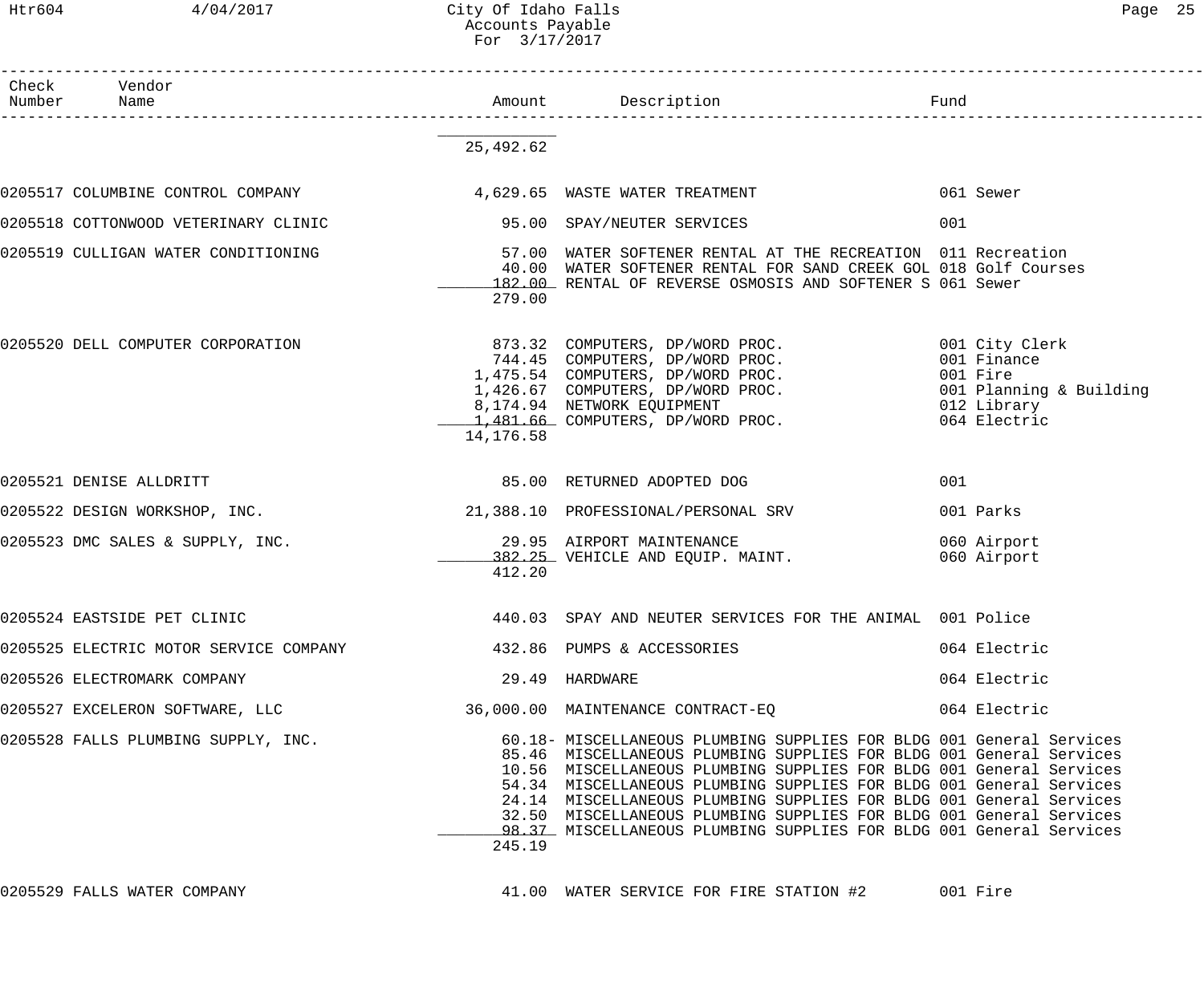City Of Idaho Falls
Accounts Payable
For 3/17/2017

| Check Number | Vendor Name | Amount | Description | Fund |
|---|---|---|---|---|
| | | 25,492.62 | | |
| 0205517 | COLUMBINE CONTROL COMPANY | 4,629.65 | WASTE WATER TREATMENT | 061 Sewer |
| 0205518 | COTTONWOOD VETERINARY CLINIC | 95.00 | SPAY/NEUTER SERVICES | 001 |
| 0205519 | CULLIGAN WATER CONDITIONING | 57.00 | WATER SOFTENER RENTAL AT THE RECREATION | 011 Recreation |
| | | 40.00 | WATER SOFTENER RENTAL FOR SAND CREEK GOL | 018 Golf Courses |
| | | 182.00 | RENTAL OF REVERSE OSMOSIS AND SOFTENER S | 061 Sewer |
| | | 279.00 | | |
| 0205520 | DELL COMPUTER CORPORATION | 873.32 | COMPUTERS, DP/WORD PROC. | 001 City Clerk |
| | | 744.45 | COMPUTERS, DP/WORD PROC. | 001 Finance |
| | | 1,475.54 | COMPUTERS, DP/WORD PROC. | 001 Fire |
| | | 1,426.67 | COMPUTERS, DP/WORD PROC. | 001 Planning & Building |
| | | 8,174.94 | NETWORK EQUIPMENT | 012 Library |
| | | 1,481.66 | COMPUTERS, DP/WORD PROC. | 064 Electric |
| | | 14,176.58 | | |
| 0205521 | DENISE ALLDRITT | 85.00 | RETURNED ADOPTED DOG | 001 |
| 0205522 | DESIGN WORKSHOP, INC. | 21,388.10 | PROFESSIONAL/PERSONAL SRV | 001 Parks |
| 0205523 | DMC SALES & SUPPLY, INC. | 29.95 | AIRPORT MAINTENANCE | 060 Airport |
| | | 382.25 | VEHICLE AND EQUIP. MAINT. | 060 Airport |
| | | 412.20 | | |
| 0205524 | EASTSIDE PET CLINIC | 440.03 | SPAY AND NEUTER SERVICES FOR THE ANIMAL | 001 Police |
| 0205525 | ELECTRIC MOTOR SERVICE COMPANY | 432.86 | PUMPS & ACCESSORIES | 064 Electric |
| 0205526 | ELECTROMARK COMPANY | 29.49 | HARDWARE | 064 Electric |
| 0205527 | EXCELERON SOFTWARE, LLC | 36,000.00 | MAINTENANCE CONTRACT-EQ | 064 Electric |
| 0205528 | FALLS PLUMBING SUPPLY, INC. | 60.18- | MISCELLANEOUS PLUMBING SUPPLIES FOR BLDG | 001 General Services |
| | | 85.46 | MISCELLANEOUS PLUMBING SUPPLIES FOR BLDG | 001 General Services |
| | | 10.56 | MISCELLANEOUS PLUMBING SUPPLIES FOR BLDG | 001 General Services |
| | | 54.34 | MISCELLANEOUS PLUMBING SUPPLIES FOR BLDG | 001 General Services |
| | | 24.14 | MISCELLANEOUS PLUMBING SUPPLIES FOR BLDG | 001 General Services |
| | | 32.50 | MISCELLANEOUS PLUMBING SUPPLIES FOR BLDG | 001 General Services |
| | | 98.37 | MISCELLANEOUS PLUMBING SUPPLIES FOR BLDG | 001 General Services |
| | | 245.19 | | |
| 0205529 | FALLS WATER COMPANY | 41.00 | WATER SERVICE FOR FIRE STATION #2 | 001 Fire |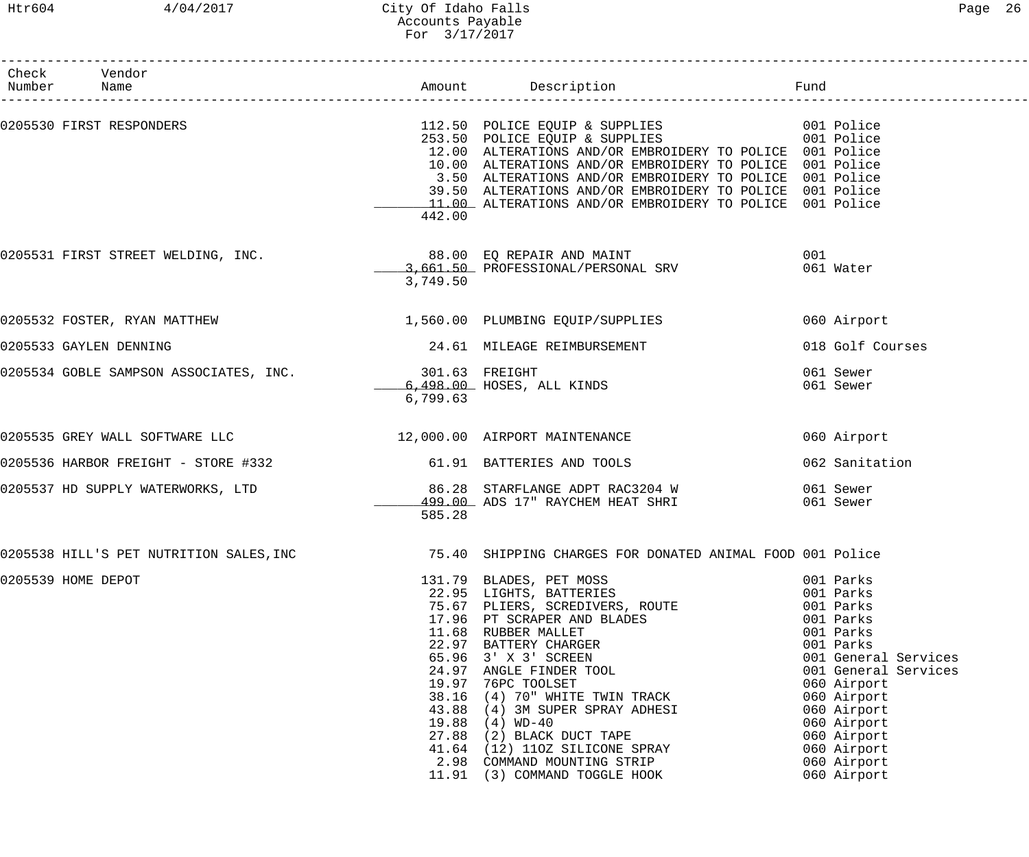| Check Number | Vendor Name | Amount | Description | Fund |
|---|---|---|---|---|
| 0205530 | FIRST RESPONDERS | 112.50 | POLICE EQUIP & SUPPLIES | 001 Police |
| | | 253.50 | POLICE EQUIP & SUPPLIES | 001 Police |
| | | 12.00 | ALTERATIONS AND/OR EMBROIDERY TO POLICE | 001 Police |
| | | 10.00 | ALTERATIONS AND/OR EMBROIDERY TO POLICE | 001 Police |
| | | 3.50 | ALTERATIONS AND/OR EMBROIDERY TO POLICE | 001 Police |
| | | 39.50 | ALTERATIONS AND/OR EMBROIDERY TO POLICE | 001 Police |
| | | 11.00 | ALTERATIONS AND/OR EMBROIDERY TO POLICE | 001 Police |
| | | 442.00 | | |
| 0205531 | FIRST STREET WELDING, INC. | 88.00 | EQ REPAIR AND MAINT | 001 |
| | | 3,661.50 | PROFESSIONAL/PERSONAL SRV | 061 Water |
| | | 3,749.50 | | |
| 0205532 | FOSTER, RYAN MATTHEW | 1,560.00 | PLUMBING EQUIP/SUPPLIES | 060 Airport |
| 0205533 | GAYLEN DENNING | 24.61 | MILEAGE REIMBURSEMENT | 018 Golf Courses |
| 0205534 | GOBLE SAMPSON ASSOCIATES, INC. | 301.63 | FREIGHT | 061 Sewer |
| | | 6,498.00 | HOSES, ALL KINDS | 061 Sewer |
| | | 6,799.63 | | |
| 0205535 | GREY WALL SOFTWARE LLC | 12,000.00 | AIRPORT MAINTENANCE | 060 Airport |
| 0205536 | HARBOR FREIGHT - STORE #332 | 61.91 | BATTERIES AND TOOLS | 062 Sanitation |
| 0205537 | HD SUPPLY WATERWORKS, LTD | 86.28 | STARFLANGE ADPT RAC3204 W | 061 Sewer |
| | | 499.00 | ADS 17" RAYCHEM HEAT SHRI | 061 Sewer |
| | | 585.28 | | |
| 0205538 | HILL'S PET NUTRITION SALES,INC | 75.40 | SHIPPING CHARGES FOR DONATED ANIMAL FOOD | 001 Police |
| 0205539 | HOME DEPOT | 131.79 | BLADES, PET MOSS | 001 Parks |
| | | 22.95 | LIGHTS, BATTERIES | 001 Parks |
| | | 75.67 | PLIERS, SCREDIVERS, ROUTE | 001 Parks |
| | | 17.96 | PT SCRAPER AND BLADES | 001 Parks |
| | | 11.68 | RUBBER MALLET | 001 Parks |
| | | 22.97 | BATTERY CHARGER | 001 Parks |
| | | 65.96 | 3' X 3' SCREEN | 001 General Services |
| | | 24.97 | ANGLE FINDER TOOL | 001 General Services |
| | | 19.97 | 76PC TOOLSET | 060 Airport |
| | | 38.16 | (4) 70" WHITE TWIN TRACK | 060 Airport |
| | | 43.88 | (4) 3M SUPER SPRAY ADHESI | 060 Airport |
| | | 19.88 | (4) WD-40 | 060 Airport |
| | | 27.88 | (2) BLACK DUCT TAPE | 060 Airport |
| | | 41.64 | (12) 11OZ SILICONE SPRAY | 060 Airport |
| | | 2.98 | COMMAND MOUNTING STRIP | 060 Airport |
| | | 11.91 | (3) COMMAND TOGGLE HOOK | 060 Airport |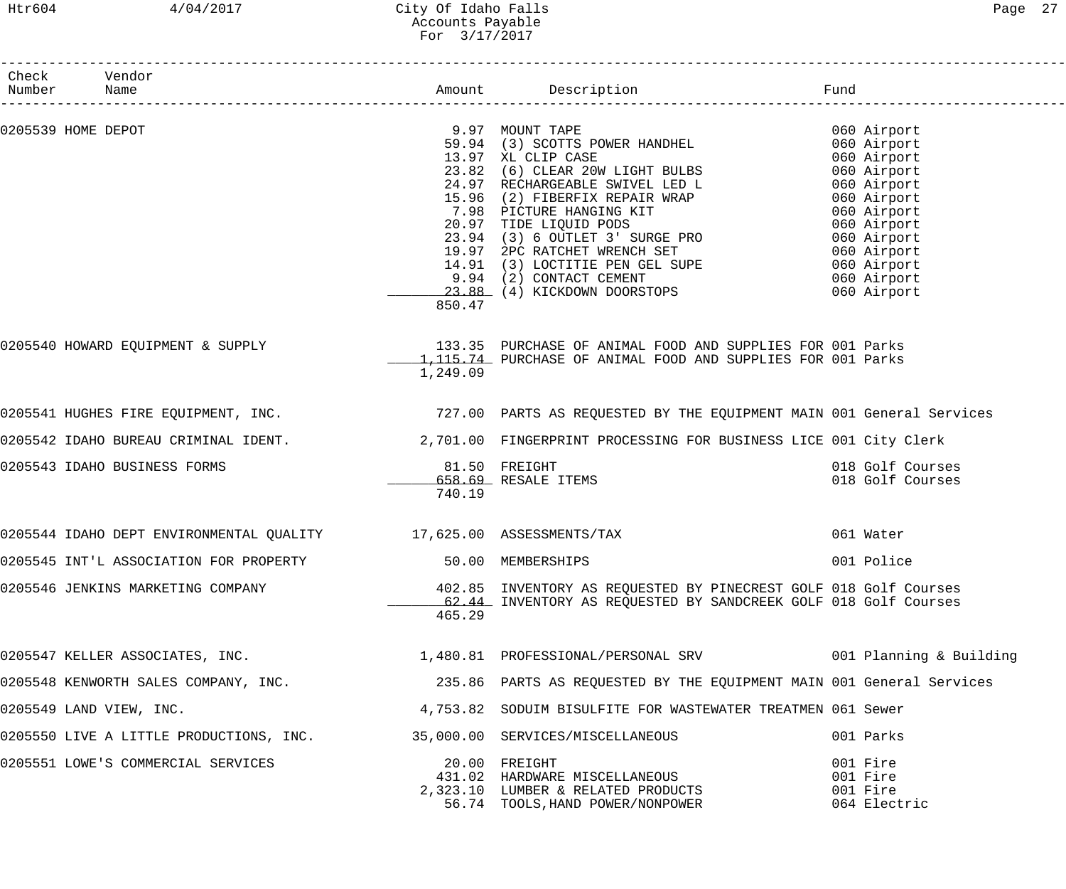# City Of Idaho Falls
## Accounts Payable
### For 3/17/2017

| Check Number | Vendor Name | Amount | Description | Fund |
|---|---|---|---|---|
| 0205539 | HOME DEPOT | 9.97 | MOUNT TAPE | 060 Airport |
| | | 59.94 | (3) SCOTTS POWER HANDHEL | 060 Airport |
| | | 13.97 | XL CLIP CASE | 060 Airport |
| | | 23.82 | (6) CLEAR 20W LIGHT BULBS | 060 Airport |
| | | 24.97 | RECHARGEABLE SWIVEL LED L | 060 Airport |
| | | 15.96 | (2) FIBERFIX REPAIR WRAP | 060 Airport |
| | | 7.98 | PICTURE HANGING KIT | 060 Airport |
| | | 20.97 | TIDE LIQUID PODS | 060 Airport |
| | | 23.94 | (3) 6 OUTLET 3' SURGE PRO | 060 Airport |
| | | 19.97 | 2PC RATCHET WRENCH SET | 060 Airport |
| | | 14.91 | (3) LOCTITIE PEN GEL SUPE | 060 Airport |
| | | 9.94 | (2) CONTACT CEMENT | 060 Airport |
| | | 23.88 | (4) KICKDOWN DOORSTOPS | 060 Airport |
| | | 850.47 | | |
| 0205540 | HOWARD EQUIPMENT & SUPPLY | 133.35 | PURCHASE OF ANIMAL FOOD AND SUPPLIES FOR | 001 Parks |
| | | 1,115.74 | PURCHASE OF ANIMAL FOOD AND SUPPLIES FOR | 001 Parks |
| | | 1,249.09 | | |
| 0205541 | HUGHES FIRE EQUIPMENT, INC. | 727.00 | PARTS AS REQUESTED BY THE EQUIPMENT MAIN | 001 General Services |
| 0205542 | IDAHO BUREAU CRIMINAL IDENT. | 2,701.00 | FINGERPRINT PROCESSING FOR BUSINESS LICE | 001 City Clerk |
| 0205543 | IDAHO BUSINESS FORMS | 81.50 | FREIGHT | 018 Golf Courses |
| | | 658.69 | RESALE ITEMS | 018 Golf Courses |
| | | 740.19 | | |
| 0205544 | IDAHO DEPT ENVIRONMENTAL QUALITY | 17,625.00 | ASSESSMENTS/TAX | 061 Water |
| 0205545 | INT'L ASSOCIATION FOR PROPERTY | 50.00 | MEMBERSHIPS | 001 Police |
| 0205546 | JENKINS MARKETING COMPANY | 402.85 | INVENTORY AS REQUESTED BY PINECREST GOLF | 018 Golf Courses |
| | | 62.44 | INVENTORY AS REQUESTED BY SANDCREEK GOLF | 018 Golf Courses |
| | | 465.29 | | |
| 0205547 | KELLER ASSOCIATES, INC. | 1,480.81 | PROFESSIONAL/PERSONAL SRV | 001 Planning & Building |
| 0205548 | KENWORTH SALES COMPANY, INC. | 235.86 | PARTS AS REQUESTED BY THE EQUIPMENT MAIN | 001 General Services |
| 0205549 | LAND VIEW, INC. | 4,753.82 | SODUIM BISULFITE FOR WASTEWATER TREATMEN | 061 Sewer |
| 0205550 | LIVE A LITTLE PRODUCTIONS, INC. | 35,000.00 | SERVICES/MISCELLANEOUS | 001 Parks |
| 0205551 | LOWE'S COMMERCIAL SERVICES | 20.00 | FREIGHT | 001 Fire |
| | | 431.02 | HARDWARE MISCELLANEOUS | 001 Fire |
| | | 2,323.10 | LUMBER & RELATED PRODUCTS | 001 Fire |
| | | 56.74 | TOOLS,HAND POWER/NONPOWER | 064 Electric |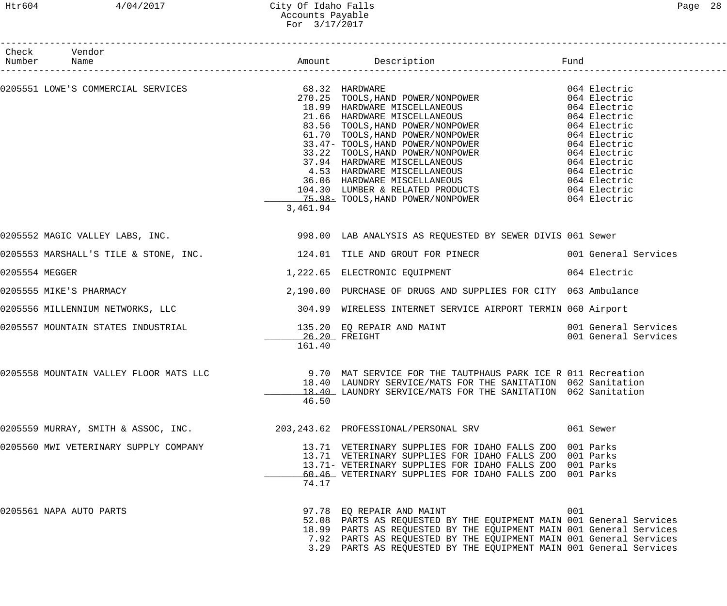# City Of Idaho Falls
## Accounts Payable
### For 3/17/2017

| Check Number | Vendor Name | Amount | Description | Fund |
|---|---|---|---|---|
| 0205551 | LOWE'S COMMERCIAL SERVICES | 68.32 | HARDWARE | 064 Electric |
| | | 270.25 | TOOLS,HAND POWER/NONPOWER | 064 Electric |
| | | 18.99 | HARDWARE MISCELLANEOUS | 064 Electric |
| | | 21.66 | HARDWARE MISCELLANEOUS | 064 Electric |
| | | 83.56 | TOOLS,HAND POWER/NONPOWER | 064 Electric |
| | | 61.70 | TOOLS,HAND POWER/NONPOWER | 064 Electric |
| | | 33.47- | TOOLS,HAND POWER/NONPOWER | 064 Electric |
| | | 33.22 | TOOLS,HAND POWER/NONPOWER | 064 Electric |
| | | 37.94 | HARDWARE MISCELLANEOUS | 064 Electric |
| | | 4.53 | HARDWARE MISCELLANEOUS | 064 Electric |
| | | 36.06 | HARDWARE MISCELLANEOUS | 064 Electric |
| | | 104.30 | LUMBER & RELATED PRODUCTS | 064 Electric |
| | | 75.98- | TOOLS,HAND POWER/NONPOWER | 064 Electric |
| | | 3,461.94 | | |
| 0205552 | MAGIC VALLEY LABS, INC. | 998.00 | LAB ANALYSIS AS REQUESTED BY SEWER DIVIS | 061 Sewer |
| 0205553 | MARSHALL'S TILE & STONE, INC. | 124.01 | TILE AND GROUT FOR PINECR | 001 General Services |
| 0205554 | MEGGER | 1,222.65 | ELECTRONIC EQUIPMENT | 064 Electric |
| 0205555 | MIKE'S PHARMACY | 2,190.00 | PURCHASE OF DRUGS AND SUPPLIES FOR CITY | 063 Ambulance |
| 0205556 | MILLENNIUM NETWORKS, LLC | 304.99 | WIRELESS INTERNET SERVICE AIRPORT TERMIN | 060 Airport |
| 0205557 | MOUNTAIN STATES INDUSTRIAL | 135.20 | EQ REPAIR AND MAINT | 001 General Services |
| | | 26.20 | FREIGHT | 001 General Services |
| | | 161.40 | | |
| 0205558 | MOUNTAIN VALLEY FLOOR MATS LLC | 9.70 | MAT SERVICE FOR THE TAUTPHAUS PARK ICE R | 011 Recreation |
| | | 18.40 | LAUNDRY SERVICE/MATS FOR THE SANITATION | 062 Sanitation |
| | | 18.40 | LAUNDRY SERVICE/MATS FOR THE SANITATION | 062 Sanitation |
| | | 46.50 | | |
| 0205559 | MURRAY, SMITH & ASSOC, INC. | 203,243.62 | PROFESSIONAL/PERSONAL SRV | 061 Sewer |
| 0205560 | MWI VETERINARY SUPPLY COMPANY | 13.71 | VETERINARY SUPPLIES FOR IDAHO FALLS ZOO | 001 Parks |
| | | 13.71 | VETERINARY SUPPLIES FOR IDAHO FALLS ZOO | 001 Parks |
| | | 13.71- | VETERINARY SUPPLIES FOR IDAHO FALLS ZOO | 001 Parks |
| | | 60.46 | VETERINARY SUPPLIES FOR IDAHO FALLS ZOO | 001 Parks |
| | | 74.17 | | |
| 0205561 | NAPA AUTO PARTS | 97.78 | EQ REPAIR AND MAINT | 001 |
| | | 52.08 | PARTS AS REQUESTED BY THE EQUIPMENT MAIN | 001 General Services |
| | | 18.99 | PARTS AS REQUESTED BY THE EQUIPMENT MAIN | 001 General Services |
| | | 7.92 | PARTS AS REQUESTED BY THE EQUIPMENT MAIN | 001 General Services |
| | | 3.29 | PARTS AS REQUESTED BY THE EQUIPMENT MAIN | 001 General Services |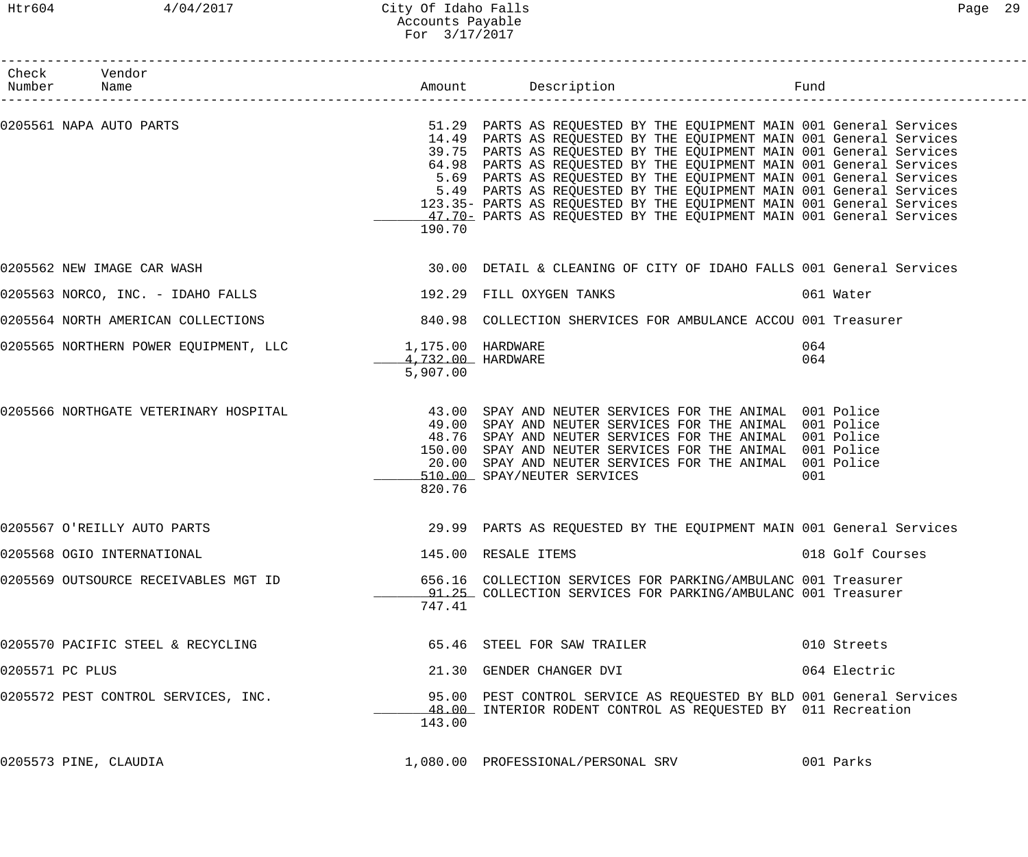City Of Idaho Falls
Accounts Payable
For 3/17/2017

| Check Number | Vendor Name | Amount | Description | Fund |
|---|---|---|---|---|
| 0205561 | NAPA AUTO PARTS | 51.29 | PARTS AS REQUESTED BY THE EQUIPMENT MAIN | 001 General Services |
| | | 14.49 | PARTS AS REQUESTED BY THE EQUIPMENT MAIN | 001 General Services |
| | | 39.75 | PARTS AS REQUESTED BY THE EQUIPMENT MAIN | 001 General Services |
| | | 64.98 | PARTS AS REQUESTED BY THE EQUIPMENT MAIN | 001 General Services |
| | | 5.69 | PARTS AS REQUESTED BY THE EQUIPMENT MAIN | 001 General Services |
| | | 5.49 | PARTS AS REQUESTED BY THE EQUIPMENT MAIN | 001 General Services |
| | | 123.35- | PARTS AS REQUESTED BY THE EQUIPMENT MAIN | 001 General Services |
| | | 47.70- | PARTS AS REQUESTED BY THE EQUIPMENT MAIN | 001 General Services |
| | | 190.70 | | |
| 0205562 | NEW IMAGE CAR WASH | 30.00 | DETAIL & CLEANING OF CITY OF IDAHO FALLS | 001 General Services |
| 0205563 | NORCO, INC. - IDAHO FALLS | 192.29 | FILL OXYGEN TANKS | 061 Water |
| 0205564 | NORTH AMERICAN COLLECTIONS | 840.98 | COLLECTION SHERVICES FOR AMBULANCE ACCOU | 001 Treasurer |
| 0205565 | NORTHERN POWER EQUIPMENT, LLC | 1,175.00 | HARDWARE | 064 |
| | | 4,732.00 | HARDWARE | 064 |
| | | 5,907.00 | | |
| 0205566 | NORTHGATE VETERINARY HOSPITAL | 43.00 | SPAY AND NEUTER SERVICES FOR THE ANIMAL | 001 Police |
| | | 49.00 | SPAY AND NEUTER SERVICES FOR THE ANIMAL | 001 Police |
| | | 48.76 | SPAY AND NEUTER SERVICES FOR THE ANIMAL | 001 Police |
| | | 150.00 | SPAY AND NEUTER SERVICES FOR THE ANIMAL | 001 Police |
| | | 20.00 | SPAY AND NEUTER SERVICES FOR THE ANIMAL | 001 Police |
| | | 510.00 | SPAY/NEUTER SERVICES | 001 |
| | | 820.76 | | |
| 0205567 | O'REILLY AUTO PARTS | 29.99 | PARTS AS REQUESTED BY THE EQUIPMENT MAIN | 001 General Services |
| 0205568 | OGIO INTERNATIONAL | 145.00 | RESALE ITEMS | 018 Golf Courses |
| 0205569 | OUTSOURCE RECEIVABLES MGT ID | 656.16 | COLLECTION SERVICES FOR PARKING/AMBULANC | 001 Treasurer |
| | | 91.25 | COLLECTION SERVICES FOR PARKING/AMBULANC | 001 Treasurer |
| | | 747.41 | | |
| 0205570 | PACIFIC STEEL & RECYCLING | 65.46 | STEEL FOR SAW TRAILER | 010 Streets |
| 0205571 | PC PLUS | 21.30 | GENDER CHANGER DVI | 064 Electric |
| 0205572 | PEST CONTROL SERVICES, INC. | 95.00 | PEST CONTROL SERVICE AS REQUESTED BY BLD | 001 General Services |
| | | 48.00 | INTERIOR RODENT CONTROL AS REQUESTED BY | 011 Recreation |
| | | 143.00 | | |
| 0205573 | PINE, CLAUDIA | 1,080.00 | PROFESSIONAL/PERSONAL SRV | 001 Parks |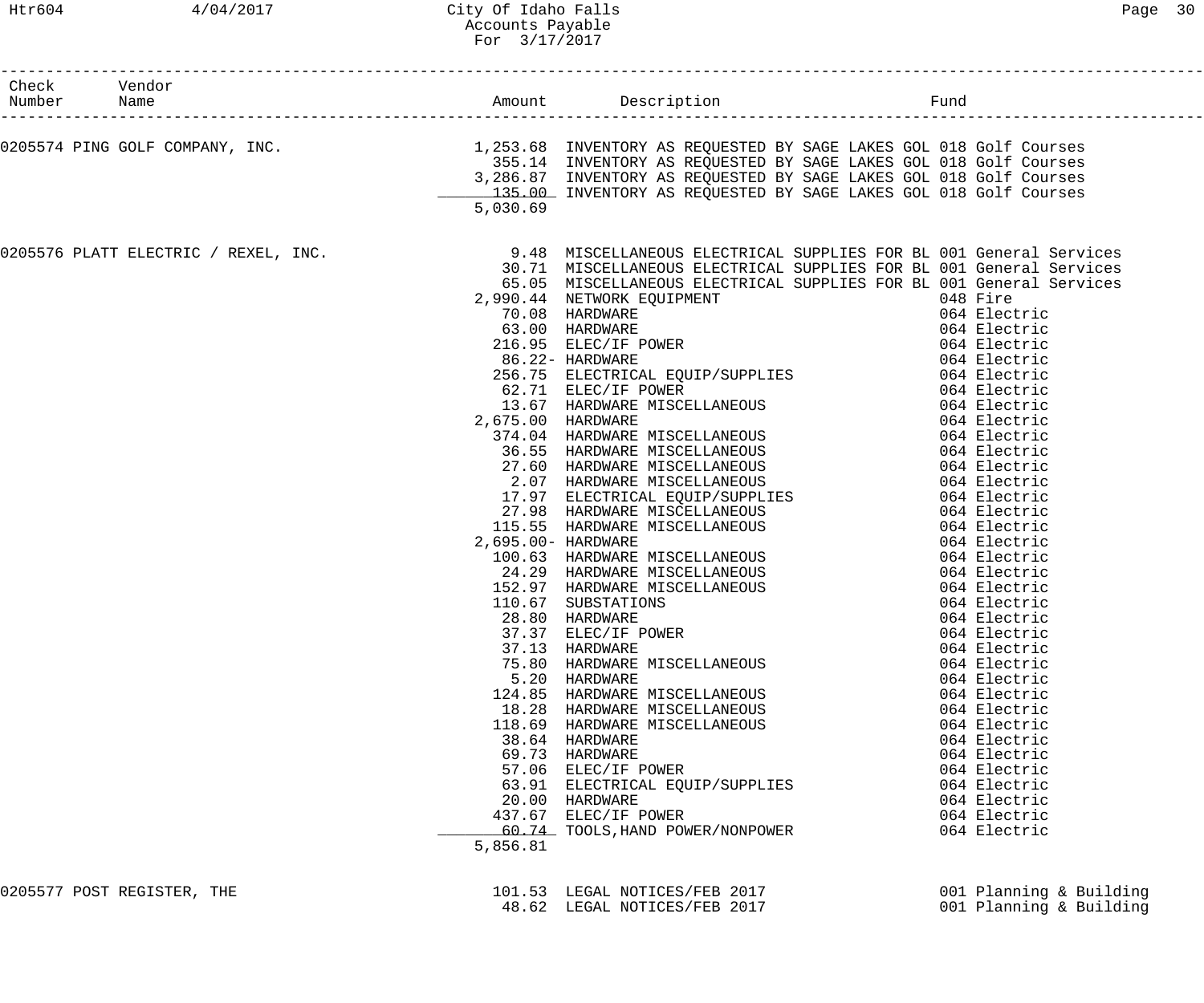City Of Idaho Falls
Accounts Payable
For 3/17/2017

| Check Number | Vendor Name | Amount | Description | Fund |
|---|---|---|---|---|
| 0205574 | PING GOLF COMPANY, INC. | 1,253.68 | INVENTORY AS REQUESTED BY SAGE LAKES GOL | 018 Golf Courses |
| | | 355.14 | INVENTORY AS REQUESTED BY SAGE LAKES GOL | 018 Golf Courses |
| | | 3,286.87 | INVENTORY AS REQUESTED BY SAGE LAKES GOL | 018 Golf Courses |
| | | 135.00 | INVENTORY AS REQUESTED BY SAGE LAKES GOL | 018 Golf Courses |
| | | 5,030.69 | | |
| 0205576 | PLATT ELECTRIC / REXEL, INC. | 9.48 | MISCELLANEOUS ELECTRICAL SUPPLIES FOR BL | 001 General Services |
| | | 30.71 | MISCELLANEOUS ELECTRICAL SUPPLIES FOR BL | 001 General Services |
| | | 65.05 | MISCELLANEOUS ELECTRICAL SUPPLIES FOR BL | 001 General Services |
| | | 2,990.44 | NETWORK EQUIPMENT | 048 Fire |
| | | 70.08 | HARDWARE | 064 Electric |
| | | 63.00 | HARDWARE | 064 Electric |
| | | 216.95 | ELEC/IF POWER | 064 Electric |
| | | 86.22- | HARDWARE | 064 Electric |
| | | 256.75 | ELECTRICAL EQUIP/SUPPLIES | 064 Electric |
| | | 62.71 | ELEC/IF POWER | 064 Electric |
| | | 13.67 | HARDWARE MISCELLANEOUS | 064 Electric |
| | | 2,675.00 | HARDWARE | 064 Electric |
| | | 374.04 | HARDWARE MISCELLANEOUS | 064 Electric |
| | | 36.55 | HARDWARE MISCELLANEOUS | 064 Electric |
| | | 27.60 | HARDWARE MISCELLANEOUS | 064 Electric |
| | | 2.07 | HARDWARE MISCELLANEOUS | 064 Electric |
| | | 17.97 | ELECTRICAL EQUIP/SUPPLIES | 064 Electric |
| | | 27.98 | HARDWARE MISCELLANEOUS | 064 Electric |
| | | 115.55 | HARDWARE MISCELLANEOUS | 064 Electric |
| | | 2,695.00- | HARDWARE | 064 Electric |
| | | 100.63 | HARDWARE MISCELLANEOUS | 064 Electric |
| | | 24.29 | HARDWARE MISCELLANEOUS | 064 Electric |
| | | 152.97 | HARDWARE MISCELLANEOUS | 064 Electric |
| | | 110.67 | SUBSTATIONS | 064 Electric |
| | | 28.80 | HARDWARE | 064 Electric |
| | | 37.37 | ELEC/IF POWER | 064 Electric |
| | | 37.13 | HARDWARE | 064 Electric |
| | | 75.80 | HARDWARE MISCELLANEOUS | 064 Electric |
| | | 5.20 | HARDWARE | 064 Electric |
| | | 124.85 | HARDWARE MISCELLANEOUS | 064 Electric |
| | | 18.28 | HARDWARE MISCELLANEOUS | 064 Electric |
| | | 118.69 | HARDWARE MISCELLANEOUS | 064 Electric |
| | | 38.64 | HARDWARE | 064 Electric |
| | | 69.73 | HARDWARE | 064 Electric |
| | | 57.06 | ELEC/IF POWER | 064 Electric |
| | | 63.91 | ELECTRICAL EQUIP/SUPPLIES | 064 Electric |
| | | 20.00 | HARDWARE | 064 Electric |
| | | 437.67 | ELEC/IF POWER | 064 Electric |
| | | 60.74 | TOOLS,HAND POWER/NONPOWER | 064 Electric |
| | | 5,856.81 | | |
| 0205577 | POST REGISTER, THE | 101.53 | LEGAL NOTICES/FEB 2017 | 001 Planning & Building |
| | | 48.62 | LEGAL NOTICES/FEB 2017 | 001 Planning & Building |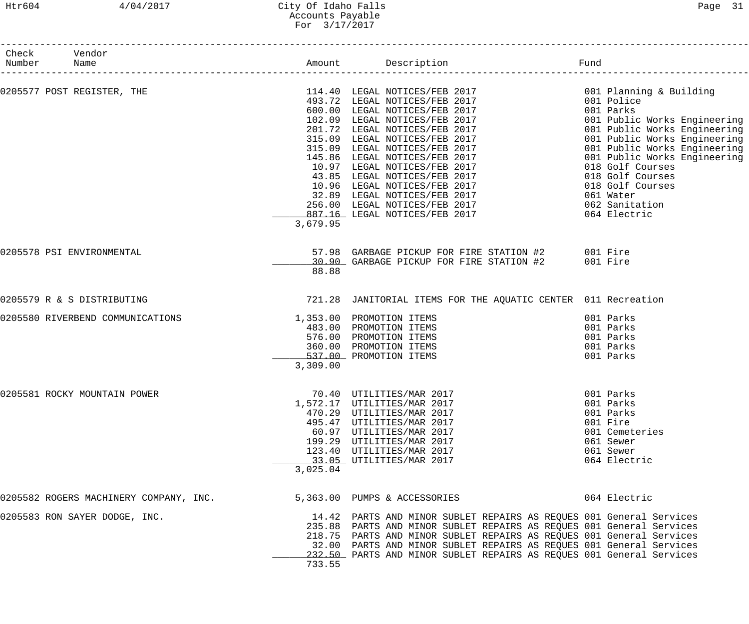| Check Number | Vendor Name | Amount | Description | Fund |
|---|---|---|---|---|
| 0205577 | POST REGISTER, THE | 114.40 | LEGAL NOTICES/FEB 2017 | 001 Planning & Building |
| | | 493.72 | LEGAL NOTICES/FEB 2017 | 001 Police |
| | | 600.00 | LEGAL NOTICES/FEB 2017 | 001 Parks |
| | | 102.09 | LEGAL NOTICES/FEB 2017 | 001 Public Works Engineering |
| | | 201.72 | LEGAL NOTICES/FEB 2017 | 001 Public Works Engineering |
| | | 315.09 | LEGAL NOTICES/FEB 2017 | 001 Public Works Engineering |
| | | 315.09 | LEGAL NOTICES/FEB 2017 | 001 Public Works Engineering |
| | | 145.86 | LEGAL NOTICES/FEB 2017 | 001 Public Works Engineering |
| | | 10.97 | LEGAL NOTICES/FEB 2017 | 018 Golf Courses |
| | | 43.85 | LEGAL NOTICES/FEB 2017 | 018 Golf Courses |
| | | 10.96 | LEGAL NOTICES/FEB 2017 | 018 Golf Courses |
| | | 32.89 | LEGAL NOTICES/FEB 2017 | 061 Water |
| | | 256.00 | LEGAL NOTICES/FEB 2017 | 062 Sanitation |
| | | 887.16 | LEGAL NOTICES/FEB 2017 | 064 Electric |
| | | 3,679.95 | | |
| 0205578 | PSI ENVIRONMENTAL | 57.98 | GARBAGE PICKUP FOR FIRE STATION #2 | 001 Fire |
| | | 30.90 | GARBAGE PICKUP FOR FIRE STATION #2 | 001 Fire |
| | | 88.88 | | |
| 0205579 | R & S DISTRIBUTING | 721.28 | JANITORIAL ITEMS FOR THE AQUATIC CENTER | 011 Recreation |
| 0205580 | RIVERBEND COMMUNICATIONS | 1,353.00 | PROMOTION ITEMS | 001 Parks |
| | | 483.00 | PROMOTION ITEMS | 001 Parks |
| | | 576.00 | PROMOTION ITEMS | 001 Parks |
| | | 360.00 | PROMOTION ITEMS | 001 Parks |
| | | 537.00 | PROMOTION ITEMS | 001 Parks |
| | | 3,309.00 | | |
| 0205581 | ROCKY MOUNTAIN POWER | 70.40 | UTILITIES/MAR 2017 | 001 Parks |
| | | 1,572.17 | UTILITIES/MAR 2017 | 001 Parks |
| | | 470.29 | UTILITIES/MAR 2017 | 001 Parks |
| | | 495.47 | UTILITIES/MAR 2017 | 001 Fire |
| | | 60.97 | UTILITIES/MAR 2017 | 001 Cemeteries |
| | | 199.29 | UTILITIES/MAR 2017 | 061 Sewer |
| | | 123.40 | UTILITIES/MAR 2017 | 061 Sewer |
| | | 33.05 | UTILITIES/MAR 2017 | 064 Electric |
| | | 3,025.04 | | |
| 0205582 | ROGERS MACHINERY COMPANY, INC. | 5,363.00 | PUMPS & ACCESSORIES | 064 Electric |
| 0205583 | RON SAYER DODGE, INC. | 14.42 | PARTS AND MINOR SUBLET REPAIRS AS REQUES | 001 General Services |
| | | 235.88 | PARTS AND MINOR SUBLET REPAIRS AS REQUES | 001 General Services |
| | | 218.75 | PARTS AND MINOR SUBLET REPAIRS AS REQUES | 001 General Services |
| | | 32.00 | PARTS AND MINOR SUBLET REPAIRS AS REQUES | 001 General Services |
| | | 232.50 | PARTS AND MINOR SUBLET REPAIRS AS REQUES | 001 General Services |
| | | 733.55 | | |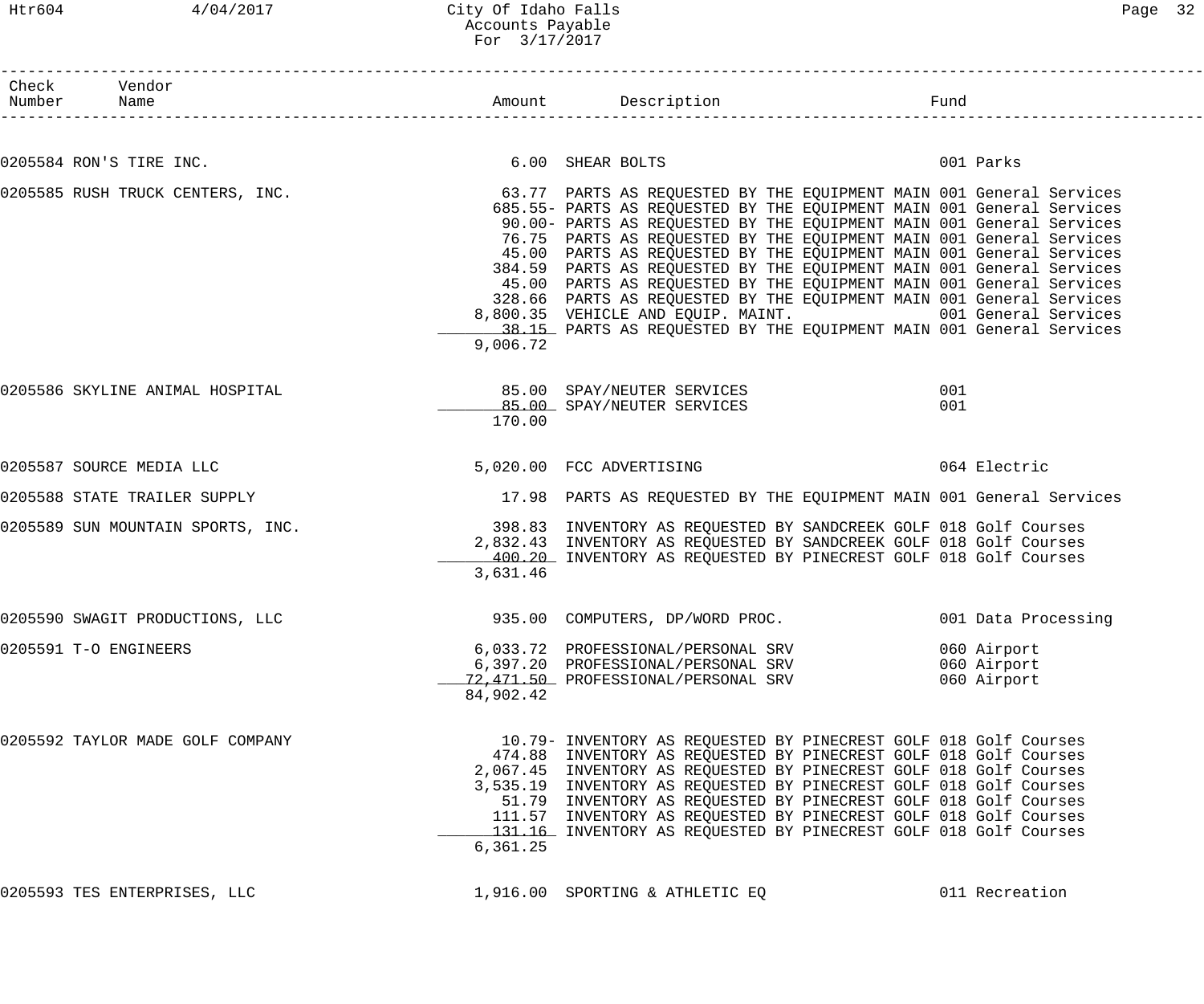City Of Idaho Falls
Accounts Payable
For 3/17/2017

| Check Number | Vendor Name | Amount | Description | Fund |
|---|---|---|---|---|
| 0205584 | RON'S TIRE INC. | 6.00 | SHEAR BOLTS | 001 Parks |
| 0205585 | RUSH TRUCK CENTERS, INC. | 63.77 | PARTS AS REQUESTED BY THE EQUIPMENT MAIN | 001 General Services |
| | | 685.55- | PARTS AS REQUESTED BY THE EQUIPMENT MAIN | 001 General Services |
| | | 90.00- | PARTS AS REQUESTED BY THE EQUIPMENT MAIN | 001 General Services |
| | | 76.75 | PARTS AS REQUESTED BY THE EQUIPMENT MAIN | 001 General Services |
| | | 45.00 | PARTS AS REQUESTED BY THE EQUIPMENT MAIN | 001 General Services |
| | | 384.59 | PARTS AS REQUESTED BY THE EQUIPMENT MAIN | 001 General Services |
| | | 45.00 | PARTS AS REQUESTED BY THE EQUIPMENT MAIN | 001 General Services |
| | | 328.66 | PARTS AS REQUESTED BY THE EQUIPMENT MAIN | 001 General Services |
| | | 8,800.35 | VEHICLE AND EQUIP. MAINT. | 001 General Services |
| | | 38.15 | PARTS AS REQUESTED BY THE EQUIPMENT MAIN | 001 General Services |
| | | 9,006.72 | | |
| 0205586 | SKYLINE ANIMAL HOSPITAL | 85.00 | SPAY/NEUTER SERVICES | 001 |
| | | 85.00 | SPAY/NEUTER SERVICES | 001 |
| | | 170.00 | | |
| 0205587 | SOURCE MEDIA LLC | 5,020.00 | FCC ADVERTISING | 064 Electric |
| 0205588 | STATE TRAILER SUPPLY | 17.98 | PARTS AS REQUESTED BY THE EQUIPMENT MAIN | 001 General Services |
| 0205589 | SUN MOUNTAIN SPORTS, INC. | 398.83 | INVENTORY AS REQUESTED BY SANDCREEK GOLF | 018 Golf Courses |
| | | 2,832.43 | INVENTORY AS REQUESTED BY SANDCREEK GOLF | 018 Golf Courses |
| | | 400.20 | INVENTORY AS REQUESTED BY PINECREST GOLF | 018 Golf Courses |
| | | 3,631.46 | | |
| 0205590 | SWAGIT PRODUCTIONS, LLC | 935.00 | COMPUTERS, DP/WORD PROC. | 001 Data Processing |
| 0205591 | T-O ENGINEERS | 6,033.72 | PROFESSIONAL/PERSONAL SRV | 060 Airport |
| | | 6,397.20 | PROFESSIONAL/PERSONAL SRV | 060 Airport |
| | | 72,471.50 | PROFESSIONAL/PERSONAL SRV | 060 Airport |
| | | 84,902.42 | | |
| 0205592 | TAYLOR MADE GOLF COMPANY | 10.79- | INVENTORY AS REQUESTED BY PINECREST GOLF | 018 Golf Courses |
| | | 474.88 | INVENTORY AS REQUESTED BY PINECREST GOLF | 018 Golf Courses |
| | | 2,067.45 | INVENTORY AS REQUESTED BY PINECREST GOLF | 018 Golf Courses |
| | | 3,535.19 | INVENTORY AS REQUESTED BY PINECREST GOLF | 018 Golf Courses |
| | | 51.79 | INVENTORY AS REQUESTED BY PINECREST GOLF | 018 Golf Courses |
| | | 111.57 | INVENTORY AS REQUESTED BY PINECREST GOLF | 018 Golf Courses |
| | | 131.16 | INVENTORY AS REQUESTED BY PINECREST GOLF | 018 Golf Courses |
| | | 6,361.25 | | |
| 0205593 | TES ENTERPRISES, LLC | 1,916.00 | SPORTING & ATHLETIC EQ | 011 Recreation |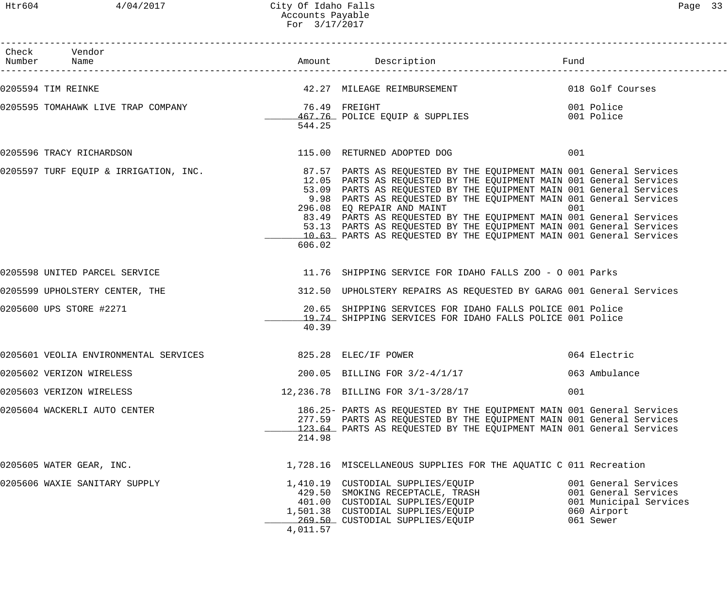# City Of Idaho Falls
## Accounts Payable
### For 3/17/2017

| Check Number | Vendor Name | Amount | Description | Fund |
|---|---|---|---|---|
| 0205594 | TIM REINKE | 42.27 | MILEAGE REIMBURSEMENT | 018 Golf Courses |
| 0205595 | TOMAHAWK LIVE TRAP COMPANY | 76.49 | FREIGHT | 001 Police |
| | | 467.76 | POLICE EQUIP & SUPPLIES | 001 Police |
| | | 544.25 | | |
| 0205596 | TRACY RICHARDSON | 115.00 | RETURNED ADOPTED DOG | 001 |
| 0205597 | TURF EQUIP & IRRIGATION, INC. | 87.57 | PARTS AS REQUESTED BY THE EQUIPMENT MAIN | 001 General Services |
| | | 12.05 | PARTS AS REQUESTED BY THE EQUIPMENT MAIN | 001 General Services |
| | | 53.09 | PARTS AS REQUESTED BY THE EQUIPMENT MAIN | 001 General Services |
| | | 9.98 | PARTS AS REQUESTED BY THE EQUIPMENT MAIN | 001 General Services |
| | | 296.08 | EQ REPAIR AND MAINT | 001 |
| | | 83.49 | PARTS AS REQUESTED BY THE EQUIPMENT MAIN | 001 General Services |
| | | 53.13 | PARTS AS REQUESTED BY THE EQUIPMENT MAIN | 001 General Services |
| | | 10.63 | PARTS AS REQUESTED BY THE EQUIPMENT MAIN | 001 General Services |
| | | 606.02 | | |
| 0205598 | UNITED PARCEL SERVICE | 11.76 | SHIPPING SERVICE FOR IDAHO FALLS ZOO - O | 001 Parks |
| 0205599 | UPHOLSTERY CENTER, THE | 312.50 | UPHOLSTERY REPAIRS AS REQUESTED BY GARAG | 001 General Services |
| 0205600 | UPS STORE #2271 | 20.65 | SHIPPING SERVICES FOR IDAHO FALLS POLICE | 001 Police |
| | | 19.74 | SHIPPING SERVICES FOR IDAHO FALLS POLICE | 001 Police |
| | | 40.39 | | |
| 0205601 | VEOLIA ENVIRONMENTAL SERVICES | 825.28 | ELEC/IF POWER | 064 Electric |
| 0205602 | VERIZON WIRELESS | 200.05 | BILLING FOR 3/2-4/1/17 | 063 Ambulance |
| 0205603 | VERIZON WIRELESS | 12,236.78 | BILLING FOR 3/1-3/28/17 | 001 |
| 0205604 | WACKERLI AUTO CENTER | 186.25- | PARTS AS REQUESTED BY THE EQUIPMENT MAIN | 001 General Services |
| | | 277.59 | PARTS AS REQUESTED BY THE EQUIPMENT MAIN | 001 General Services |
| | | 123.64 | PARTS AS REQUESTED BY THE EQUIPMENT MAIN | 001 General Services |
| | | 214.98 | | |
| 0205605 | WATER GEAR, INC. | 1,728.16 | MISCELLANEOUS SUPPLIES FOR THE AQUATIC C | 011 Recreation |
| 0205606 | WAXIE SANITARY SUPPLY | 1,410.19 | CUSTODIAL SUPPLIES/EQUIP | 001 General Services |
| | | 429.50 | SMOKING RECEPTACLE, TRASH | 001 General Services |
| | | 401.00 | CUSTODIAL SUPPLIES/EQUIP | 001 Municipal Services |
| | | 1,501.38 | CUSTODIAL SUPPLIES/EQUIP | 060 Airport |
| | | 269.50 | CUSTODIAL SUPPLIES/EQUIP | 061 Sewer |
| | | 4,011.57 | | |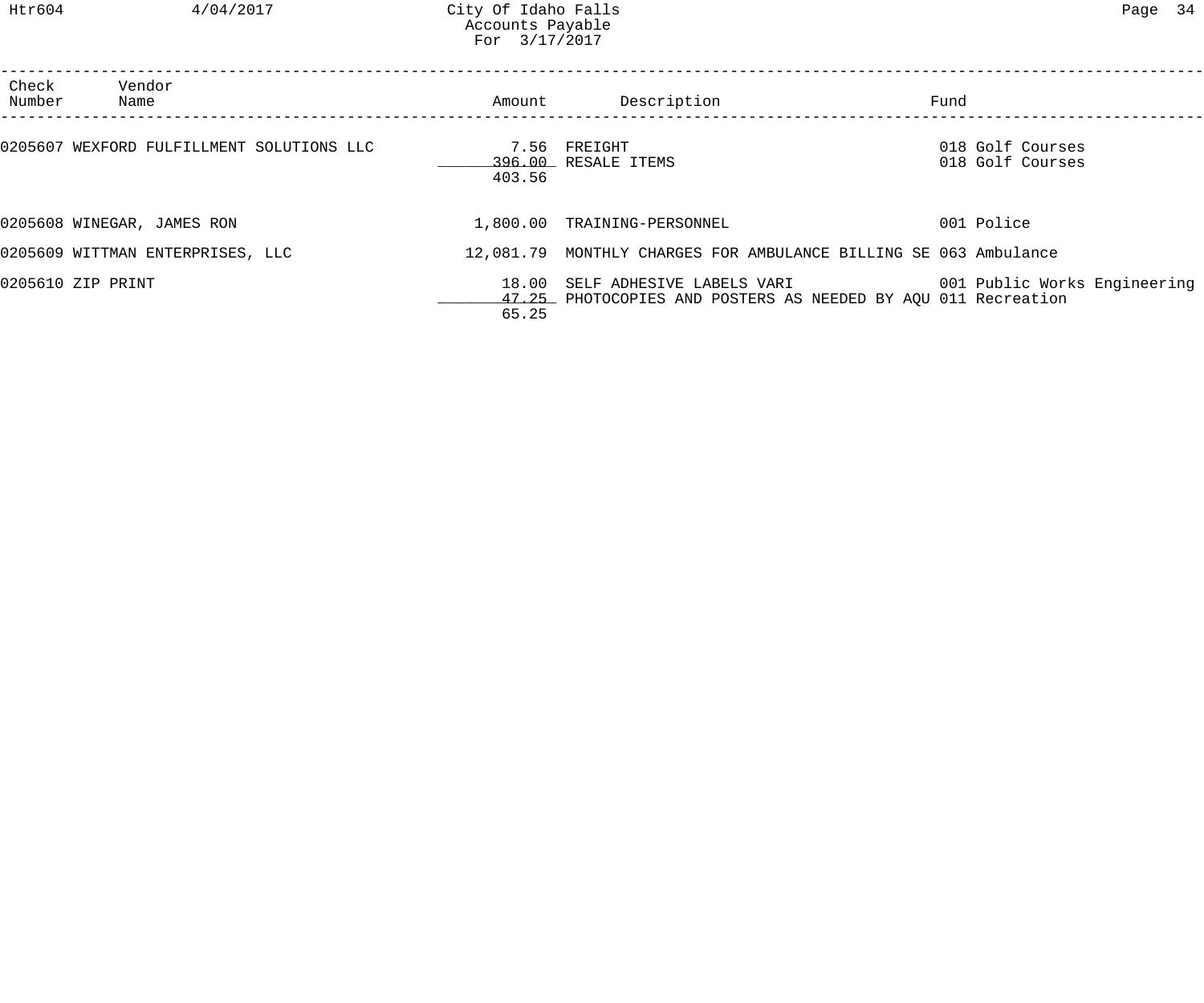| Check Number | Vendor Name | Amount | Description | Fund |
|---|---|---|---|---|
| 0205607 | WEXFORD FULFILLMENT SOLUTIONS LLC | 7.56 | FREIGHT | 018 Golf Courses |
| | | 396.00 | RESALE ITEMS | 018 Golf Courses |
| | | 403.56 | | |
| 0205608 | WINEGAR, JAMES RON | 1,800.00 | TRAINING-PERSONNEL | 001 Police |
| 0205609 | WITTMAN ENTERPRISES, LLC | 12,081.79 | MONTHLY CHARGES FOR AMBULANCE BILLING SE | 063 Ambulance |
| 0205610 | ZIP PRINT | 18.00 | SELF ADHESIVE LABELS VARI | 001 Public Works Engineering |
| | | 47.25 | PHOTOCOPIES AND POSTERS AS NEEDED BY AQU | 011 Recreation |
| | | 65.25 | | |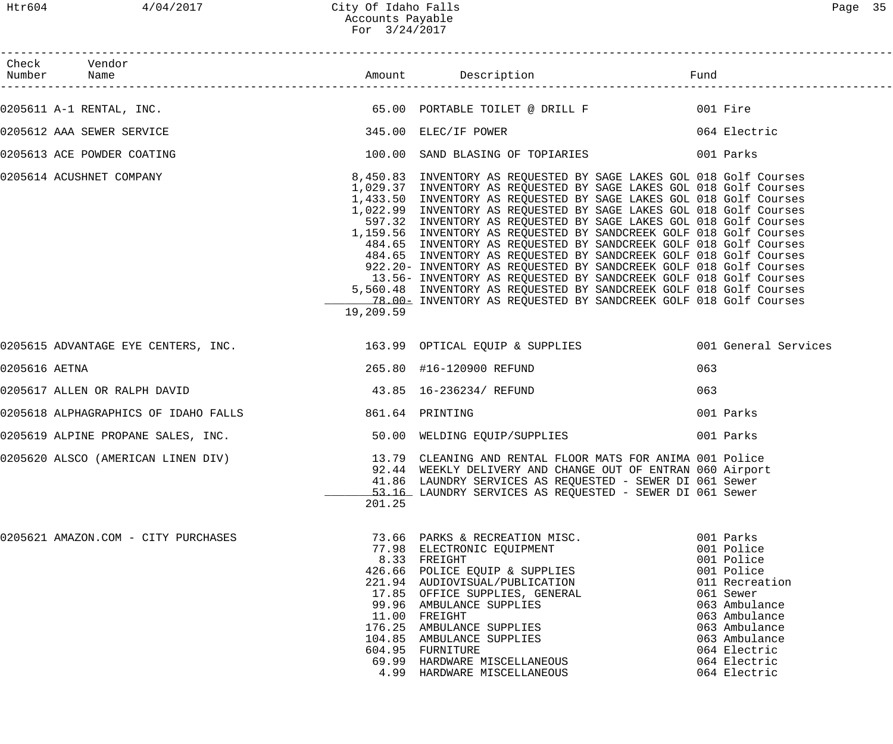# City Of Idaho Falls
## Accounts Payable
### For 3/24/2017

| Check Number | Vendor Name | Amount | Description | Fund |
|---|---|---|---|---|
| 0205611 | A-1 RENTAL, INC. | 65.00 | PORTABLE TOILET @ DRILL F | 001 Fire |
| 0205612 | AAA SEWER SERVICE | 345.00 | ELEC/IF POWER | 064 Electric |
| 0205613 | ACE POWDER COATING | 100.00 | SAND BLASING OF TOPIARIES | 001 Parks |
| 0205614 | ACUSHNET COMPANY | 8,450.83 | INVENTORY AS REQUESTED BY SAGE LAKES GOL | 018 Golf Courses |
| | | 1,029.37 | INVENTORY AS REQUESTED BY SAGE LAKES GOL | 018 Golf Courses |
| | | 1,433.50 | INVENTORY AS REQUESTED BY SAGE LAKES GOL | 018 Golf Courses |
| | | 1,022.99 | INVENTORY AS REQUESTED BY SAGE LAKES GOL | 018 Golf Courses |
| | | 597.32 | INVENTORY AS REQUESTED BY SAGE LAKES GOL | 018 Golf Courses |
| | | 1,159.56 | INVENTORY AS REQUESTED BY SANDCREEK GOLF | 018 Golf Courses |
| | | 484.65 | INVENTORY AS REQUESTED BY SANDCREEK GOLF | 018 Golf Courses |
| | | 484.65 | INVENTORY AS REQUESTED BY SANDCREEK GOLF | 018 Golf Courses |
| | | 922.20- | INVENTORY AS REQUESTED BY SANDCREEK GOLF | 018 Golf Courses |
| | | 13.56- | INVENTORY AS REQUESTED BY SANDCREEK GOLF | 018 Golf Courses |
| | | 5,560.48 | INVENTORY AS REQUESTED BY SANDCREEK GOLF | 018 Golf Courses |
| | | 78.00- | INVENTORY AS REQUESTED BY SANDCREEK GOLF | 018 Golf Courses |
| | | 19,209.59 | | |
| 0205615 | ADVANTAGE EYE CENTERS, INC. | 163.99 | OPTICAL EQUIP & SUPPLIES | 001 General Services |
| 0205616 | AETNA | 265.80 | #16-120900 REFUND | 063 |
| 0205617 | ALLEN OR RALPH DAVID | 43.85 | 16-236234/ REFUND | 063 |
| 0205618 | ALPHAGRAPHICS OF IDAHO FALLS | 861.64 | PRINTING | 001 Parks |
| 0205619 | ALPINE PROPANE SALES, INC. | 50.00 | WELDING EQUIP/SUPPLIES | 001 Parks |
| 0205620 | ALSCO (AMERICAN LINEN DIV) | 13.79 | CLEANING AND RENTAL FLOOR MATS FOR ANIMA | 001 Police |
| | | 92.44 | WEEKLY DELIVERY AND CHANGE OUT OF ENTRAN | 060 Airport |
| | | 41.86 | LAUNDRY SERVICES AS REQUESTED - SEWER DI | 061 Sewer |
| | | 53.16 | LAUNDRY SERVICES AS REQUESTED - SEWER DI | 061 Sewer |
| | | 201.25 | | |
| 0205621 | AMAZON.COM - CITY PURCHASES | 73.66 | PARKS & RECREATION MISC. | 001 Parks |
| | | 77.98 | ELECTRONIC EQUIPMENT | 001 Police |
| | | 8.33 | FREIGHT | 001 Police |
| | | 426.66 | POLICE EQUIP & SUPPLIES | 001 Police |
| | | 221.94 | AUDIOVISUAL/PUBLICATION | 011 Recreation |
| | | 17.85 | OFFICE SUPPLIES, GENERAL | 061 Sewer |
| | | 99.96 | AMBULANCE SUPPLIES | 063 Ambulance |
| | | 11.00 | FREIGHT | 063 Ambulance |
| | | 176.25 | AMBULANCE SUPPLIES | 063 Ambulance |
| | | 104.85 | AMBULANCE SUPPLIES | 063 Ambulance |
| | | 604.95 | FURNITURE | 064 Electric |
| | | 69.99 | HARDWARE MISCELLANEOUS | 064 Electric |
| | | 4.99 | HARDWARE MISCELLANEOUS | 064 Electric |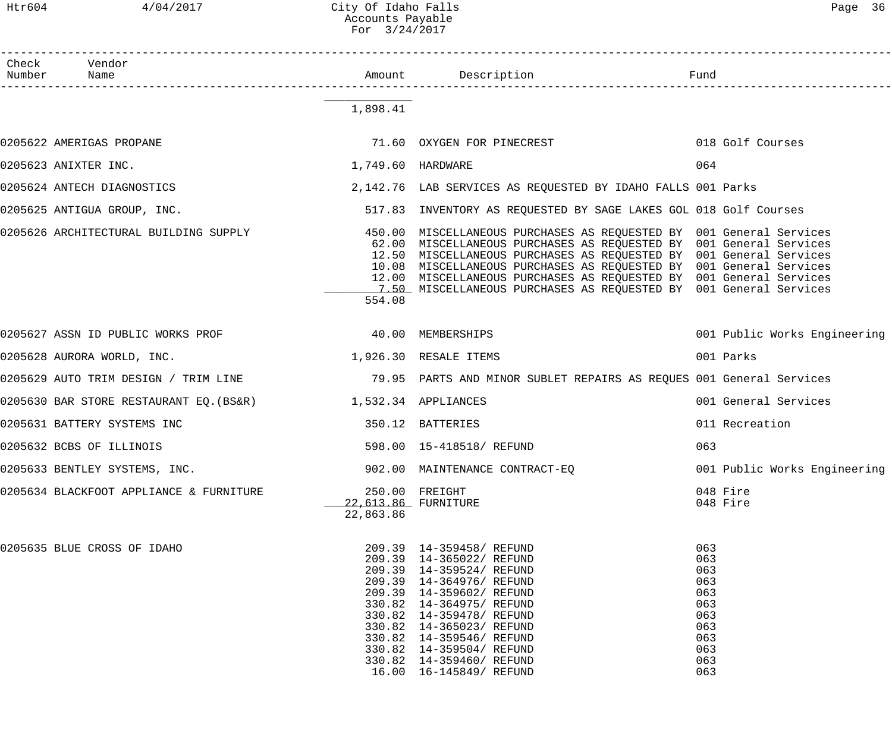| Check Number | Vendor Name | Amount | Description | Fund |
|---|---|---|---|---|
| | | 1,898.41 | | |
| 0205622 | AMERIGAS PROPANE | 71.60 | OXYGEN FOR PINECREST | 018 Golf Courses |
| 0205623 | ANIXTER INC. | 1,749.60 | HARDWARE | 064 |
| 0205624 | ANTECH DIAGNOSTICS | 2,142.76 | LAB SERVICES AS REQUESTED BY IDAHO FALLS | 001 Parks |
| 0205625 | ANTIGUA GROUP, INC. | 517.83 | INVENTORY AS REQUESTED BY SAGE LAKES GOL | 018 Golf Courses |
| 0205626 | ARCHITECTURAL BUILDING SUPPLY | 450.00 | MISCELLANEOUS PURCHASES AS REQUESTED BY | 001 General Services |
| | | 62.00 | MISCELLANEOUS PURCHASES AS REQUESTED BY | 001 General Services |
| | | 12.50 | MISCELLANEOUS PURCHASES AS REQUESTED BY | 001 General Services |
| | | 10.08 | MISCELLANEOUS PURCHASES AS REQUESTED BY | 001 General Services |
| | | 12.00 | MISCELLANEOUS PURCHASES AS REQUESTED BY | 001 General Services |
| | | 7.50 | MISCELLANEOUS PURCHASES AS REQUESTED BY | 001 General Services |
| | | 554.08 | | |
| 0205627 | ASSN ID PUBLIC WORKS PROF | 40.00 | MEMBERSHIPS | 001 Public Works Engineering |
| 0205628 | AURORA WORLD, INC. | 1,926.30 | RESALE ITEMS | 001 Parks |
| 0205629 | AUTO TRIM DESIGN / TRIM LINE | 79.95 | PARTS AND MINOR SUBLET REPAIRS AS REQUES | 001 General Services |
| 0205630 | BAR STORE RESTAURANT EQ.(BS&R) | 1,532.34 | APPLIANCES | 001 General Services |
| 0205631 | BATTERY SYSTEMS INC | 350.12 | BATTERIES | 011 Recreation |
| 0205632 | BCBS OF ILLINOIS | 598.00 | 15-418518/ REFUND | 063 |
| 0205633 | BENTLEY SYSTEMS, INC. | 902.00 | MAINTENANCE CONTRACT-EQ | 001 Public Works Engineering |
| 0205634 | BLACKFOOT APPLIANCE & FURNITURE | 250.00 | FREIGHT | 048 Fire |
| | | 22,613.86 | FURNITURE | 048 Fire |
| | | 22,863.86 | | |
| 0205635 | BLUE CROSS OF IDAHO | 209.39 | 14-359458/ REFUND | 063 |
| | | 209.39 | 14-365022/ REFUND | 063 |
| | | 209.39 | 14-359524/ REFUND | 063 |
| | | 209.39 | 14-364976/ REFUND | 063 |
| | | 209.39 | 14-359602/ REFUND | 063 |
| | | 330.82 | 14-364975/ REFUND | 063 |
| | | 330.82 | 14-359478/ REFUND | 063 |
| | | 330.82 | 14-365023/ REFUND | 063 |
| | | 330.82 | 14-359546/ REFUND | 063 |
| | | 330.82 | 14-359504/ REFUND | 063 |
| | | 330.82 | 14-359460/ REFUND | 063 |
| | | 16.00 | 16-145849/ REFUND | 063 |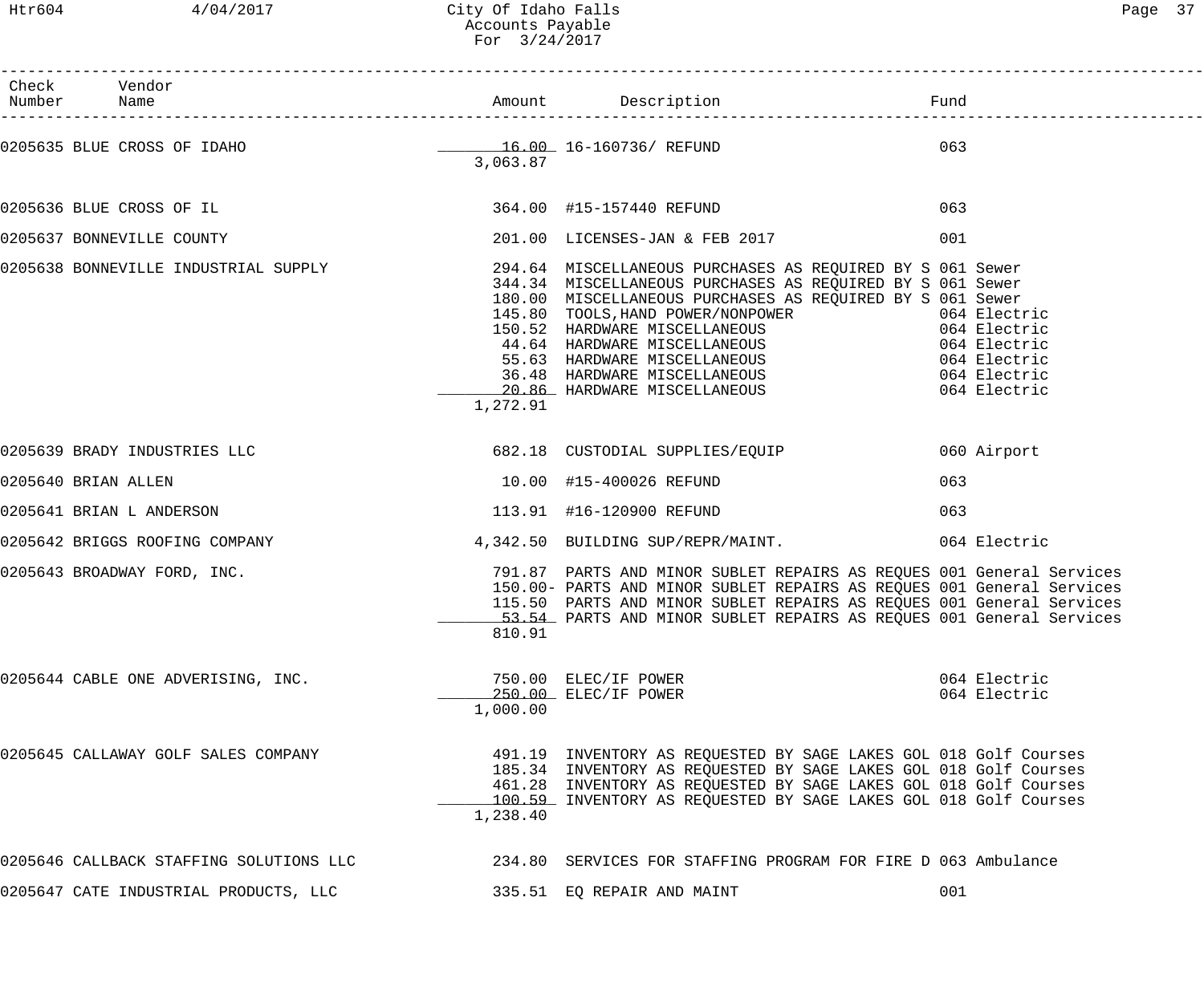City Of Idaho Falls
Accounts Payable
For 3/24/2017

| Check Number | Vendor Name | Amount | Description | Fund |
|---|---|---|---|---|
| 0205635 | BLUE CROSS OF IDAHO | 16.00 | 16-160736/ REFUND | 063 |
| | | 3,063.87 | | |
| 0205636 | BLUE CROSS OF IL | 364.00 | #15-157440 REFUND | 063 |
| 0205637 | BONNEVILLE COUNTY | 201.00 | LICENSES-JAN & FEB 2017 | 001 |
| 0205638 | BONNEVILLE INDUSTRIAL SUPPLY | 294.64 | MISCELLANEOUS PURCHASES AS REQUIRED BY S | 061 Sewer |
| | | 344.34 | MISCELLANEOUS PURCHASES AS REQUIRED BY S | 061 Sewer |
| | | 180.00 | MISCELLANEOUS PURCHASES AS REQUIRED BY S | 061 Sewer |
| | | 145.80 | TOOLS,HAND POWER/NONPOWER | 064 Electric |
| | | 150.52 | HARDWARE MISCELLANEOUS | 064 Electric |
| | | 44.64 | HARDWARE MISCELLANEOUS | 064 Electric |
| | | 55.63 | HARDWARE MISCELLANEOUS | 064 Electric |
| | | 36.48 | HARDWARE MISCELLANEOUS | 064 Electric |
| | | 20.86 | HARDWARE MISCELLANEOUS | 064 Electric |
| | | 1,272.91 | | |
| 0205639 | BRADY INDUSTRIES LLC | 682.18 | CUSTODIAL SUPPLIES/EQUIP | 060 Airport |
| 0205640 | BRIAN ALLEN | 10.00 | #15-400026 REFUND | 063 |
| 0205641 | BRIAN L ANDERSON | 113.91 | #16-120900 REFUND | 063 |
| 0205642 | BRIGGS ROOFING COMPANY | 4,342.50 | BUILDING SUP/REPR/MAINT. | 064 Electric |
| 0205643 | BROADWAY FORD, INC. | 791.87 | PARTS AND MINOR SUBLET REPAIRS AS REQUES | 001 General Services |
| | | 150.00- | PARTS AND MINOR SUBLET REPAIRS AS REQUES | 001 General Services |
| | | 115.50 | PARTS AND MINOR SUBLET REPAIRS AS REQUES | 001 General Services |
| | | 53.54 | PARTS AND MINOR SUBLET REPAIRS AS REQUES | 001 General Services |
| | | 810.91 | | |
| 0205644 | CABLE ONE ADVERISING, INC. | 750.00 | ELEC/IF POWER | 064 Electric |
| | | 250.00 | ELEC/IF POWER | 064 Electric |
| | | 1,000.00 | | |
| 0205645 | CALLAWAY GOLF SALES COMPANY | 491.19 | INVENTORY AS REQUESTED BY SAGE LAKES GOL | 018 Golf Courses |
| | | 185.34 | INVENTORY AS REQUESTED BY SAGE LAKES GOL | 018 Golf Courses |
| | | 461.28 | INVENTORY AS REQUESTED BY SAGE LAKES GOL | 018 Golf Courses |
| | | 100.59 | INVENTORY AS REQUESTED BY SAGE LAKES GOL | 018 Golf Courses |
| | | 1,238.40 | | |
| 0205646 | CALLBACK STAFFING SOLUTIONS LLC | 234.80 | SERVICES FOR STAFFING PROGRAM FOR FIRE D | 063 Ambulance |
| 0205647 | CATE INDUSTRIAL PRODUCTS, LLC | 335.51 | EQ REPAIR AND MAINT | 001 |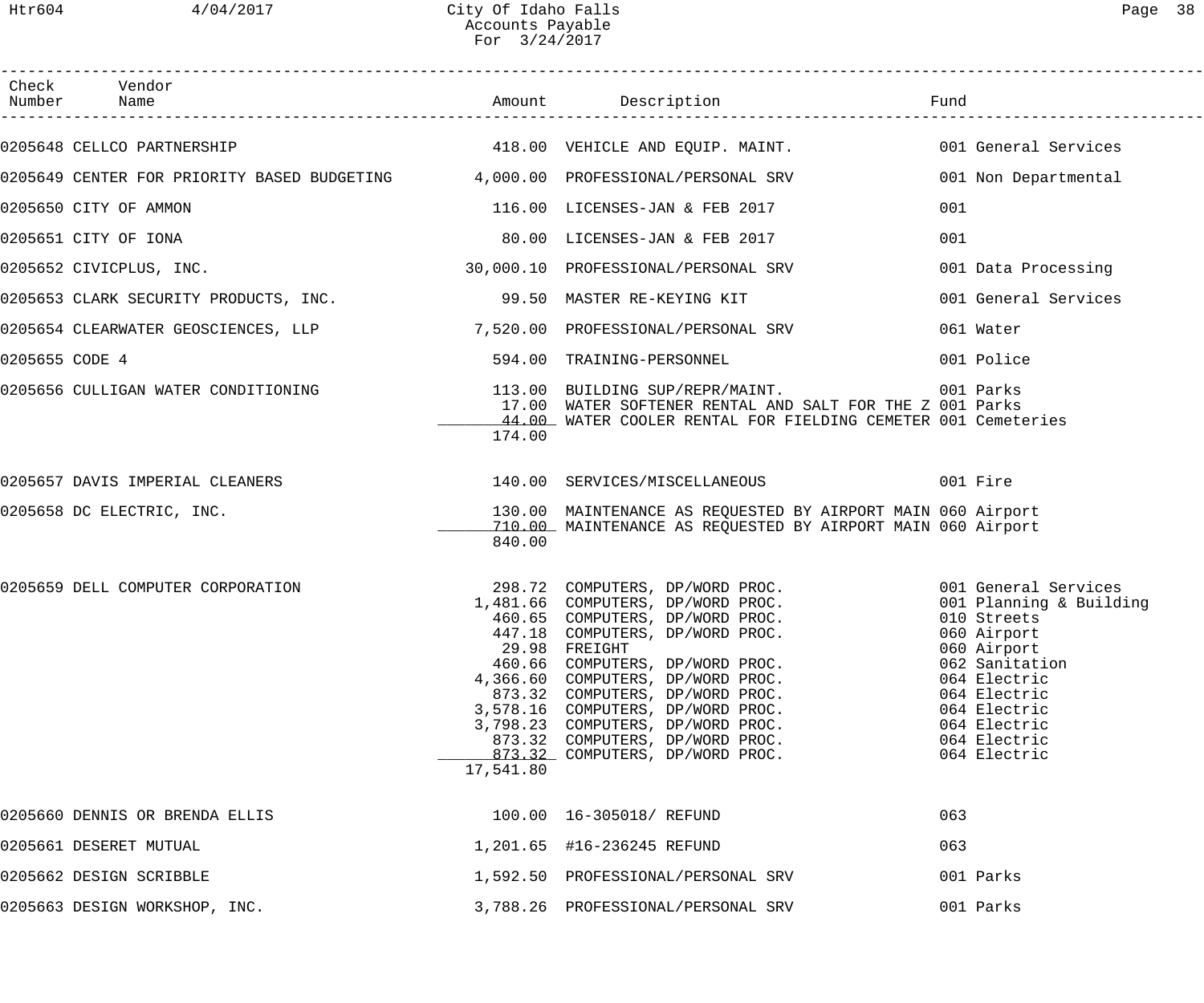# City Of Idaho Falls
## Accounts Payable
### For 3/24/2017

| Check Number | Vendor Name | Amount | Description | Fund |
|---|---|---|---|---|
| 0205648 | CELLCO PARTNERSHIP | 418.00 | VEHICLE AND EQUIP. MAINT. | 001 General Services |
| 0205649 | CENTER FOR PRIORITY BASED BUDGETING | 4,000.00 | PROFESSIONAL/PERSONAL SRV | 001 Non Departmental |
| 0205650 | CITY OF AMMON | 116.00 | LICENSES-JAN & FEB 2017 | 001 |
| 0205651 | CITY OF IONA | 80.00 | LICENSES-JAN & FEB 2017 | 001 |
| 0205652 | CIVICPLUS, INC. | 30,000.10 | PROFESSIONAL/PERSONAL SRV | 001 Data Processing |
| 0205653 | CLARK SECURITY PRODUCTS, INC. | 99.50 | MASTER RE-KEYING KIT | 001 General Services |
| 0205654 | CLEARWATER GEOSCIENCES, LLP | 7,520.00 | PROFESSIONAL/PERSONAL SRV | 061 Water |
| 0205655 | CODE 4 | 594.00 | TRAINING-PERSONNEL | 001 Police |
| 0205656 | CULLIGAN WATER CONDITIONING | 113.00 | BUILDING SUP/REPR/MAINT. | 001 Parks |
| | | 17.00 | WATER SOFTENER RENTAL AND SALT FOR THE Z | 001 Parks |
| | | 44.00 | WATER COOLER RENTAL FOR FIELDING CEMETER | 001 Cemeteries |
| | | 174.00 | | |
| 0205657 | DAVIS IMPERIAL CLEANERS | 140.00 | SERVICES/MISCELLANEOUS | 001 Fire |
| 0205658 | DC ELECTRIC, INC. | 130.00 | MAINTENANCE AS REQUESTED BY AIRPORT MAIN | 060 Airport |
| | | 710.00 | MAINTENANCE AS REQUESTED BY AIRPORT MAIN | 060 Airport |
| | | 840.00 | | |
| 0205659 | DELL COMPUTER CORPORATION | 298.72 | COMPUTERS, DP/WORD PROC. | 001 General Services |
| | | 1,481.66 | COMPUTERS, DP/WORD PROC. | 001 Planning & Building |
| | | 460.65 | COMPUTERS, DP/WORD PROC. | 010 Streets |
| | | 447.18 | COMPUTERS, DP/WORD PROC. | 060 Airport |
| | | 29.98 | FREIGHT | 060 Airport |
| | | 460.66 | COMPUTERS, DP/WORD PROC. | 062 Sanitation |
| | | 4,366.60 | COMPUTERS, DP/WORD PROC. | 064 Electric |
| | | 873.32 | COMPUTERS, DP/WORD PROC. | 064 Electric |
| | | 3,578.16 | COMPUTERS, DP/WORD PROC. | 064 Electric |
| | | 3,798.23 | COMPUTERS, DP/WORD PROC. | 064 Electric |
| | | 873.32 | COMPUTERS, DP/WORD PROC. | 064 Electric |
| | | 873.32 | COMPUTERS, DP/WORD PROC. | 064 Electric |
| | | 17,541.80 | | |
| 0205660 | DENNIS OR BRENDA ELLIS | 100.00 | 16-305018/ REFUND | 063 |
| 0205661 | DESERET MUTUAL | 1,201.65 | #16-236245 REFUND | 063 |
| 0205662 | DESIGN SCRIBBLE | 1,592.50 | PROFESSIONAL/PERSONAL SRV | 001 Parks |
| 0205663 | DESIGN WORKSHOP, INC. | 3,788.26 | PROFESSIONAL/PERSONAL SRV | 001 Parks |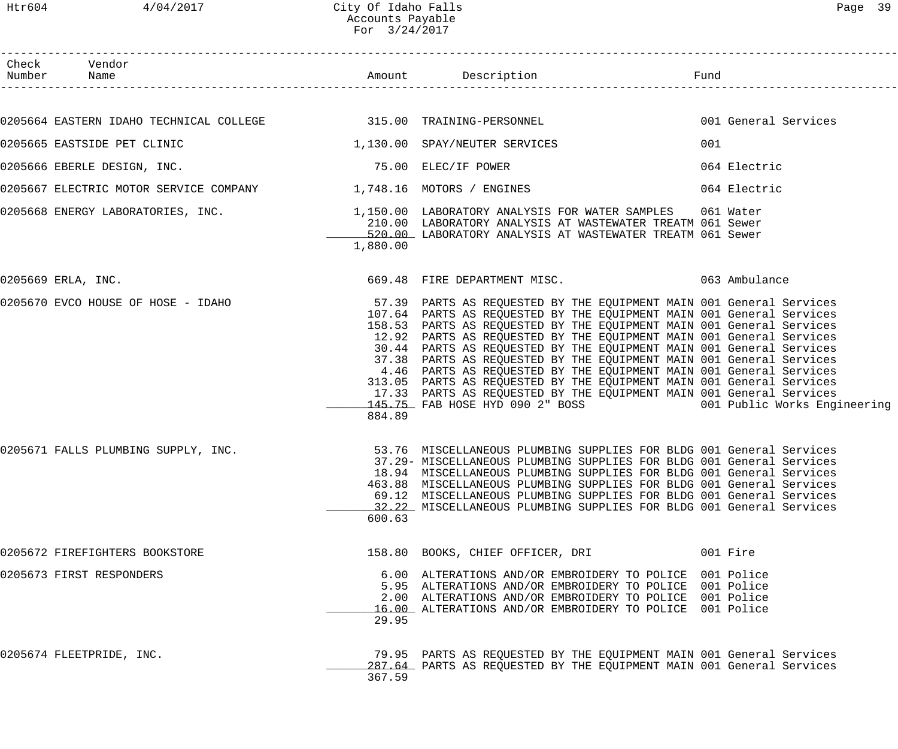# City Of Idaho Falls
## Accounts Payable
## For 3/24/2017

| Check Number | Vendor Name | Amount | Description | Fund |
|---|---|---|---|---|
| 0205664 | EASTERN IDAHO TECHNICAL COLLEGE | 315.00 | TRAINING-PERSONNEL | 001 General Services |
| 0205665 | EASTSIDE PET CLINIC | 1,130.00 | SPAY/NEUTER SERVICES | 001 |
| 0205666 | EBERLE DESIGN, INC. | 75.00 | ELEC/IF POWER | 064 Electric |
| 0205667 | ELECTRIC MOTOR SERVICE COMPANY | 1,748.16 | MOTORS / ENGINES | 064 Electric |
| 0205668 | ENERGY LABORATORIES, INC. | 1,150.00 | LABORATORY ANALYSIS FOR WATER SAMPLES | 061 Water |
| | | 210.00 | LABORATORY ANALYSIS AT WASTEWATER TREATM | 061 Sewer |
| | | 520.00 | LABORATORY ANALYSIS AT WASTEWATER TREATM | 061 Sewer |
| | | 1,880.00 | | |
| 0205669 | ERLA, INC. | 669.48 | FIRE DEPARTMENT MISC. | 063 Ambulance |
| 0205670 | EVCO HOUSE OF HOSE - IDAHO | 57.39 | PARTS AS REQUESTED BY THE EQUIPMENT MAIN | 001 General Services |
| | | 107.64 | PARTS AS REQUESTED BY THE EQUIPMENT MAIN | 001 General Services |
| | | 158.53 | PARTS AS REQUESTED BY THE EQUIPMENT MAIN | 001 General Services |
| | | 12.92 | PARTS AS REQUESTED BY THE EQUIPMENT MAIN | 001 General Services |
| | | 30.44 | PARTS AS REQUESTED BY THE EQUIPMENT MAIN | 001 General Services |
| | | 37.38 | PARTS AS REQUESTED BY THE EQUIPMENT MAIN | 001 General Services |
| | | 4.46 | PARTS AS REQUESTED BY THE EQUIPMENT MAIN | 001 General Services |
| | | 313.05 | PARTS AS REQUESTED BY THE EQUIPMENT MAIN | 001 General Services |
| | | 17.33 | PARTS AS REQUESTED BY THE EQUIPMENT MAIN | 001 General Services |
| | | 145.75 | FAB HOSE HYD 090 2" BOSS | 001 Public Works Engineering |
| | | 884.89 | | |
| 0205671 | FALLS PLUMBING SUPPLY, INC. | 53.76 | MISCELLANEOUS PLUMBING SUPPLIES FOR BLDG | 001 General Services |
| | | 37.29- | MISCELLANEOUS PLUMBING SUPPLIES FOR BLDG | 001 General Services |
| | | 18.94 | MISCELLANEOUS PLUMBING SUPPLIES FOR BLDG | 001 General Services |
| | | 463.88 | MISCELLANEOUS PLUMBING SUPPLIES FOR BLDG | 001 General Services |
| | | 69.12 | MISCELLANEOUS PLUMBING SUPPLIES FOR BLDG | 001 General Services |
| | | 32.22 | MISCELLANEOUS PLUMBING SUPPLIES FOR BLDG | 001 General Services |
| | | 600.63 | | |
| 0205672 | FIREFIGHTERS BOOKSTORE | 158.80 | BOOKS, CHIEF OFFICER, DRI | 001 Fire |
| 0205673 | FIRST RESPONDERS | 6.00 | ALTERATIONS AND/OR EMBROIDERY TO POLICE | 001 Police |
| | | 5.95 | ALTERATIONS AND/OR EMBROIDERY TO POLICE | 001 Police |
| | | 2.00 | ALTERATIONS AND/OR EMBROIDERY TO POLICE | 001 Police |
| | | 16.00 | ALTERATIONS AND/OR EMBROIDERY TO POLICE | 001 Police |
| | | 29.95 | | |
| 0205674 | FLEETPRIDE, INC. | 79.95 | PARTS AS REQUESTED BY THE EQUIPMENT MAIN | 001 General Services |
| | | 287.64 | PARTS AS REQUESTED BY THE EQUIPMENT MAIN | 001 General Services |
| | | 367.59 | | |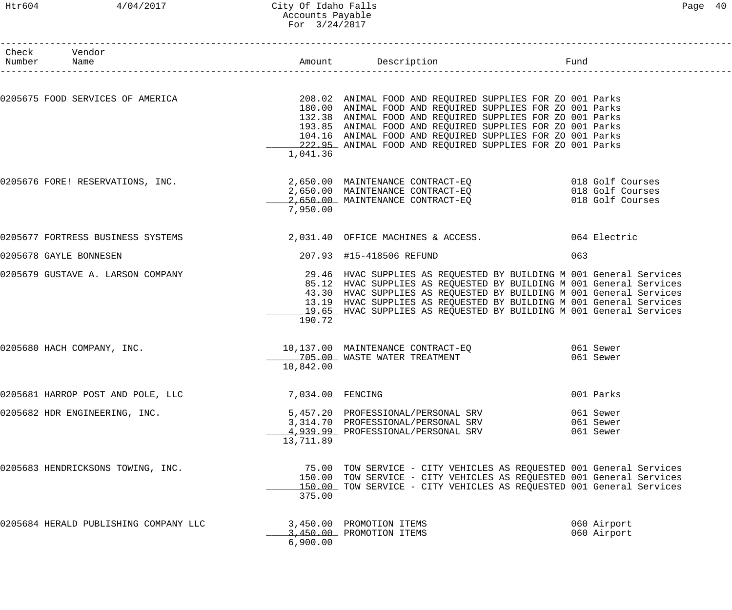| Check Number | Vendor Name | Amount | Description | Fund |
|---|---|---|---|---|
| 0205675 | FOOD SERVICES OF AMERICA | 208.02 | ANIMAL FOOD AND REQUIRED SUPPLIES FOR ZO | 001 Parks |
| | | 180.00 | ANIMAL FOOD AND REQUIRED SUPPLIES FOR ZO | 001 Parks |
| | | 132.38 | ANIMAL FOOD AND REQUIRED SUPPLIES FOR ZO | 001 Parks |
| | | 193.85 | ANIMAL FOOD AND REQUIRED SUPPLIES FOR ZO | 001 Parks |
| | | 104.16 | ANIMAL FOOD AND REQUIRED SUPPLIES FOR ZO | 001 Parks |
| | | 222.95 | ANIMAL FOOD AND REQUIRED SUPPLIES FOR ZO | 001 Parks |
| | | 1,041.36 | | |
| 0205676 | FORE! RESERVATIONS, INC. | 2,650.00 | MAINTENANCE CONTRACT-EQ | 018 Golf Courses |
| | | 2,650.00 | MAINTENANCE CONTRACT-EQ | 018 Golf Courses |
| | | 2,650.00 | MAINTENANCE CONTRACT-EQ | 018 Golf Courses |
| | | 7,950.00 | | |
| 0205677 | FORTRESS BUSINESS SYSTEMS | 2,031.40 | OFFICE MACHINES & ACCESS. | 064 Electric |
| 0205678 | GAYLE BONNESEN | 207.93 | #15-418506 REFUND | 063 |
| 0205679 | GUSTAVE A. LARSON COMPANY | 29.46 | HVAC SUPPLIES AS REQUESTED BY BUILDING M | 001 General Services |
| | | 85.12 | HVAC SUPPLIES AS REQUESTED BY BUILDING M | 001 General Services |
| | | 43.30 | HVAC SUPPLIES AS REQUESTED BY BUILDING M | 001 General Services |
| | | 13.19 | HVAC SUPPLIES AS REQUESTED BY BUILDING M | 001 General Services |
| | | 19.65 | HVAC SUPPLIES AS REQUESTED BY BUILDING M | 001 General Services |
| | | 190.72 | | |
| 0205680 | HACH COMPANY, INC. | 10,137.00 | MAINTENANCE CONTRACT-EQ | 061 Sewer |
| | | 705.00 | WASTE WATER TREATMENT | 061 Sewer |
| | | 10,842.00 | | |
| 0205681 | HARROP POST AND POLE, LLC | 7,034.00 | FENCING | 001 Parks |
| 0205682 | HDR ENGINEERING, INC. | 5,457.20 | PROFESSIONAL/PERSONAL SRV | 061 Sewer |
| | | 3,314.70 | PROFESSIONAL/PERSONAL SRV | 061 Sewer |
| | | 4,939.99 | PROFESSIONAL/PERSONAL SRV | 061 Sewer |
| | | 13,711.89 | | |
| 0205683 | HENDRICKSONS TOWING, INC. | 75.00 | TOW SERVICE - CITY VEHICLES AS REQUESTED | 001 General Services |
| | | 150.00 | TOW SERVICE - CITY VEHICLES AS REQUESTED | 001 General Services |
| | | 150.00 | TOW SERVICE - CITY VEHICLES AS REQUESTED | 001 General Services |
| | | 375.00 | | |
| 0205684 | HERALD PUBLISHING COMPANY LLC | 3,450.00 | PROMOTION ITEMS | 060 Airport |
| | | 3,450.00 | PROMOTION ITEMS | 060 Airport |
| | | 6,900.00 | | |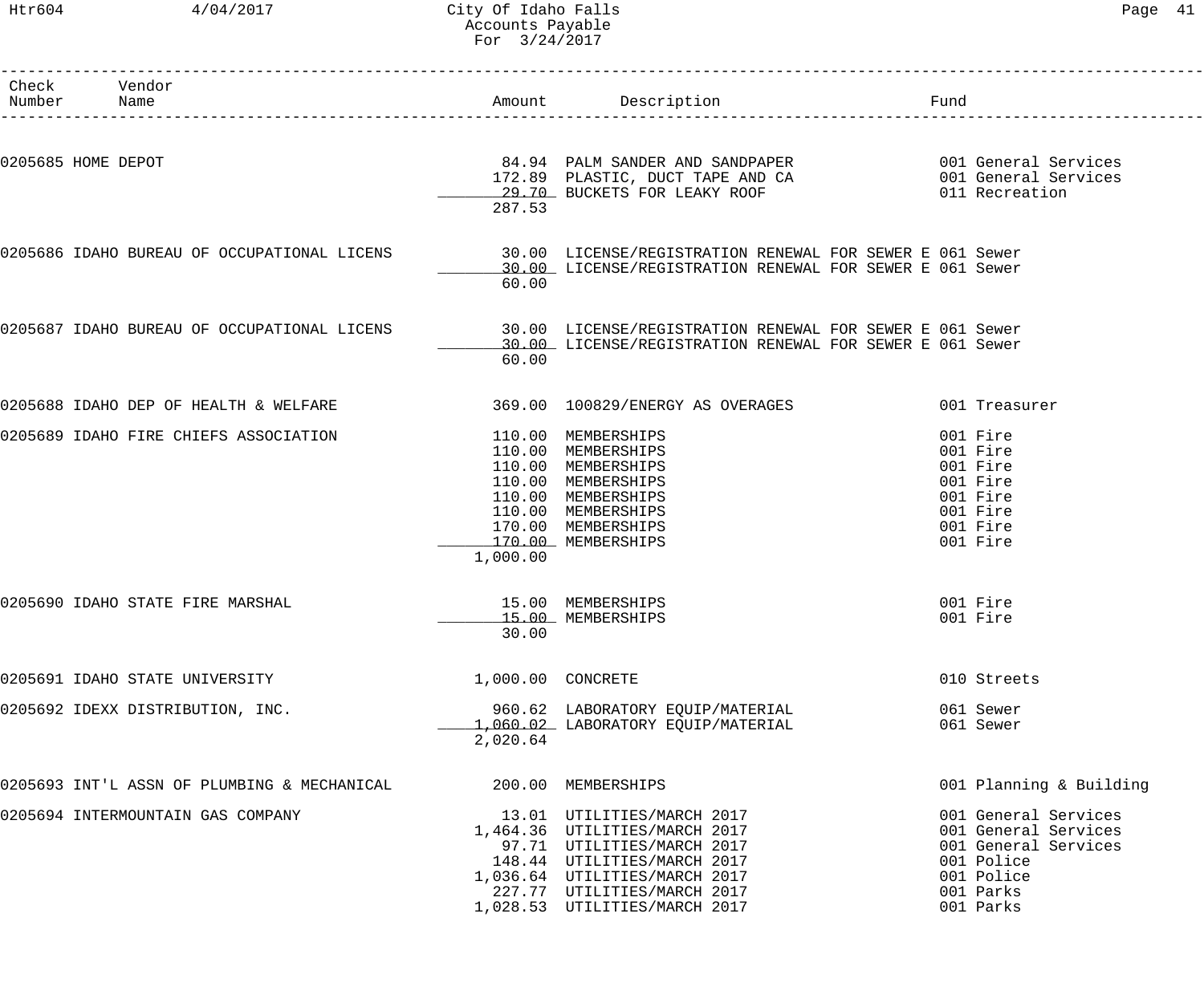| Check Number | Vendor Name | Amount | Description | Fund |
|---|---|---|---|---|
| 0205685 | HOME DEPOT | 84.94 | PALM SANDER AND SANDPAPER | 001 General Services |
| | | 172.89 | PLASTIC, DUCT TAPE AND CA | 001 General Services |
| | | 29.70 | BUCKETS FOR LEAKY ROOF | 011 Recreation |
| | | 287.53 | | |
| 0205686 | IDAHO BUREAU OF OCCUPATIONAL LICENS | 30.00 | LICENSE/REGISTRATION RENEWAL FOR SEWER E | 061 Sewer |
| | | 30.00 | LICENSE/REGISTRATION RENEWAL FOR SEWER E | 061 Sewer |
| | | 60.00 | | |
| 0205687 | IDAHO BUREAU OF OCCUPATIONAL LICENS | 30.00 | LICENSE/REGISTRATION RENEWAL FOR SEWER E | 061 Sewer |
| | | 30.00 | LICENSE/REGISTRATION RENEWAL FOR SEWER E | 061 Sewer |
| | | 60.00 | | |
| 0205688 | IDAHO DEP OF HEALTH & WELFARE | 369.00 | 100829/ENERGY AS OVERAGES | 001 Treasurer |
| 0205689 | IDAHO FIRE CHIEFS ASSOCIATION | 110.00 | MEMBERSHIPS | 001 Fire |
| | | 110.00 | MEMBERSHIPS | 001 Fire |
| | | 110.00 | MEMBERSHIPS | 001 Fire |
| | | 110.00 | MEMBERSHIPS | 001 Fire |
| | | 110.00 | MEMBERSHIPS | 001 Fire |
| | | 110.00 | MEMBERSHIPS | 001 Fire |
| | | 170.00 | MEMBERSHIPS | 001 Fire |
| | | 170.00 | MEMBERSHIPS | 001 Fire |
| | | 1,000.00 | | |
| 0205690 | IDAHO STATE FIRE MARSHAL | 15.00 | MEMBERSHIPS | 001 Fire |
| | | 15.00 | MEMBERSHIPS | 001 Fire |
| | | 30.00 | | |
| 0205691 | IDAHO STATE UNIVERSITY | 1,000.00 | CONCRETE | 010 Streets |
| 0205692 | IDEXX DISTRIBUTION, INC. | 960.62 | LABORATORY EQUIP/MATERIAL | 061 Sewer |
| | | 1,060.02 | LABORATORY EQUIP/MATERIAL | 061 Sewer |
| | | 2,020.64 | | |
| 0205693 | INT'L ASSN OF PLUMBING & MECHANICAL | 200.00 | MEMBERSHIPS | 001 Planning & Building |
| 0205694 | INTERMOUNTAIN GAS COMPANY | 13.01 | UTILITIES/MARCH 2017 | 001 General Services |
| | | 1,464.36 | UTILITIES/MARCH 2017 | 001 General Services |
| | | 97.71 | UTILITIES/MARCH 2017 | 001 General Services |
| | | 148.44 | UTILITIES/MARCH 2017 | 001 Police |
| | | 1,036.64 | UTILITIES/MARCH 2017 | 001 Police |
| | | 227.77 | UTILITIES/MARCH 2017 | 001 Parks |
| | | 1,028.53 | UTILITIES/MARCH 2017 | 001 Parks |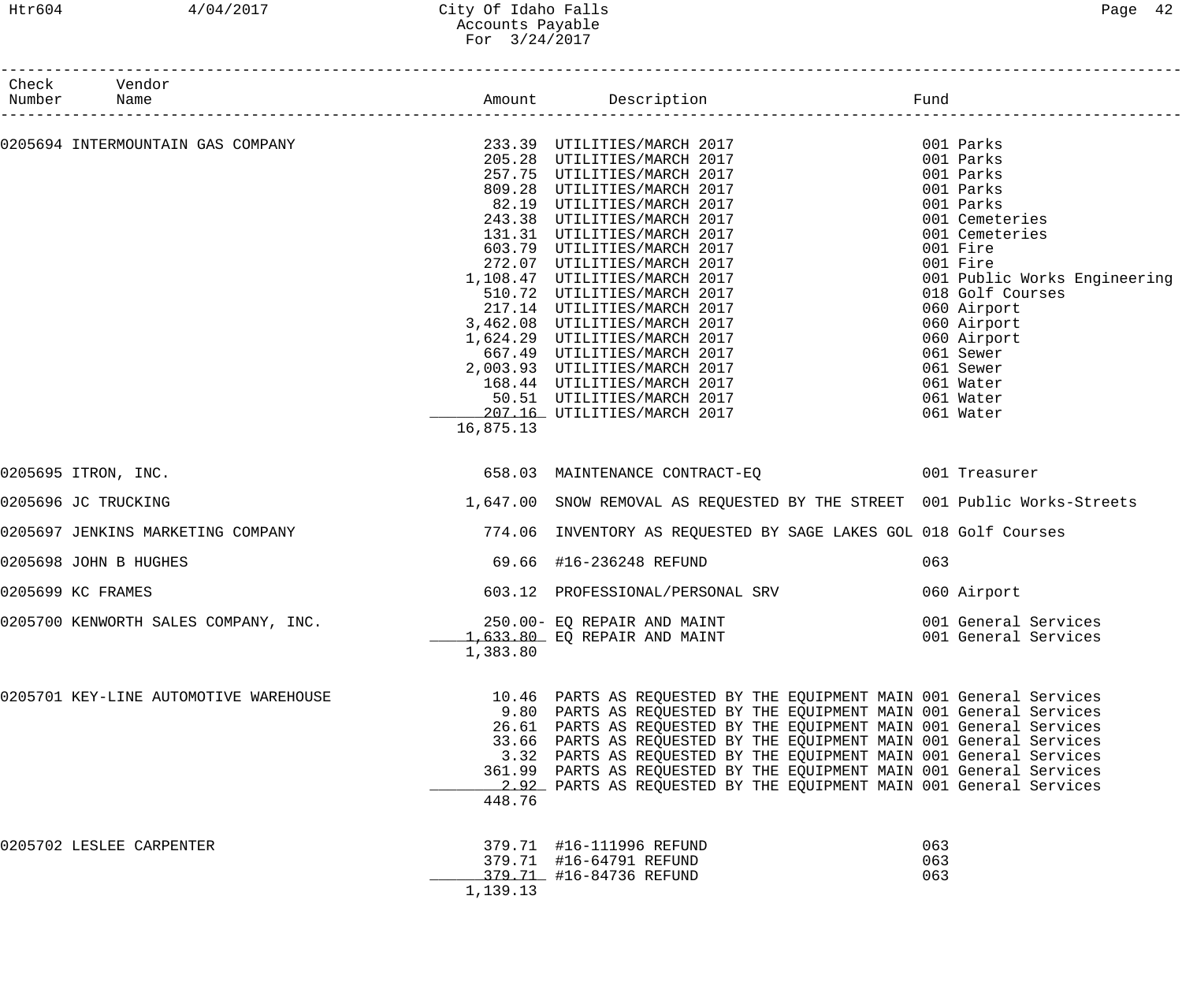| Check Number | Vendor Name | Amount | Description | Fund |
|---|---|---|---|---|
| 0205694 | INTERMOUNTAIN GAS COMPANY | 233.39 | UTILITIES/MARCH 2017 | 001 Parks |
| | | 205.28 | UTILITIES/MARCH 2017 | 001 Parks |
| | | 257.75 | UTILITIES/MARCH 2017 | 001 Parks |
| | | 809.28 | UTILITIES/MARCH 2017 | 001 Parks |
| | | 82.19 | UTILITIES/MARCH 2017 | 001 Parks |
| | | 243.38 | UTILITIES/MARCH 2017 | 001 Cemeteries |
| | | 131.31 | UTILITIES/MARCH 2017 | 001 Cemeteries |
| | | 603.79 | UTILITIES/MARCH 2017 | 001 Fire |
| | | 272.07 | UTILITIES/MARCH 2017 | 001 Fire |
| | | 1,108.47 | UTILITIES/MARCH 2017 | 001 Public Works Engineering |
| | | 510.72 | UTILITIES/MARCH 2017 | 018 Golf Courses |
| | | 217.14 | UTILITIES/MARCH 2017 | 060 Airport |
| | | 3,462.08 | UTILITIES/MARCH 2017 | 060 Airport |
| | | 1,624.29 | UTILITIES/MARCH 2017 | 060 Airport |
| | | 667.49 | UTILITIES/MARCH 2017 | 061 Sewer |
| | | 2,003.93 | UTILITIES/MARCH 2017 | 061 Sewer |
| | | 168.44 | UTILITIES/MARCH 2017 | 061 Water |
| | | 50.51 | UTILITIES/MARCH 2017 | 061 Water |
| | | 207.16 | UTILITIES/MARCH 2017 | 061 Water |
| | | 16,875.13 | | |
| 0205695 | ITRON, INC. | 658.03 | MAINTENANCE CONTRACT-EQ | 001 Treasurer |
| 0205696 | JC TRUCKING | 1,647.00 | SNOW REMOVAL AS REQUESTED BY THE STREET | 001 Public Works-Streets |
| 0205697 | JENKINS MARKETING COMPANY | 774.06 | INVENTORY AS REQUESTED BY SAGE LAKES GOL | 018 Golf Courses |
| 0205698 | JOHN B HUGHES | 69.66 | #16-236248 REFUND | 063 |
| 0205699 | KC FRAMES | 603.12 | PROFESSIONAL/PERSONAL SRV | 060 Airport |
| 0205700 | KENWORTH SALES COMPANY, INC. | 250.00- | EQ REPAIR AND MAINT | 001 General Services |
| | | 1,633.80 | EQ REPAIR AND MAINT | 001 General Services |
| | | 1,383.80 | | |
| 0205701 | KEY-LINE AUTOMOTIVE WAREHOUSE | 10.46 | PARTS AS REQUESTED BY THE EQUIPMENT MAIN | 001 General Services |
| | | 9.80 | PARTS AS REQUESTED BY THE EQUIPMENT MAIN | 001 General Services |
| | | 26.61 | PARTS AS REQUESTED BY THE EQUIPMENT MAIN | 001 General Services |
| | | 33.66 | PARTS AS REQUESTED BY THE EQUIPMENT MAIN | 001 General Services |
| | | 3.32 | PARTS AS REQUESTED BY THE EQUIPMENT MAIN | 001 General Services |
| | | 361.99 | PARTS AS REQUESTED BY THE EQUIPMENT MAIN | 001 General Services |
| | | 2.92 | PARTS AS REQUESTED BY THE EQUIPMENT MAIN | 001 General Services |
| | | 448.76 | | |
| 0205702 | LESLEE CARPENTER | 379.71 | #16-111996 REFUND | 063 |
| | | 379.71 | #16-64791 REFUND | 063 |
| | | 379.71 | #16-84736 REFUND | 063 |
| | | 1,139.13 | | |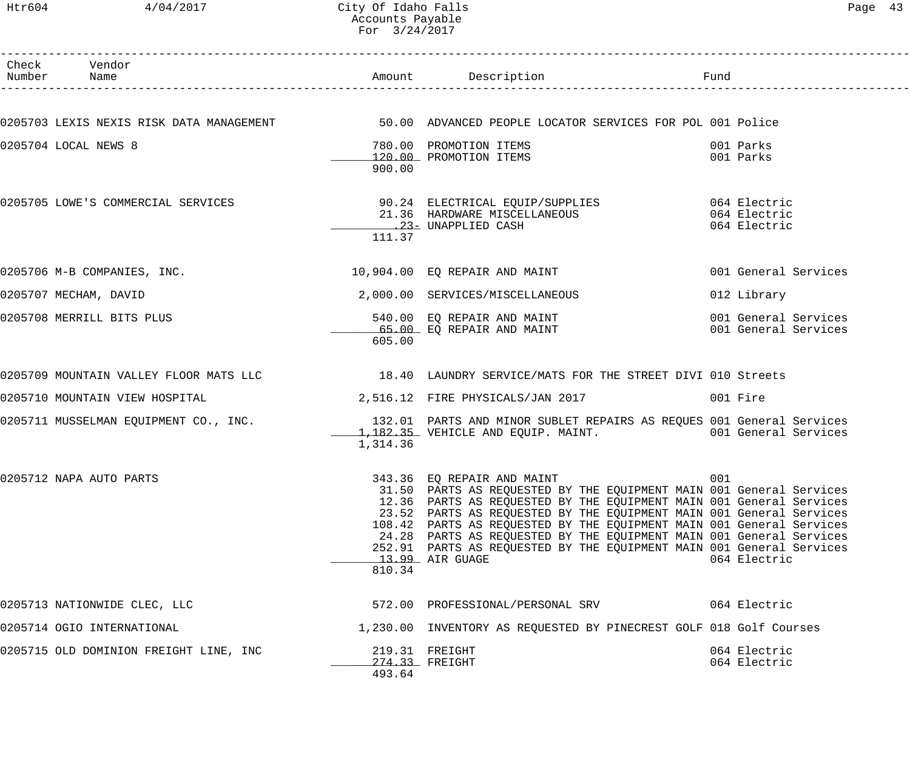| Check Number | Vendor Name | Amount | Description | Fund |
|---|---|---|---|---|
| 0205703 | LEXIS NEXIS RISK DATA MANAGEMENT | 50.00 | ADVANCED PEOPLE LOCATOR SERVICES FOR POL | 001 Police |
| 0205704 | LOCAL NEWS 8 | 780.00 | PROMOTION ITEMS | 001 Parks |
| | | 120.00 | PROMOTION ITEMS | 001 Parks |
| | | 900.00 | | |
| 0205705 | LOWE'S COMMERCIAL SERVICES | 90.24 | ELECTRICAL EQUIP/SUPPLIES | 064 Electric |
| | | 21.36 | HARDWARE MISCELLANEOUS | 064 Electric |
| | | .23- | UNAPPLIED CASH | 064 Electric |
| | | 111.37 | | |
| 0205706 | M-B COMPANIES, INC. | 10,904.00 | EQ REPAIR AND MAINT | 001 General Services |
| 0205707 | MECHAM, DAVID | 2,000.00 | SERVICES/MISCELLANEOUS | 012 Library |
| 0205708 | MERRILL BITS PLUS | 540.00 | EQ REPAIR AND MAINT | 001 General Services |
| | | 65.00 | EQ REPAIR AND MAINT | 001 General Services |
| | | 605.00 | | |
| 0205709 | MOUNTAIN VALLEY FLOOR MATS LLC | 18.40 | LAUNDRY SERVICE/MATS FOR THE STREET DIVI | 010 Streets |
| 0205710 | MOUNTAIN VIEW HOSPITAL | 2,516.12 | FIRE PHYSICALS/JAN 2017 | 001 Fire |
| 0205711 | MUSSELMAN EQUIPMENT CO., INC. | 132.01 | PARTS AND MINOR SUBLET REPAIRS AS REQUES | 001 General Services |
| | | 1,182.35 | VEHICLE AND EQUIP. MAINT. | 001 General Services |
| | | 1,314.36 | | |
| 0205712 | NAPA AUTO PARTS | 343.36 | EQ REPAIR AND MAINT | 001 |
| | | 31.50 | PARTS AS REQUESTED BY THE EQUIPMENT MAIN | 001 General Services |
| | | 12.36 | PARTS AS REQUESTED BY THE EQUIPMENT MAIN | 001 General Services |
| | | 23.52 | PARTS AS REQUESTED BY THE EQUIPMENT MAIN | 001 General Services |
| | | 108.42 | PARTS AS REQUESTED BY THE EQUIPMENT MAIN | 001 General Services |
| | | 24.28 | PARTS AS REQUESTED BY THE EQUIPMENT MAIN | 001 General Services |
| | | 252.91 | PARTS AS REQUESTED BY THE EQUIPMENT MAIN | 001 General Services |
| | | 13.99 | AIR GUAGE | 064 Electric |
| | | 810.34 | | |
| 0205713 | NATIONWIDE CLEC, LLC | 572.00 | PROFESSIONAL/PERSONAL SRV | 064 Electric |
| 0205714 | OGIO INTERNATIONAL | 1,230.00 | INVENTORY AS REQUESTED BY PINECREST GOLF | 018 Golf Courses |
| 0205715 | OLD DOMINION FREIGHT LINE, INC | 219.31 | FREIGHT | 064 Electric |
| | | 274.33 | FREIGHT | 064 Electric |
| | | 493.64 | | |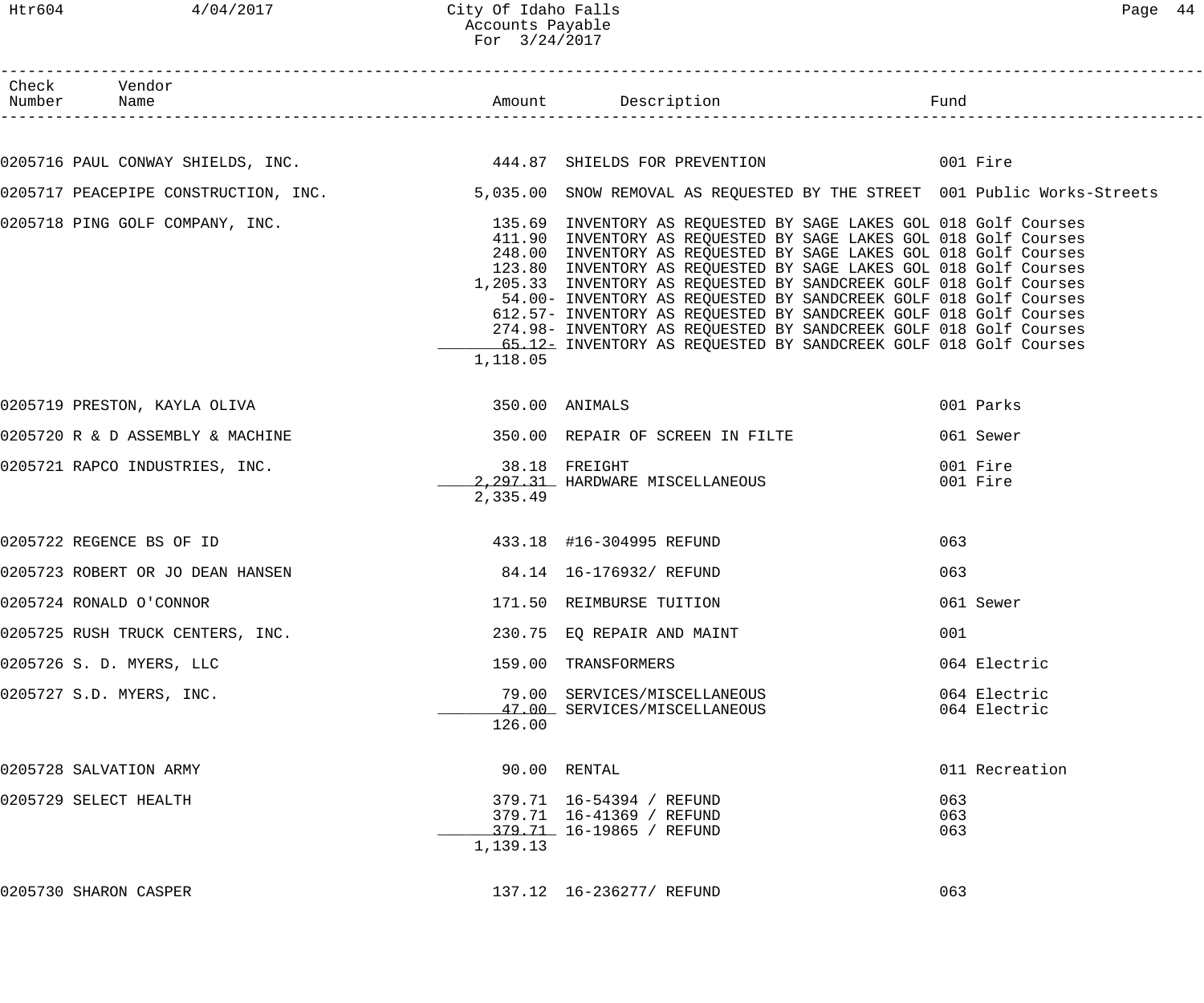City Of Idaho Falls
Accounts Payable
For 3/24/2017

| Check Number | Vendor Name | Amount | Description | Fund |
|---|---|---|---|---|
| 0205716 | PAUL CONWAY SHIELDS, INC. | 444.87 | SHIELDS FOR PREVENTION | 001 Fire |
| 0205717 | PEACEPIPE CONSTRUCTION, INC. | 5,035.00 | SNOW REMOVAL AS REQUESTED BY THE STREET | 001 Public Works-Streets |
| 0205718 | PING GOLF COMPANY, INC. | 135.69 | INVENTORY AS REQUESTED BY SAGE LAKES GOL | 018 Golf Courses |
| | | 411.90 | INVENTORY AS REQUESTED BY SAGE LAKES GOL | 018 Golf Courses |
| | | 248.00 | INVENTORY AS REQUESTED BY SAGE LAKES GOL | 018 Golf Courses |
| | | 123.80 | INVENTORY AS REQUESTED BY SAGE LAKES GOL | 018 Golf Courses |
| | | 1,205.33 | INVENTORY AS REQUESTED BY SANDCREEK GOLF | 018 Golf Courses |
| | | 54.00- | INVENTORY AS REQUESTED BY SANDCREEK GOLF | 018 Golf Courses |
| | | 612.57- | INVENTORY AS REQUESTED BY SANDCREEK GOLF | 018 Golf Courses |
| | | 274.98- | INVENTORY AS REQUESTED BY SANDCREEK GOLF | 018 Golf Courses |
| | | 65.12- | INVENTORY AS REQUESTED BY SANDCREEK GOLF | 018 Golf Courses |
| | | 1,118.05 | | |
| 0205719 | PRESTON, KAYLA OLIVA | 350.00 | ANIMALS | 001 Parks |
| 0205720 | R & D ASSEMBLY & MACHINE | 350.00 | REPAIR OF SCREEN IN FILTE | 061 Sewer |
| 0205721 | RAPCO INDUSTRIES, INC. | 38.18 | FREIGHT | 001 Fire |
| | | 2,297.31 | HARDWARE MISCELLANEOUS | 001 Fire |
| | | 2,335.49 | | |
| 0205722 | REGENCE BS OF ID | 433.18 | #16-304995 REFUND | 063 |
| 0205723 | ROBERT OR JO DEAN HANSEN | 84.14 | 16-176932/ REFUND | 063 |
| 0205724 | RONALD O'CONNOR | 171.50 | REIMBURSE TUITION | 061 Sewer |
| 0205725 | RUSH TRUCK CENTERS, INC. | 230.75 | EQ REPAIR AND MAINT | 001 |
| 0205726 | S. D. MYERS, LLC | 159.00 | TRANSFORMERS | 064 Electric |
| 0205727 | S.D. MYERS, INC. | 79.00 | SERVICES/MISCELLANEOUS | 064 Electric |
| | | 47.00 | SERVICES/MISCELLANEOUS | 064 Electric |
| | | 126.00 | | |
| 0205728 | SALVATION ARMY | 90.00 | RENTAL | 011 Recreation |
| 0205729 | SELECT HEALTH | 379.71 | 16-54394 / REFUND | 063 |
| | | 379.71 | 16-41369 / REFUND | 063 |
| | | 379.71 | 16-19865 / REFUND | 063 |
| | | 1,139.13 | | |
| 0205730 | SHARON CASPER | 137.12 | 16-236277/ REFUND | 063 |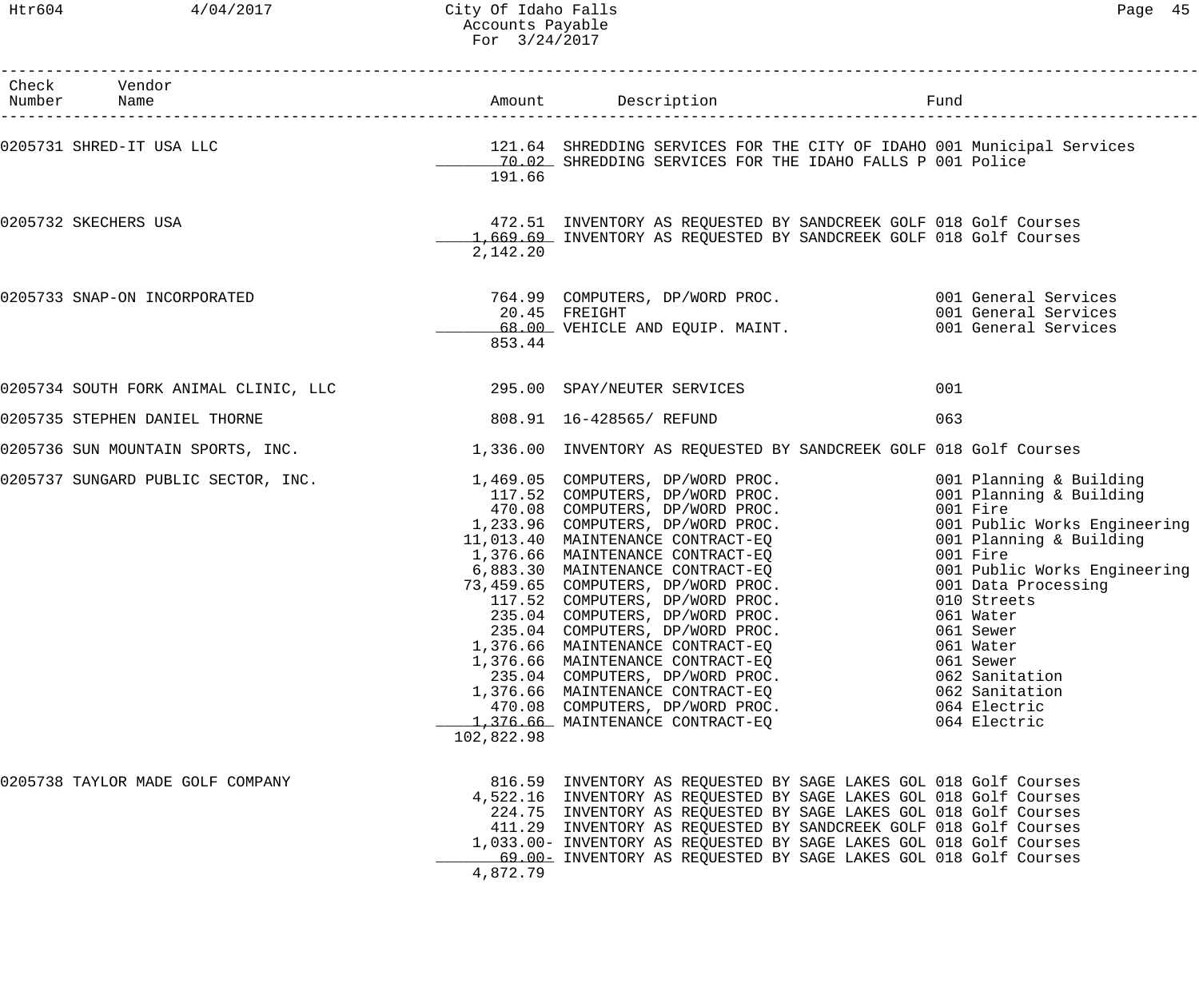# City Of Idaho Falls
## Accounts Payable
### For 3/24/2017

| Check Number | Vendor Name | Amount | Description | Fund |
|---|---|---|---|---|
| 0205731 | SHRED-IT USA LLC | 121.64 | SHREDDING SERVICES FOR THE CITY OF IDAHO | 001 Municipal Services |
| | | 70.02 | SHREDDING SERVICES FOR THE IDAHO FALLS P | 001 Police |
| | | 191.66 | | |
| 0205732 | SKECHERS USA | 472.51 | INVENTORY AS REQUESTED BY SANDCREEK GOLF | 018 Golf Courses |
| | | 1,669.69 | INVENTORY AS REQUESTED BY SANDCREEK GOLF | 018 Golf Courses |
| | | 2,142.20 | | |
| 0205733 | SNAP-ON INCORPORATED | 764.99 | COMPUTERS, DP/WORD PROC. | 001 General Services |
| | | 20.45 | FREIGHT | 001 General Services |
| | | 68.00 | VEHICLE AND EQUIP. MAINT. | 001 General Services |
| | | 853.44 | | |
| 0205734 | SOUTH FORK ANIMAL CLINIC, LLC | 295.00 | SPAY/NEUTER SERVICES | 001 |
| 0205735 | STEPHEN DANIEL THORNE | 808.91 | 16-428565/ REFUND | 063 |
| 0205736 | SUN MOUNTAIN SPORTS, INC. | 1,336.00 | INVENTORY AS REQUESTED BY SANDCREEK GOLF | 018 Golf Courses |
| 0205737 | SUNGARD PUBLIC SECTOR, INC. | 1,469.05 | COMPUTERS, DP/WORD PROC. | 001 Planning & Building |
| | | 117.52 | COMPUTERS, DP/WORD PROC. | 001 Planning & Building |
| | | 470.08 | COMPUTERS, DP/WORD PROC. | 001 Fire |
| | | 1,233.96 | COMPUTERS, DP/WORD PROC. | 001 Public Works Engineering |
| | | 11,013.40 | MAINTENANCE CONTRACT-EQ | 001 Planning & Building |
| | | 1,376.66 | MAINTENANCE CONTRACT-EQ | 001 Fire |
| | | 6,883.30 | MAINTENANCE CONTRACT-EQ | 001 Public Works Engineering |
| | | 73,459.65 | COMPUTERS, DP/WORD PROC. | 001 Data Processing |
| | | 117.52 | COMPUTERS, DP/WORD PROC. | 010 Streets |
| | | 235.04 | COMPUTERS, DP/WORD PROC. | 061 Water |
| | | 235.04 | COMPUTERS, DP/WORD PROC. | 061 Sewer |
| | | 1,376.66 | MAINTENANCE CONTRACT-EQ | 061 Water |
| | | 1,376.66 | MAINTENANCE CONTRACT-EQ | 061 Sewer |
| | | 235.04 | COMPUTERS, DP/WORD PROC. | 062 Sanitation |
| | | 1,376.66 | MAINTENANCE CONTRACT-EQ | 062 Sanitation |
| | | 470.08 | COMPUTERS, DP/WORD PROC. | 064 Electric |
| | | 1,376.66 | MAINTENANCE CONTRACT-EQ | 064 Electric |
| | | 102,822.98 | | |
| 0205738 | TAYLOR MADE GOLF COMPANY | 816.59 | INVENTORY AS REQUESTED BY SAGE LAKES GOL | 018 Golf Courses |
| | | 4,522.16 | INVENTORY AS REQUESTED BY SAGE LAKES GOL | 018 Golf Courses |
| | | 224.75 | INVENTORY AS REQUESTED BY SAGE LAKES GOL | 018 Golf Courses |
| | | 411.29 | INVENTORY AS REQUESTED BY SANDCREEK GOLF | 018 Golf Courses |
| | | 1,033.00- | INVENTORY AS REQUESTED BY SAGE LAKES GOL | 018 Golf Courses |
| | | 69.00- | INVENTORY AS REQUESTED BY SAGE LAKES GOL | 018 Golf Courses |
| | | 4,872.79 | | |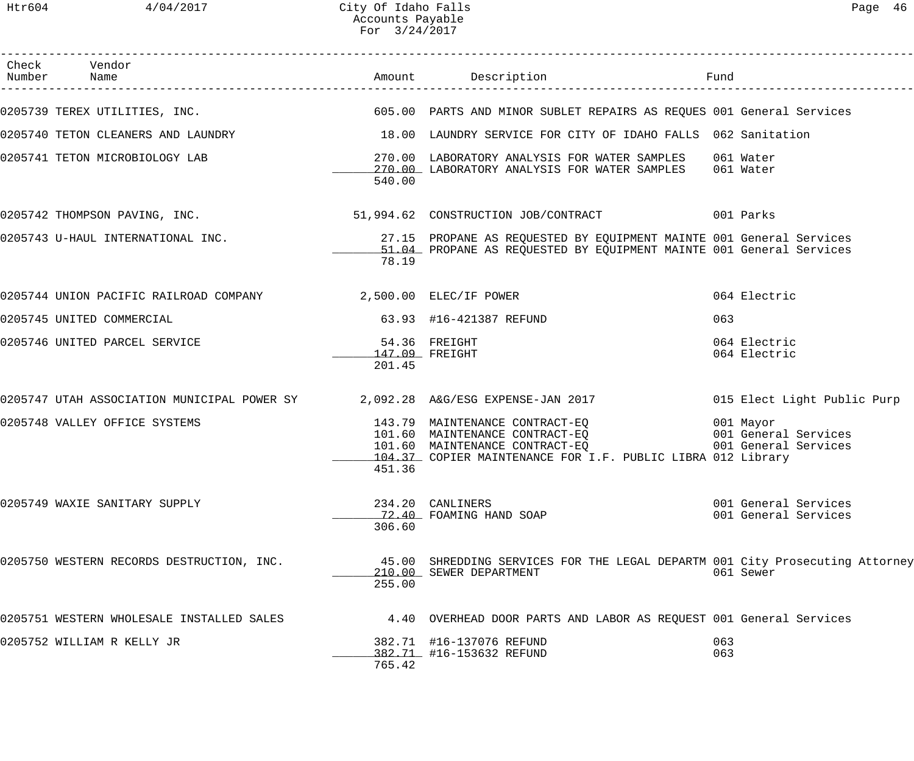# City Of Idaho Falls
## Accounts Payable
### For 3/24/2017

| Check Number | Vendor Name | Amount | Description | Fund |
|---|---|---|---|---|
| 0205739 | TEREX UTILITIES, INC. | 605.00 | PARTS AND MINOR SUBLET REPAIRS AS REQUES | 001 General Services |
| 0205740 | TETON CLEANERS AND LAUNDRY | 18.00 | LAUNDRY SERVICE FOR CITY OF IDAHO FALLS | 062 Sanitation |
| 0205741 | TETON MICROBIOLOGY LAB | 270.00 | LABORATORY ANALYSIS FOR WATER SAMPLES | 061 Water |
| | | 270.00 | LABORATORY ANALYSIS FOR WATER SAMPLES | 061 Water |
| | | 540.00 | | |
| 0205742 | THOMPSON PAVING, INC. | 51,994.62 | CONSTRUCTION JOB/CONTRACT | 001 Parks |
| 0205743 | U-HAUL INTERNATIONAL INC. | 27.15 | PROPANE AS REQUESTED BY EQUIPMENT MAINTE | 001 General Services |
| | | 51.04 | PROPANE AS REQUESTED BY EQUIPMENT MAINTE | 001 General Services |
| | | 78.19 | | |
| 0205744 | UNION PACIFIC RAILROAD COMPANY | 2,500.00 | ELEC/IF POWER | 064 Electric |
| 0205745 | UNITED COMMERCIAL | 63.93 | #16-421387 REFUND | 063 |
| 0205746 | UNITED PARCEL SERVICE | 54.36 | FREIGHT | 064 Electric |
| | | 147.09 | FREIGHT | 064 Electric |
| | | 201.45 | | |
| 0205747 | UTAH ASSOCIATION MUNICIPAL POWER SY | 2,092.28 | A&G/ESG EXPENSE-JAN 2017 | 015 Elect Light Public Purp |
| 0205748 | VALLEY OFFICE SYSTEMS | 143.79 | MAINTENANCE CONTRACT-EQ | 001 Mayor |
| | | 101.60 | MAINTENANCE CONTRACT-EQ | 001 General Services |
| | | 101.60 | MAINTENANCE CONTRACT-EQ | 001 General Services |
| | | 104.37 | COPIER MAINTENANCE FOR I.F. PUBLIC LIBRA | 012 Library |
| | | 451.36 | | |
| 0205749 | WAXIE SANITARY SUPPLY | 234.20 | CANLINERS | 001 General Services |
| | | 72.40 | FOAMING HAND SOAP | 001 General Services |
| | | 306.60 | | |
| 0205750 | WESTERN RECORDS DESTRUCTION, INC. | 45.00 | SHREDDING SERVICES FOR THE LEGAL DEPARTM | 001 City Prosecuting Attorney |
| | | 210.00 | SEWER DEPARTMENT | 061 Sewer |
| | | 255.00 | | |
| 0205751 | WESTERN WHOLESALE INSTALLED SALES | 4.40 | OVERHEAD DOOR PARTS AND LABOR AS REQUEST | 001 General Services |
| 0205752 | WILLIAM R KELLY JR | 382.71 | #16-137076 REFUND | 063 |
| | | 382.71 | #16-153632 REFUND | 063 |
| | | 765.42 | | |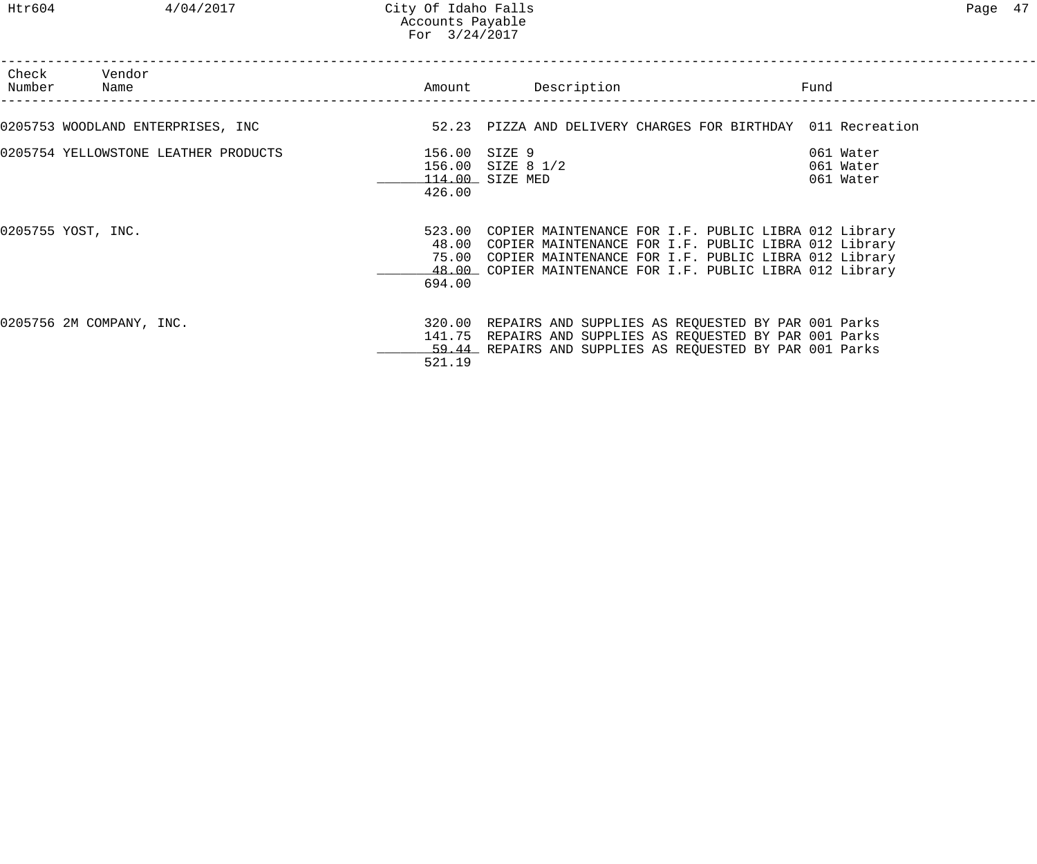| Check Number | Vendor Name | Amount | Description | Fund |
|---|---|---|---|---|
| 0205753 | WOODLAND ENTERPRISES, INC | 52.23 | PIZZA AND DELIVERY CHARGES FOR BIRTHDAY | 011 Recreation |
| 0205754 | YELLOWSTONE LEATHER PRODUCTS | 156.00 | SIZE 9 | 061 Water |
| | | 156.00 | SIZE 8 1/2 | 061 Water |
| | | 114.00 | SIZE MED | 061 Water |
| | | 426.00 | | |
| 0205755 | YOST, INC. | 523.00 | COPIER MAINTENANCE FOR I.F. PUBLIC LIBRA | 012 Library |
| | | 48.00 | COPIER MAINTENANCE FOR I.F. PUBLIC LIBRA | 012 Library |
| | | 75.00 | COPIER MAINTENANCE FOR I.F. PUBLIC LIBRA | 012 Library |
| | | 48.00 | COPIER MAINTENANCE FOR I.F. PUBLIC LIBRA | 012 Library |
| | | 694.00 | | |
| 0205756 | 2M COMPANY, INC. | 320.00 | REPAIRS AND SUPPLIES AS REQUESTED BY PAR | 001 Parks |
| | | 141.75 | REPAIRS AND SUPPLIES AS REQUESTED BY PAR | 001 Parks |
| | | 59.44 | REPAIRS AND SUPPLIES AS REQUESTED BY PAR | 001 Parks |
| | | 521.19 | | |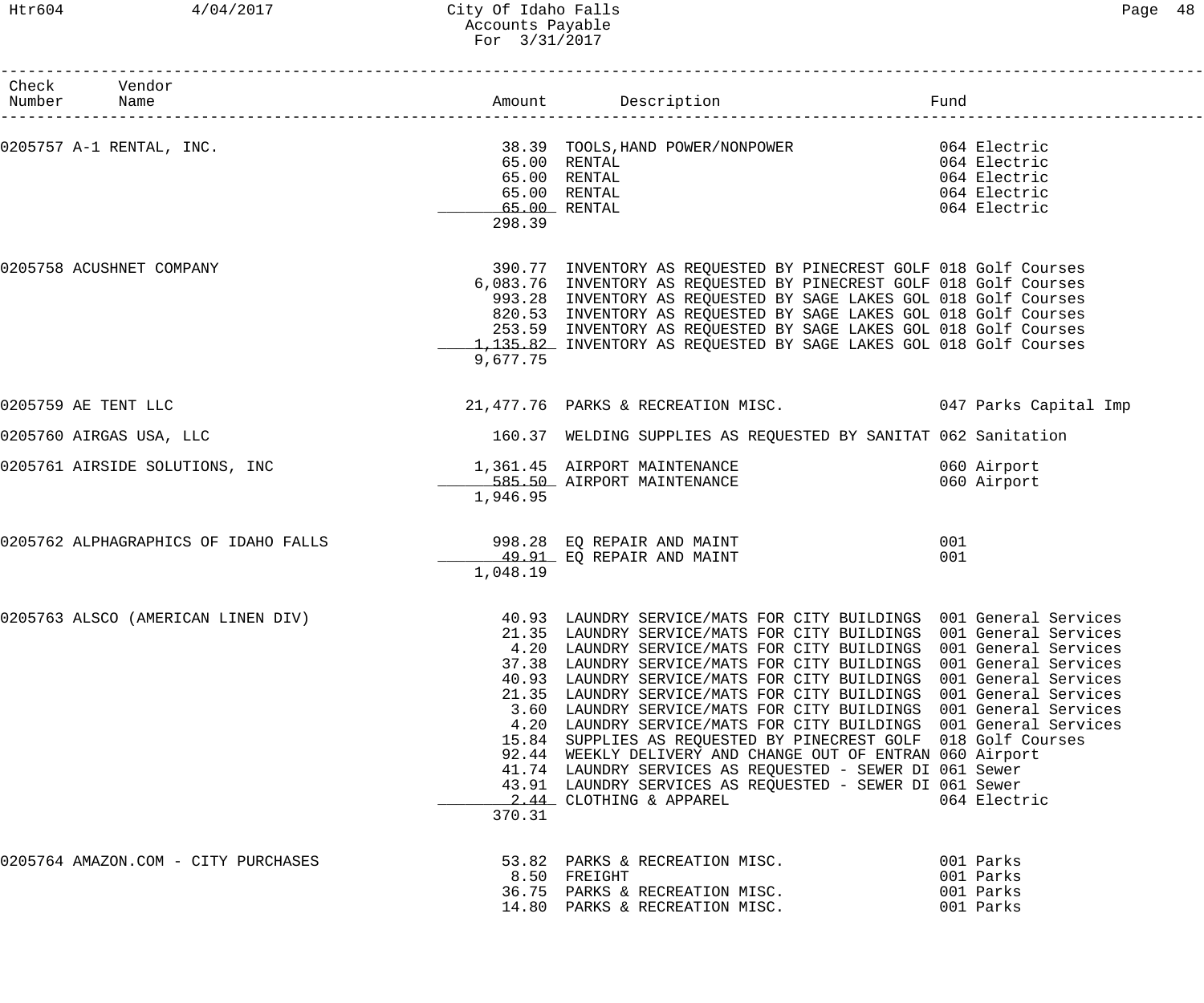City Of Idaho Falls
Accounts Payable
For 3/31/2017

| Check Number | Vendor Name | Amount | Description | Fund |
|---|---|---|---|---|
| 0205757 | A-1 RENTAL, INC. | 38.39 | TOOLS,HAND POWER/NONPOWER | 064 Electric |
| | | 65.00 | RENTAL | 064 Electric |
| | | 65.00 | RENTAL | 064 Electric |
| | | 65.00 | RENTAL | 064 Electric |
| | | 65.00 | RENTAL | 064 Electric |
| | | 298.39 | | |
| 0205758 | ACUSHNET COMPANY | 390.77 | INVENTORY AS REQUESTED BY PINECREST GOLF | 018 Golf Courses |
| | | 6,083.76 | INVENTORY AS REQUESTED BY PINECREST GOLF | 018 Golf Courses |
| | | 993.28 | INVENTORY AS REQUESTED BY SAGE LAKES GOL | 018 Golf Courses |
| | | 820.53 | INVENTORY AS REQUESTED BY SAGE LAKES GOL | 018 Golf Courses |
| | | 253.59 | INVENTORY AS REQUESTED BY SAGE LAKES GOL | 018 Golf Courses |
| | | 1,135.82 | INVENTORY AS REQUESTED BY SAGE LAKES GOL | 018 Golf Courses |
| | | 9,677.75 | | |
| 0205759 | AE TENT LLC | 21,477.76 | PARKS & RECREATION MISC. | 047 Parks Capital Imp |
| 0205760 | AIRGAS USA, LLC | 160.37 | WELDING SUPPLIES AS REQUESTED BY SANITAT | 062 Sanitation |
| 0205761 | AIRSIDE SOLUTIONS, INC | 1,361.45 | AIRPORT MAINTENANCE | 060 Airport |
| | | 585.50 | AIRPORT MAINTENANCE | 060 Airport |
| | | 1,946.95 | | |
| 0205762 | ALPHAGRAPHICS OF IDAHO FALLS | 998.28 | EQ REPAIR AND MAINT | 001 |
| | | 49.91 | EQ REPAIR AND MAINT | 001 |
| | | 1,048.19 | | |
| 0205763 | ALSCO (AMERICAN LINEN DIV) | 40.93 | LAUNDRY SERVICE/MATS FOR CITY BUILDINGS | 001 General Services |
| | | 21.35 | LAUNDRY SERVICE/MATS FOR CITY BUILDINGS | 001 General Services |
| | | 4.20 | LAUNDRY SERVICE/MATS FOR CITY BUILDINGS | 001 General Services |
| | | 37.38 | LAUNDRY SERVICE/MATS FOR CITY BUILDINGS | 001 General Services |
| | | 40.93 | LAUNDRY SERVICE/MATS FOR CITY BUILDINGS | 001 General Services |
| | | 21.35 | LAUNDRY SERVICE/MATS FOR CITY BUILDINGS | 001 General Services |
| | | 3.60 | LAUNDRY SERVICE/MATS FOR CITY BUILDINGS | 001 General Services |
| | | 4.20 | LAUNDRY SERVICE/MATS FOR CITY BUILDINGS | 001 General Services |
| | | 15.84 | SUPPLIES AS REQUESTED BY PINECREST GOLF | 018 Golf Courses |
| | | 92.44 | WEEKLY DELIVERY AND CHANGE OUT OF ENTRAN | 060 Airport |
| | | 41.74 | LAUNDRY SERVICES AS REQUESTED - SEWER DI | 061 Sewer |
| | | 43.91 | LAUNDRY SERVICES AS REQUESTED - SEWER DI | 061 Sewer |
| | | 2.44 | CLOTHING & APPAREL | 064 Electric |
| | | 370.31 | | |
| 0205764 | AMAZON.COM - CITY PURCHASES | 53.82 | PARKS & RECREATION MISC. | 001 Parks |
| | | 8.50 | FREIGHT | 001 Parks |
| | | 36.75 | PARKS & RECREATION MISC. | 001 Parks |
| | | 14.80 | PARKS & RECREATION MISC. | 001 Parks |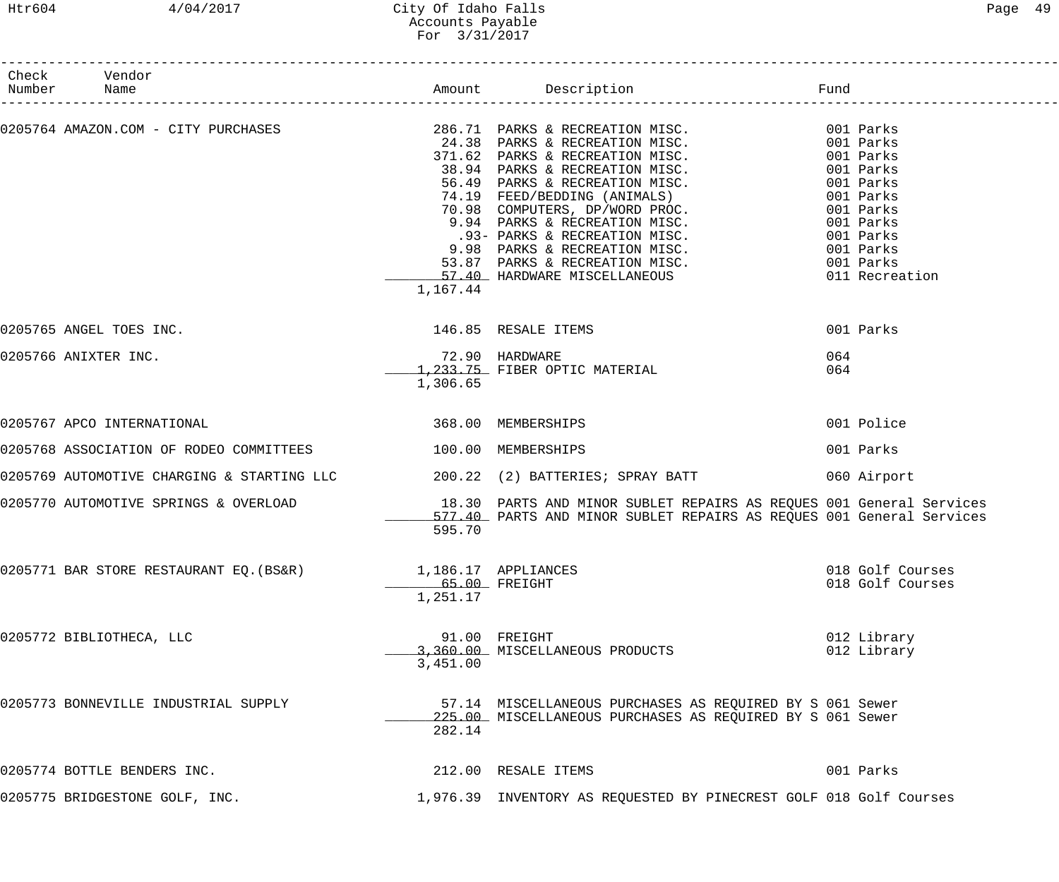# City Of Idaho Falls
## Accounts Payable
### For 3/31/2017

| Check Number | Vendor Name | Amount | Description | Fund |
|---|---|---|---|---|
| 0205764 | AMAZON.COM - CITY PURCHASES | 286.71 | PARKS & RECREATION MISC. | 001 Parks |
| | | 24.38 | PARKS & RECREATION MISC. | 001 Parks |
| | | 371.62 | PARKS & RECREATION MISC. | 001 Parks |
| | | 38.94 | PARKS & RECREATION MISC. | 001 Parks |
| | | 56.49 | PARKS & RECREATION MISC. | 001 Parks |
| | | 74.19 | FEED/BEDDING (ANIMALS) | 001 Parks |
| | | 70.98 | COMPUTERS, DP/WORD PROC. | 001 Parks |
| | | 9.94 | PARKS & RECREATION MISC. | 001 Parks |
| | | .93- | PARKS & RECREATION MISC. | 001 Parks |
| | | 9.98 | PARKS & RECREATION MISC. | 001 Parks |
| | | 53.87 | PARKS & RECREATION MISC. | 001 Parks |
| | | 57.40 | HARDWARE MISCELLANEOUS | 011 Recreation |
| | | 1,167.44 | | |
| 0205765 | ANGEL TOES INC. | 146.85 | RESALE ITEMS | 001 Parks |
| 0205766 | ANIXTER INC. | 72.90 | HARDWARE | 064 |
| | | 1,233.75 | FIBER OPTIC MATERIAL | 064 |
| | | 1,306.65 | | |
| 0205767 | APCO INTERNATIONAL | 368.00 | MEMBERSHIPS | 001 Police |
| 0205768 | ASSOCIATION OF RODEO COMMITTEES | 100.00 | MEMBERSHIPS | 001 Parks |
| 0205769 | AUTOMOTIVE CHARGING & STARTING LLC | 200.22 | (2) BATTERIES; SPRAY BATT | 060 Airport |
| 0205770 | AUTOMOTIVE SPRINGS & OVERLOAD | 18.30 | PARTS AND MINOR SUBLET REPAIRS AS REQUES | 001 General Services |
| | | 577.40 | PARTS AND MINOR SUBLET REPAIRS AS REQUES | 001 General Services |
| | | 595.70 | | |
| 0205771 | BAR STORE RESTAURANT EQ.(BS&R) | 1,186.17 | APPLIANCES | 018 Golf Courses |
| | | 65.00 | FREIGHT | 018 Golf Courses |
| | | 1,251.17 | | |
| 0205772 | BIBLIOTHECA, LLC | 91.00 | FREIGHT | 012 Library |
| | | 3,360.00 | MISCELLANEOUS PRODUCTS | 012 Library |
| | | 3,451.00 | | |
| 0205773 | BONNEVILLE INDUSTRIAL SUPPLY | 57.14 | MISCELLANEOUS PURCHASES AS REQUIRED BY S | 061 Sewer |
| | | 225.00 | MISCELLANEOUS PURCHASES AS REQUIRED BY S | 061 Sewer |
| | | 282.14 | | |
| 0205774 | BOTTLE BENDERS INC. | 212.00 | RESALE ITEMS | 001 Parks |
| 0205775 | BRIDGESTONE GOLF, INC. | 1,976.39 | INVENTORY AS REQUESTED BY PINECREST GOLF | 018 Golf Courses |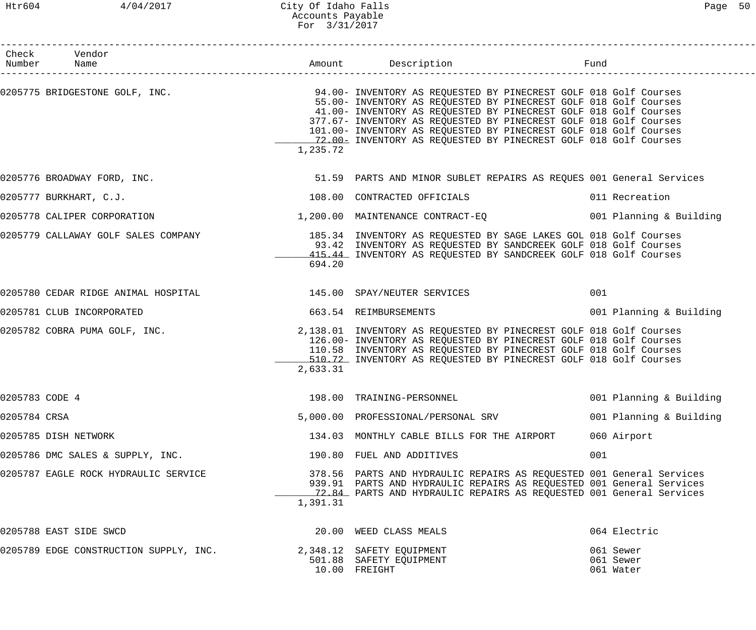| Check Number | Vendor Name | Amount | Description | Fund |
|---|---|---|---|---|
| 0205775 | BRIDGESTONE GOLF, INC. | 94.00- | INVENTORY AS REQUESTED BY PINECREST GOLF | 018 Golf Courses |
| | | 55.00- | INVENTORY AS REQUESTED BY PINECREST GOLF | 018 Golf Courses |
| | | 41.00- | INVENTORY AS REQUESTED BY PINECREST GOLF | 018 Golf Courses |
| | | 377.67- | INVENTORY AS REQUESTED BY PINECREST GOLF | 018 Golf Courses |
| | | 101.00- | INVENTORY AS REQUESTED BY PINECREST GOLF | 018 Golf Courses |
| | | 72.00- | INVENTORY AS REQUESTED BY PINECREST GOLF | 018 Golf Courses |
| | | 1,235.72 | | |
| 0205776 | BROADWAY FORD, INC. | 51.59 | PARTS AND MINOR SUBLET REPAIRS AS REQUES | 001 General Services |
| 0205777 | BURKHART, C.J. | 108.00 | CONTRACTED OFFICIALS | 011 Recreation |
| 0205778 | CALIPER CORPORATION | 1,200.00 | MAINTENANCE CONTRACT-EQ | 001 Planning & Building |
| 0205779 | CALLAWAY GOLF SALES COMPANY | 185.34 | INVENTORY AS REQUESTED BY SAGE LAKES GOL | 018 Golf Courses |
| | | 93.42 | INVENTORY AS REQUESTED BY SANDCREEK GOLF | 018 Golf Courses |
| | | 415.44 | INVENTORY AS REQUESTED BY SANDCREEK GOLF | 018 Golf Courses |
| | | 694.20 | | |
| 0205780 | CEDAR RIDGE ANIMAL HOSPITAL | 145.00 | SPAY/NEUTER SERVICES | 001 |
| 0205781 | CLUB INCORPORATED | 663.54 | REIMBURSEMENTS | 001 Planning & Building |
| 0205782 | COBRA PUMA GOLF, INC. | 2,138.01 | INVENTORY AS REQUESTED BY PINECREST GOLF | 018 Golf Courses |
| | | 126.00- | INVENTORY AS REQUESTED BY PINECREST GOLF | 018 Golf Courses |
| | | 110.58 | INVENTORY AS REQUESTED BY PINECREST GOLF | 018 Golf Courses |
| | | 510.72 | INVENTORY AS REQUESTED BY PINECREST GOLF | 018 Golf Courses |
| | | 2,633.31 | | |
| 0205783 | CODE 4 | 198.00 | TRAINING-PERSONNEL | 001 Planning & Building |
| 0205784 | CRSA | 5,000.00 | PROFESSIONAL/PERSONAL SRV | 001 Planning & Building |
| 0205785 | DISH NETWORK | 134.03 | MONTHLY CABLE BILLS FOR THE AIRPORT | 060 Airport |
| 0205786 | DMC SALES & SUPPLY, INC. | 190.80 | FUEL AND ADDITIVES | 001 |
| 0205787 | EAGLE ROCK HYDRAULIC SERVICE | 378.56 | PARTS AND HYDRAULIC REPAIRS AS REQUESTED | 001 General Services |
| | | 939.91 | PARTS AND HYDRAULIC REPAIRS AS REQUESTED | 001 General Services |
| | | 72.84 | PARTS AND HYDRAULIC REPAIRS AS REQUESTED | 001 General Services |
| | | 1,391.31 | | |
| 0205788 | EAST SIDE SWCD | 20.00 | WEED CLASS MEALS | 064 Electric |
| 0205789 | EDGE CONSTRUCTION SUPPLY, INC. | 2,348.12 | SAFETY EQUIPMENT | 061 Sewer |
| | | 501.88 | SAFETY EQUIPMENT | 061 Sewer |
| | | 10.00 | FREIGHT | 061 Water |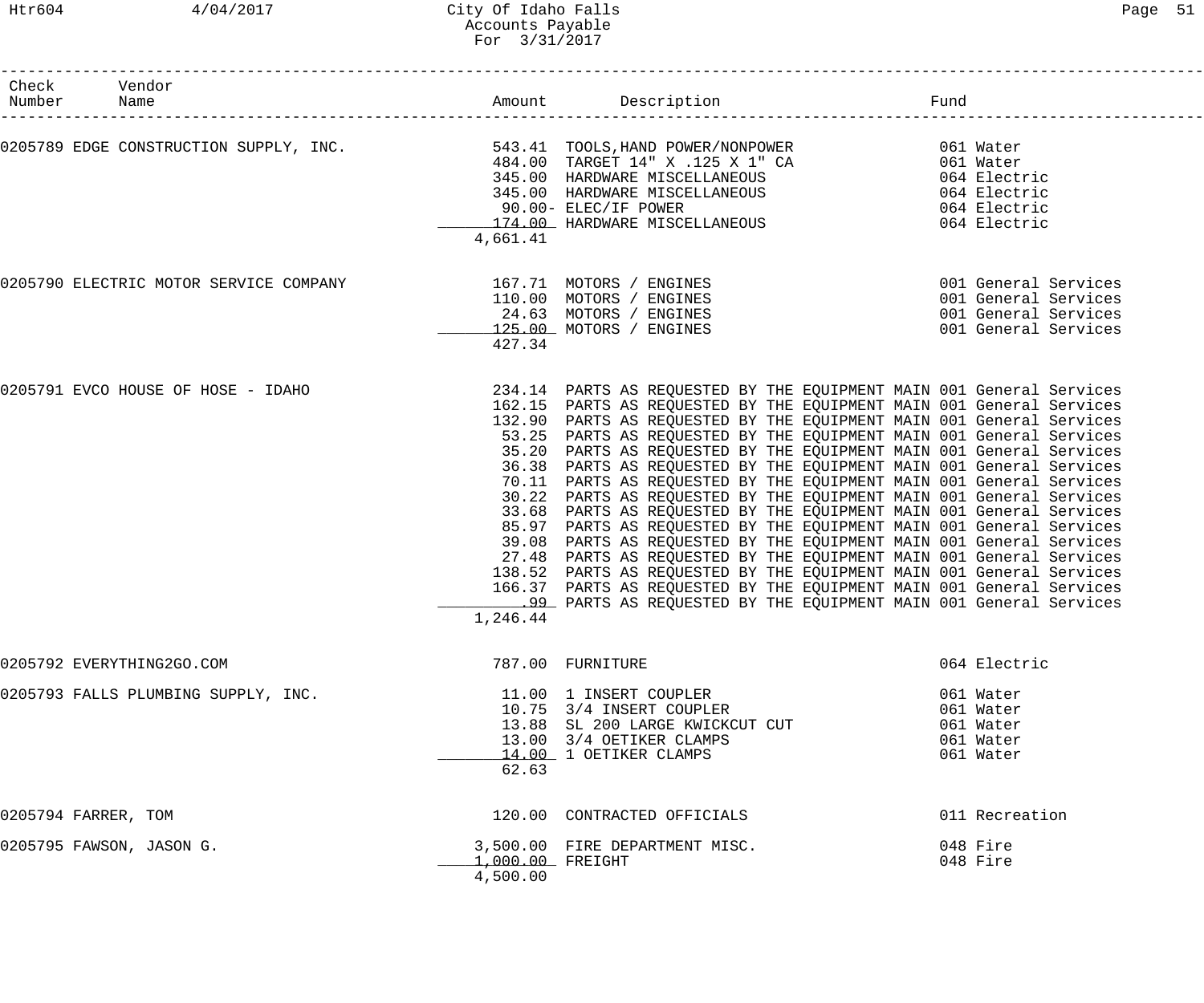City Of Idaho Falls
Accounts Payable
For 3/31/2017

| Check Number | Vendor Name | Amount | Description | Fund |
|---|---|---|---|---|
| 0205789 | EDGE CONSTRUCTION SUPPLY, INC. | 543.41 | TOOLS,HAND POWER/NONPOWER | 061 Water |
| | | 484.00 | TARGET 14" X .125 X 1" CA | 061 Water |
| | | 345.00 | HARDWARE MISCELLANEOUS | 064 Electric |
| | | 345.00 | HARDWARE MISCELLANEOUS | 064 Electric |
| | | 90.00- | ELEC/IF POWER | 064 Electric |
| | | 174.00 | HARDWARE MISCELLANEOUS | 064 Electric |
| | | 4,661.41 | | |
| 0205790 | ELECTRIC MOTOR SERVICE COMPANY | 167.71 | MOTORS / ENGINES | 001 General Services |
| | | 110.00 | MOTORS / ENGINES | 001 General Services |
| | | 24.63 | MOTORS / ENGINES | 001 General Services |
| | | 125.00 | MOTORS / ENGINES | 001 General Services |
| | | 427.34 | | |
| 0205791 | EVCO HOUSE OF HOSE - IDAHO | 234.14 | PARTS AS REQUESTED BY THE EQUIPMENT MAIN | 001 General Services |
| | | 162.15 | PARTS AS REQUESTED BY THE EQUIPMENT MAIN | 001 General Services |
| | | 132.90 | PARTS AS REQUESTED BY THE EQUIPMENT MAIN | 001 General Services |
| | | 53.25 | PARTS AS REQUESTED BY THE EQUIPMENT MAIN | 001 General Services |
| | | 35.20 | PARTS AS REQUESTED BY THE EQUIPMENT MAIN | 001 General Services |
| | | 36.38 | PARTS AS REQUESTED BY THE EQUIPMENT MAIN | 001 General Services |
| | | 70.11 | PARTS AS REQUESTED BY THE EQUIPMENT MAIN | 001 General Services |
| | | 30.22 | PARTS AS REQUESTED BY THE EQUIPMENT MAIN | 001 General Services |
| | | 33.68 | PARTS AS REQUESTED BY THE EQUIPMENT MAIN | 001 General Services |
| | | 85.97 | PARTS AS REQUESTED BY THE EQUIPMENT MAIN | 001 General Services |
| | | 39.08 | PARTS AS REQUESTED BY THE EQUIPMENT MAIN | 001 General Services |
| | | 27.48 | PARTS AS REQUESTED BY THE EQUIPMENT MAIN | 001 General Services |
| | | 138.52 | PARTS AS REQUESTED BY THE EQUIPMENT MAIN | 001 General Services |
| | | 166.37 | PARTS AS REQUESTED BY THE EQUIPMENT MAIN | 001 General Services |
| | | .99 | PARTS AS REQUESTED BY THE EQUIPMENT MAIN | 001 General Services |
| | | 1,246.44 | | |
| 0205792 | EVERYTHING2GO.COM | 787.00 | FURNITURE | 064 Electric |
| 0205793 | FALLS PLUMBING SUPPLY, INC. | 11.00 | 1 INSERT COUPLER | 061 Water |
| | | 10.75 | 3/4 INSERT COUPLER | 061 Water |
| | | 13.88 | SL 200 LARGE KWICKCUT CUT | 061 Water |
| | | 13.00 | 3/4 OETIKER CLAMPS | 061 Water |
| | | 14.00 | 1 OETIKER CLAMPS | 061 Water |
| | | 62.63 | | |
| 0205794 | FARRER, TOM | 120.00 | CONTRACTED OFFICIALS | 011 Recreation |
| 0205795 | FAWSON, JASON G. | 3,500.00 | FIRE DEPARTMENT MISC. | 048 Fire |
| | | 1,000.00 | FREIGHT | 048 Fire |
| | | 4,500.00 | | |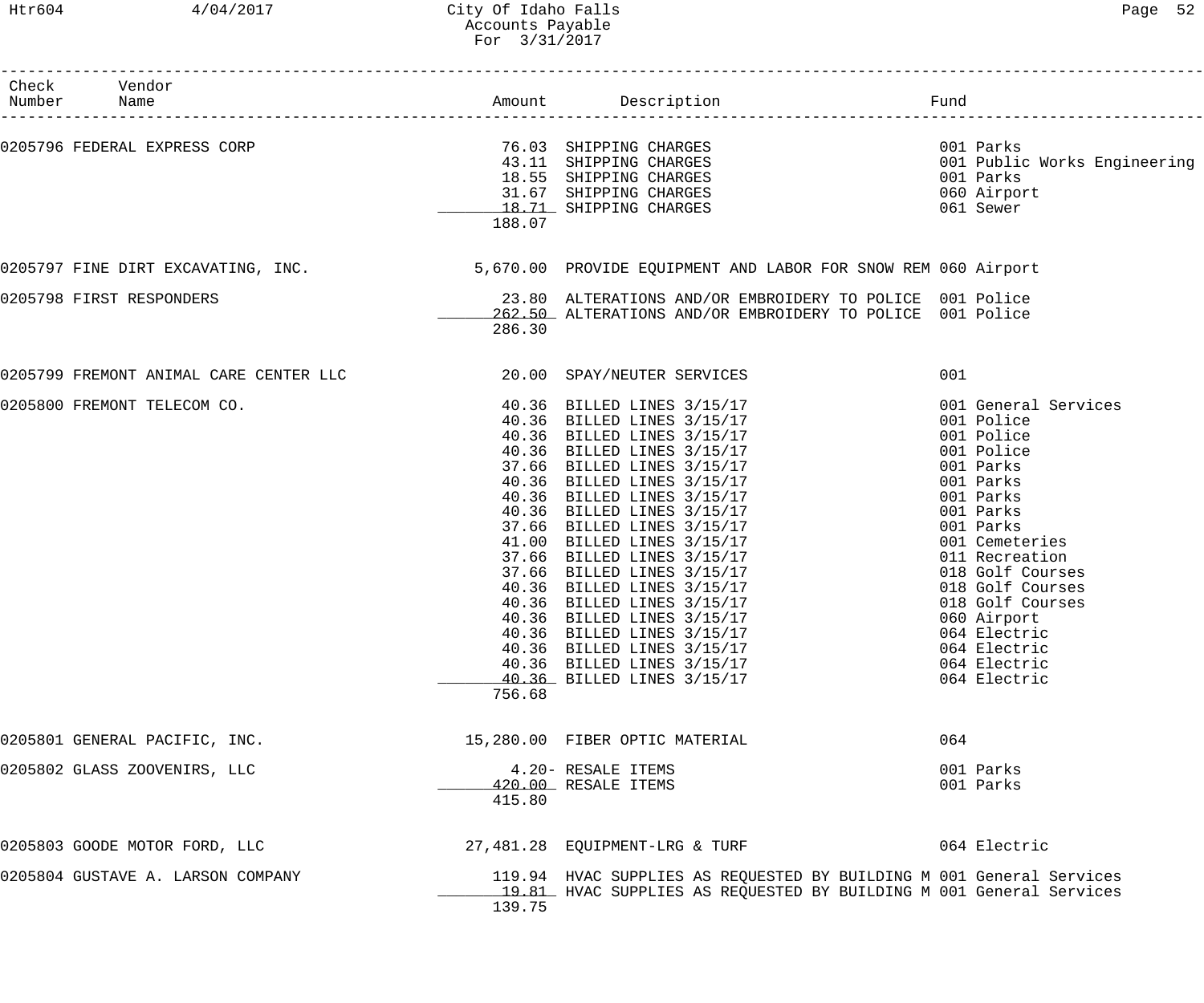# City Of Idaho Falls
## Accounts Payable
### For 3/31/2017

| Check Number | Vendor Name | Amount | Description | Fund |
|---|---|---|---|---|
| 0205796 | FEDERAL EXPRESS CORP | 76.03 | SHIPPING CHARGES | 001 Parks |
| | | 43.11 | SHIPPING CHARGES | 001 Public Works Engineering |
| | | 18.55 | SHIPPING CHARGES | 001 Parks |
| | | 31.67 | SHIPPING CHARGES | 060 Airport |
| | | 18.71 | SHIPPING CHARGES | 061 Sewer |
| | | 188.07 | | |
| 0205797 | FINE DIRT EXCAVATING, INC. | 5,670.00 | PROVIDE EQUIPMENT AND LABOR FOR SNOW REM | 060 Airport |
| 0205798 | FIRST RESPONDERS | 23.80 | ALTERATIONS AND/OR EMBROIDERY TO POLICE | 001 Police |
| | | 262.50 | ALTERATIONS AND/OR EMBROIDERY TO POLICE | 001 Police |
| | | 286.30 | | |
| 0205799 | FREMONT ANIMAL CARE CENTER LLC | 20.00 | SPAY/NEUTER SERVICES | 001 |
| 0205800 | FREMONT TELECOM CO. | 40.36 | BILLED LINES 3/15/17 | 001 General Services |
| | | 40.36 | BILLED LINES 3/15/17 | 001 Police |
| | | 40.36 | BILLED LINES 3/15/17 | 001 Police |
| | | 40.36 | BILLED LINES 3/15/17 | 001 Police |
| | | 37.66 | BILLED LINES 3/15/17 | 001 Parks |
| | | 40.36 | BILLED LINES 3/15/17 | 001 Parks |
| | | 40.36 | BILLED LINES 3/15/17 | 001 Parks |
| | | 40.36 | BILLED LINES 3/15/17 | 001 Parks |
| | | 37.66 | BILLED LINES 3/15/17 | 001 Parks |
| | | 41.00 | BILLED LINES 3/15/17 | 001 Cemeteries |
| | | 37.66 | BILLED LINES 3/15/17 | 011 Recreation |
| | | 37.66 | BILLED LINES 3/15/17 | 018 Golf Courses |
| | | 40.36 | BILLED LINES 3/15/17 | 018 Golf Courses |
| | | 40.36 | BILLED LINES 3/15/17 | 018 Golf Courses |
| | | 40.36 | BILLED LINES 3/15/17 | 060 Airport |
| | | 40.36 | BILLED LINES 3/15/17 | 064 Electric |
| | | 40.36 | BILLED LINES 3/15/17 | 064 Electric |
| | | 40.36 | BILLED LINES 3/15/17 | 064 Electric |
| | | 40.36 | BILLED LINES 3/15/17 | 064 Electric |
| | | 756.68 | | |
| 0205801 | GENERAL PACIFIC, INC. | 15,280.00 | FIBER OPTIC MATERIAL | 064 |
| 0205802 | GLASS ZOOVENIRS, LLC | 4.20- | RESALE ITEMS | 001 Parks |
| | | 420.00 | RESALE ITEMS | 001 Parks |
| | | 415.80 | | |
| 0205803 | GOODE MOTOR FORD, LLC | 27,481.28 | EQUIPMENT-LRG & TURF | 064 Electric |
| 0205804 | GUSTAVE A. LARSON COMPANY | 119.94 | HVAC SUPPLIES AS REQUESTED BY BUILDING M | 001 General Services |
| | | 19.81 | HVAC SUPPLIES AS REQUESTED BY BUILDING M | 001 General Services |
| | | 139.75 | | |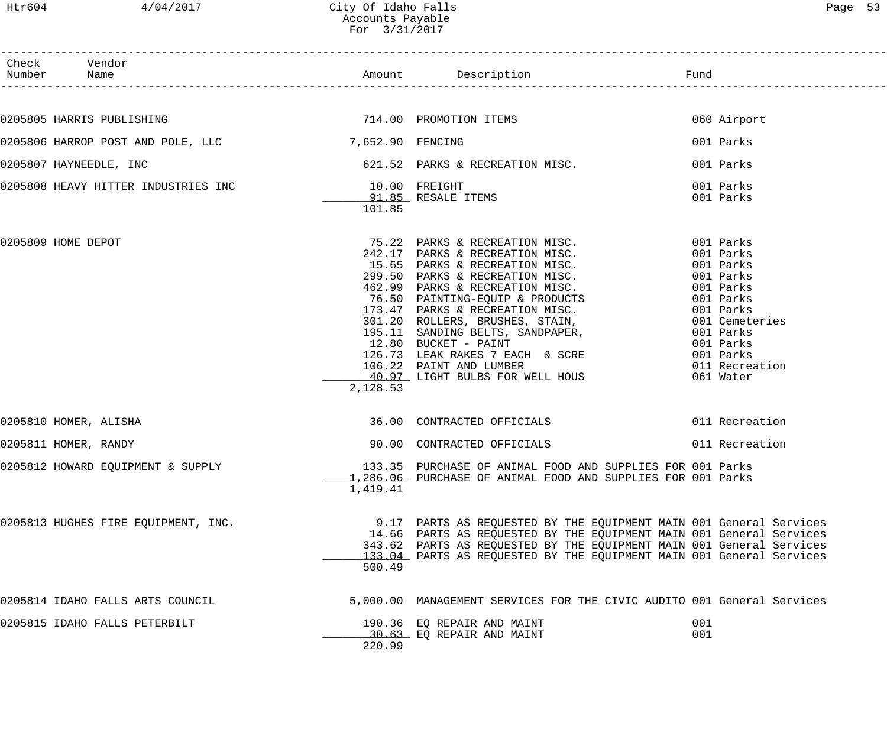| Check Number | Vendor Name | Amount | Description | Fund |
|---|---|---|---|---|
| 0205805 | HARRIS PUBLISHING | 714.00 | PROMOTION ITEMS | 060 Airport |
| 0205806 | HARROP POST AND POLE, LLC | 7,652.90 | FENCING | 001 Parks |
| 0205807 | HAYNEEDLE, INC | 621.52 | PARKS & RECREATION MISC. | 001 Parks |
| 0205808 | HEAVY HITTER INDUSTRIES INC | 10.00 | FREIGHT | 001 Parks |
| | | 91.85 | RESALE ITEMS | 001 Parks |
| | | 101.85 | | |
| 0205809 | HOME DEPOT | 75.22 | PARKS & RECREATION MISC. | 001 Parks |
| | | 242.17 | PARKS & RECREATION MISC. | 001 Parks |
| | | 15.65 | PARKS & RECREATION MISC. | 001 Parks |
| | | 299.50 | PARKS & RECREATION MISC. | 001 Parks |
| | | 462.99 | PARKS & RECREATION MISC. | 001 Parks |
| | | 76.50 | PAINTING-EQUIP & PRODUCTS | 001 Parks |
| | | 173.47 | PARKS & RECREATION MISC. | 001 Parks |
| | | 301.20 | ROLLERS, BRUSHES, STAIN, | 001 Cemeteries |
| | | 195.11 | SANDING BELTS, SANDPAPER, | 001 Parks |
| | | 12.80 | BUCKET - PAINT | 001 Parks |
| | | 126.73 | LEAK RAKES 7 EACH & SCRE | 001 Parks |
| | | 106.22 | PAINT AND LUMBER | 011 Recreation |
| | | 40.97 | LIGHT BULBS FOR WELL HOUS | 061 Water |
| | | 2,128.53 | | |
| 0205810 | HOMER, ALISHA | 36.00 | CONTRACTED OFFICIALS | 011 Recreation |
| 0205811 | HOMER, RANDY | 90.00 | CONTRACTED OFFICIALS | 011 Recreation |
| 0205812 | HOWARD EQUIPMENT & SUPPLY | 133.35 | PURCHASE OF ANIMAL FOOD AND SUPPLIES FOR | 001 Parks |
| | | 1,286.06 | PURCHASE OF ANIMAL FOOD AND SUPPLIES FOR | 001 Parks |
| | | 1,419.41 | | |
| 0205813 | HUGHES FIRE EQUIPMENT, INC. | 9.17 | PARTS AS REQUESTED BY THE EQUIPMENT MAIN | 001 General Services |
| | | 14.66 | PARTS AS REQUESTED BY THE EQUIPMENT MAIN | 001 General Services |
| | | 343.62 | PARTS AS REQUESTED BY THE EQUIPMENT MAIN | 001 General Services |
| | | 133.04 | PARTS AS REQUESTED BY THE EQUIPMENT MAIN | 001 General Services |
| | | 500.49 | | |
| 0205814 | IDAHO FALLS ARTS COUNCIL | 5,000.00 | MANAGEMENT SERVICES FOR THE CIVIC AUDITO | 001 General Services |
| 0205815 | IDAHO FALLS PETERBILT | 190.36 | EQ REPAIR AND MAINT | 001 |
| | | 30.63 | EQ REPAIR AND MAINT | 001 |
| | | 220.99 | | |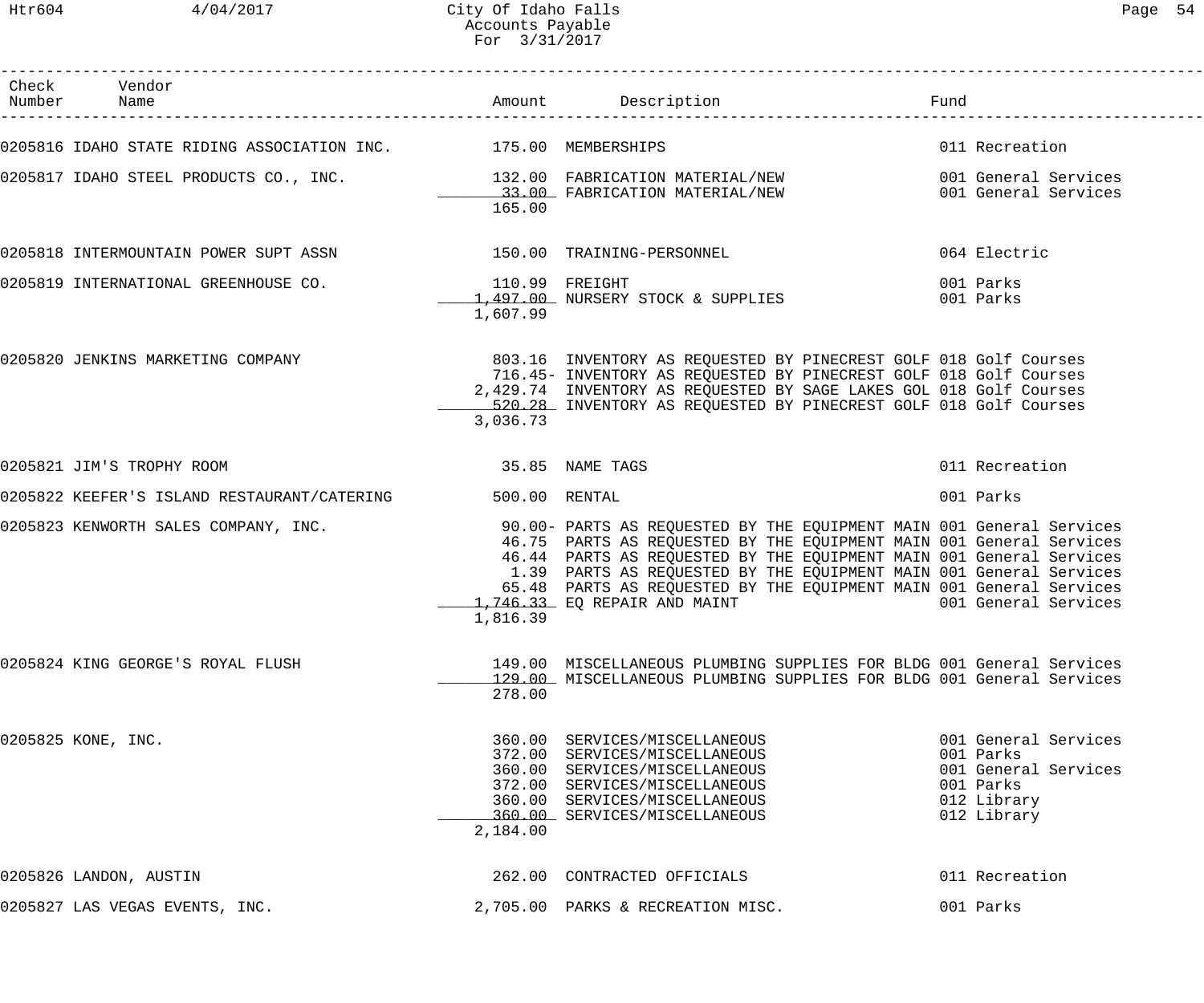| Check Number | Vendor Name | Amount | Description | Fund |
|---|---|---|---|---|
| 0205816 | IDAHO STATE RIDING ASSOCIATION INC. | 175.00 | MEMBERSHIPS | 011 Recreation |
| 0205817 | IDAHO STEEL PRODUCTS CO., INC. | 132.00 | FABRICATION MATERIAL/NEW | 001 General Services |
| | | 33.00 | FABRICATION MATERIAL/NEW | 001 General Services |
| | | 165.00 | | |
| 0205818 | INTERMOUNTAIN POWER SUPT ASSN | 150.00 | TRAINING-PERSONNEL | 064 Electric |
| 0205819 | INTERNATIONAL GREENHOUSE CO. | 110.99 | FREIGHT | 001 Parks |
| | | 1,497.00 | NURSERY STOCK & SUPPLIES | 001 Parks |
| | | 1,607.99 | | |
| 0205820 | JENKINS MARKETING COMPANY | 803.16 | INVENTORY AS REQUESTED BY PINECREST GOLF | 018 Golf Courses |
| | | 716.45- | INVENTORY AS REQUESTED BY PINECREST GOLF | 018 Golf Courses |
| | | 2,429.74 | INVENTORY AS REQUESTED BY SAGE LAKES GOL | 018 Golf Courses |
| | | 520.28 | INVENTORY AS REQUESTED BY PINECREST GOLF | 018 Golf Courses |
| | | 3,036.73 | | |
| 0205821 | JIM'S TROPHY ROOM | 35.85 | NAME TAGS | 011 Recreation |
| 0205822 | KEEFER'S ISLAND RESTAURANT/CATERING | 500.00 | RENTAL | 001 Parks |
| 0205823 | KENWORTH SALES COMPANY, INC. | 90.00- | PARTS AS REQUESTED BY THE EQUIPMENT MAIN | 001 General Services |
| | | 46.75 | PARTS AS REQUESTED BY THE EQUIPMENT MAIN | 001 General Services |
| | | 46.44 | PARTS AS REQUESTED BY THE EQUIPMENT MAIN | 001 General Services |
| | | 1.39 | PARTS AS REQUESTED BY THE EQUIPMENT MAIN | 001 General Services |
| | | 65.48 | PARTS AS REQUESTED BY THE EQUIPMENT MAIN | 001 General Services |
| | | 1,746.33 | EQ REPAIR AND MAINT | 001 General Services |
| | | 1,816.39 | | |
| 0205824 | KING GEORGE'S ROYAL FLUSH | 149.00 | MISCELLANEOUS PLUMBING SUPPLIES FOR BLDG | 001 General Services |
| | | 129.00 | MISCELLANEOUS PLUMBING SUPPLIES FOR BLDG | 001 General Services |
| | | 278.00 | | |
| 0205825 | KONE, INC. | 360.00 | SERVICES/MISCELLANEOUS | 001 General Services |
| | | 372.00 | SERVICES/MISCELLANEOUS | 001 Parks |
| | | 360.00 | SERVICES/MISCELLANEOUS | 001 General Services |
| | | 372.00 | SERVICES/MISCELLANEOUS | 001 Parks |
| | | 360.00 | SERVICES/MISCELLANEOUS | 012 Library |
| | | 360.00 | SERVICES/MISCELLANEOUS | 012 Library |
| | | 2,184.00 | | |
| 0205826 | LANDON, AUSTIN | 262.00 | CONTRACTED OFFICIALS | 011 Recreation |
| 0205827 | LAS VEGAS EVENTS, INC. | 2,705.00 | PARKS & RECREATION MISC. | 001 Parks |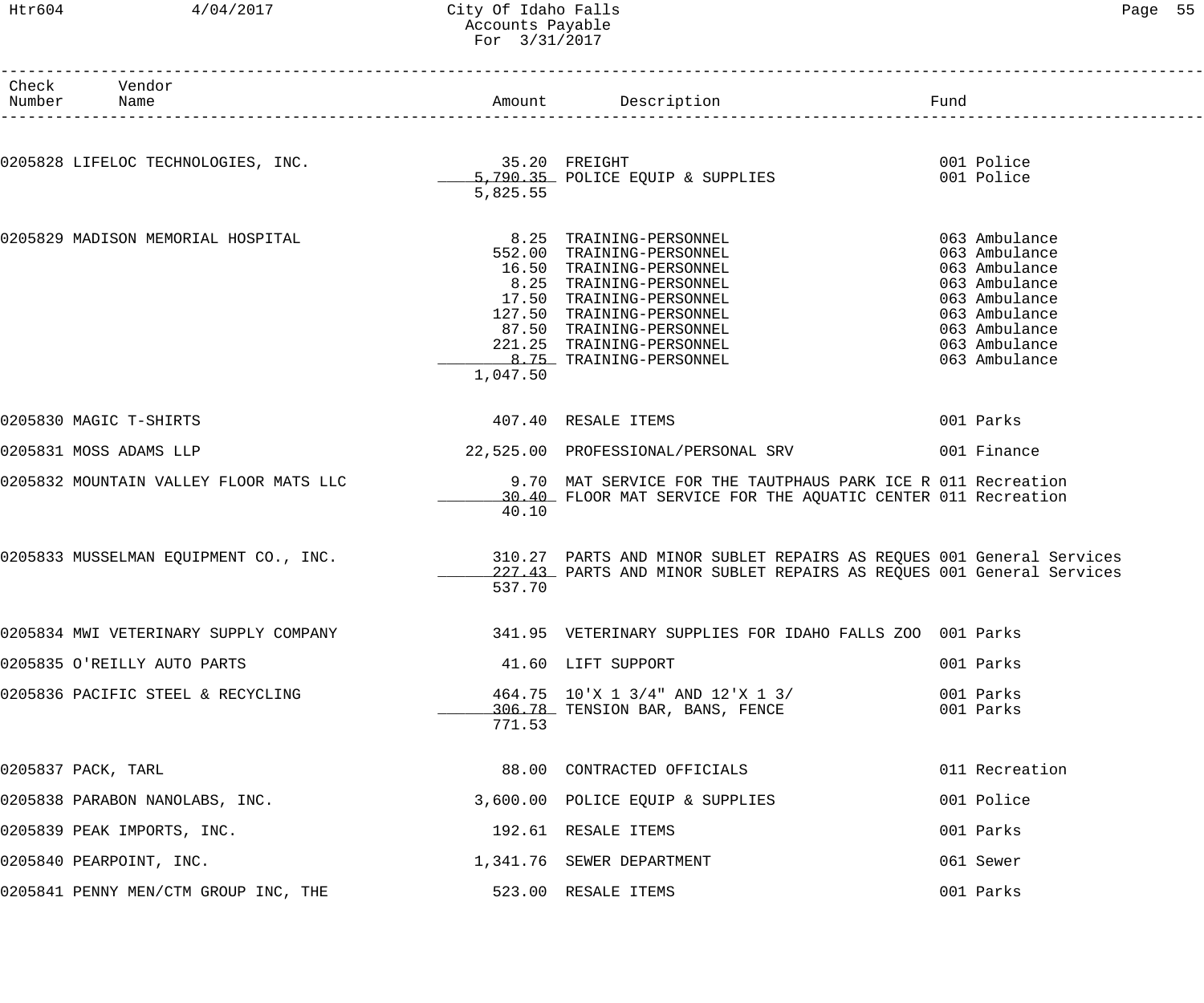# City Of Idaho Falls
## Accounts Payable
### For 3/31/2017

| Check Number | Vendor Name | Amount | Description | Fund |
|---|---|---|---|---|
| 0205828 | LIFELOC TECHNOLOGIES, INC. | 35.20 | FREIGHT | 001 Police |
| | | 5,790.35 | POLICE EQUIP & SUPPLIES | 001 Police |
| | | 5,825.55 | | |
| 0205829 | MADISON MEMORIAL HOSPITAL | 8.25 | TRAINING-PERSONNEL | 063 Ambulance |
| | | 552.00 | TRAINING-PERSONNEL | 063 Ambulance |
| | | 16.50 | TRAINING-PERSONNEL | 063 Ambulance |
| | | 8.25 | TRAINING-PERSONNEL | 063 Ambulance |
| | | 17.50 | TRAINING-PERSONNEL | 063 Ambulance |
| | | 127.50 | TRAINING-PERSONNEL | 063 Ambulance |
| | | 87.50 | TRAINING-PERSONNEL | 063 Ambulance |
| | | 221.25 | TRAINING-PERSONNEL | 063 Ambulance |
| | | 8.75 | TRAINING-PERSONNEL | 063 Ambulance |
| | | 1,047.50 | | |
| 0205830 | MAGIC T-SHIRTS | 407.40 | RESALE ITEMS | 001 Parks |
| 0205831 | MOSS ADAMS LLP | 22,525.00 | PROFESSIONAL/PERSONAL SRV | 001 Finance |
| 0205832 | MOUNTAIN VALLEY FLOOR MATS LLC | 9.70 | MAT SERVICE FOR THE TAUTPHAUS PARK ICE R | 011 Recreation |
| | | 30.40 | FLOOR MAT SERVICE FOR THE AQUATIC CENTER | 011 Recreation |
| | | 40.10 | | |
| 0205833 | MUSSELMAN EQUIPMENT CO., INC. | 310.27 | PARTS AND MINOR SUBLET REPAIRS AS REQUES | 001 General Services |
| | | 227.43 | PARTS AND MINOR SUBLET REPAIRS AS REQUES | 001 General Services |
| | | 537.70 | | |
| 0205834 | MWI VETERINARY SUPPLY COMPANY | 341.95 | VETERINARY SUPPLIES FOR IDAHO FALLS ZOO | 001 Parks |
| 0205835 | O'REILLY AUTO PARTS | 41.60 | LIFT SUPPORT | 001 Parks |
| 0205836 | PACIFIC STEEL & RECYCLING | 464.75 | 10'X 1 3/4" AND 12'X 1 3/ | 001 Parks |
| | | 306.78 | TENSION BAR, BANS, FENCE | 001 Parks |
| | | 771.53 | | |
| 0205837 | PACK, TARL | 88.00 | CONTRACTED OFFICIALS | 011 Recreation |
| 0205838 | PARABON NANOLABS, INC. | 3,600.00 | POLICE EQUIP & SUPPLIES | 001 Police |
| 0205839 | PEAK IMPORTS, INC. | 192.61 | RESALE ITEMS | 001 Parks |
| 0205840 | PEARPOINT, INC. | 1,341.76 | SEWER DEPARTMENT | 061 Sewer |
| 0205841 | PENNY MEN/CTM GROUP INC, THE | 523.00 | RESALE ITEMS | 001 Parks |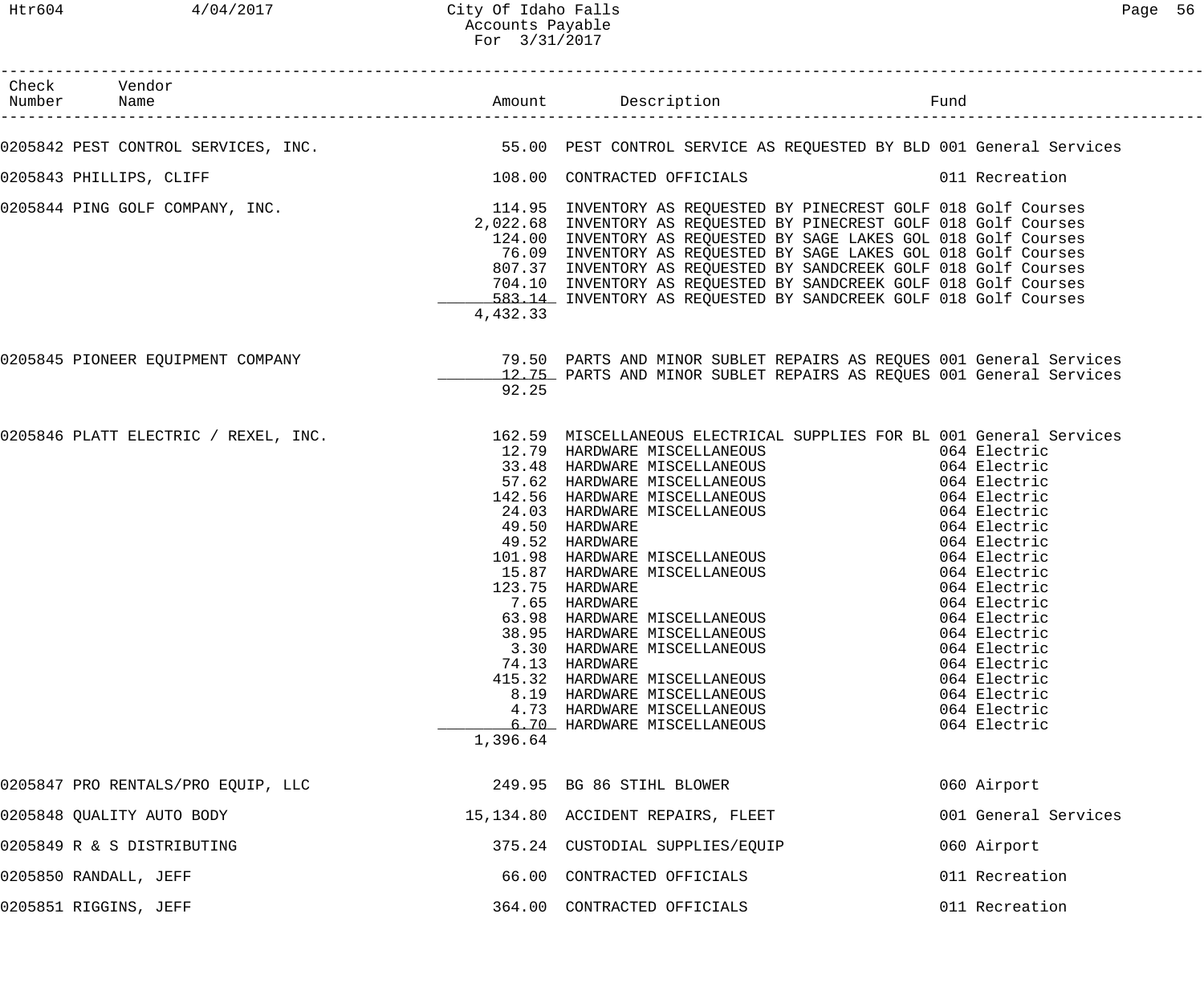| Check Number | Vendor Name | Amount | Description | Fund |
|---|---|---|---|---|
| 0205842 | PEST CONTROL SERVICES, INC. | 55.00 | PEST CONTROL SERVICE AS REQUESTED BY BLD | 001 General Services |
| 0205843 | PHILLIPS, CLIFF | 108.00 | CONTRACTED OFFICIALS | 011 Recreation |
| 0205844 | PING GOLF COMPANY, INC. | 114.95 | INVENTORY AS REQUESTED BY PINECREST GOLF | 018 Golf Courses |
| | | 2,022.68 | INVENTORY AS REQUESTED BY PINECREST GOLF | 018 Golf Courses |
| | | 124.00 | INVENTORY AS REQUESTED BY SAGE LAKES GOL | 018 Golf Courses |
| | | 76.09 | INVENTORY AS REQUESTED BY SAGE LAKES GOL | 018 Golf Courses |
| | | 807.37 | INVENTORY AS REQUESTED BY SANDCREEK GOLF | 018 Golf Courses |
| | | 704.10 | INVENTORY AS REQUESTED BY SANDCREEK GOLF | 018 Golf Courses |
| | | 583.14 | INVENTORY AS REQUESTED BY SANDCREEK GOLF | 018 Golf Courses |
| | | 4,432.33 | | |
| 0205845 | PIONEER EQUIPMENT COMPANY | 79.50 | PARTS AND MINOR SUBLET REPAIRS AS REQUES | 001 General Services |
| | | 12.75 | PARTS AND MINOR SUBLET REPAIRS AS REQUES | 001 General Services |
| | | 92.25 | | |
| 0205846 | PLATT ELECTRIC / REXEL, INC. | 162.59 | MISCELLANEOUS ELECTRICAL SUPPLIES FOR BL | 001 General Services |
| | | 12.79 | HARDWARE MISCELLANEOUS | 064 Electric |
| | | 33.48 | HARDWARE MISCELLANEOUS | 064 Electric |
| | | 57.62 | HARDWARE MISCELLANEOUS | 064 Electric |
| | | 142.56 | HARDWARE MISCELLANEOUS | 064 Electric |
| | | 24.03 | HARDWARE MISCELLANEOUS | 064 Electric |
| | | 49.50 | HARDWARE | 064 Electric |
| | | 49.52 | HARDWARE | 064 Electric |
| | | 101.98 | HARDWARE MISCELLANEOUS | 064 Electric |
| | | 15.87 | HARDWARE MISCELLANEOUS | 064 Electric |
| | | 123.75 | HARDWARE | 064 Electric |
| | | 7.65 | HARDWARE | 064 Electric |
| | | 63.98 | HARDWARE MISCELLANEOUS | 064 Electric |
| | | 38.95 | HARDWARE MISCELLANEOUS | 064 Electric |
| | | 3.30 | HARDWARE MISCELLANEOUS | 064 Electric |
| | | 74.13 | HARDWARE | 064 Electric |
| | | 415.32 | HARDWARE MISCELLANEOUS | 064 Electric |
| | | 8.19 | HARDWARE MISCELLANEOUS | 064 Electric |
| | | 4.73 | HARDWARE MISCELLANEOUS | 064 Electric |
| | | 6.70 | HARDWARE MISCELLANEOUS | 064 Electric |
| | | 1,396.64 | | |
| 0205847 | PRO RENTALS/PRO EQUIP, LLC | 249.95 | BG 86 STIHL BLOWER | 060 Airport |
| 0205848 | QUALITY AUTO BODY | 15,134.80 | ACCIDENT REPAIRS, FLEET | 001 General Services |
| 0205849 | R & S DISTRIBUTING | 375.24 | CUSTODIAL SUPPLIES/EQUIP | 060 Airport |
| 0205850 | RANDALL, JEFF | 66.00 | CONTRACTED OFFICIALS | 011 Recreation |
| 0205851 | RIGGINS, JEFF | 364.00 | CONTRACTED OFFICIALS | 011 Recreation |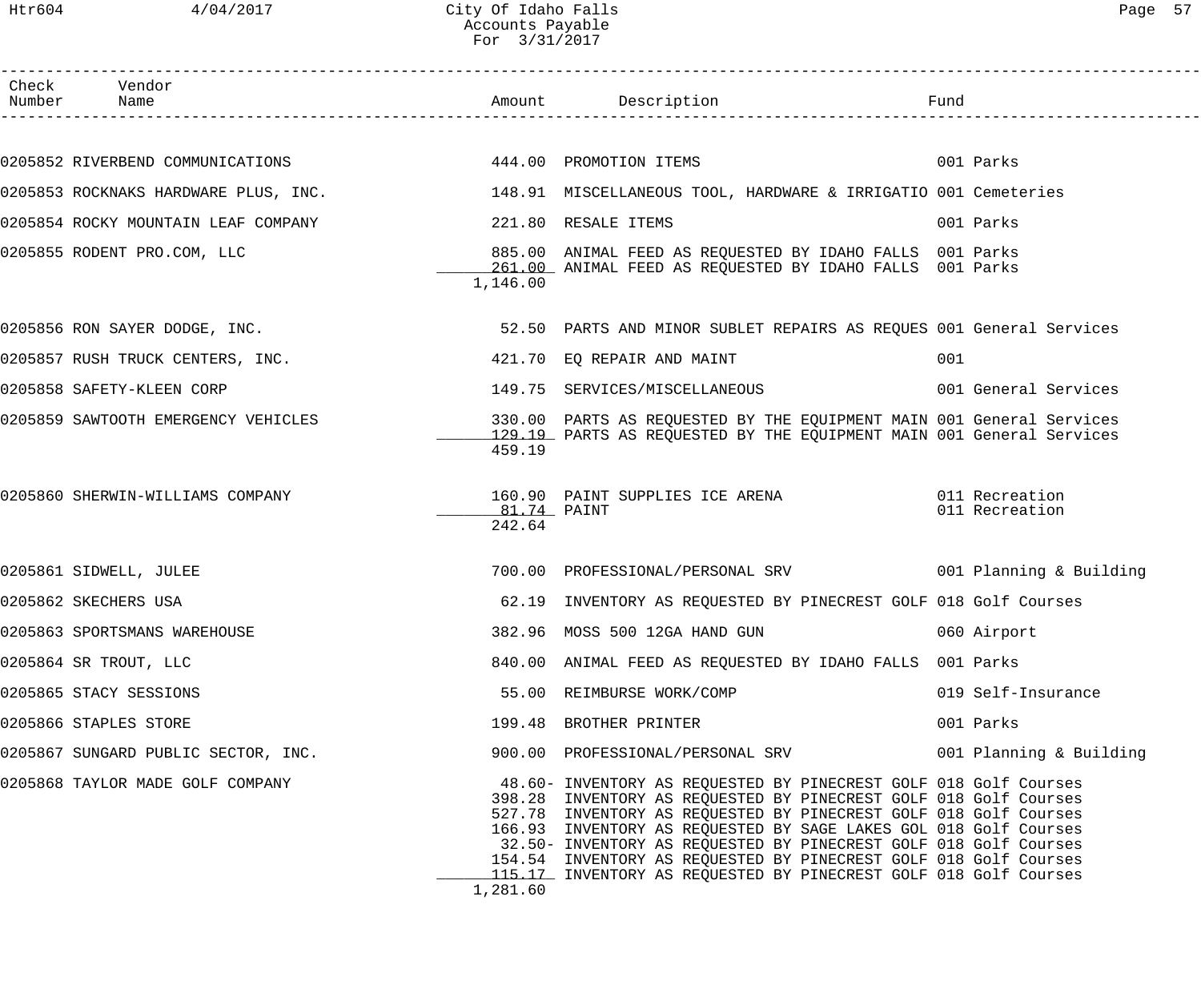| Check Number | Vendor Name | Amount | Description | Fund |
|---|---|---|---|---|
| 0205852 | RIVERBEND COMMUNICATIONS | 444.00 | PROMOTION ITEMS | 001 Parks |
| 0205853 | ROCKNAKS HARDWARE PLUS, INC. | 148.91 | MISCELLANEOUS TOOL, HARDWARE & IRRIGATIO | 001 Cemeteries |
| 0205854 | ROCKY MOUNTAIN LEAF COMPANY | 221.80 | RESALE ITEMS | 001 Parks |
| 0205855 | RODENT PRO.COM, LLC | 885.00 | ANIMAL FEED AS REQUESTED BY IDAHO FALLS | 001 Parks |
| | | 261.00 | ANIMAL FEED AS REQUESTED BY IDAHO FALLS | 001 Parks |
| | | 1,146.00 | | |
| 0205856 | RON SAYER DODGE, INC. | 52.50 | PARTS AND MINOR SUBLET REPAIRS AS REQUES | 001 General Services |
| 0205857 | RUSH TRUCK CENTERS, INC. | 421.70 | EQ REPAIR AND MAINT | 001 |
| 0205858 | SAFETY-KLEEN CORP | 149.75 | SERVICES/MISCELLANEOUS | 001 General Services |
| 0205859 | SAWTOOTH EMERGENCY VEHICLES | 330.00 | PARTS AS REQUESTED BY THE EQUIPMENT MAIN | 001 General Services |
| | | 129.19 | PARTS AS REQUESTED BY THE EQUIPMENT MAIN | 001 General Services |
| | | 459.19 | | |
| 0205860 | SHERWIN-WILLIAMS COMPANY | 160.90 | PAINT SUPPLIES ICE ARENA | 011 Recreation |
| | | 81.74 | PAINT | 011 Recreation |
| | | 242.64 | | |
| 0205861 | SIDWELL, JULEE | 700.00 | PROFESSIONAL/PERSONAL SRV | 001 Planning & Building |
| 0205862 | SKECHERS USA | 62.19 | INVENTORY AS REQUESTED BY PINECREST GOLF | 018 Golf Courses |
| 0205863 | SPORTSMANS WAREHOUSE | 382.96 | MOSS 500 12GA HAND GUN | 060 Airport |
| 0205864 | SR TROUT, LLC | 840.00 | ANIMAL FEED AS REQUESTED BY IDAHO FALLS | 001 Parks |
| 0205865 | STACY SESSIONS | 55.00 | REIMBURSE WORK/COMP | 019 Self-Insurance |
| 0205866 | STAPLES STORE | 199.48 | BROTHER PRINTER | 001 Parks |
| 0205867 | SUNGARD PUBLIC SECTOR, INC. | 900.00 | PROFESSIONAL/PERSONAL SRV | 001 Planning & Building |
| 0205868 | TAYLOR MADE GOLF COMPANY | 48.60- | INVENTORY AS REQUESTED BY PINECREST GOLF | 018 Golf Courses |
| | | 398.28 | INVENTORY AS REQUESTED BY PINECREST GOLF | 018 Golf Courses |
| | | 527.78 | INVENTORY AS REQUESTED BY PINECREST GOLF | 018 Golf Courses |
| | | 166.93 | INVENTORY AS REQUESTED BY SAGE LAKES GOL | 018 Golf Courses |
| | | 32.50- | INVENTORY AS REQUESTED BY PINECREST GOLF | 018 Golf Courses |
| | | 154.54 | INVENTORY AS REQUESTED BY PINECREST GOLF | 018 Golf Courses |
| | | 115.17 | INVENTORY AS REQUESTED BY PINECREST GOLF | 018 Golf Courses |
| | | 1,281.60 | | |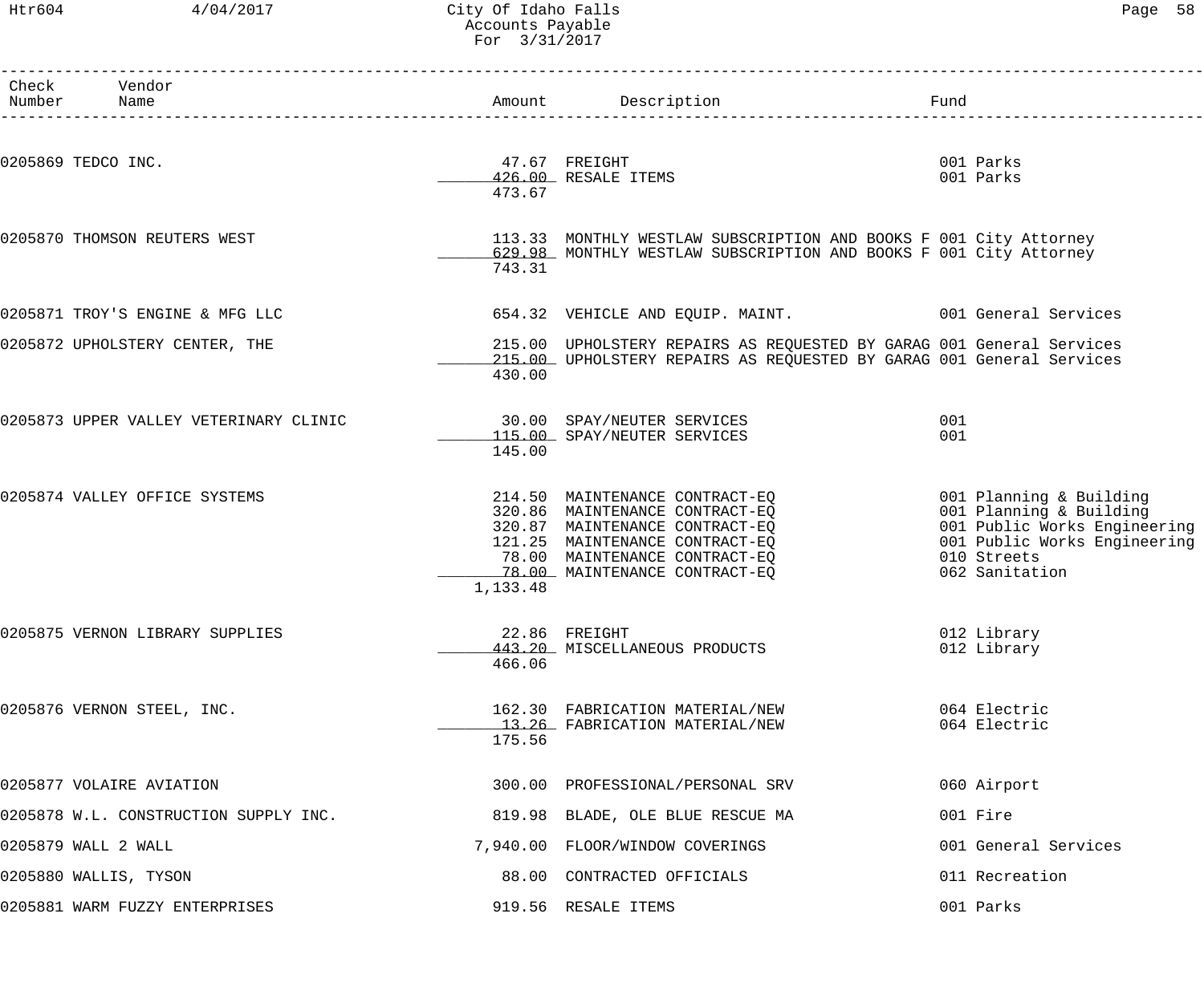# City Of Idaho Falls
## Accounts Payable
### For 3/31/2017

| Check Number | Vendor Name | Amount | Description | Fund |
|---|---|---|---|---|
| 0205869 | TEDCO INC. | 47.67 | FREIGHT | 001 Parks |
| | | 426.00 | RESALE ITEMS | 001 Parks |
| | | 473.67 | | |
| 0205870 | THOMSON REUTERS WEST | 113.33 | MONTHLY WESTLAW SUBSCRIPTION AND BOOKS F | 001 City Attorney |
| | | 629.98 | MONTHLY WESTLAW SUBSCRIPTION AND BOOKS F | 001 City Attorney |
| | | 743.31 | | |
| 0205871 | TROY'S ENGINE & MFG LLC | 654.32 | VEHICLE AND EQUIP. MAINT. | 001 General Services |
| 0205872 | UPHOLSTERY CENTER, THE | 215.00 | UPHOLSTERY REPAIRS AS REQUESTED BY GARAG | 001 General Services |
| | | 215.00 | UPHOLSTERY REPAIRS AS REQUESTED BY GARAG | 001 General Services |
| | | 430.00 | | |
| 0205873 | UPPER VALLEY VETERINARY CLINIC | 30.00 | SPAY/NEUTER SERVICES | 001 |
| | | 115.00 | SPAY/NEUTER SERVICES | 001 |
| | | 145.00 | | |
| 0205874 | VALLEY OFFICE SYSTEMS | 214.50 | MAINTENANCE CONTRACT-EQ | 001 Planning & Building |
| | | 320.86 | MAINTENANCE CONTRACT-EQ | 001 Planning & Building |
| | | 320.87 | MAINTENANCE CONTRACT-EQ | 001 Public Works Engineering |
| | | 121.25 | MAINTENANCE CONTRACT-EQ | 001 Public Works Engineering |
| | | 78.00 | MAINTENANCE CONTRACT-EQ | 010 Streets |
| | | 78.00 | MAINTENANCE CONTRACT-EQ | 062 Sanitation |
| | | 1,133.48 | | |
| 0205875 | VERNON LIBRARY SUPPLIES | 22.86 | FREIGHT | 012 Library |
| | | 443.20 | MISCELLANEOUS PRODUCTS | 012 Library |
| | | 466.06 | | |
| 0205876 | VERNON STEEL, INC. | 162.30 | FABRICATION MATERIAL/NEW | 064 Electric |
| | | 13.26 | FABRICATION MATERIAL/NEW | 064 Electric |
| | | 175.56 | | |
| 0205877 | VOLAIRE AVIATION | 300.00 | PROFESSIONAL/PERSONAL SRV | 060 Airport |
| 0205878 | W.L. CONSTRUCTION SUPPLY INC. | 819.98 | BLADE, OLE BLUE RESCUE MA | 001 Fire |
| 0205879 | WALL 2 WALL | 7,940.00 | FLOOR/WINDOW COVERINGS | 001 General Services |
| 0205880 | WALLIS, TYSON | 88.00 | CONTRACTED OFFICIALS | 011 Recreation |
| 0205881 | WARM FUZZY ENTERPRISES | 919.56 | RESALE ITEMS | 001 Parks |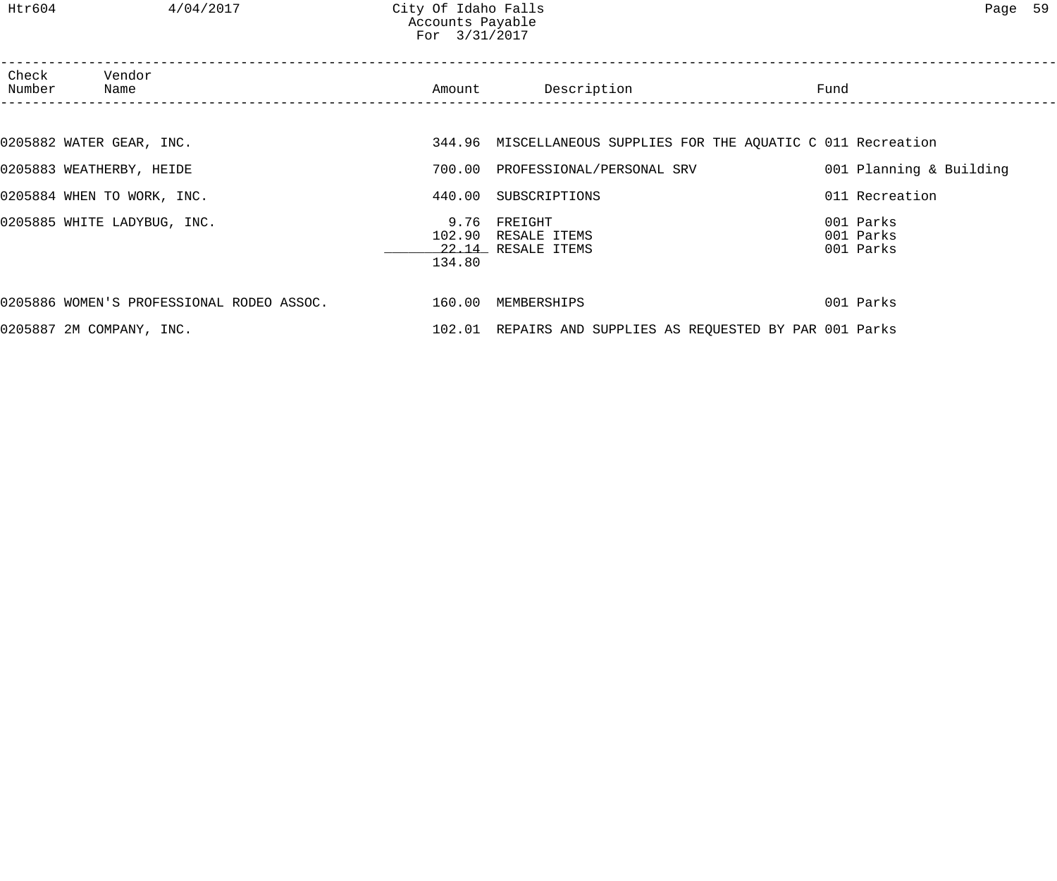| Check Number | Vendor Name | Amount | Description | Fund |
|---|---|---|---|---|
| 0205882 | WATER GEAR, INC. | 344.96 | MISCELLANEOUS SUPPLIES FOR THE AQUATIC C | 011 Recreation |
| 0205883 | WEATHERBY, HEIDE | 700.00 | PROFESSIONAL/PERSONAL SRV | 001 Planning & Building |
| 0205884 | WHEN TO WORK, INC. | 440.00 | SUBSCRIPTIONS | 011 Recreation |
| 0205885 | WHITE LADYBUG, INC. | 9.76 | FREIGHT | 001 Parks |
| | | 102.90 | RESALE ITEMS | 001 Parks |
| | | 22.14 | RESALE ITEMS | 001 Parks |
| | | 134.80 | | |
| 0205886 | WOMEN'S PROFESSIONAL RODEO ASSOC. | 160.00 | MEMBERSHIPS | 001 Parks |
| 0205887 | 2M COMPANY, INC. | 102.01 | REPAIRS AND SUPPLIES AS REQUESTED BY PAR | 001 Parks |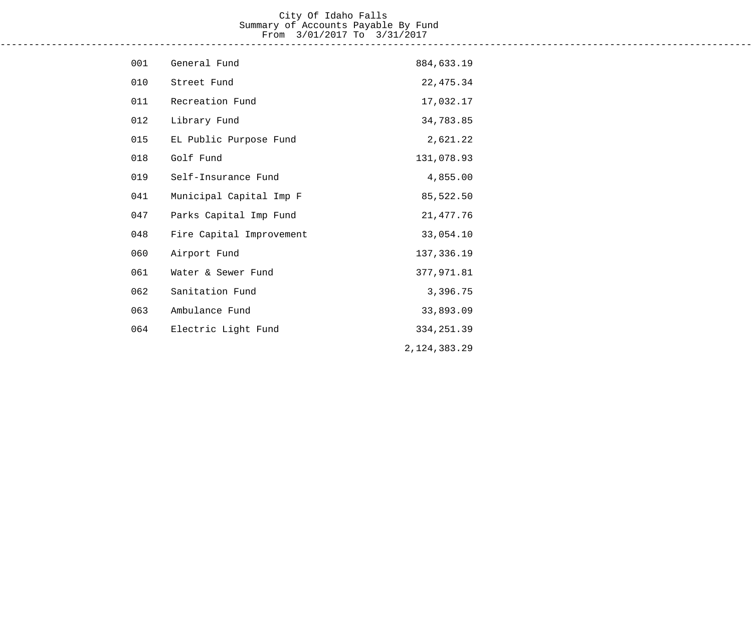# City Of Idaho Falls
## Summary of Accounts Payable By Fund
### From 3/01/2017 To 3/31/2017

| | | |
|---|---|---|
| 001 | General Fund | 884,633.19 |
| 010 | Street Fund | 22,475.34 |
| 011 | Recreation Fund | 17,032.17 |
| 012 | Library Fund | 34,783.85 |
| 015 | EL Public Purpose Fund | 2,621.22 |
| 018 | Golf Fund | 131,078.93 |
| 019 | Self-Insurance Fund | 4,855.00 |
| 041 | Municipal Capital Imp F | 85,522.50 |
| 047 | Parks Capital Imp Fund | 21,477.76 |
| 048 | Fire Capital Improvement | 33,054.10 |
| 060 | Airport Fund | 137,336.19 |
| 061 | Water & Sewer Fund | 377,971.81 |
| 062 | Sanitation Fund | 3,396.75 |
| 063 | Ambulance Fund | 33,893.09 |
| 064 | Electric Light Fund | 334,251.39 |
| | | 2,124,383.29 |